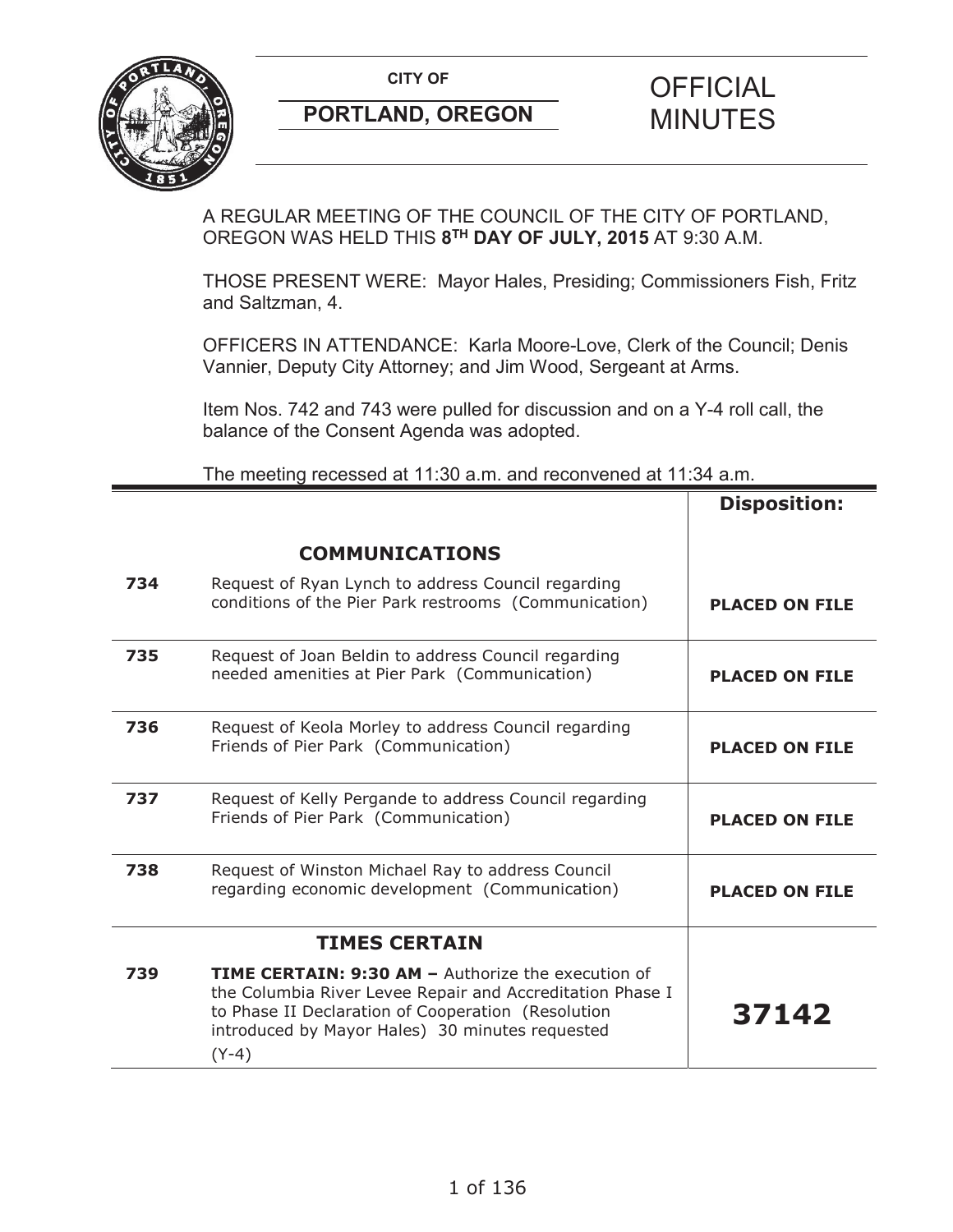**CITY OF**

**PORTLAND, OREGON**

# OFFICIAL MINUTES

A REGULAR MEETING OF THE COUNCIL OF THE CITY OF PORTLAND, OREGON WAS HELD THIS **8TH DAY OF JULY, 2015** AT 9:30 A.M.

THOSE PRESENT WERE: Mayor Hales, Presiding; Commissioners Fish, Fritz and Saltzman, 4.

OFFICERS IN ATTENDANCE: Karla Moore-Love, Clerk of the Council; Denis Vannier, Deputy City Attorney; and Jim Wood, Sergeant at Arms.

Item Nos. 742 and 743 were pulled for discussion and on a Y-4 roll call, the balance of the Consent Agenda was adopted.

The meeting recessed at 11:30 a.m. and reconvened at 11:34 a.m.

| | | **Disposition:** |
|---|---|---|
| | **COMMUNICATIONS** | |
| **734** | Request of Ryan Lynch to address Council regarding conditions of the Pier Park restrooms (Communication) | **PLACED ON FILE** |
| **735** | Request of Joan Beldin to address Council regarding needed amenities at Pier Park (Communication) | **PLACED ON FILE** |
| **736** | Request of Keola Morley to address Council regarding Friends of Pier Park (Communication) | **PLACED ON FILE** |
| **737** | Request of Kelly Pergande to address Council regarding Friends of Pier Park (Communication) | **PLACED ON FILE** |
| **738** | Request of Winston Michael Ray to address Council regarding economic development (Communication) | **PLACED ON FILE** |
| | **TIMES CERTAIN** | |
| **739** | **TIME CERTAIN: 9:30 AM –** Authorize the execution of the Columbia River Levee Repair and Accreditation Phase I to Phase II Declaration of Cooperation (Resolution introduced by Mayor Hales) 30 minutes requested (Y-4) | **37142** |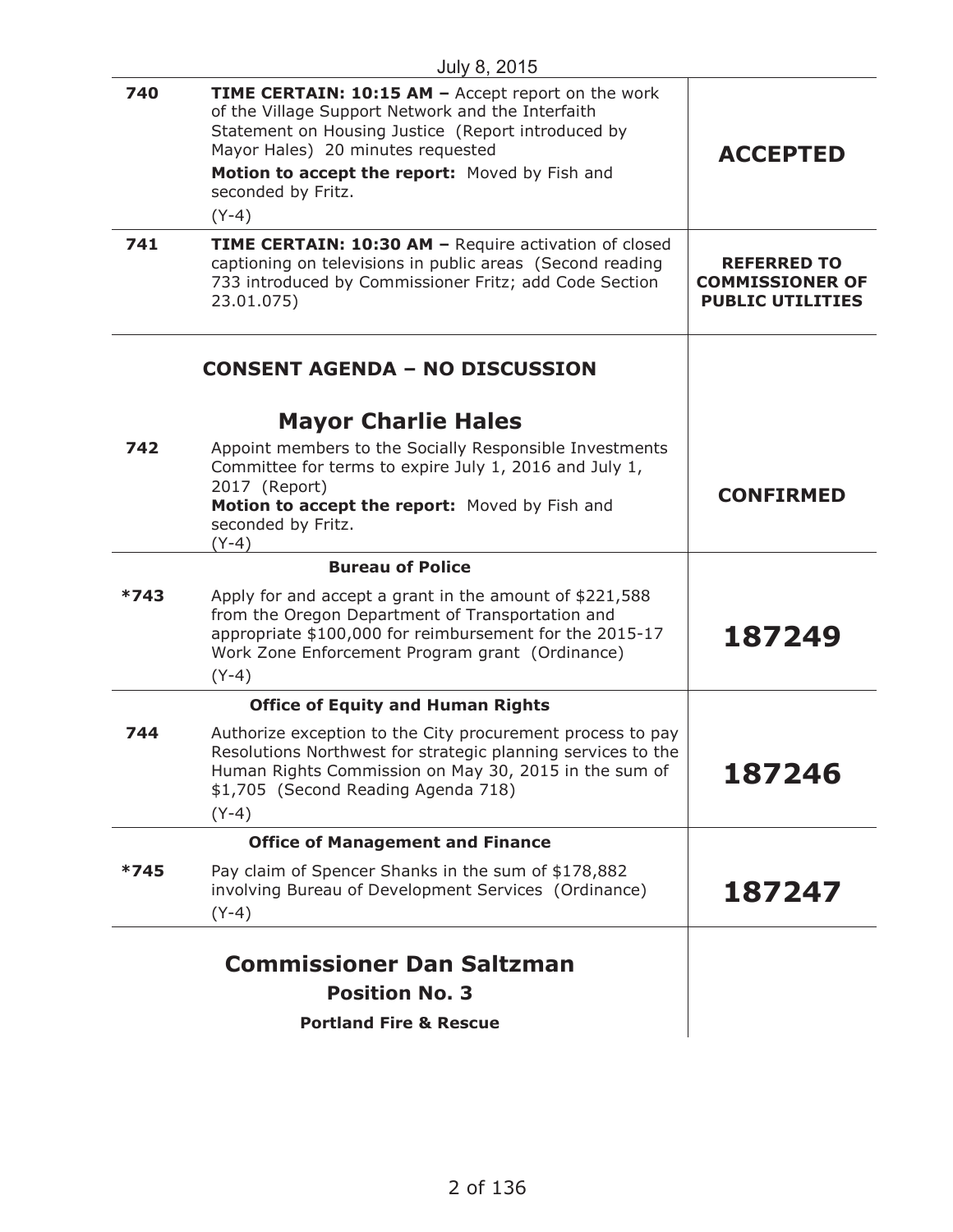July 8, 2015

| | | |
|---|---|---|
| **740** | **TIME CERTAIN: 10:15 AM –** Accept report on the work of the Village Support Network and the Interfaith Statement on Housing Justice (Report introduced by Mayor Hales) 20 minutes requested<br>**Motion to accept the report:** Moved by Fish and seconded by Fritz.<br>(Y-4) | **ACCEPTED** |
| **741** | **TIME CERTAIN: 10:30 AM –** Require activation of closed captioning on televisions in public areas (Second reading 733 introduced by Commissioner Fritz; add Code Section 23.01.075) | **REFERRED TO COMMISSIONER OF PUBLIC UTILITIES** |

## CONSENT AGENDA – NO DISCUSSION

### Mayor Charlie Hales

| | | |
|---|---|---|
| **742** | Appoint members to the Socially Responsible Investments Committee for terms to expire July 1, 2016 and July 1, 2017 (Report)<br>**Motion to accept the report:** Moved by Fish and seconded by Fritz.<br>(Y-4) | **CONFIRMED** |
| | **Bureau of Police** | |
| ***743** | Apply for and accept a grant in the amount of $221,588 from the Oregon Department of Transportation and appropriate $100,000 for reimbursement for the 2015-17 Work Zone Enforcement Program grant (Ordinance)<br>(Y-4) | **187249** |
| | **Office of Equity and Human Rights** | |
| **744** | Authorize exception to the City procurement process to pay Resolutions Northwest for strategic planning services to the Human Rights Commission on May 30, 2015 in the sum of $1,705 (Second Reading Agenda 718)<br>(Y-4) | **187246** |
| | **Office of Management and Finance** | |
| ***745** | Pay claim of Spencer Shanks in the sum of $178,882 involving Bureau of Development Services (Ordinance)<br>(Y-4) | **187247** |

### Commissioner Dan Saltzman

**Position No. 3**

**Portland Fire & Rescue**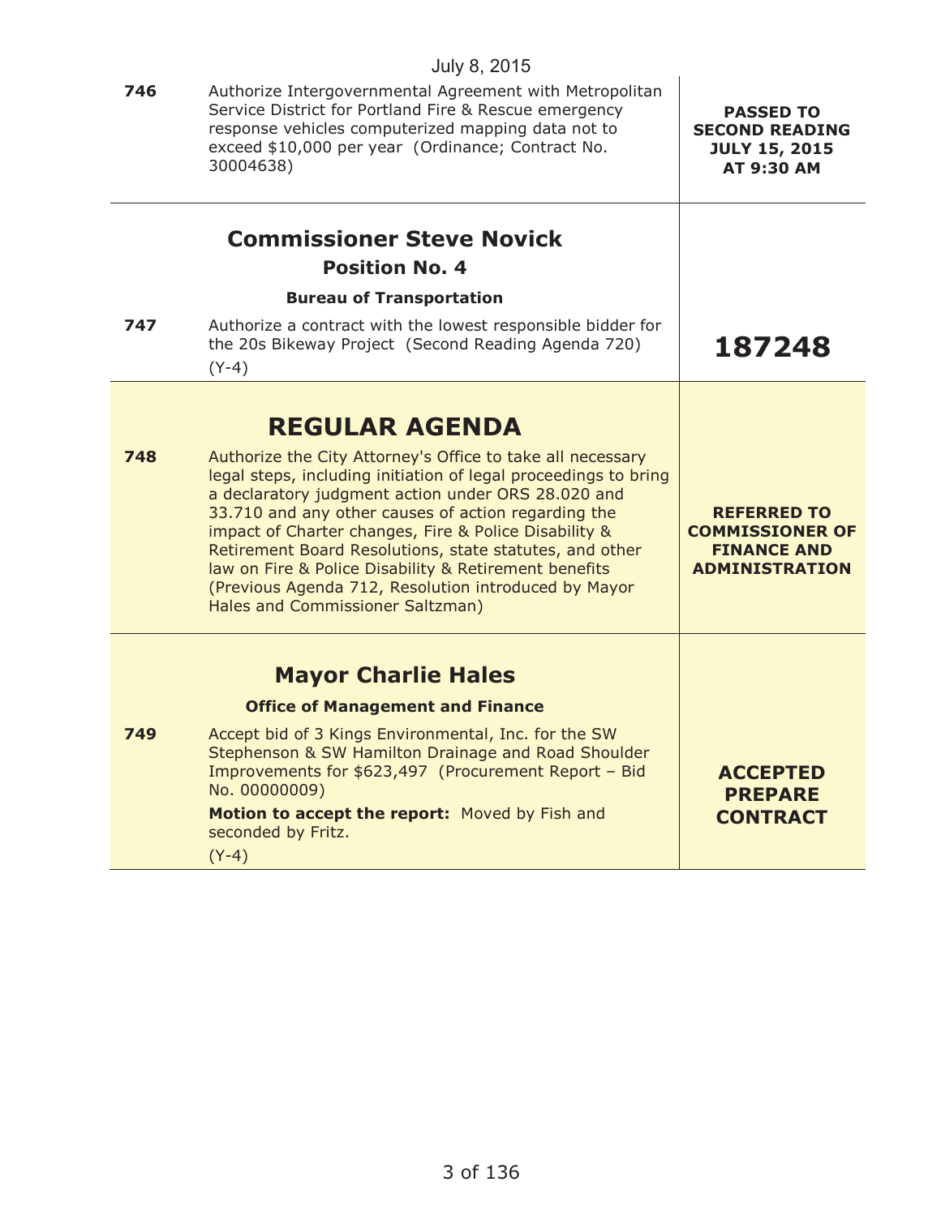July 8, 2015

| | | |
|---|---|---|
| **746** | Authorize Intergovernmental Agreement with Metropolitan Service District for Portland Fire & Rescue emergency response vehicles computerized mapping data not to exceed $10,000 per year (Ordinance; Contract No. 30004638) | **PASSED TO SECOND READING JULY 15, 2015 AT 9:30 AM** |

## Commissioner Steve Novick

### Position No. 4

#### Bureau of Transportation

| | | |
|---|---|---|
| **747** | Authorize a contract with the lowest responsible bidder for the 20s Bikeway Project (Second Reading Agenda 720)<br>(Y-4) | **187248** |

## REGULAR AGENDA

| | | |
|---|---|---|
| **748** | Authorize the City Attorney's Office to take all necessary legal steps, including initiation of legal proceedings to bring a declaratory judgment action under ORS 28.020 and 33.710 and any other causes of action regarding the impact of Charter changes, Fire & Police Disability & Retirement Board Resolutions, state statutes, and other law on Fire & Police Disability & Retirement benefits (Previous Agenda 712, Resolution introduced by Mayor Hales and Commissioner Saltzman) | **REFERRED TO COMMISSIONER OF FINANCE AND ADMINISTRATION** |

## Mayor Charlie Hales

#### Office of Management and Finance

| | | |
|---|---|---|
| **749** | Accept bid of 3 Kings Environmental, Inc. for the SW Stephenson & SW Hamilton Drainage and Road Shoulder Improvements for $623,497 (Procurement Report – Bid No. 00000009)<br>**Motion to accept the report:** Moved by Fish and seconded by Fritz.<br>(Y-4) | **ACCEPTED PREPARE CONTRACT** |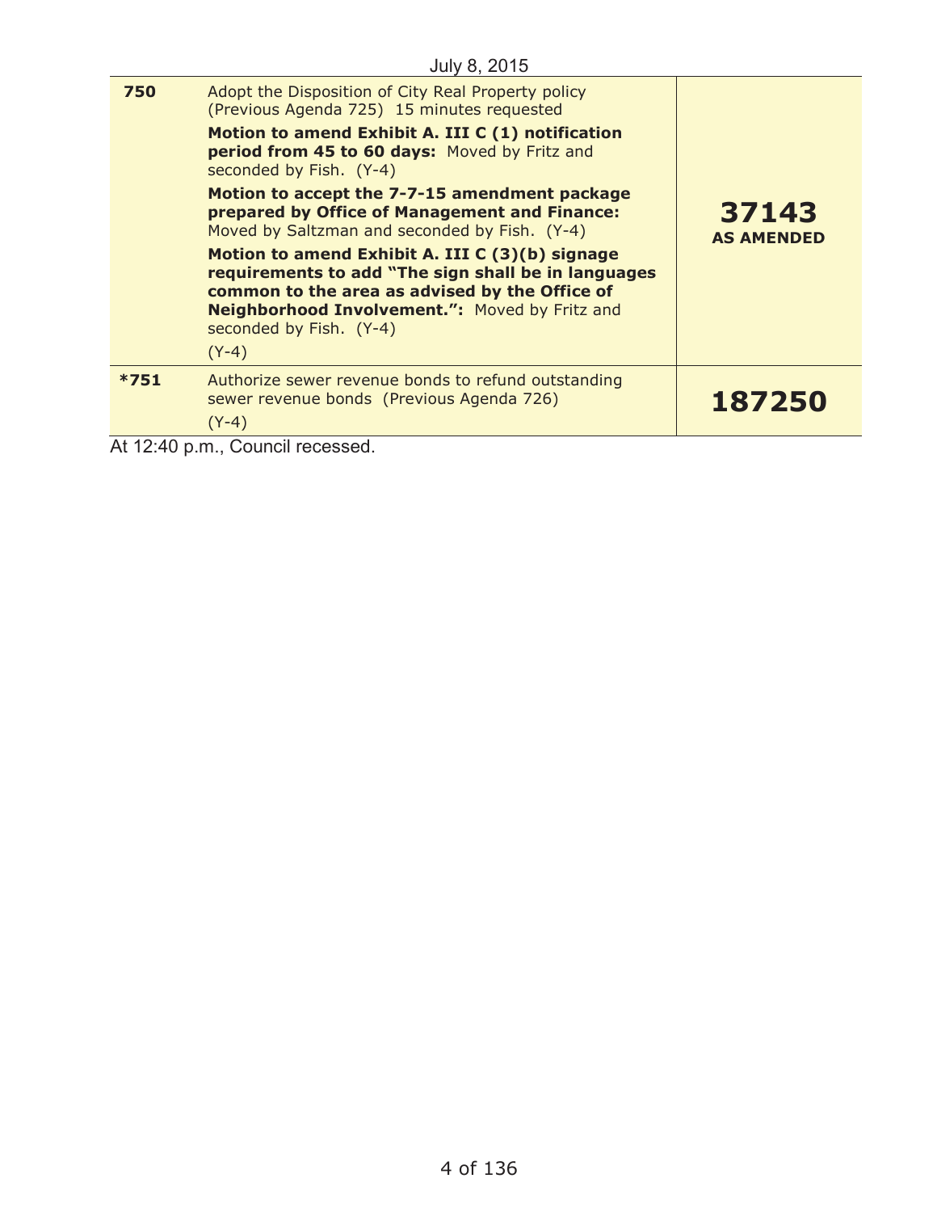July 8, 2015

| | | |
|---|---|---|
| **750** | Adopt the Disposition of City Real Property policy (Previous Agenda 725) 15 minutes requested<br><br>**Motion to amend Exhibit A. III C (1) notification period from 45 to 60 days:** Moved by Fritz and seconded by Fish. (Y-4)<br><br>**Motion to accept the 7-7-15 amendment package prepared by Office of Management and Finance:** Moved by Saltzman and seconded by Fish. (Y-4)<br><br>**Motion to amend Exhibit A. III C (3)(b) signage requirements to add "The sign shall be in languages common to the area as advised by the Office of Neighborhood Involvement.":** Moved by Fritz and seconded by Fish. (Y-4)<br><br>(Y-4) | **37143**<br>**AS AMENDED** |
| **\*751** | Authorize sewer revenue bonds to refund outstanding sewer revenue bonds (Previous Agenda 726)<br><br>(Y-4) | **187250** |

At 12:40 p.m., Council recessed.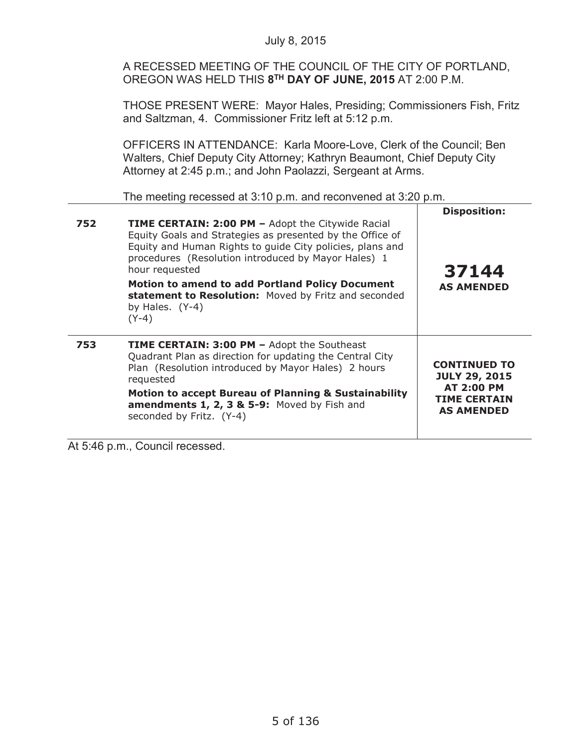July 8, 2015

A RECESSED MEETING OF THE COUNCIL OF THE CITY OF PORTLAND, OREGON WAS HELD THIS **8TH DAY OF JUNE, 2015** AT 2:00 P.M.

THOSE PRESENT WERE: Mayor Hales, Presiding; Commissioners Fish, Fritz and Saltzman, 4. Commissioner Fritz left at 5:12 p.m.

OFFICERS IN ATTENDANCE: Karla Moore-Love, Clerk of the Council; Ben Walters, Chief Deputy City Attorney; Kathryn Beaumont, Chief Deputy City Attorney at 2:45 p.m.; and John Paolazzi, Sergeant at Arms.

The meeting recessed at 3:10 p.m. and reconvened at 3:20 p.m.

| | | **Disposition:** |
|---|---|---|
| **752** | **TIME CERTAIN: 2:00 PM –** Adopt the Citywide Racial Equity Goals and Strategies as presented by the Office of Equity and Human Rights to guide City policies, plans and procedures (Resolution introduced by Mayor Hales) 1 hour requested<br>**Motion to amend to add Portland Policy Document statement to Resolution:** Moved by Fritz and seconded by Hales. (Y-4)<br>(Y-4) | **37144**<br>**AS AMENDED** |
| **753** | **TIME CERTAIN: 3:00 PM –** Adopt the Southeast Quadrant Plan as direction for updating the Central City Plan (Resolution introduced by Mayor Hales) 2 hours requested<br>**Motion to accept Bureau of Planning & Sustainability amendments 1, 2, 3 & 5-9:** Moved by Fish and seconded by Fritz. (Y-4) | **CONTINUED TO JULY 29, 2015 AT 2:00 PM TIME CERTAIN AS AMENDED** |

At 5:46 p.m., Council recessed.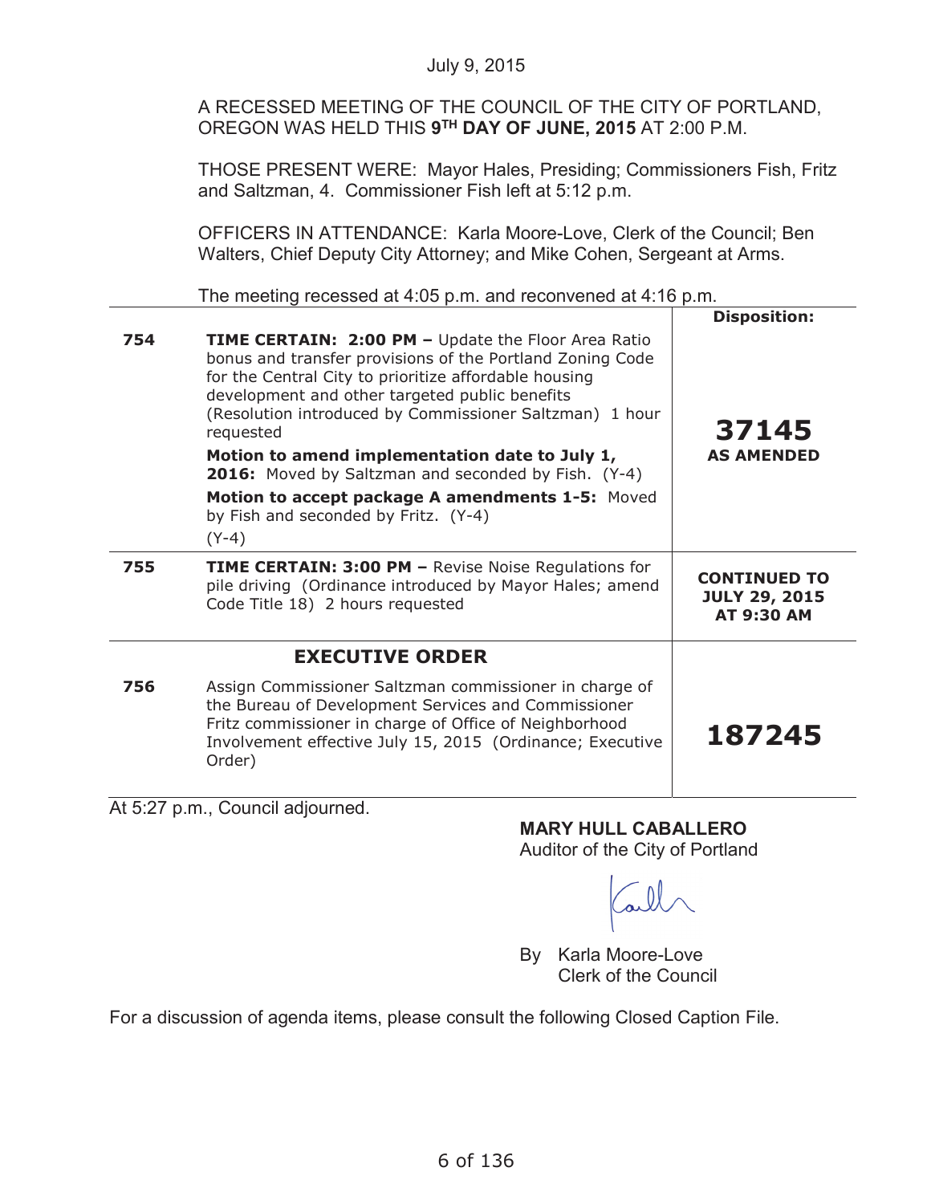July 9, 2015

A RECESSED MEETING OF THE COUNCIL OF THE CITY OF PORTLAND, OREGON WAS HELD THIS **9TH DAY OF JUNE, 2015** AT 2:00 P.M.

THOSE PRESENT WERE: Mayor Hales, Presiding; Commissioners Fish, Fritz and Saltzman, 4. Commissioner Fish left at 5:12 p.m.

OFFICERS IN ATTENDANCE: Karla Moore-Love, Clerk of the Council; Ben Walters, Chief Deputy City Attorney; and Mike Cohen, Sergeant at Arms.

The meeting recessed at 4:05 p.m. and reconvened at 4:16 p.m.

| | | **Disposition:** |
|---|---|---|
| **754** | **TIME CERTAIN: 2:00 PM –** Update the Floor Area Ratio bonus and transfer provisions of the Portland Zoning Code for the Central City to prioritize affordable housing development and other targeted public benefits (Resolution introduced by Commissioner Saltzman) 1 hour requested<br>**Motion to amend implementation date to July 1, 2016:** Moved by Saltzman and seconded by Fish. (Y-4)<br>**Motion to accept package A amendments 1-5:** Moved by Fish and seconded by Fritz. (Y-4)<br>(Y-4) | **37145**<br>**AS AMENDED** |
| **755** | **TIME CERTAIN: 3:00 PM –** Revise Noise Regulations for pile driving (Ordinance introduced by Mayor Hales; amend Code Title 18) 2 hours requested | **CONTINUED TO JULY 29, 2015 AT 9:30 AM** |
| | **EXECUTIVE ORDER** | |
| **756** | Assign Commissioner Saltzman commissioner in charge of the Bureau of Development Services and Commissioner Fritz commissioner in charge of Office of Neighborhood Involvement effective July 15, 2015 (Ordinance; Executive Order) | **187245** |

At 5:27 p.m., Council adjourned.

**MARY HULL CABALLERO**
Auditor of the City of Portland

By Karla Moore-Love
Clerk of the Council

For a discussion of agenda items, please consult the following Closed Caption File.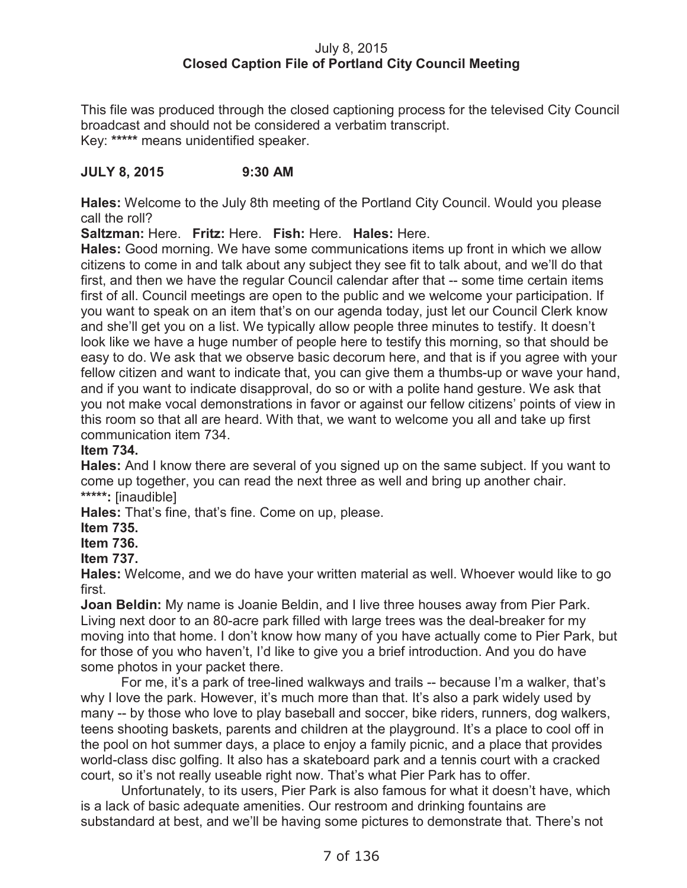July 8, 2015
**Closed Caption File of Portland City Council Meeting**

This file was produced through the closed captioning process for the televised City Council broadcast and should not be considered a verbatim transcript.
Key: ***** means unidentified speaker.

**JULY 8, 2015 9:30 AM**

**Hales:** Welcome to the July 8th meeting of the Portland City Council. Would you please call the roll?

**Saltzman:** Here. **Fritz:** Here. **Fish:** Here. **Hales:** Here.

**Hales:** Good morning. We have some communications items up front in which we allow citizens to come in and talk about any subject they see fit to talk about, and we'll do that first, and then we have the regular Council calendar after that -- some time certain items first of all. Council meetings are open to the public and we welcome your participation. If you want to speak on an item that's on our agenda today, just let our Council Clerk know and she'll get you on a list. We typically allow people three minutes to testify. It doesn't look like we have a huge number of people here to testify this morning, so that should be easy to do. We ask that we observe basic decorum here, and that is if you agree with your fellow citizen and want to indicate that, you can give them a thumbs-up or wave your hand, and if you want to indicate disapproval, do so or with a polite hand gesture. We ask that you not make vocal demonstrations in favor or against our fellow citizens' points of view in this room so that all are heard. With that, we want to welcome you all and take up first communication item 734.

**Item 734.**

**Hales:** And I know there are several of you signed up on the same subject. If you want to come up together, you can read the next three as well and bring up another chair.

*****:** [inaudible]

**Hales:** That's fine, that's fine. Come on up, please.

**Item 735.**

**Item 736.**

**Item 737.**

**Hales:** Welcome, and we do have your written material as well. Whoever would like to go first.

**Joan Beldin:** My name is Joanie Beldin, and I live three houses away from Pier Park. Living next door to an 80-acre park filled with large trees was the deal-breaker for my moving into that home. I don't know how many of you have actually come to Pier Park, but for those of you who haven't, I'd like to give you a brief introduction. And you do have some photos in your packet there.

For me, it's a park of tree-lined walkways and trails -- because I'm a walker, that's why I love the park. However, it's much more than that. It's also a park widely used by many -- by those who love to play baseball and soccer, bike riders, runners, dog walkers, teens shooting baskets, parents and children at the playground. It's a place to cool off in the pool on hot summer days, a place to enjoy a family picnic, and a place that provides world-class disc golfing. It also has a skateboard park and a tennis court with a cracked court, so it's not really useable right now. That's what Pier Park has to offer.

Unfortunately, to its users, Pier Park is also famous for what it doesn't have, which is a lack of basic adequate amenities. Our restroom and drinking fountains are substandard at best, and we'll be having some pictures to demonstrate that. There's not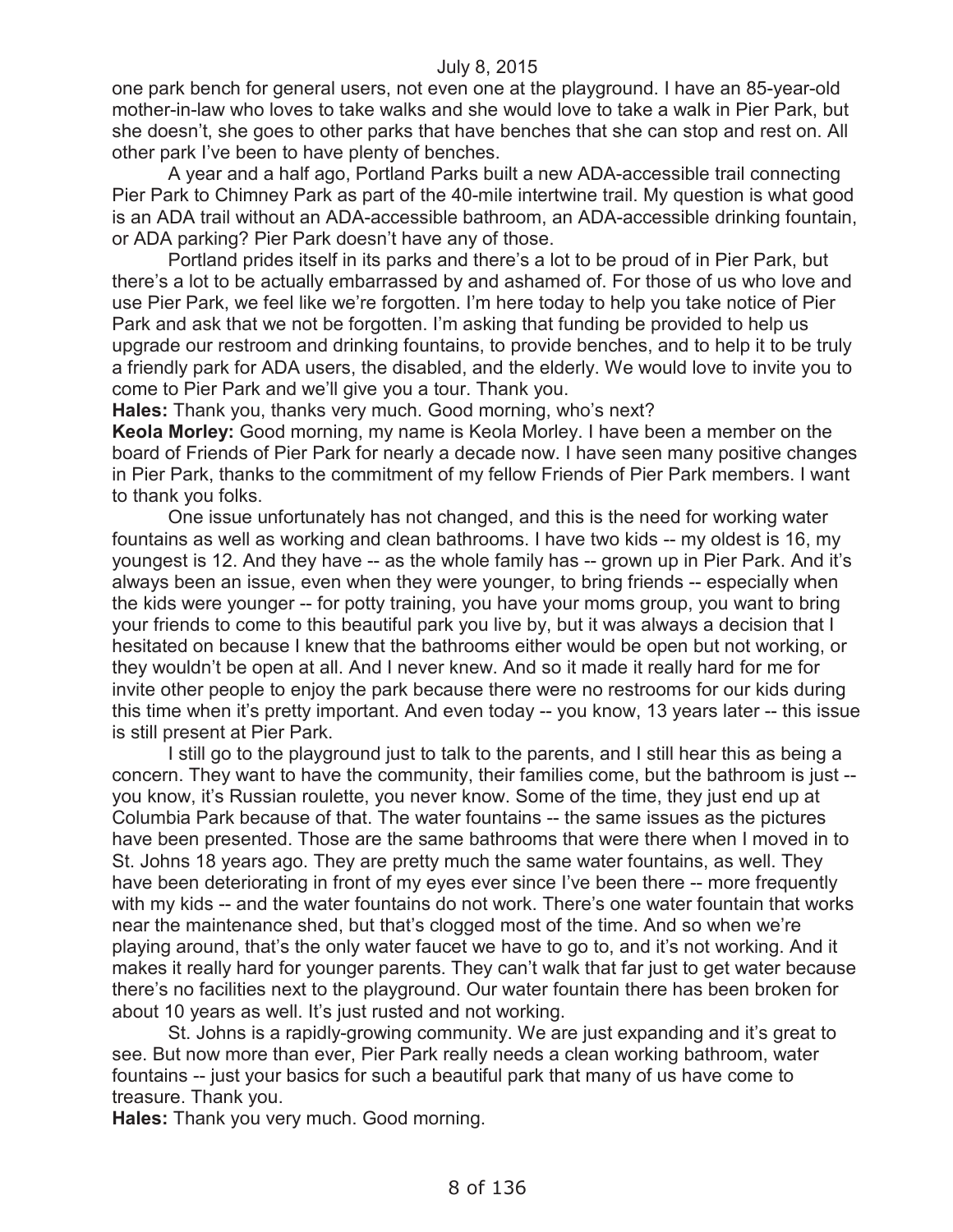one park bench for general users, not even one at the playground. I have an 85-year-old mother-in-law who loves to take walks and she would love to take a walk in Pier Park, but she doesn't, she goes to other parks that have benches that she can stop and rest on. All other park I've been to have plenty of benches.

A year and a half ago, Portland Parks built a new ADA-accessible trail connecting Pier Park to Chimney Park as part of the 40-mile intertwine trail. My question is what good is an ADA trail without an ADA-accessible bathroom, an ADA-accessible drinking fountain, or ADA parking? Pier Park doesn't have any of those.

Portland prides itself in its parks and there's a lot to be proud of in Pier Park, but there's a lot to be actually embarrassed by and ashamed of. For those of us who love and use Pier Park, we feel like we're forgotten. I'm here today to help you take notice of Pier Park and ask that we not be forgotten. I'm asking that funding be provided to help us upgrade our restroom and drinking fountains, to provide benches, and to help it to be truly a friendly park for ADA users, the disabled, and the elderly. We would love to invite you to come to Pier Park and we'll give you a tour. Thank you.

**Hales:** Thank you, thanks very much. Good morning, who's next?

**Keola Morley:** Good morning, my name is Keola Morley. I have been a member on the board of Friends of Pier Park for nearly a decade now. I have seen many positive changes in Pier Park, thanks to the commitment of my fellow Friends of Pier Park members. I want to thank you folks.

One issue unfortunately has not changed, and this is the need for working water fountains as well as working and clean bathrooms. I have two kids -- my oldest is 16, my youngest is 12. And they have -- as the whole family has -- grown up in Pier Park. And it's always been an issue, even when they were younger, to bring friends -- especially when the kids were younger -- for potty training, you have your moms group, you want to bring your friends to come to this beautiful park you live by, but it was always a decision that I hesitated on because I knew that the bathrooms either would be open but not working, or they wouldn't be open at all. And I never knew. And so it made it really hard for me for invite other people to enjoy the park because there were no restrooms for our kids during this time when it's pretty important. And even today -- you know, 13 years later -- this issue is still present at Pier Park.

I still go to the playground just to talk to the parents, and I still hear this as being a concern. They want to have the community, their families come, but the bathroom is just -- you know, it's Russian roulette, you never know. Some of the time, they just end up at Columbia Park because of that. The water fountains -- the same issues as the pictures have been presented. Those are the same bathrooms that were there when I moved in to St. Johns 18 years ago. They are pretty much the same water fountains, as well. They have been deteriorating in front of my eyes ever since I've been there -- more frequently with my kids -- and the water fountains do not work. There's one water fountain that works near the maintenance shed, but that's clogged most of the time. And so when we're playing around, that's the only water faucet we have to go to, and it's not working. And it makes it really hard for younger parents. They can't walk that far just to get water because there's no facilities next to the playground. Our water fountain there has been broken for about 10 years as well. It's just rusted and not working.

St. Johns is a rapidly-growing community. We are just expanding and it's great to see. But now more than ever, Pier Park really needs a clean working bathroom, water fountains -- just your basics for such a beautiful park that many of us have come to treasure. Thank you.

**Hales:** Thank you very much. Good morning.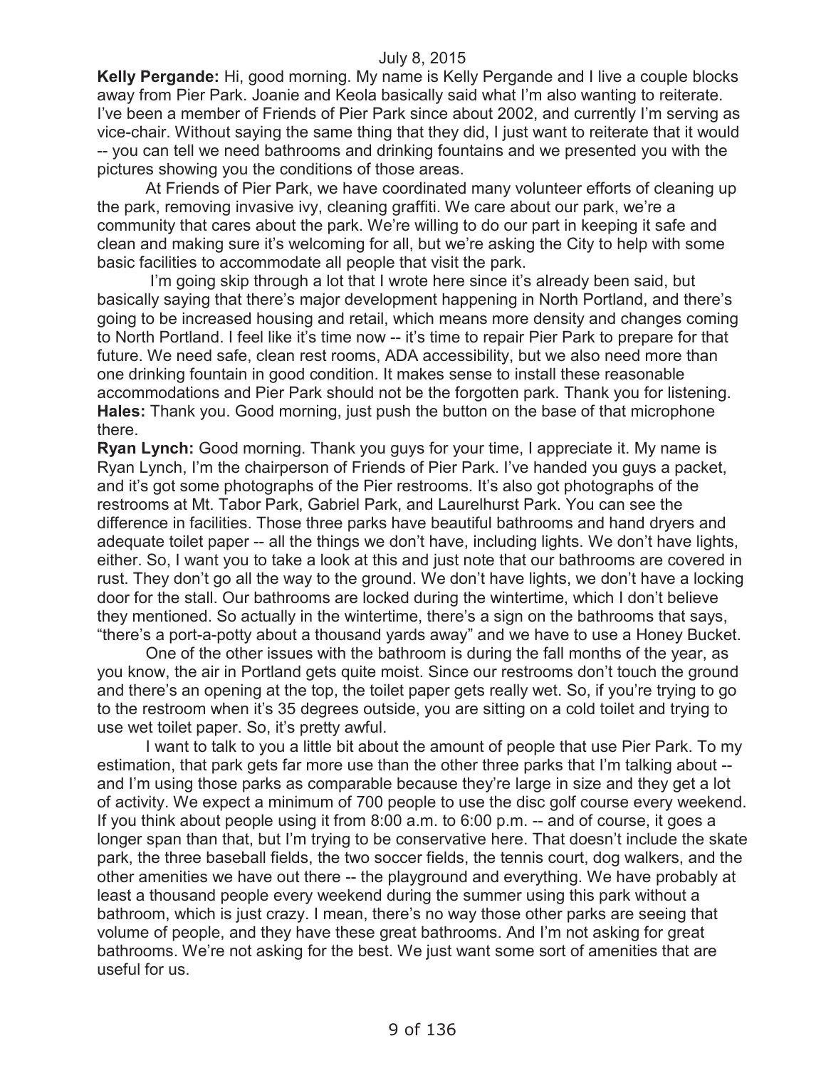July 8, 2015

**Kelly Pergande:** Hi, good morning. My name is Kelly Pergande and I live a couple blocks away from Pier Park. Joanie and Keola basically said what I'm also wanting to reiterate. I've been a member of Friends of Pier Park since about 2002, and currently I'm serving as vice-chair. Without saying the same thing that they did, I just want to reiterate that it would -- you can tell we need bathrooms and drinking fountains and we presented you with the pictures showing you the conditions of those areas.

At Friends of Pier Park, we have coordinated many volunteer efforts of cleaning up the park, removing invasive ivy, cleaning graffiti. We care about our park, we're a community that cares about the park. We're willing to do our part in keeping it safe and clean and making sure it's welcoming for all, but we're asking the City to help with some basic facilities to accommodate all people that visit the park.

I'm going skip through a lot that I wrote here since it's already been said, but basically saying that there's major development happening in North Portland, and there's going to be increased housing and retail, which means more density and changes coming to North Portland. I feel like it's time now -- it's time to repair Pier Park to prepare for that future. We need safe, clean rest rooms, ADA accessibility, but we also need more than one drinking fountain in good condition. It makes sense to install these reasonable accommodations and Pier Park should not be the forgotten park. Thank you for listening.

**Hales:** Thank you. Good morning, just push the button on the base of that microphone there.

**Ryan Lynch:** Good morning. Thank you guys for your time, I appreciate it. My name is Ryan Lynch, I'm the chairperson of Friends of Pier Park. I've handed you guys a packet, and it's got some photographs of the Pier restrooms. It's also got photographs of the restrooms at Mt. Tabor Park, Gabriel Park, and Laurelhurst Park. You can see the difference in facilities. Those three parks have beautiful bathrooms and hand dryers and adequate toilet paper -- all the things we don't have, including lights. We don't have lights, either. So, I want you to take a look at this and just note that our bathrooms are covered in rust. They don't go all the way to the ground. We don't have lights, we don't have a locking door for the stall. Our bathrooms are locked during the wintertime, which I don't believe they mentioned. So actually in the wintertime, there's a sign on the bathrooms that says, "there's a port-a-potty about a thousand yards away" and we have to use a Honey Bucket.

One of the other issues with the bathroom is during the fall months of the year, as you know, the air in Portland gets quite moist. Since our restrooms don't touch the ground and there's an opening at the top, the toilet paper gets really wet. So, if you're trying to go to the restroom when it's 35 degrees outside, you are sitting on a cold toilet and trying to use wet toilet paper. So, it's pretty awful.

I want to talk to you a little bit about the amount of people that use Pier Park. To my estimation, that park gets far more use than the other three parks that I'm talking about -- and I'm using those parks as comparable because they're large in size and they get a lot of activity. We expect a minimum of 700 people to use the disc golf course every weekend. If you think about people using it from 8:00 a.m. to 6:00 p.m. -- and of course, it goes a longer span than that, but I'm trying to be conservative here. That doesn't include the skate park, the three baseball fields, the two soccer fields, the tennis court, dog walkers, and the other amenities we have out there -- the playground and everything. We have probably at least a thousand people every weekend during the summer using this park without a bathroom, which is just crazy. I mean, there's no way those other parks are seeing that volume of people, and they have these great bathrooms. And I'm not asking for great bathrooms. We're not asking for the best. We just want some sort of amenities that are useful for us.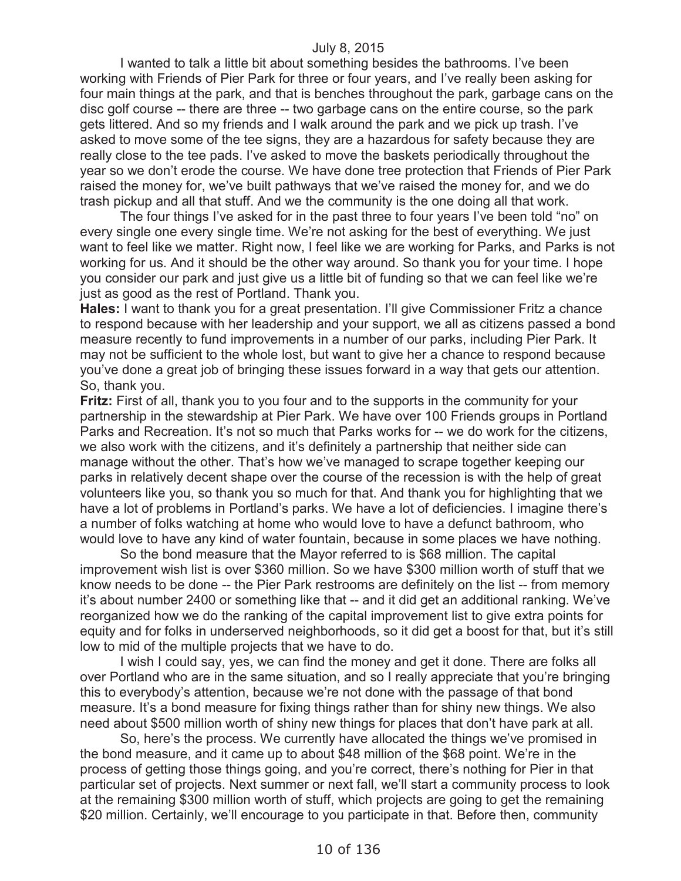I wanted to talk a little bit about something besides the bathrooms. I've been working with Friends of Pier Park for three or four years, and I've really been asking for four main things at the park, and that is benches throughout the park, garbage cans on the disc golf course -- there are three -- two garbage cans on the entire course, so the park gets littered. And so my friends and I walk around the park and we pick up trash. I've asked to move some of the tee signs, they are a hazardous for safety because they are really close to the tee pads. I've asked to move the baskets periodically throughout the year so we don't erode the course. We have done tree protection that Friends of Pier Park raised the money for, we've built pathways that we've raised the money for, and we do trash pickup and all that stuff. And we the community is the one doing all that work.

The four things I've asked for in the past three to four years I've been told "no" on every single one every single time. We're not asking for the best of everything. We just want to feel like we matter. Right now, I feel like we are working for Parks, and Parks is not working for us. And it should be the other way around. So thank you for your time. I hope you consider our park and just give us a little bit of funding so that we can feel like we're just as good as the rest of Portland. Thank you.

**Hales:** I want to thank you for a great presentation. I'll give Commissioner Fritz a chance to respond because with her leadership and your support, we all as citizens passed a bond measure recently to fund improvements in a number of our parks, including Pier Park. It may not be sufficient to the whole lost, but want to give her a chance to respond because you've done a great job of bringing these issues forward in a way that gets our attention. So, thank you.

**Fritz:** First of all, thank you to you four and to the supports in the community for your partnership in the stewardship at Pier Park. We have over 100 Friends groups in Portland Parks and Recreation. It's not so much that Parks works for -- we do work for the citizens, we also work with the citizens, and it's definitely a partnership that neither side can manage without the other. That's how we've managed to scrape together keeping our parks in relatively decent shape over the course of the recession is with the help of great volunteers like you, so thank you so much for that. And thank you for highlighting that we have a lot of problems in Portland's parks. We have a lot of deficiencies. I imagine there's a number of folks watching at home who would love to have a defunct bathroom, who would love to have any kind of water fountain, because in some places we have nothing.

So the bond measure that the Mayor referred to is $68 million. The capital improvement wish list is over $360 million. So we have $300 million worth of stuff that we know needs to be done -- the Pier Park restrooms are definitely on the list -- from memory it's about number 2400 or something like that -- and it did get an additional ranking. We've reorganized how we do the ranking of the capital improvement list to give extra points for equity and for folks in underserved neighborhoods, so it did get a boost for that, but it's still low to mid of the multiple projects that we have to do.

I wish I could say, yes, we can find the money and get it done. There are folks all over Portland who are in the same situation, and so I really appreciate that you're bringing this to everybody's attention, because we're not done with the passage of that bond measure. It's a bond measure for fixing things rather than for shiny new things. We also need about $500 million worth of shiny new things for places that don't have park at all.

So, here's the process. We currently have allocated the things we've promised in the bond measure, and it came up to about $48 million of the $68 point. We're in the process of getting those things going, and you're correct, there's nothing for Pier in that particular set of projects. Next summer or next fall, we'll start a community process to look at the remaining $300 million worth of stuff, which projects are going to get the remaining $20 million. Certainly, we'll encourage to you participate in that. Before then, community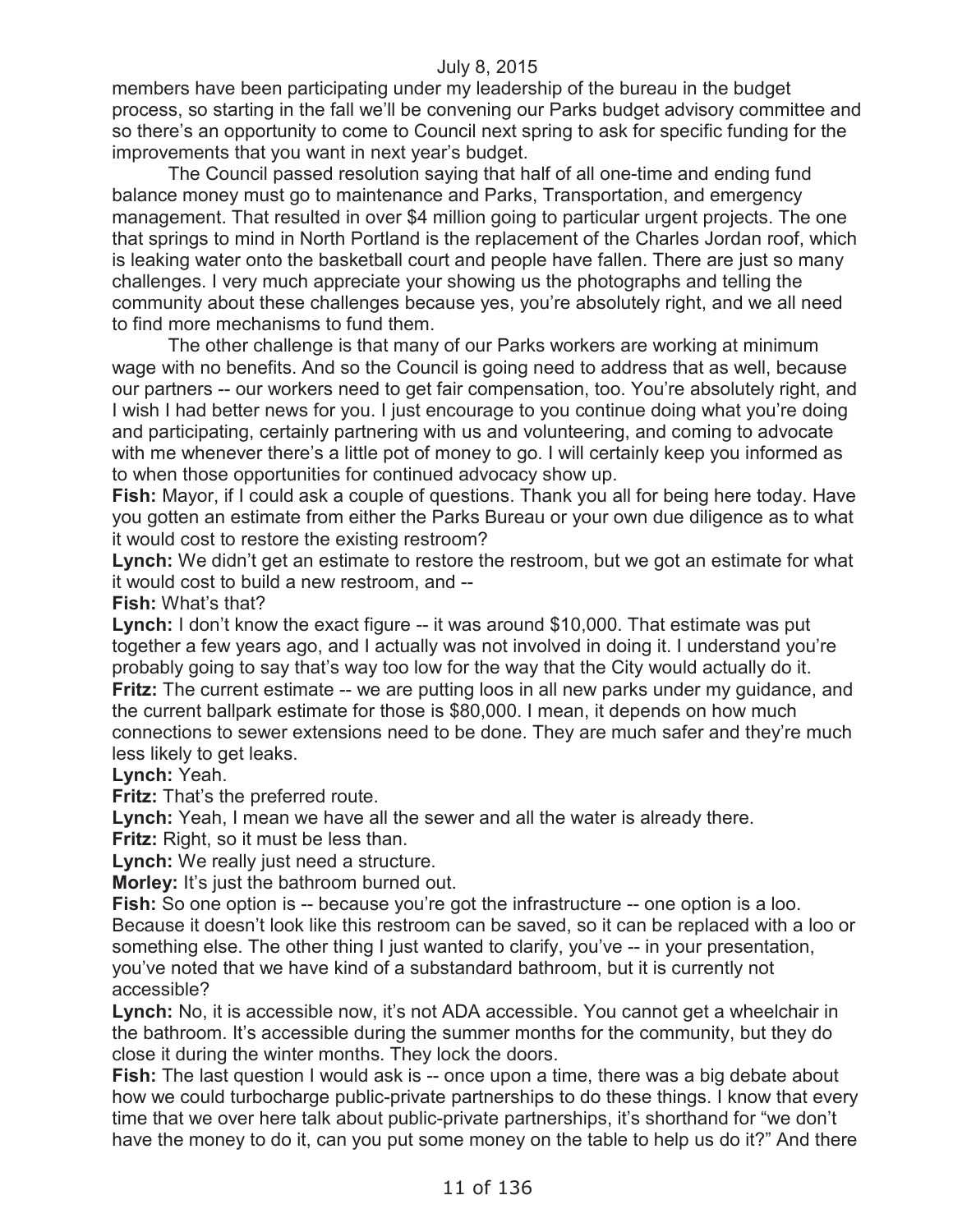members have been participating under my leadership of the bureau in the budget process, so starting in the fall we'll be convening our Parks budget advisory committee and so there's an opportunity to come to Council next spring to ask for specific funding for the improvements that you want in next year's budget.

The Council passed resolution saying that half of all one-time and ending fund balance money must go to maintenance and Parks, Transportation, and emergency management. That resulted in over $4 million going to particular urgent projects. The one that springs to mind in North Portland is the replacement of the Charles Jordan roof, which is leaking water onto the basketball court and people have fallen. There are just so many challenges. I very much appreciate your showing us the photographs and telling the community about these challenges because yes, you're absolutely right, and we all need to find more mechanisms to fund them.

The other challenge is that many of our Parks workers are working at minimum wage with no benefits. And so the Council is going need to address that as well, because our partners -- our workers need to get fair compensation, too. You're absolutely right, and I wish I had better news for you. I just encourage to you continue doing what you're doing and participating, certainly partnering with us and volunteering, and coming to advocate with me whenever there's a little pot of money to go. I will certainly keep you informed as to when those opportunities for continued advocacy show up.

**Fish:** Mayor, if I could ask a couple of questions. Thank you all for being here today. Have you gotten an estimate from either the Parks Bureau or your own due diligence as to what it would cost to restore the existing restroom?

**Lynch:** We didn't get an estimate to restore the restroom, but we got an estimate for what it would cost to build a new restroom, and --

**Fish:** What's that?

**Lynch:** I don't know the exact figure -- it was around $10,000. That estimate was put together a few years ago, and I actually was not involved in doing it. I understand you're probably going to say that's way too low for the way that the City would actually do it.

**Fritz:** The current estimate -- we are putting loos in all new parks under my guidance, and the current ballpark estimate for those is $80,000. I mean, it depends on how much connections to sewer extensions need to be done. They are much safer and they're much less likely to get leaks.

**Lynch:** Yeah.

**Fritz:** That's the preferred route.

**Lynch:** Yeah, I mean we have all the sewer and all the water is already there.

**Fritz:** Right, so it must be less than.

**Lynch:** We really just need a structure.

**Morley:** It's just the bathroom burned out.

**Fish:** So one option is -- because you're got the infrastructure -- one option is a loo. Because it doesn't look like this restroom can be saved, so it can be replaced with a loo or something else. The other thing I just wanted to clarify, you've -- in your presentation, you've noted that we have kind of a substandard bathroom, but it is currently not accessible?

**Lynch:** No, it is accessible now, it's not ADA accessible. You cannot get a wheelchair in the bathroom. It's accessible during the summer months for the community, but they do close it during the winter months. They lock the doors.

**Fish:** The last question I would ask is -- once upon a time, there was a big debate about how we could turbocharge public-private partnerships to do these things. I know that every time that we over here talk about public-private partnerships, it's shorthand for "we don't have the money to do it, can you put some money on the table to help us do it?" And there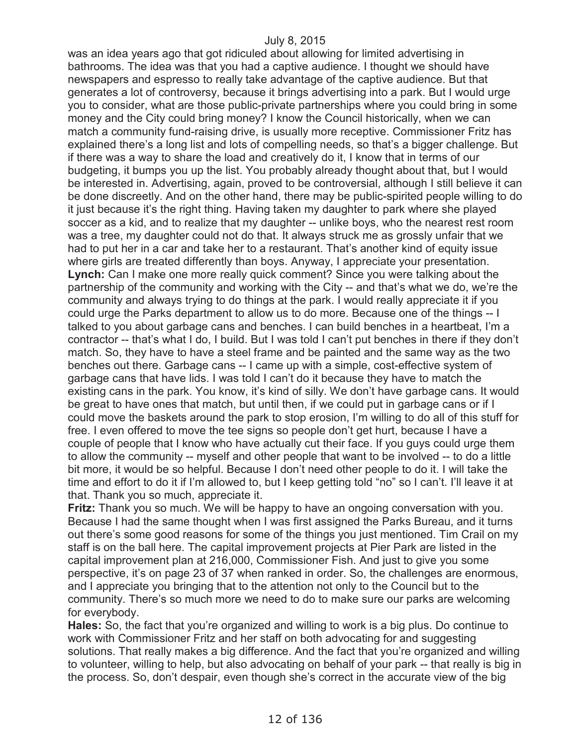was an idea years ago that got ridiculed about allowing for limited advertising in bathrooms. The idea was that you had a captive audience. I thought we should have newspapers and espresso to really take advantage of the captive audience. But that generates a lot of controversy, because it brings advertising into a park. But I would urge you to consider, what are those public-private partnerships where you could bring in some money and the City could bring money? I know the Council historically, when we can match a community fund-raising drive, is usually more receptive. Commissioner Fritz has explained there's a long list and lots of compelling needs, so that's a bigger challenge. But if there was a way to share the load and creatively do it, I know that in terms of our budgeting, it bumps you up the list. You probably already thought about that, but I would be interested in. Advertising, again, proved to be controversial, although I still believe it can be done discreetly. And on the other hand, there may be public-spirited people willing to do it just because it's the right thing. Having taken my daughter to park where she played soccer as a kid, and to realize that my daughter -- unlike boys, who the nearest rest room was a tree, my daughter could not do that. It always struck me as grossly unfair that we had to put her in a car and take her to a restaurant. That's another kind of equity issue where girls are treated differently than boys. Anyway, I appreciate your presentation.

**Lynch:** Can I make one more really quick comment? Since you were talking about the partnership of the community and working with the City -- and that's what we do, we're the community and always trying to do things at the park. I would really appreciate it if you could urge the Parks department to allow us to do more. Because one of the things -- I talked to you about garbage cans and benches. I can build benches in a heartbeat, I'm a contractor -- that's what I do, I build. But I was told I can't put benches in there if they don't match. So, they have to have a steel frame and be painted and the same way as the two benches out there. Garbage cans -- I came up with a simple, cost-effective system of garbage cans that have lids. I was told I can't do it because they have to match the existing cans in the park. You know, it's kind of silly. We don't have garbage cans. It would be great to have ones that match, but until then, if we could put in garbage cans or if I could move the baskets around the park to stop erosion, I'm willing to do all of this stuff for free. I even offered to move the tee signs so people don't get hurt, because I have a couple of people that I know who have actually cut their face. If you guys could urge them to allow the community -- myself and other people that want to be involved -- to do a little bit more, it would be so helpful. Because I don't need other people to do it. I will take the time and effort to do it if I'm allowed to, but I keep getting told "no" so I can't. I'll leave it at that. Thank you so much, appreciate it.

**Fritz:** Thank you so much. We will be happy to have an ongoing conversation with you. Because I had the same thought when I was first assigned the Parks Bureau, and it turns out there's some good reasons for some of the things you just mentioned. Tim Crail on my staff is on the ball here. The capital improvement projects at Pier Park are listed in the capital improvement plan at 216,000, Commissioner Fish. And just to give you some perspective, it's on page 23 of 37 when ranked in order. So, the challenges are enormous, and I appreciate you bringing that to the attention not only to the Council but to the community. There's so much more we need to do to make sure our parks are welcoming for everybody.

**Hales:** So, the fact that you're organized and willing to work is a big plus. Do continue to work with Commissioner Fritz and her staff on both advocating for and suggesting solutions. That really makes a big difference. And the fact that you're organized and willing to volunteer, willing to help, but also advocating on behalf of your park -- that really is big in the process. So, don't despair, even though she's correct in the accurate view of the big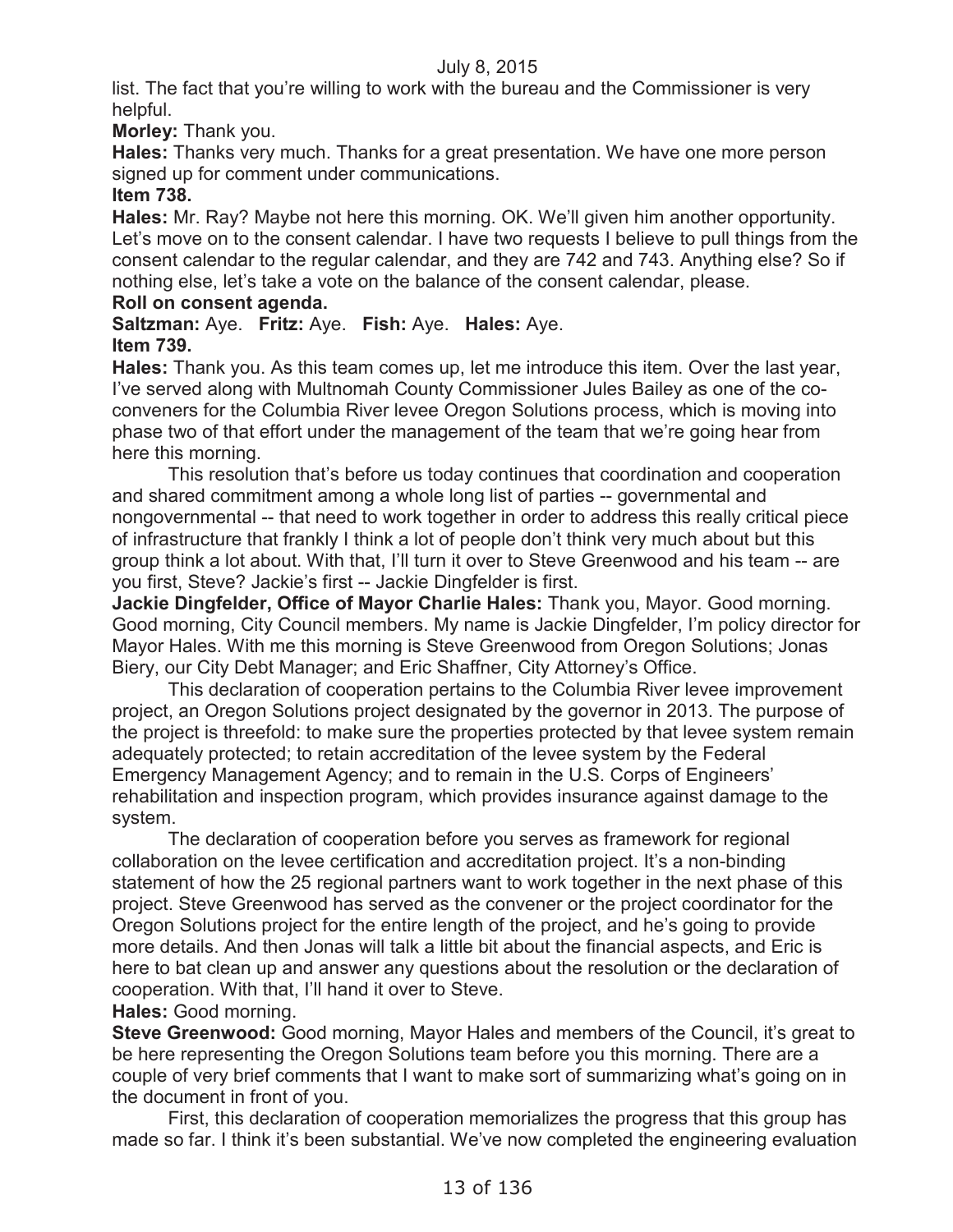list. The fact that you're willing to work with the bureau and the Commissioner is very helpful.

**Morley:** Thank you.

**Hales:** Thanks very much. Thanks for a great presentation. We have one more person signed up for comment under communications.

**Item 738.**

**Hales:** Mr. Ray? Maybe not here this morning. OK. We'll given him another opportunity. Let's move on to the consent calendar. I have two requests I believe to pull things from the consent calendar to the regular calendar, and they are 742 and 743. Anything else? So if nothing else, let's take a vote on the balance of the consent calendar, please.

**Roll on consent agenda.**

**Saltzman:** Aye. **Fritz:** Aye. **Fish:** Aye. **Hales:** Aye.

**Item 739.**

**Hales:** Thank you. As this team comes up, let me introduce this item. Over the last year, I've served along with Multnomah County Commissioner Jules Bailey as one of the co-conveners for the Columbia River levee Oregon Solutions process, which is moving into phase two of that effort under the management of the team that we're going hear from here this morning.

This resolution that's before us today continues that coordination and cooperation and shared commitment among a whole long list of parties -- governmental and nongovernmental -- that need to work together in order to address this really critical piece of infrastructure that frankly I think a lot of people don't think very much about but this group think a lot about. With that, I'll turn it over to Steve Greenwood and his team -- are you first, Steve? Jackie's first -- Jackie Dingfelder is first.

**Jackie Dingfelder, Office of Mayor Charlie Hales:** Thank you, Mayor. Good morning. Good morning, City Council members. My name is Jackie Dingfelder, I'm policy director for Mayor Hales. With me this morning is Steve Greenwood from Oregon Solutions; Jonas Biery, our City Debt Manager; and Eric Shaffner, City Attorney's Office.

This declaration of cooperation pertains to the Columbia River levee improvement project, an Oregon Solutions project designated by the governor in 2013. The purpose of the project is threefold: to make sure the properties protected by that levee system remain adequately protected; to retain accreditation of the levee system by the Federal Emergency Management Agency; and to remain in the U.S. Corps of Engineers' rehabilitation and inspection program, which provides insurance against damage to the system.

The declaration of cooperation before you serves as framework for regional collaboration on the levee certification and accreditation project. It's a non-binding statement of how the 25 regional partners want to work together in the next phase of this project. Steve Greenwood has served as the convener or the project coordinator for the Oregon Solutions project for the entire length of the project, and he's going to provide more details. And then Jonas will talk a little bit about the financial aspects, and Eric is here to bat clean up and answer any questions about the resolution or the declaration of cooperation. With that, I'll hand it over to Steve.

**Hales:** Good morning.

**Steve Greenwood:** Good morning, Mayor Hales and members of the Council, it's great to be here representing the Oregon Solutions team before you this morning. There are a couple of very brief comments that I want to make sort of summarizing what's going on in the document in front of you.

First, this declaration of cooperation memorializes the progress that this group has made so far. I think it's been substantial. We've now completed the engineering evaluation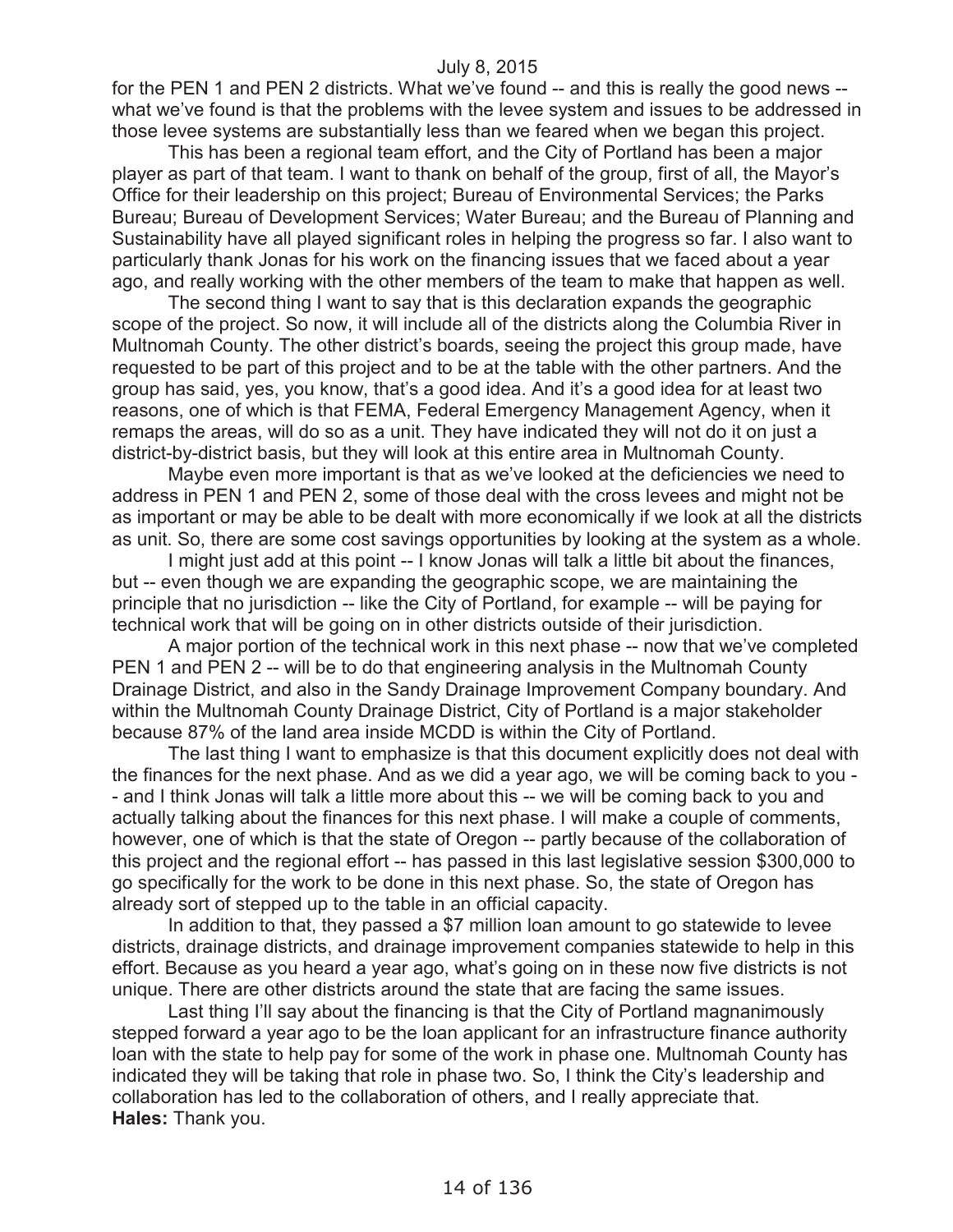for the PEN 1 and PEN 2 districts. What we've found -- and this is really the good news -- what we've found is that the problems with the levee system and issues to be addressed in those levee systems are substantially less than we feared when we began this project.

This has been a regional team effort, and the City of Portland has been a major player as part of that team. I want to thank on behalf of the group, first of all, the Mayor's Office for their leadership on this project; Bureau of Environmental Services; the Parks Bureau; Bureau of Development Services; Water Bureau; and the Bureau of Planning and Sustainability have all played significant roles in helping the progress so far. I also want to particularly thank Jonas for his work on the financing issues that we faced about a year ago, and really working with the other members of the team to make that happen as well.

The second thing I want to say that is this declaration expands the geographic scope of the project. So now, it will include all of the districts along the Columbia River in Multnomah County. The other district's boards, seeing the project this group made, have requested to be part of this project and to be at the table with the other partners. And the group has said, yes, you know, that's a good idea. And it's a good idea for at least two reasons, one of which is that FEMA, Federal Emergency Management Agency, when it remaps the areas, will do so as a unit. They have indicated they will not do it on just a district-by-district basis, but they will look at this entire area in Multnomah County.

Maybe even more important is that as we've looked at the deficiencies we need to address in PEN 1 and PEN 2, some of those deal with the cross levees and might not be as important or may be able to be dealt with more economically if we look at all the districts as unit. So, there are some cost savings opportunities by looking at the system as a whole.

I might just add at this point -- I know Jonas will talk a little bit about the finances, but -- even though we are expanding the geographic scope, we are maintaining the principle that no jurisdiction -- like the City of Portland, for example -- will be paying for technical work that will be going on in other districts outside of their jurisdiction.

A major portion of the technical work in this next phase -- now that we've completed PEN 1 and PEN 2 -- will be to do that engineering analysis in the Multnomah County Drainage District, and also in the Sandy Drainage Improvement Company boundary. And within the Multnomah County Drainage District, City of Portland is a major stakeholder because 87% of the land area inside MCDD is within the City of Portland.

The last thing I want to emphasize is that this document explicitly does not deal with the finances for the next phase. And as we did a year ago, we will be coming back to you -- and I think Jonas will talk a little more about this -- we will be coming back to you and actually talking about the finances for this next phase. I will make a couple of comments, however, one of which is that the state of Oregon -- partly because of the collaboration of this project and the regional effort -- has passed in this last legislative session $300,000 to go specifically for the work to be done in this next phase. So, the state of Oregon has already sort of stepped up to the table in an official capacity.

In addition to that, they passed a $7 million loan amount to go statewide to levee districts, drainage districts, and drainage improvement companies statewide to help in this effort. Because as you heard a year ago, what's going on in these now five districts is not unique. There are other districts around the state that are facing the same issues.

Last thing I'll say about the financing is that the City of Portland magnanimously stepped forward a year ago to be the loan applicant for an infrastructure finance authority loan with the state to help pay for some of the work in phase one. Multnomah County has indicated they will be taking that role in phase two. So, I think the City's leadership and collaboration has led to the collaboration of others, and I really appreciate that.

**Hales:** Thank you.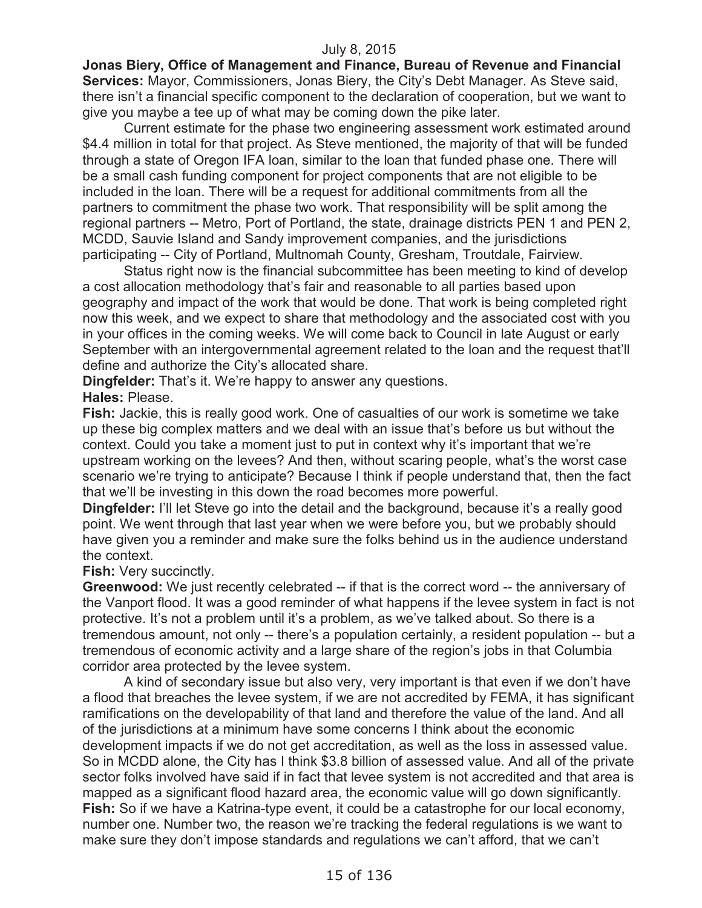July 8, 2015

**Jonas Biery, Office of Management and Finance, Bureau of Revenue and Financial Services:** Mayor, Commissioners, Jonas Biery, the City's Debt Manager. As Steve said, there isn't a financial specific component to the declaration of cooperation, but we want to give you maybe a tee up of what may be coming down the pike later.

Current estimate for the phase two engineering assessment work estimated around \$4.4 million in total for that project. As Steve mentioned, the majority of that will be funded through a state of Oregon IFA loan, similar to the loan that funded phase one. There will be a small cash funding component for project components that are not eligible to be included in the loan. There will be a request for additional commitments from all the partners to commitment the phase two work. That responsibility will be split among the regional partners -- Metro, Port of Portland, the state, drainage districts PEN 1 and PEN 2, MCDD, Sauvie Island and Sandy improvement companies, and the jurisdictions participating -- City of Portland, Multnomah County, Gresham, Troutdale, Fairview.

Status right now is the financial subcommittee has been meeting to kind of develop a cost allocation methodology that's fair and reasonable to all parties based upon geography and impact of the work that would be done. That work is being completed right now this week, and we expect to share that methodology and the associated cost with you in your offices in the coming weeks. We will come back to Council in late August or early September with an intergovernmental agreement related to the loan and the request that'll define and authorize the City's allocated share.

**Dingfelder:** That's it. We're happy to answer any questions.

**Hales:** Please.

**Fish:** Jackie, this is really good work. One of casualties of our work is sometime we take up these big complex matters and we deal with an issue that's before us but without the context. Could you take a moment just to put in context why it's important that we're upstream working on the levees? And then, without scaring people, what's the worst case scenario we're trying to anticipate? Because I think if people understand that, then the fact that we'll be investing in this down the road becomes more powerful.

**Dingfelder:** I'll let Steve go into the detail and the background, because it's a really good point. We went through that last year when we were before you, but we probably should have given you a reminder and make sure the folks behind us in the audience understand the context.

**Fish:** Very succinctly.

**Greenwood:** We just recently celebrated -- if that is the correct word -- the anniversary of the Vanport flood. It was a good reminder of what happens if the levee system in fact is not protective. It's not a problem until it's a problem, as we've talked about. So there is a tremendous amount, not only -- there's a population certainly, a resident population -- but a tremendous of economic activity and a large share of the region's jobs in that Columbia corridor area protected by the levee system.

A kind of secondary issue but also very, very important is that even if we don't have a flood that breaches the levee system, if we are not accredited by FEMA, it has significant ramifications on the developability of that land and therefore the value of the land. And all of the jurisdictions at a minimum have some concerns I think about the economic development impacts if we do not get accreditation, as well as the loss in assessed value. So in MCDD alone, the City has I think \$3.8 billion of assessed value. And all of the private sector folks involved have said if in fact that levee system is not accredited and that area is mapped as a significant flood hazard area, the economic value will go down significantly.

**Fish:** So if we have a Katrina-type event, it could be a catastrophe for our local economy, number one. Number two, the reason we're tracking the federal regulations is we want to make sure they don't impose standards and regulations we can't afford, that we can't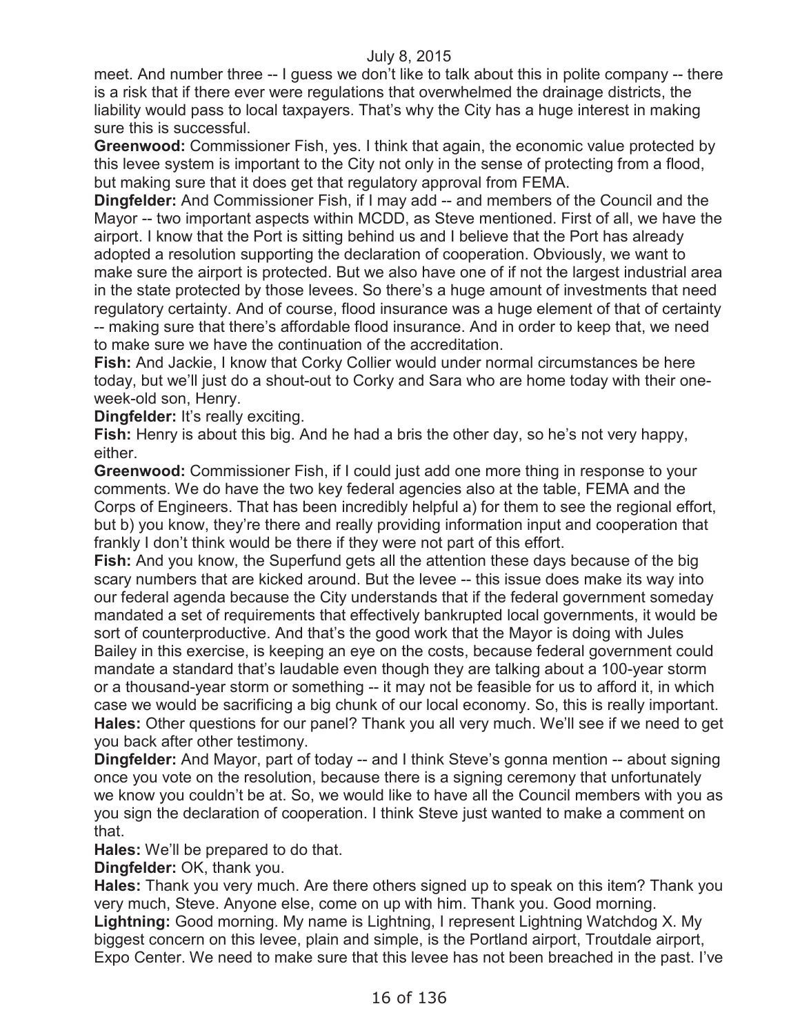meet. And number three -- I guess we don't like to talk about this in polite company -- there is a risk that if there ever were regulations that overwhelmed the drainage districts, the liability would pass to local taxpayers. That's why the City has a huge interest in making sure this is successful.

**Greenwood:** Commissioner Fish, yes. I think that again, the economic value protected by this levee system is important to the City not only in the sense of protecting from a flood, but making sure that it does get that regulatory approval from FEMA.

**Dingfelder:** And Commissioner Fish, if I may add -- and members of the Council and the Mayor -- two important aspects within MCDD, as Steve mentioned. First of all, we have the airport. I know that the Port is sitting behind us and I believe that the Port has already adopted a resolution supporting the declaration of cooperation. Obviously, we want to make sure the airport is protected. But we also have one of if not the largest industrial area in the state protected by those levees. So there's a huge amount of investments that need regulatory certainty. And of course, flood insurance was a huge element of that of certainty -- making sure that there's affordable flood insurance. And in order to keep that, we need to make sure we have the continuation of the accreditation.

**Fish:** And Jackie, I know that Corky Collier would under normal circumstances be here today, but we'll just do a shout-out to Corky and Sara who are home today with their one-week-old son, Henry.

**Dingfelder:** It's really exciting.

**Fish:** Henry is about this big. And he had a bris the other day, so he's not very happy, either.

**Greenwood:** Commissioner Fish, if I could just add one more thing in response to your comments. We do have the two key federal agencies also at the table, FEMA and the Corps of Engineers. That has been incredibly helpful a) for them to see the regional effort, but b) you know, they're there and really providing information input and cooperation that frankly I don't think would be there if they were not part of this effort.

**Fish:** And you know, the Superfund gets all the attention these days because of the big scary numbers that are kicked around. But the levee -- this issue does make its way into our federal agenda because the City understands that if the federal government someday mandated a set of requirements that effectively bankrupted local governments, it would be sort of counterproductive. And that's the good work that the Mayor is doing with Jules Bailey in this exercise, is keeping an eye on the costs, because federal government could mandate a standard that's laudable even though they are talking about a 100-year storm or a thousand-year storm or something -- it may not be feasible for us to afford it, in which case we would be sacrificing a big chunk of our local economy. So, this is really important.

**Hales:** Other questions for our panel? Thank you all very much. We'll see if we need to get you back after other testimony.

**Dingfelder:** And Mayor, part of today -- and I think Steve's gonna mention -- about signing once you vote on the resolution, because there is a signing ceremony that unfortunately we know you couldn't be at. So, we would like to have all the Council members with you as you sign the declaration of cooperation. I think Steve just wanted to make a comment on that.

**Hales:** We'll be prepared to do that.

**Dingfelder:** OK, thank you.

**Hales:** Thank you very much. Are there others signed up to speak on this item? Thank you very much, Steve. Anyone else, come on up with him. Thank you. Good morning.

**Lightning:** Good morning. My name is Lightning, I represent Lightning Watchdog X. My biggest concern on this levee, plain and simple, is the Portland airport, Troutdale airport, Expo Center. We need to make sure that this levee has not been breached in the past. I've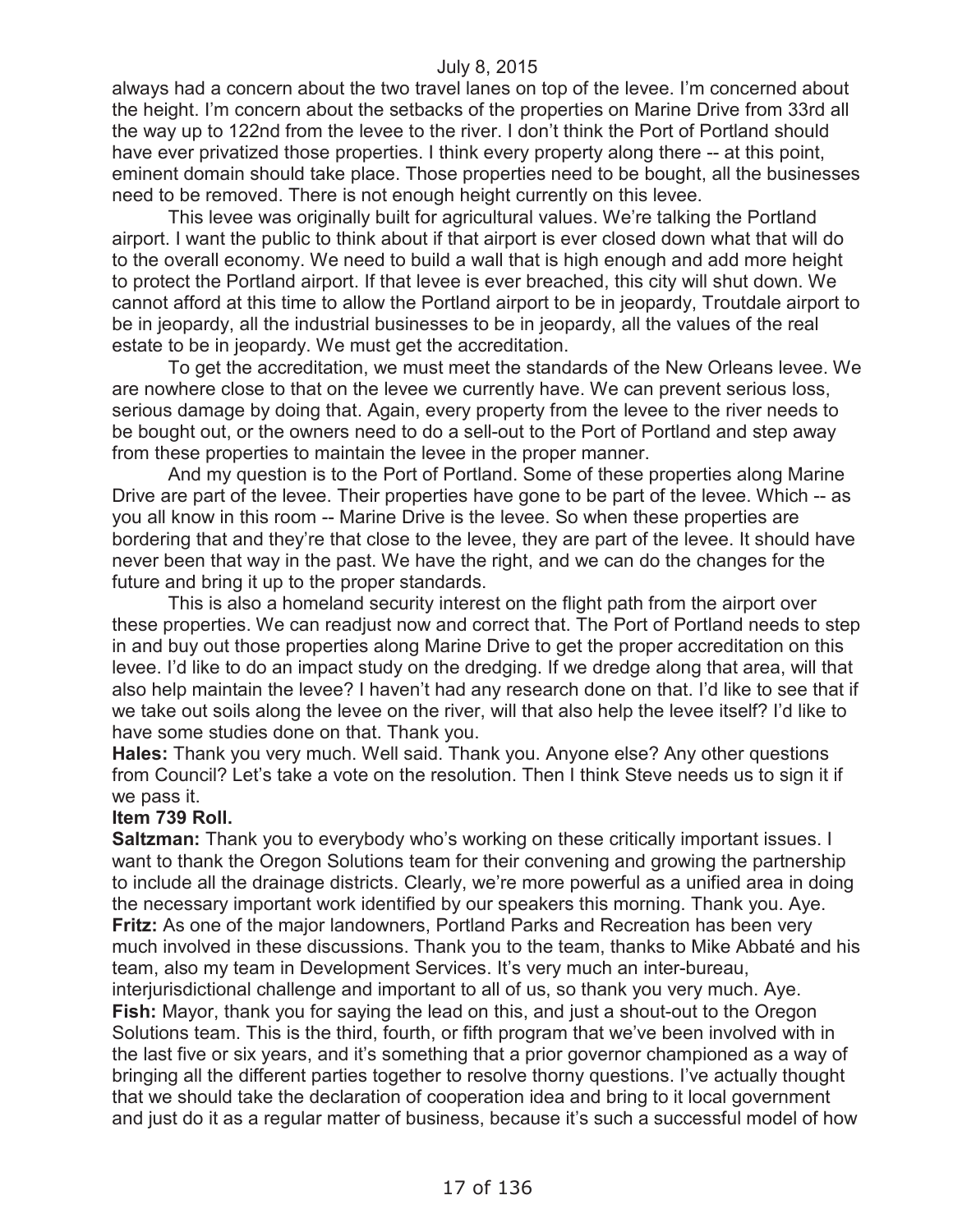always had a concern about the two travel lanes on top of the levee. I'm concerned about the height. I'm concern about the setbacks of the properties on Marine Drive from 33rd all the way up to 122nd from the levee to the river. I don't think the Port of Portland should have ever privatized those properties. I think every property along there -- at this point, eminent domain should take place. Those properties need to be bought, all the businesses need to be removed. There is not enough height currently on this levee.

This levee was originally built for agricultural values. We're talking the Portland airport. I want the public to think about if that airport is ever closed down what that will do to the overall economy. We need to build a wall that is high enough and add more height to protect the Portland airport. If that levee is ever breached, this city will shut down. We cannot afford at this time to allow the Portland airport to be in jeopardy, Troutdale airport to be in jeopardy, all the industrial businesses to be in jeopardy, all the values of the real estate to be in jeopardy. We must get the accreditation.

To get the accreditation, we must meet the standards of the New Orleans levee. We are nowhere close to that on the levee we currently have. We can prevent serious loss, serious damage by doing that. Again, every property from the levee to the river needs to be bought out, or the owners need to do a sell-out to the Port of Portland and step away from these properties to maintain the levee in the proper manner.

And my question is to the Port of Portland. Some of these properties along Marine Drive are part of the levee. Their properties have gone to be part of the levee. Which -- as you all know in this room -- Marine Drive is the levee. So when these properties are bordering that and they're that close to the levee, they are part of the levee. It should have never been that way in the past. We have the right, and we can do the changes for the future and bring it up to the proper standards.

This is also a homeland security interest on the flight path from the airport over these properties. We can readjust now and correct that. The Port of Portland needs to step in and buy out those properties along Marine Drive to get the proper accreditation on this levee. I'd like to do an impact study on the dredging. If we dredge along that area, will that also help maintain the levee? I haven't had any research done on that. I'd like to see that if we take out soils along the levee on the river, will that also help the levee itself? I'd like to have some studies done on that. Thank you.

**Hales:** Thank you very much. Well said. Thank you. Anyone else? Any other questions from Council? Let's take a vote on the resolution. Then I think Steve needs us to sign it if we pass it.

**Item 739 Roll.**

**Saltzman:** Thank you to everybody who's working on these critically important issues. I want to thank the Oregon Solutions team for their convening and growing the partnership to include all the drainage districts. Clearly, we're more powerful as a unified area in doing the necessary important work identified by our speakers this morning. Thank you. Aye.

**Fritz:** As one of the major landowners, Portland Parks and Recreation has been very much involved in these discussions. Thank you to the team, thanks to Mike Abbaté and his team, also my team in Development Services. It's very much an inter-bureau, interjurisdictional challenge and important to all of us, so thank you very much. Aye.

**Fish:** Mayor, thank you for saying the lead on this, and just a shout-out to the Oregon Solutions team. This is the third, fourth, or fifth program that we've been involved with in the last five or six years, and it's something that a prior governor championed as a way of bringing all the different parties together to resolve thorny questions. I've actually thought that we should take the declaration of cooperation idea and bring to it local government and just do it as a regular matter of business, because it's such a successful model of how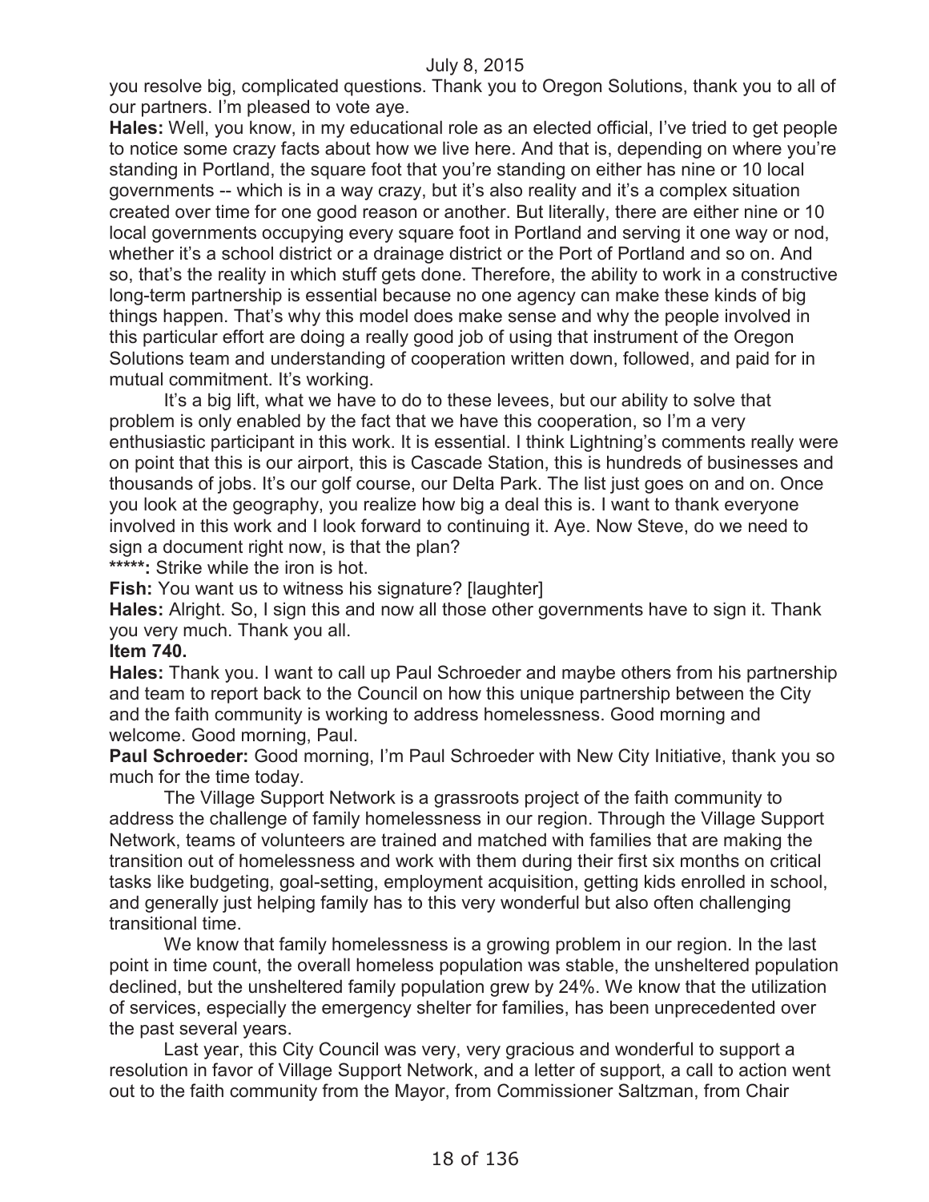you resolve big, complicated questions. Thank you to Oregon Solutions, thank you to all of our partners. I'm pleased to vote aye.

**Hales:** Well, you know, in my educational role as an elected official, I've tried to get people to notice some crazy facts about how we live here. And that is, depending on where you're standing in Portland, the square foot that you're standing on either has nine or 10 local governments -- which is in a way crazy, but it's also reality and it's a complex situation created over time for one good reason or another. But literally, there are either nine or 10 local governments occupying every square foot in Portland and serving it one way or nod, whether it's a school district or a drainage district or the Port of Portland and so on. And so, that's the reality in which stuff gets done. Therefore, the ability to work in a constructive long-term partnership is essential because no one agency can make these kinds of big things happen. That's why this model does make sense and why the people involved in this particular effort are doing a really good job of using that instrument of the Oregon Solutions team and understanding of cooperation written down, followed, and paid for in mutual commitment. It's working.

It's a big lift, what we have to do to these levees, but our ability to solve that problem is only enabled by the fact that we have this cooperation, so I'm a very enthusiastic participant in this work. It is essential. I think Lightning's comments really were on point that this is our airport, this is Cascade Station, this is hundreds of businesses and thousands of jobs. It's our golf course, our Delta Park. The list just goes on and on. Once you look at the geography, you realize how big a deal this is. I want to thank everyone involved in this work and I look forward to continuing it. Aye. Now Steve, do we need to sign a document right now, is that the plan?

*****:** Strike while the iron is hot.

**Fish:** You want us to witness his signature? [laughter]

**Hales:** Alright. So, I sign this and now all those other governments have to sign it. Thank you very much. Thank you all.

**Item 740.**

**Hales:** Thank you. I want to call up Paul Schroeder and maybe others from his partnership and team to report back to the Council on how this unique partnership between the City and the faith community is working to address homelessness. Good morning and welcome. Good morning, Paul.

**Paul Schroeder:** Good morning, I'm Paul Schroeder with New City Initiative, thank you so much for the time today.

The Village Support Network is a grassroots project of the faith community to address the challenge of family homelessness in our region. Through the Village Support Network, teams of volunteers are trained and matched with families that are making the transition out of homelessness and work with them during their first six months on critical tasks like budgeting, goal-setting, employment acquisition, getting kids enrolled in school, and generally just helping family has to this very wonderful but also often challenging transitional time.

We know that family homelessness is a growing problem in our region. In the last point in time count, the overall homeless population was stable, the unsheltered population declined, but the unsheltered family population grew by 24%. We know that the utilization of services, especially the emergency shelter for families, has been unprecedented over the past several years.

Last year, this City Council was very, very gracious and wonderful to support a resolution in favor of Village Support Network, and a letter of support, a call to action went out to the faith community from the Mayor, from Commissioner Saltzman, from Chair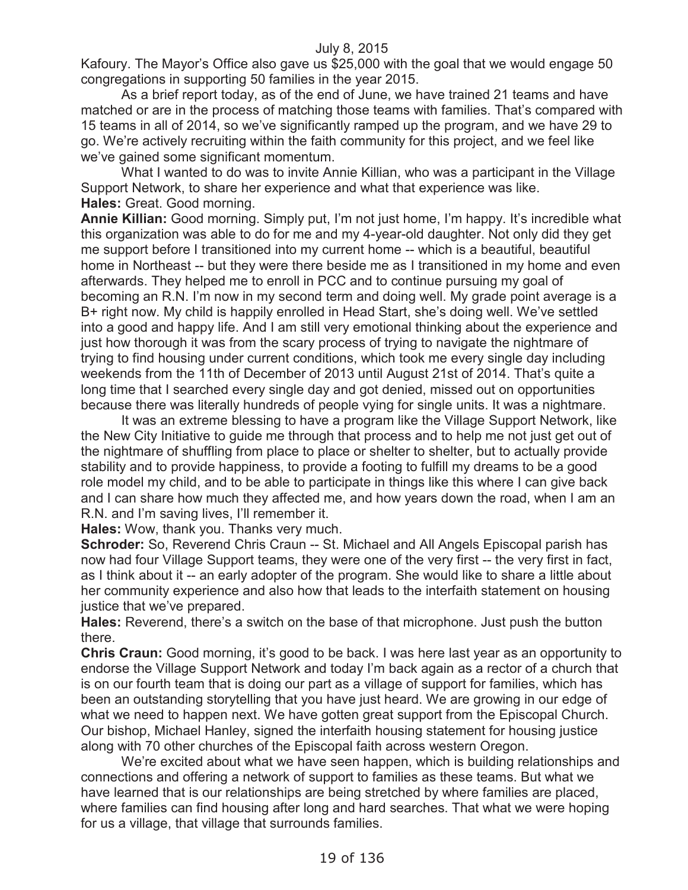Kafoury. The Mayor's Office also gave us $25,000 with the goal that we would engage 50 congregations in supporting 50 families in the year 2015.

As a brief report today, as of the end of June, we have trained 21 teams and have matched or are in the process of matching those teams with families. That's compared with 15 teams in all of 2014, so we've significantly ramped up the program, and we have 29 to go. We're actively recruiting within the faith community for this project, and we feel like we've gained some significant momentum.

What I wanted to do was to invite Annie Killian, who was a participant in the Village Support Network, to share her experience and what that experience was like.

**Hales:** Great. Good morning.

**Annie Killian:** Good morning. Simply put, I'm not just home, I'm happy. It's incredible what this organization was able to do for me and my 4-year-old daughter. Not only did they get me support before I transitioned into my current home -- which is a beautiful, beautiful home in Northeast -- but they were there beside me as I transitioned in my home and even afterwards. They helped me to enroll in PCC and to continue pursuing my goal of becoming an R.N. I'm now in my second term and doing well. My grade point average is a B+ right now. My child is happily enrolled in Head Start, she's doing well. We've settled into a good and happy life. And I am still very emotional thinking about the experience and just how thorough it was from the scary process of trying to navigate the nightmare of trying to find housing under current conditions, which took me every single day including weekends from the 11th of December of 2013 until August 21st of 2014. That's quite a long time that I searched every single day and got denied, missed out on opportunities because there was literally hundreds of people vying for single units. It was a nightmare.

It was an extreme blessing to have a program like the Village Support Network, like the New City Initiative to guide me through that process and to help me not just get out of the nightmare of shuffling from place to place or shelter to shelter, but to actually provide stability and to provide happiness, to provide a footing to fulfill my dreams to be a good role model my child, and to be able to participate in things like this where I can give back and I can share how much they affected me, and how years down the road, when I am an R.N. and I'm saving lives, I'll remember it.

**Hales:** Wow, thank you. Thanks very much.

**Schroder:** So, Reverend Chris Craun -- St. Michael and All Angels Episcopal parish has now had four Village Support teams, they were one of the very first -- the very first in fact, as I think about it -- an early adopter of the program. She would like to share a little about her community experience and also how that leads to the interfaith statement on housing justice that we've prepared.

**Hales:** Reverend, there's a switch on the base of that microphone. Just push the button there.

**Chris Craun:** Good morning, it's good to be back. I was here last year as an opportunity to endorse the Village Support Network and today I'm back again as a rector of a church that is on our fourth team that is doing our part as a village of support for families, which has been an outstanding storytelling that you have just heard. We are growing in our edge of what we need to happen next. We have gotten great support from the Episcopal Church. Our bishop, Michael Hanley, signed the interfaith housing statement for housing justice along with 70 other churches of the Episcopal faith across western Oregon.

We're excited about what we have seen happen, which is building relationships and connections and offering a network of support to families as these teams. But what we have learned that is our relationships are being stretched by where families are placed, where families can find housing after long and hard searches. That what we were hoping for us a village, that village that surrounds families.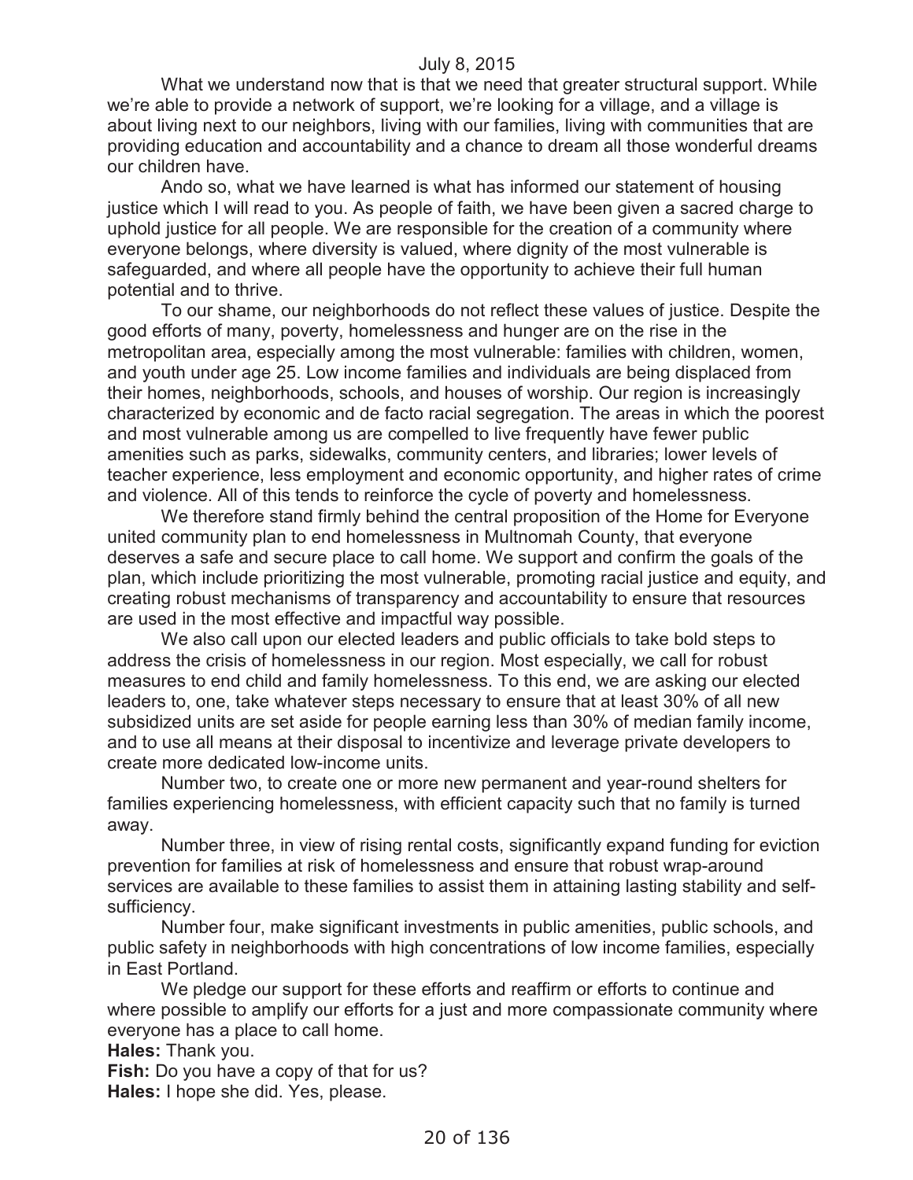July 8, 2015

What we understand now that is that we need that greater structural support. While we're able to provide a network of support, we're looking for a village, and a village is about living next to our neighbors, living with our families, living with communities that are providing education and accountability and a chance to dream all those wonderful dreams our children have.

Ando so, what we have learned is what has informed our statement of housing justice which I will read to you. As people of faith, we have been given a sacred charge to uphold justice for all people. We are responsible for the creation of a community where everyone belongs, where diversity is valued, where dignity of the most vulnerable is safeguarded, and where all people have the opportunity to achieve their full human potential and to thrive.

To our shame, our neighborhoods do not reflect these values of justice. Despite the good efforts of many, poverty, homelessness and hunger are on the rise in the metropolitan area, especially among the most vulnerable: families with children, women, and youth under age 25. Low income families and individuals are being displaced from their homes, neighborhoods, schools, and houses of worship. Our region is increasingly characterized by economic and de facto racial segregation. The areas in which the poorest and most vulnerable among us are compelled to live frequently have fewer public amenities such as parks, sidewalks, community centers, and libraries; lower levels of teacher experience, less employment and economic opportunity, and higher rates of crime and violence. All of this tends to reinforce the cycle of poverty and homelessness.

We therefore stand firmly behind the central proposition of the Home for Everyone united community plan to end homelessness in Multnomah County, that everyone deserves a safe and secure place to call home. We support and confirm the goals of the plan, which include prioritizing the most vulnerable, promoting racial justice and equity, and creating robust mechanisms of transparency and accountability to ensure that resources are used in the most effective and impactful way possible.

We also call upon our elected leaders and public officials to take bold steps to address the crisis of homelessness in our region. Most especially, we call for robust measures to end child and family homelessness. To this end, we are asking our elected leaders to, one, take whatever steps necessary to ensure that at least 30% of all new subsidized units are set aside for people earning less than 30% of median family income, and to use all means at their disposal to incentivize and leverage private developers to create more dedicated low-income units.

Number two, to create one or more new permanent and year-round shelters for families experiencing homelessness, with efficient capacity such that no family is turned away.

Number three, in view of rising rental costs, significantly expand funding for eviction prevention for families at risk of homelessness and ensure that robust wrap-around services are available to these families to assist them in attaining lasting stability and self-sufficiency.

Number four, make significant investments in public amenities, public schools, and public safety in neighborhoods with high concentrations of low income families, especially in East Portland.

We pledge our support for these efforts and reaffirm or efforts to continue and where possible to amplify our efforts for a just and more compassionate community where everyone has a place to call home.

**Hales:** Thank you.

**Fish:** Do you have a copy of that for us?

**Hales:** I hope she did. Yes, please.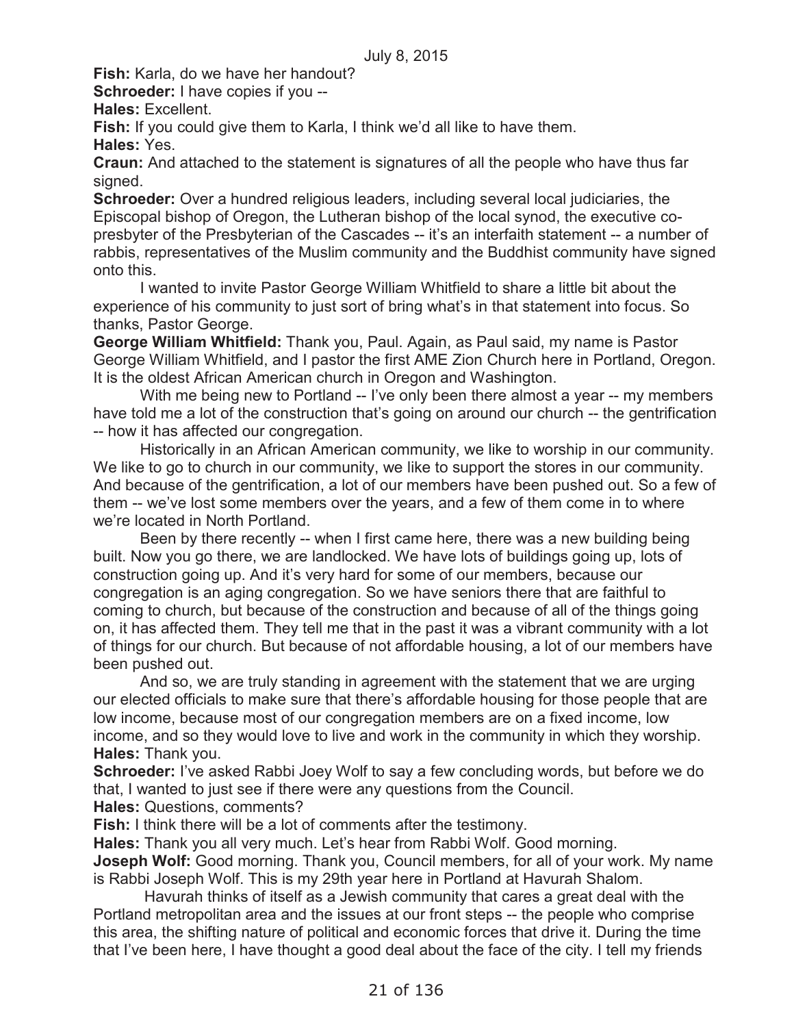**Fish:** Karla, do we have her handout?

**Schroeder:** I have copies if you --

**Hales:** Excellent.

**Fish:** If you could give them to Karla, I think we'd all like to have them.

**Hales:** Yes.

**Craun:** And attached to the statement is signatures of all the people who have thus far signed.

**Schroeder:** Over a hundred religious leaders, including several local judiciaries, the Episcopal bishop of Oregon, the Lutheran bishop of the local synod, the executive co-presbyter of the Presbyterian of the Cascades -- it's an interfaith statement -- a number of rabbis, representatives of the Muslim community and the Buddhist community have signed onto this.

I wanted to invite Pastor George William Whitfield to share a little bit about the experience of his community to just sort of bring what's in that statement into focus. So thanks, Pastor George.

**George William Whitfield:** Thank you, Paul. Again, as Paul said, my name is Pastor George William Whitfield, and I pastor the first AME Zion Church here in Portland, Oregon. It is the oldest African American church in Oregon and Washington.

With me being new to Portland -- I've only been there almost a year -- my members have told me a lot of the construction that's going on around our church -- the gentrification -- how it has affected our congregation.

Historically in an African American community, we like to worship in our community. We like to go to church in our community, we like to support the stores in our community. And because of the gentrification, a lot of our members have been pushed out. So a few of them -- we've lost some members over the years, and a few of them come in to where we're located in North Portland.

Been by there recently -- when I first came here, there was a new building being built. Now you go there, we are landlocked. We have lots of buildings going up, lots of construction going up. And it's very hard for some of our members, because our congregation is an aging congregation. So we have seniors there that are faithful to coming to church, but because of the construction and because of all of the things going on, it has affected them. They tell me that in the past it was a vibrant community with a lot of things for our church. But because of not affordable housing, a lot of our members have been pushed out.

And so, we are truly standing in agreement with the statement that we are urging our elected officials to make sure that there's affordable housing for those people that are low income, because most of our congregation members are on a fixed income, low income, and so they would love to live and work in the community in which they worship.

**Hales:** Thank you.

**Schroeder:** I've asked Rabbi Joey Wolf to say a few concluding words, but before we do that, I wanted to just see if there were any questions from the Council.

**Hales:** Questions, comments?

**Fish:** I think there will be a lot of comments after the testimony.

**Hales:** Thank you all very much. Let's hear from Rabbi Wolf. Good morning.

**Joseph Wolf:** Good morning. Thank you, Council members, for all of your work. My name is Rabbi Joseph Wolf. This is my 29th year here in Portland at Havurah Shalom.

Havurah thinks of itself as a Jewish community that cares a great deal with the Portland metropolitan area and the issues at our front steps -- the people who comprise this area, the shifting nature of political and economic forces that drive it. During the time that I've been here, I have thought a good deal about the face of the city. I tell my friends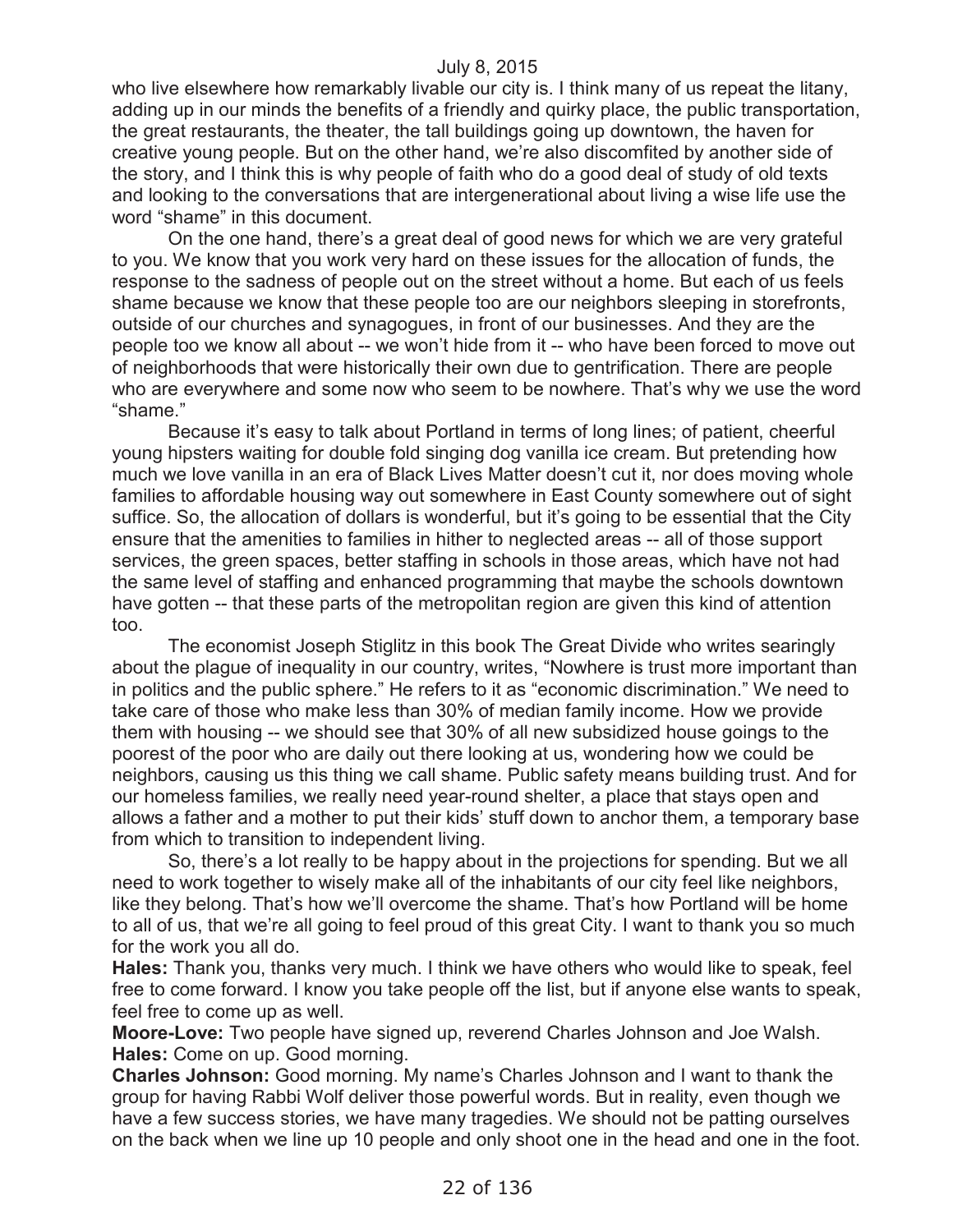who live elsewhere how remarkably livable our city is. I think many of us repeat the litany, adding up in our minds the benefits of a friendly and quirky place, the public transportation, the great restaurants, the theater, the tall buildings going up downtown, the haven for creative young people. But on the other hand, we're also discomfited by another side of the story, and I think this is why people of faith who do a good deal of study of old texts and looking to the conversations that are intergenerational about living a wise life use the word "shame" in this document.

On the one hand, there's a great deal of good news for which we are very grateful to you. We know that you work very hard on these issues for the allocation of funds, the response to the sadness of people out on the street without a home. But each of us feels shame because we know that these people too are our neighbors sleeping in storefronts, outside of our churches and synagogues, in front of our businesses. And they are the people too we know all about -- we won't hide from it -- who have been forced to move out of neighborhoods that were historically their own due to gentrification. There are people who are everywhere and some now who seem to be nowhere. That's why we use the word "shame."

Because it's easy to talk about Portland in terms of long lines; of patient, cheerful young hipsters waiting for double fold singing dog vanilla ice cream. But pretending how much we love vanilla in an era of Black Lives Matter doesn't cut it, nor does moving whole families to affordable housing way out somewhere in East County somewhere out of sight suffice. So, the allocation of dollars is wonderful, but it's going to be essential that the City ensure that the amenities to families in hither to neglected areas -- all of those support services, the green spaces, better staffing in schools in those areas, which have not had the same level of staffing and enhanced programming that maybe the schools downtown have gotten -- that these parts of the metropolitan region are given this kind of attention too.

The economist Joseph Stiglitz in this book The Great Divide who writes searingly about the plague of inequality in our country, writes, "Nowhere is trust more important than in politics and the public sphere." He refers to it as "economic discrimination." We need to take care of those who make less than 30% of median family income. How we provide them with housing -- we should see that 30% of all new subsidized house goings to the poorest of the poor who are daily out there looking at us, wondering how we could be neighbors, causing us this thing we call shame. Public safety means building trust. And for our homeless families, we really need year-round shelter, a place that stays open and allows a father and a mother to put their kids' stuff down to anchor them, a temporary base from which to transition to independent living.

So, there's a lot really to be happy about in the projections for spending. But we all need to work together to wisely make all of the inhabitants of our city feel like neighbors, like they belong. That's how we'll overcome the shame. That's how Portland will be home to all of us, that we're all going to feel proud of this great City. I want to thank you so much for the work you all do.

**Hales:** Thank you, thanks very much. I think we have others who would like to speak, feel free to come forward. I know you take people off the list, but if anyone else wants to speak, feel free to come up as well.

**Moore-Love:** Two people have signed up, reverend Charles Johnson and Joe Walsh.

**Hales:** Come on up. Good morning.

**Charles Johnson:** Good morning. My name's Charles Johnson and I want to thank the group for having Rabbi Wolf deliver those powerful words. But in reality, even though we have a few success stories, we have many tragedies. We should not be patting ourselves on the back when we line up 10 people and only shoot one in the head and one in the foot.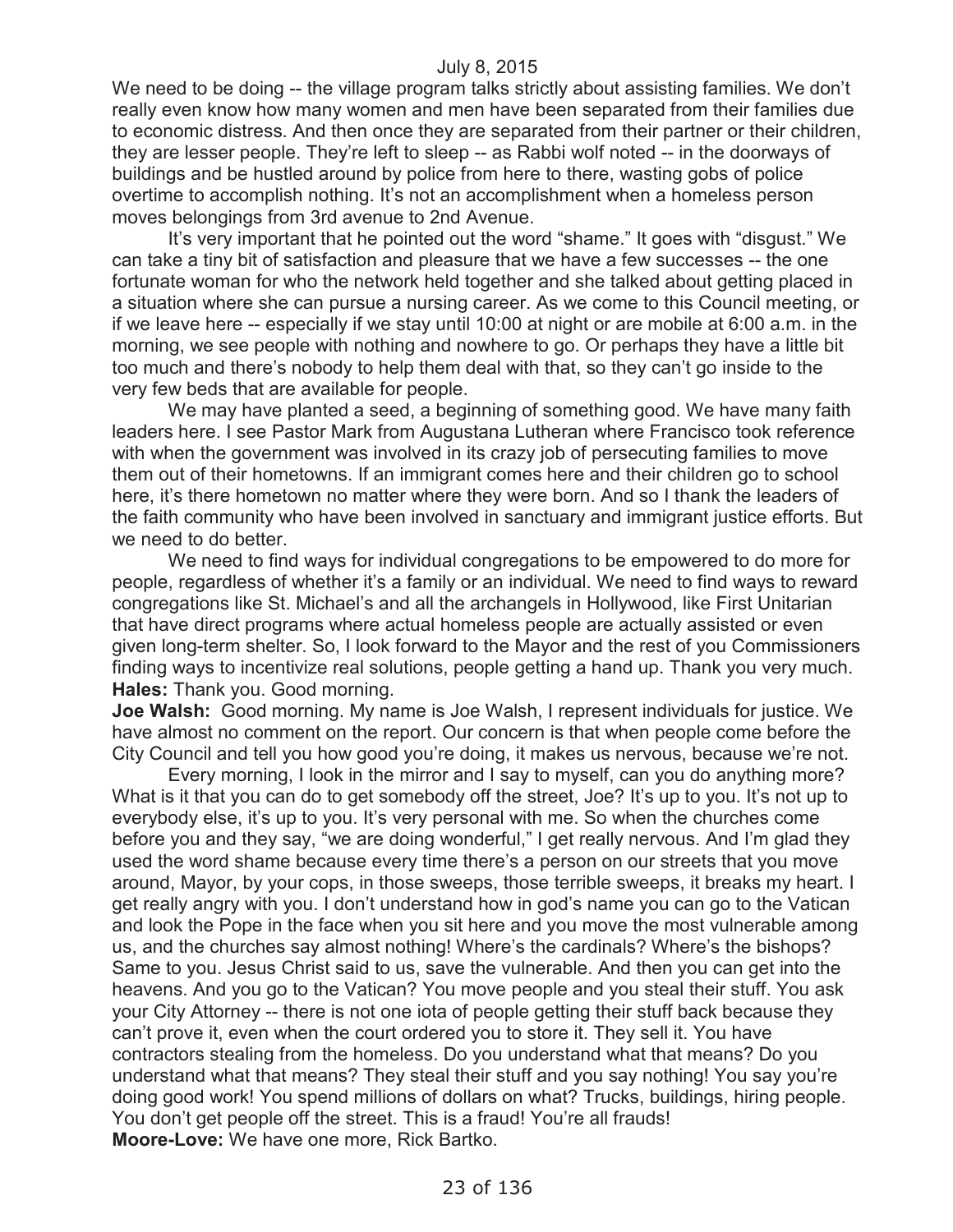We need to be doing -- the village program talks strictly about assisting families. We don't really even know how many women and men have been separated from their families due to economic distress. And then once they are separated from their partner or their children, they are lesser people. They're left to sleep -- as Rabbi wolf noted -- in the doorways of buildings and be hustled around by police from here to there, wasting gobs of police overtime to accomplish nothing. It's not an accomplishment when a homeless person moves belongings from 3rd avenue to 2nd Avenue.

It's very important that he pointed out the word "shame." It goes with "disgust." We can take a tiny bit of satisfaction and pleasure that we have a few successes -- the one fortunate woman for who the network held together and she talked about getting placed in a situation where she can pursue a nursing career. As we come to this Council meeting, or if we leave here -- especially if we stay until 10:00 at night or are mobile at 6:00 a.m. in the morning, we see people with nothing and nowhere to go. Or perhaps they have a little bit too much and there's nobody to help them deal with that, so they can't go inside to the very few beds that are available for people.

We may have planted a seed, a beginning of something good. We have many faith leaders here. I see Pastor Mark from Augustana Lutheran where Francisco took reference with when the government was involved in its crazy job of persecuting families to move them out of their hometowns. If an immigrant comes here and their children go to school here, it's there hometown no matter where they were born. And so I thank the leaders of the faith community who have been involved in sanctuary and immigrant justice efforts. But we need to do better.

We need to find ways for individual congregations to be empowered to do more for people, regardless of whether it's a family or an individual. We need to find ways to reward congregations like St. Michael's and all the archangels in Hollywood, like First Unitarian that have direct programs where actual homeless people are actually assisted or even given long-term shelter. So, I look forward to the Mayor and the rest of you Commissioners finding ways to incentivize real solutions, people getting a hand up. Thank you very much.

**Hales:** Thank you. Good morning.

**Joe Walsh:** Good morning. My name is Joe Walsh, I represent individuals for justice. We have almost no comment on the report. Our concern is that when people come before the City Council and tell you how good you're doing, it makes us nervous, because we're not.

Every morning, I look in the mirror and I say to myself, can you do anything more? What is it that you can do to get somebody off the street, Joe? It's up to you. It's not up to everybody else, it's up to you. It's very personal with me. So when the churches come before you and they say, "we are doing wonderful," I get really nervous. And I'm glad they used the word shame because every time there's a person on our streets that you move around, Mayor, by your cops, in those sweeps, those terrible sweeps, it breaks my heart. I get really angry with you. I don't understand how in god's name you can go to the Vatican and look the Pope in the face when you sit here and you move the most vulnerable among us, and the churches say almost nothing! Where's the cardinals? Where's the bishops? Same to you. Jesus Christ said to us, save the vulnerable. And then you can get into the heavens. And you go to the Vatican? You move people and you steal their stuff. You ask your City Attorney -- there is not one iota of people getting their stuff back because they can't prove it, even when the court ordered you to store it. They sell it. You have contractors stealing from the homeless. Do you understand what that means? Do you understand what that means? They steal their stuff and you say nothing! You say you're doing good work! You spend millions of dollars on what? Trucks, buildings, hiring people. You don't get people off the street. This is a fraud! You're all frauds!

**Moore-Love:** We have one more, Rick Bartko.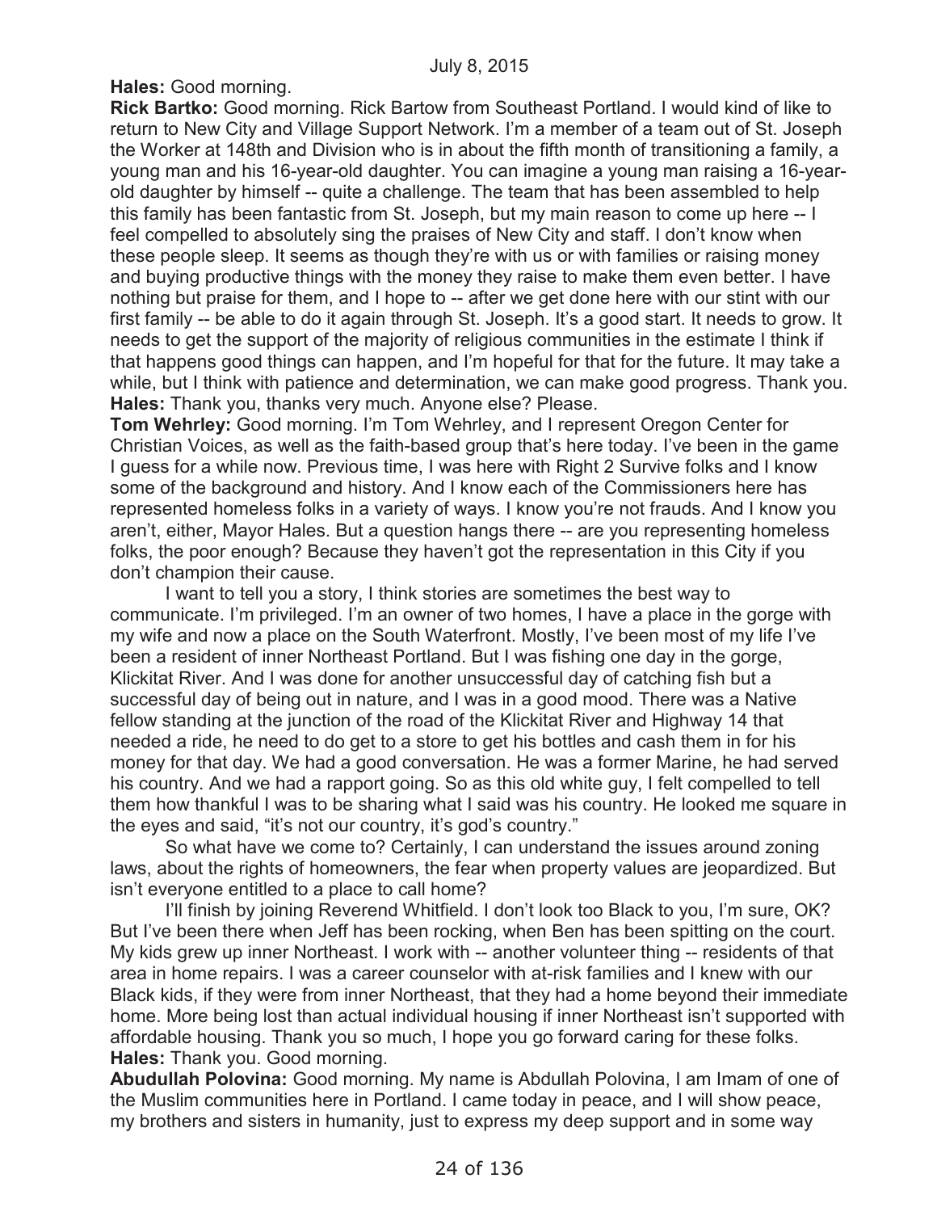July 8, 2015

**Hales:** Good morning.

**Rick Bartko:** Good morning. Rick Bartow from Southeast Portland. I would kind of like to return to New City and Village Support Network. I'm a member of a team out of St. Joseph the Worker at 148th and Division who is in about the fifth month of transitioning a family, a young man and his 16-year-old daughter. You can imagine a young man raising a 16-year-old daughter by himself -- quite a challenge. The team that has been assembled to help this family has been fantastic from St. Joseph, but my main reason to come up here -- I feel compelled to absolutely sing the praises of New City and staff. I don't know when these people sleep. It seems as though they're with us or with families or raising money and buying productive things with the money they raise to make them even better. I have nothing but praise for them, and I hope to -- after we get done here with our stint with our first family -- be able to do it again through St. Joseph. It's a good start. It needs to grow. It needs to get the support of the majority of religious communities in the estimate I think if that happens good things can happen, and I'm hopeful for that for the future. It may take a while, but I think with patience and determination, we can make good progress. Thank you.

**Hales:** Thank you, thanks very much. Anyone else? Please.

**Tom Wehrley:** Good morning. I'm Tom Wehrley, and I represent Oregon Center for Christian Voices, as well as the faith-based group that's here today. I've been in the game I guess for a while now. Previous time, I was here with Right 2 Survive folks and I know some of the background and history. And I know each of the Commissioners here has represented homeless folks in a variety of ways. I know you're not frauds. And I know you aren't, either, Mayor Hales. But a question hangs there -- are you representing homeless folks, the poor enough? Because they haven't got the representation in this City if you don't champion their cause.

I want to tell you a story, I think stories are sometimes the best way to communicate. I'm privileged. I'm an owner of two homes, I have a place in the gorge with my wife and now a place on the South Waterfront. Mostly, I've been most of my life I've been a resident of inner Northeast Portland. But I was fishing one day in the gorge, Klickitat River. And I was done for another unsuccessful day of catching fish but a successful day of being out in nature, and I was in a good mood. There was a Native fellow standing at the junction of the road of the Klickitat River and Highway 14 that needed a ride, he need to do get to a store to get his bottles and cash them in for his money for that day. We had a good conversation. He was a former Marine, he had served his country. And we had a rapport going. So as this old white guy, I felt compelled to tell them how thankful I was to be sharing what I said was his country. He looked me square in the eyes and said, "it's not our country, it's god's country."

So what have we come to? Certainly, I can understand the issues around zoning laws, about the rights of homeowners, the fear when property values are jeopardized. But isn't everyone entitled to a place to call home?

I'll finish by joining Reverend Whitfield. I don't look too Black to you, I'm sure, OK? But I've been there when Jeff has been rocking, when Ben has been spitting on the court. My kids grew up inner Northeast. I work with -- another volunteer thing -- residents of that area in home repairs. I was a career counselor with at-risk families and I knew with our Black kids, if they were from inner Northeast, that they had a home beyond their immediate home. More being lost than actual individual housing if inner Northeast isn't supported with affordable housing. Thank you so much, I hope you go forward caring for these folks.

**Hales:** Thank you. Good morning.

**Abudullah Polovina:** Good morning. My name is Abdullah Polovina, I am Imam of one of the Muslim communities here in Portland. I came today in peace, and I will show peace, my brothers and sisters in humanity, just to express my deep support and in some way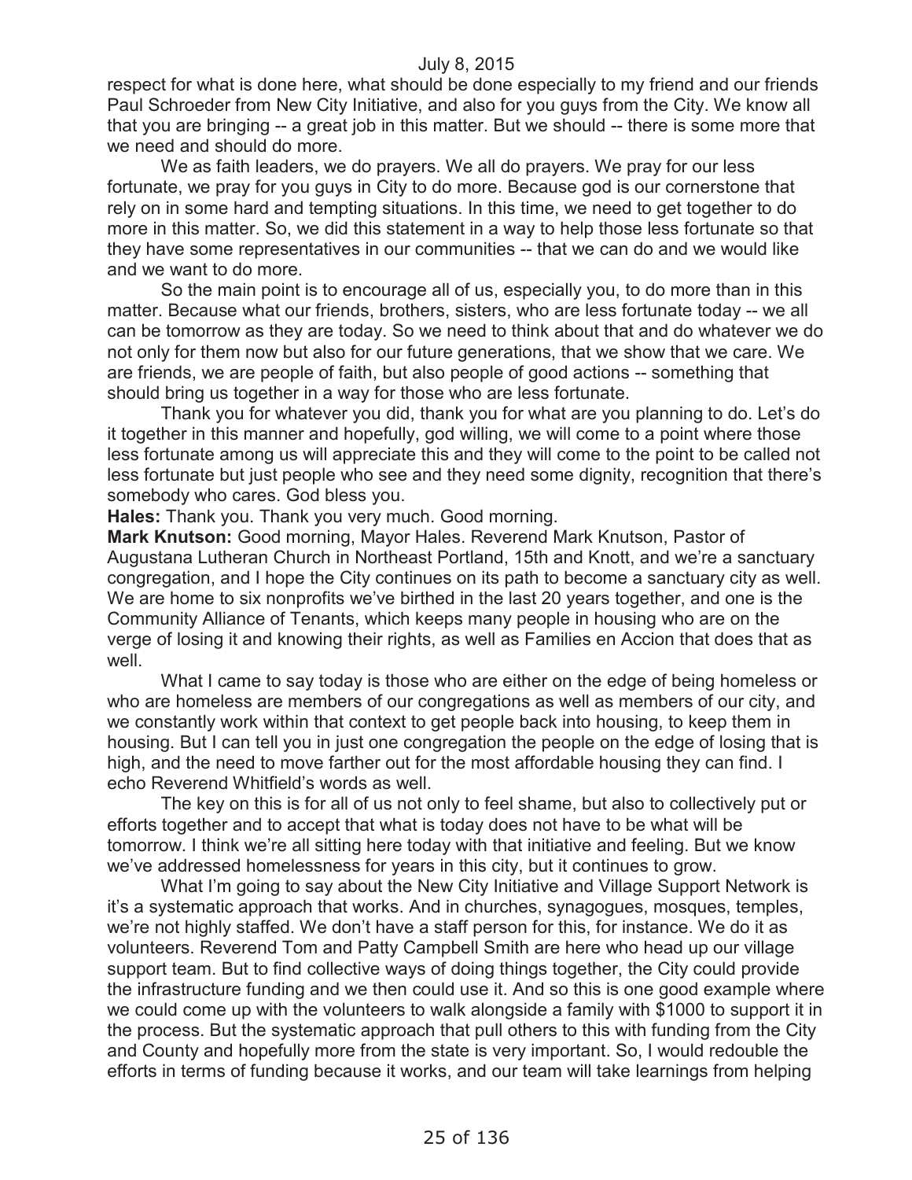respect for what is done here, what should be done especially to my friend and our friends Paul Schroeder from New City Initiative, and also for you guys from the City. We know all that you are bringing -- a great job in this matter. But we should -- there is some more that we need and should do more.

We as faith leaders, we do prayers. We all do prayers. We pray for our less fortunate, we pray for you guys in City to do more. Because god is our cornerstone that rely on in some hard and tempting situations. In this time, we need to get together to do more in this matter. So, we did this statement in a way to help those less fortunate so that they have some representatives in our communities -- that we can do and we would like and we want to do more.

So the main point is to encourage all of us, especially you, to do more than in this matter. Because what our friends, brothers, sisters, who are less fortunate today -- we all can be tomorrow as they are today. So we need to think about that and do whatever we do not only for them now but also for our future generations, that we show that we care. We are friends, we are people of faith, but also people of good actions -- something that should bring us together in a way for those who are less fortunate.

Thank you for whatever you did, thank you for what are you planning to do. Let's do it together in this manner and hopefully, god willing, we will come to a point where those less fortunate among us will appreciate this and they will come to the point to be called not less fortunate but just people who see and they need some dignity, recognition that there's somebody who cares. God bless you.

**Hales:** Thank you. Thank you very much. Good morning.

**Mark Knutson:** Good morning, Mayor Hales. Reverend Mark Knutson, Pastor of Augustana Lutheran Church in Northeast Portland, 15th and Knott, and we're a sanctuary congregation, and I hope the City continues on its path to become a sanctuary city as well. We are home to six nonprofits we've birthed in the last 20 years together, and one is the Community Alliance of Tenants, which keeps many people in housing who are on the verge of losing it and knowing their rights, as well as Families en Accion that does that as well.

What I came to say today is those who are either on the edge of being homeless or who are homeless are members of our congregations as well as members of our city, and we constantly work within that context to get people back into housing, to keep them in housing. But I can tell you in just one congregation the people on the edge of losing that is high, and the need to move farther out for the most affordable housing they can find. I echo Reverend Whitfield's words as well.

The key on this is for all of us not only to feel shame, but also to collectively put or efforts together and to accept that what is today does not have to be what will be tomorrow. I think we're all sitting here today with that initiative and feeling. But we know we've addressed homelessness for years in this city, but it continues to grow.

What I'm going to say about the New City Initiative and Village Support Network is it's a systematic approach that works. And in churches, synagogues, mosques, temples, we're not highly staffed. We don't have a staff person for this, for instance. We do it as volunteers. Reverend Tom and Patty Campbell Smith are here who head up our village support team. But to find collective ways of doing things together, the City could provide the infrastructure funding and we then could use it. And so this is one good example where we could come up with the volunteers to walk alongside a family with $1000 to support it in the process. But the systematic approach that pull others to this with funding from the City and County and hopefully more from the state is very important. So, I would redouble the efforts in terms of funding because it works, and our team will take learnings from helping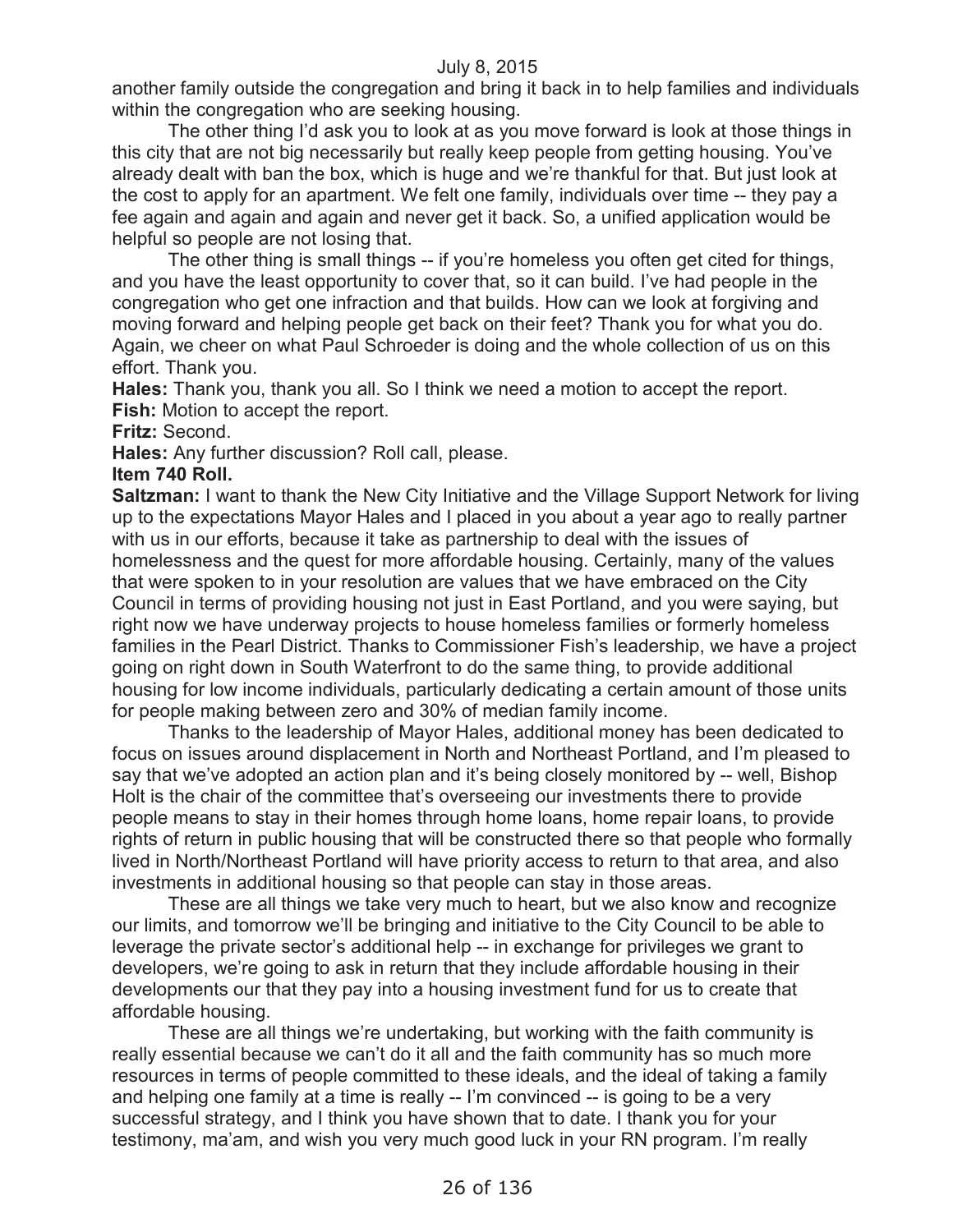another family outside the congregation and bring it back in to help families and individuals within the congregation who are seeking housing.

The other thing I'd ask you to look at as you move forward is look at those things in this city that are not big necessarily but really keep people from getting housing. You've already dealt with ban the box, which is huge and we're thankful for that. But just look at the cost to apply for an apartment. We felt one family, individuals over time -- they pay a fee again and again and again and never get it back. So, a unified application would be helpful so people are not losing that.

The other thing is small things -- if you're homeless you often get cited for things, and you have the least opportunity to cover that, so it can build. I've had people in the congregation who get one infraction and that builds. How can we look at forgiving and moving forward and helping people get back on their feet? Thank you for what you do. Again, we cheer on what Paul Schroeder is doing and the whole collection of us on this effort. Thank you.

**Hales:** Thank you, thank you all. So I think we need a motion to accept the report.

**Fish:** Motion to accept the report.

**Fritz:** Second.

**Hales:** Any further discussion? Roll call, please.

**Item 740 Roll.**

**Saltzman:** I want to thank the New City Initiative and the Village Support Network for living up to the expectations Mayor Hales and I placed in you about a year ago to really partner with us in our efforts, because it take as partnership to deal with the issues of homelessness and the quest for more affordable housing. Certainly, many of the values that were spoken to in your resolution are values that we have embraced on the City Council in terms of providing housing not just in East Portland, and you were saying, but right now we have underway projects to house homeless families or formerly homeless families in the Pearl District. Thanks to Commissioner Fish's leadership, we have a project going on right down in South Waterfront to do the same thing, to provide additional housing for low income individuals, particularly dedicating a certain amount of those units for people making between zero and 30% of median family income.

Thanks to the leadership of Mayor Hales, additional money has been dedicated to focus on issues around displacement in North and Northeast Portland, and I'm pleased to say that we've adopted an action plan and it's being closely monitored by -- well, Bishop Holt is the chair of the committee that's overseeing our investments there to provide people means to stay in their homes through home loans, home repair loans, to provide rights of return in public housing that will be constructed there so that people who formally lived in North/Northeast Portland will have priority access to return to that area, and also investments in additional housing so that people can stay in those areas.

These are all things we take very much to heart, but we also know and recognize our limits, and tomorrow we'll be bringing and initiative to the City Council to be able to leverage the private sector's additional help -- in exchange for privileges we grant to developers, we're going to ask in return that they include affordable housing in their developments our that they pay into a housing investment fund for us to create that affordable housing.

These are all things we're undertaking, but working with the faith community is really essential because we can't do it all and the faith community has so much more resources in terms of people committed to these ideals, and the ideal of taking a family and helping one family at a time is really -- I'm convinced -- is going to be a very successful strategy, and I think you have shown that to date. I thank you for your testimony, ma'am, and wish you very much good luck in your RN program. I'm really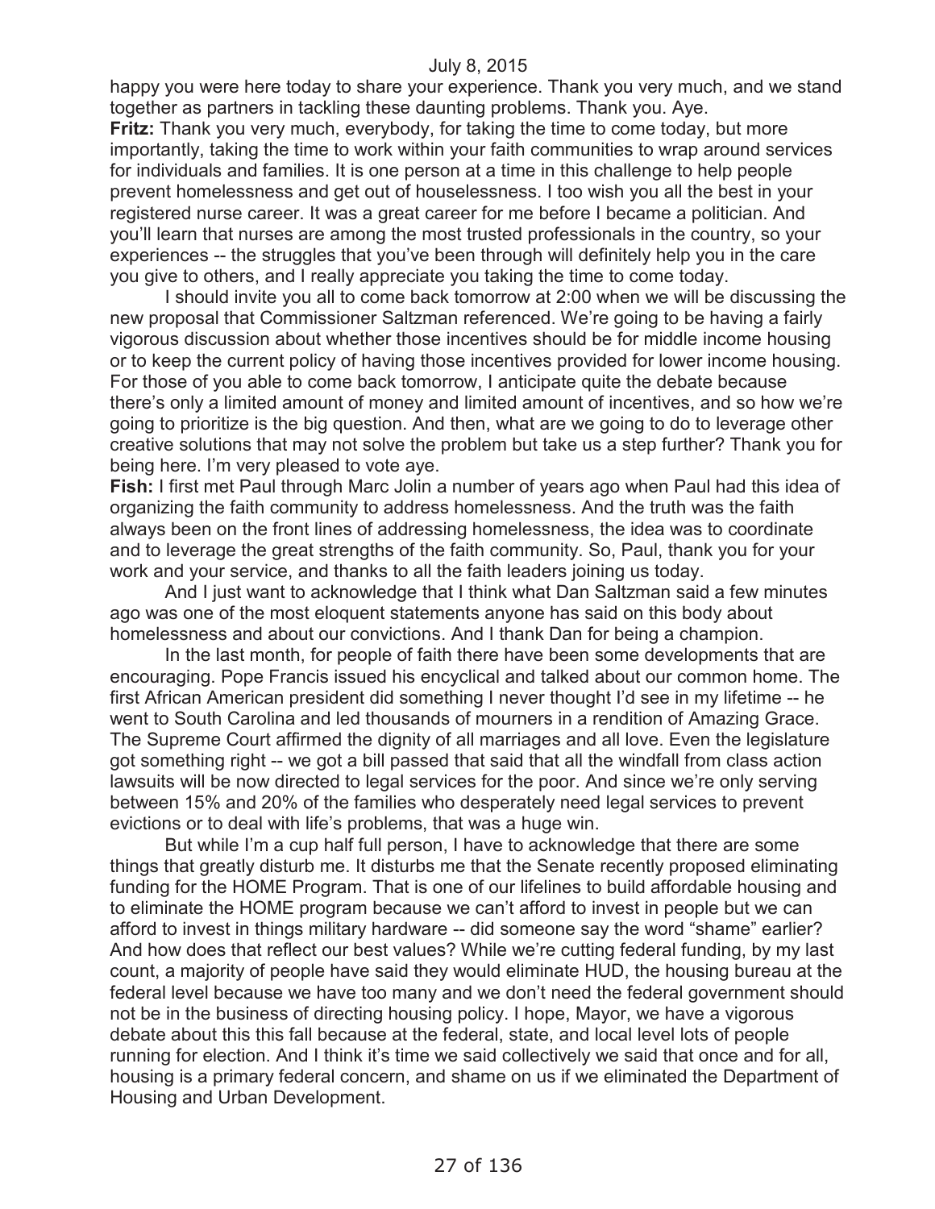happy you were here today to share your experience. Thank you very much, and we stand together as partners in tackling these daunting problems. Thank you. Aye.

**Fritz:** Thank you very much, everybody, for taking the time to come today, but more importantly, taking the time to work within your faith communities to wrap around services for individuals and families. It is one person at a time in this challenge to help people prevent homelessness and get out of houselessness. I too wish you all the best in your registered nurse career. It was a great career for me before I became a politician. And you'll learn that nurses are among the most trusted professionals in the country, so your experiences -- the struggles that you've been through will definitely help you in the care you give to others, and I really appreciate you taking the time to come today.

I should invite you all to come back tomorrow at 2:00 when we will be discussing the new proposal that Commissioner Saltzman referenced. We're going to be having a fairly vigorous discussion about whether those incentives should be for middle income housing or to keep the current policy of having those incentives provided for lower income housing. For those of you able to come back tomorrow, I anticipate quite the debate because there's only a limited amount of money and limited amount of incentives, and so how we're going to prioritize is the big question. And then, what are we going to do to leverage other creative solutions that may not solve the problem but take us a step further? Thank you for being here. I'm very pleased to vote aye.

**Fish:** I first met Paul through Marc Jolin a number of years ago when Paul had this idea of organizing the faith community to address homelessness. And the truth was the faith always been on the front lines of addressing homelessness, the idea was to coordinate and to leverage the great strengths of the faith community. So, Paul, thank you for your work and your service, and thanks to all the faith leaders joining us today.

And I just want to acknowledge that I think what Dan Saltzman said a few minutes ago was one of the most eloquent statements anyone has said on this body about homelessness and about our convictions. And I thank Dan for being a champion.

In the last month, for people of faith there have been some developments that are encouraging. Pope Francis issued his encyclical and talked about our common home. The first African American president did something I never thought I'd see in my lifetime -- he went to South Carolina and led thousands of mourners in a rendition of Amazing Grace. The Supreme Court affirmed the dignity of all marriages and all love. Even the legislature got something right -- we got a bill passed that said that all the windfall from class action lawsuits will be now directed to legal services for the poor. And since we're only serving between 15% and 20% of the families who desperately need legal services to prevent evictions or to deal with life's problems, that was a huge win.

But while I'm a cup half full person, I have to acknowledge that there are some things that greatly disturb me. It disturbs me that the Senate recently proposed eliminating funding for the HOME Program. That is one of our lifelines to build affordable housing and to eliminate the HOME program because we can't afford to invest in people but we can afford to invest in things military hardware -- did someone say the word "shame" earlier? And how does that reflect our best values? While we're cutting federal funding, by my last count, a majority of people have said they would eliminate HUD, the housing bureau at the federal level because we have too many and we don't need the federal government should not be in the business of directing housing policy. I hope, Mayor, we have a vigorous debate about this this fall because at the federal, state, and local level lots of people running for election. And I think it's time we said collectively we said that once and for all, housing is a primary federal concern, and shame on us if we eliminated the Department of Housing and Urban Development.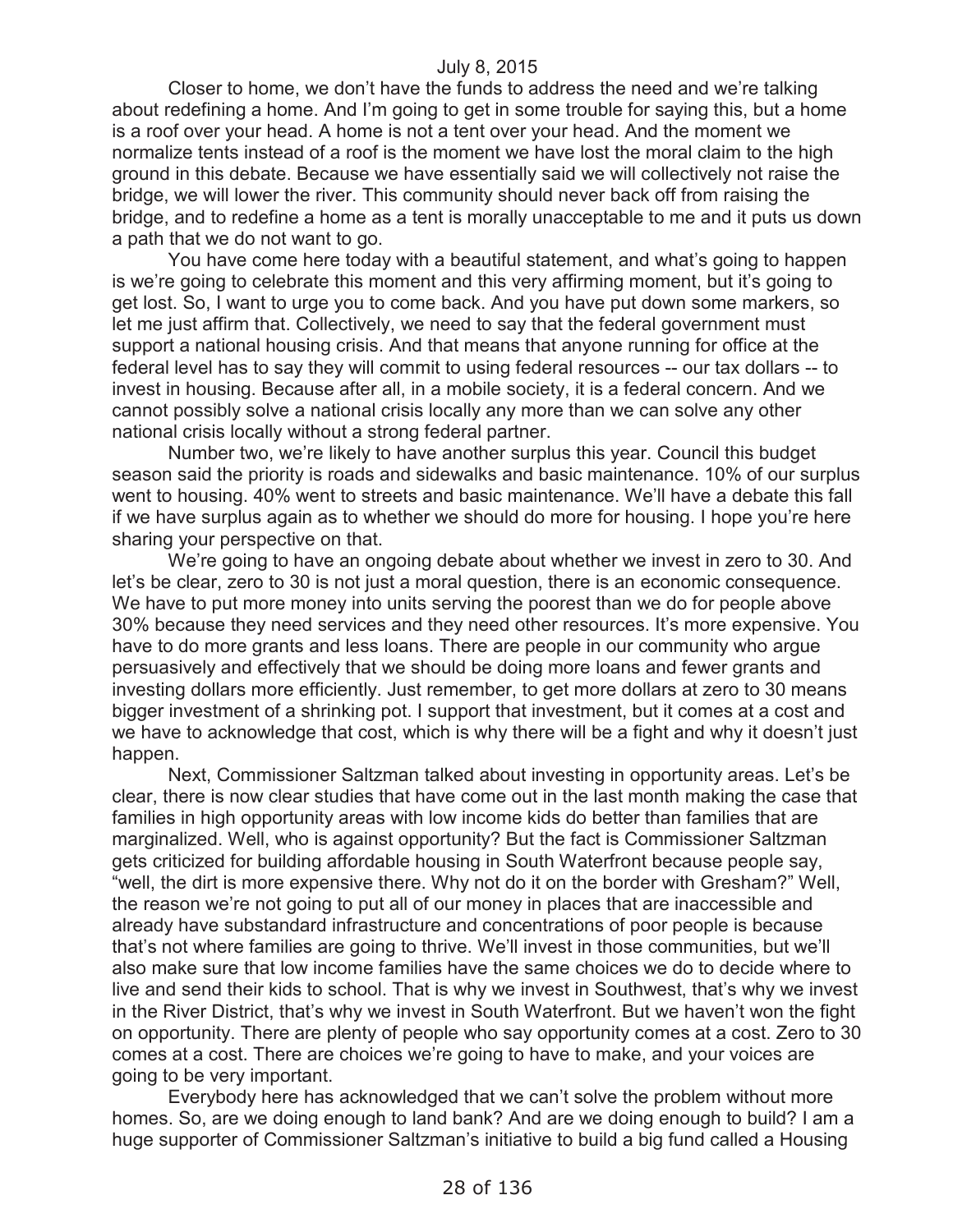Closer to home, we don't have the funds to address the need and we're talking about redefining a home. And I'm going to get in some trouble for saying this, but a home is a roof over your head. A home is not a tent over your head. And the moment we normalize tents instead of a roof is the moment we have lost the moral claim to the high ground in this debate. Because we have essentially said we will collectively not raise the bridge, we will lower the river. This community should never back off from raising the bridge, and to redefine a home as a tent is morally unacceptable to me and it puts us down a path that we do not want to go.

You have come here today with a beautiful statement, and what's going to happen is we're going to celebrate this moment and this very affirming moment, but it's going to get lost. So, I want to urge you to come back. And you have put down some markers, so let me just affirm that. Collectively, we need to say that the federal government must support a national housing crisis. And that means that anyone running for office at the federal level has to say they will commit to using federal resources -- our tax dollars -- to invest in housing. Because after all, in a mobile society, it is a federal concern. And we cannot possibly solve a national crisis locally any more than we can solve any other national crisis locally without a strong federal partner.

Number two, we're likely to have another surplus this year. Council this budget season said the priority is roads and sidewalks and basic maintenance. 10% of our surplus went to housing. 40% went to streets and basic maintenance. We'll have a debate this fall if we have surplus again as to whether we should do more for housing. I hope you're here sharing your perspective on that.

We're going to have an ongoing debate about whether we invest in zero to 30. And let's be clear, zero to 30 is not just a moral question, there is an economic consequence. We have to put more money into units serving the poorest than we do for people above 30% because they need services and they need other resources. It's more expensive. You have to do more grants and less loans. There are people in our community who argue persuasively and effectively that we should be doing more loans and fewer grants and investing dollars more efficiently. Just remember, to get more dollars at zero to 30 means bigger investment of a shrinking pot. I support that investment, but it comes at a cost and we have to acknowledge that cost, which is why there will be a fight and why it doesn't just happen.

Next, Commissioner Saltzman talked about investing in opportunity areas. Let's be clear, there is now clear studies that have come out in the last month making the case that families in high opportunity areas with low income kids do better than families that are marginalized. Well, who is against opportunity? But the fact is Commissioner Saltzman gets criticized for building affordable housing in South Waterfront because people say, "well, the dirt is more expensive there. Why not do it on the border with Gresham?" Well, the reason we're not going to put all of our money in places that are inaccessible and already have substandard infrastructure and concentrations of poor people is because that's not where families are going to thrive. We'll invest in those communities, but we'll also make sure that low income families have the same choices we do to decide where to live and send their kids to school. That is why we invest in Southwest, that's why we invest in the River District, that's why we invest in South Waterfront. But we haven't won the fight on opportunity. There are plenty of people who say opportunity comes at a cost. Zero to 30 comes at a cost. There are choices we're going to have to make, and your voices are going to be very important.

Everybody here has acknowledged that we can't solve the problem without more homes. So, are we doing enough to land bank? And are we doing enough to build? I am a huge supporter of Commissioner Saltzman's initiative to build a big fund called a Housing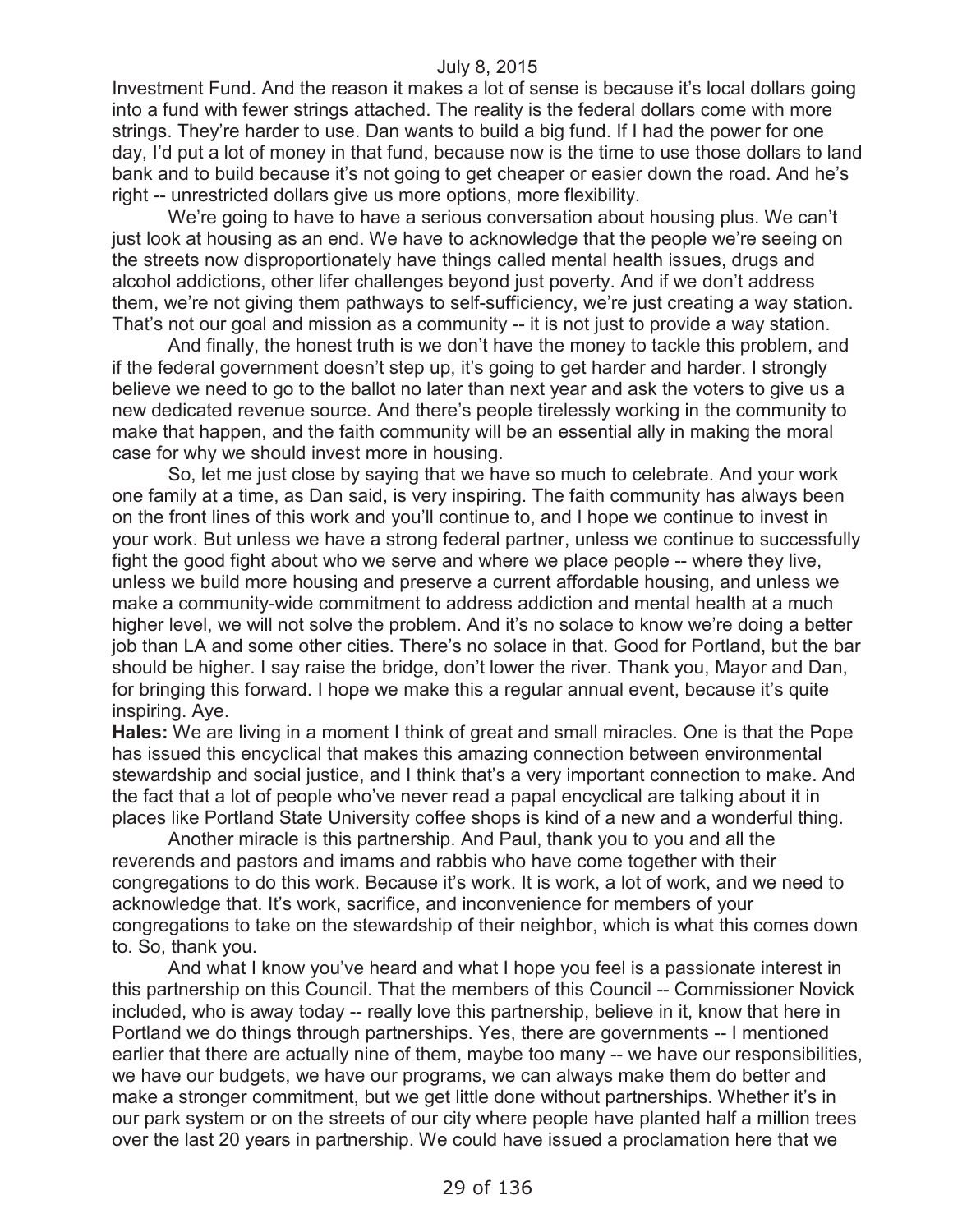Investment Fund. And the reason it makes a lot of sense is because it's local dollars going into a fund with fewer strings attached. The reality is the federal dollars come with more strings. They're harder to use. Dan wants to build a big fund. If I had the power for one day, I'd put a lot of money in that fund, because now is the time to use those dollars to land bank and to build because it's not going to get cheaper or easier down the road. And he's right -- unrestricted dollars give us more options, more flexibility.

We're going to have to have a serious conversation about housing plus. We can't just look at housing as an end. We have to acknowledge that the people we're seeing on the streets now disproportionately have things called mental health issues, drugs and alcohol addictions, other lifer challenges beyond just poverty. And if we don't address them, we're not giving them pathways to self-sufficiency, we're just creating a way station. That's not our goal and mission as a community -- it is not just to provide a way station.

And finally, the honest truth is we don't have the money to tackle this problem, and if the federal government doesn't step up, it's going to get harder and harder. I strongly believe we need to go to the ballot no later than next year and ask the voters to give us a new dedicated revenue source. And there's people tirelessly working in the community to make that happen, and the faith community will be an essential ally in making the moral case for why we should invest more in housing.

So, let me just close by saying that we have so much to celebrate. And your work one family at a time, as Dan said, is very inspiring. The faith community has always been on the front lines of this work and you'll continue to, and I hope we continue to invest in your work. But unless we have a strong federal partner, unless we continue to successfully fight the good fight about who we serve and where we place people -- where they live, unless we build more housing and preserve a current affordable housing, and unless we make a community-wide commitment to address addiction and mental health at a much higher level, we will not solve the problem. And it's no solace to know we're doing a better job than LA and some other cities. There's no solace in that. Good for Portland, but the bar should be higher. I say raise the bridge, don't lower the river. Thank you, Mayor and Dan, for bringing this forward. I hope we make this a regular annual event, because it's quite inspiring. Aye.

**Hales:** We are living in a moment I think of great and small miracles. One is that the Pope has issued this encyclical that makes this amazing connection between environmental stewardship and social justice, and I think that's a very important connection to make. And the fact that a lot of people who've never read a papal encyclical are talking about it in places like Portland State University coffee shops is kind of a new and a wonderful thing.

Another miracle is this partnership. And Paul, thank you to you and all the reverends and pastors and imams and rabbis who have come together with their congregations to do this work. Because it's work. It is work, a lot of work, and we need to acknowledge that. It's work, sacrifice, and inconvenience for members of your congregations to take on the stewardship of their neighbor, which is what this comes down to. So, thank you.

And what I know you've heard and what I hope you feel is a passionate interest in this partnership on this Council. That the members of this Council -- Commissioner Novick included, who is away today -- really love this partnership, believe in it, know that here in Portland we do things through partnerships. Yes, there are governments -- I mentioned earlier that there are actually nine of them, maybe too many -- we have our responsibilities, we have our budgets, we have our programs, we can always make them do better and make a stronger commitment, but we get little done without partnerships. Whether it's in our park system or on the streets of our city where people have planted half a million trees over the last 20 years in partnership. We could have issued a proclamation here that we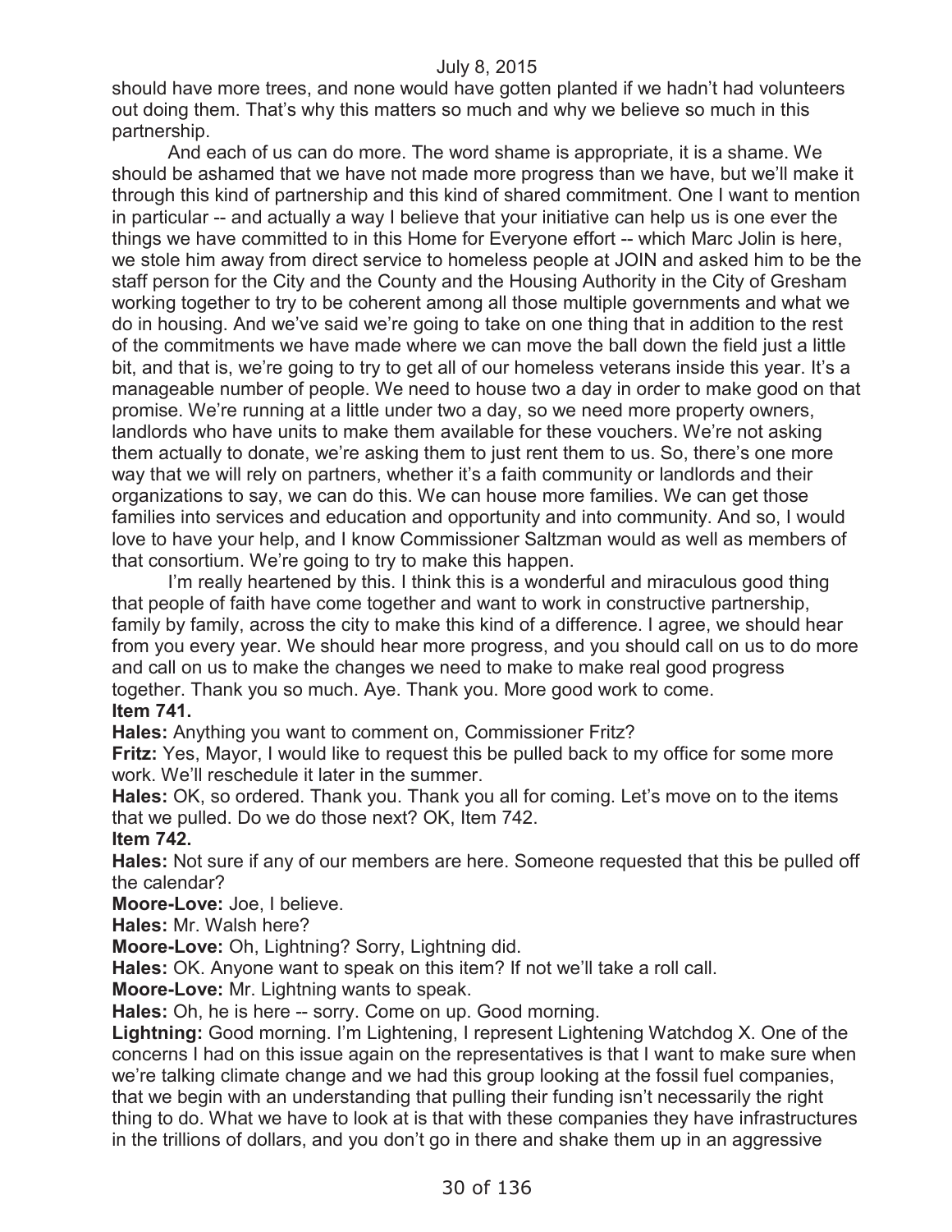should have more trees, and none would have gotten planted if we hadn't had volunteers out doing them. That's why this matters so much and why we believe so much in this partnership.

And each of us can do more. The word shame is appropriate, it is a shame. We should be ashamed that we have not made more progress than we have, but we'll make it through this kind of partnership and this kind of shared commitment. One I want to mention in particular -- and actually a way I believe that your initiative can help us is one ever the things we have committed to in this Home for Everyone effort -- which Marc Jolin is here, we stole him away from direct service to homeless people at JOIN and asked him to be the staff person for the City and the County and the Housing Authority in the City of Gresham working together to try to be coherent among all those multiple governments and what we do in housing. And we've said we're going to take on one thing that in addition to the rest of the commitments we have made where we can move the ball down the field just a little bit, and that is, we're going to try to get all of our homeless veterans inside this year. It's a manageable number of people. We need to house two a day in order to make good on that promise. We're running at a little under two a day, so we need more property owners, landlords who have units to make them available for these vouchers. We're not asking them actually to donate, we're asking them to just rent them to us. So, there's one more way that we will rely on partners, whether it's a faith community or landlords and their organizations to say, we can do this. We can house more families. We can get those families into services and education and opportunity and into community. And so, I would love to have your help, and I know Commissioner Saltzman would as well as members of that consortium. We're going to try to make this happen.

I'm really heartened by this. I think this is a wonderful and miraculous good thing that people of faith have come together and want to work in constructive partnership, family by family, across the city to make this kind of a difference. I agree, we should hear from you every year. We should hear more progress, and you should call on us to do more and call on us to make the changes we need to make to make real good progress together. Thank you so much. Aye. Thank you. More good work to come.

**Item 741.**

**Hales:** Anything you want to comment on, Commissioner Fritz?

**Fritz:** Yes, Mayor, I would like to request this be pulled back to my office for some more work. We'll reschedule it later in the summer.

**Hales:** OK, so ordered. Thank you. Thank you all for coming. Let's move on to the items that we pulled. Do we do those next? OK, Item 742.

**Item 742.**

**Hales:** Not sure if any of our members are here. Someone requested that this be pulled off the calendar?

**Moore-Love:** Joe, I believe.

**Hales:** Mr. Walsh here?

**Moore-Love:** Oh, Lightning? Sorry, Lightning did.

**Hales:** OK. Anyone want to speak on this item? If not we'll take a roll call.

**Moore-Love:** Mr. Lightning wants to speak.

**Hales:** Oh, he is here -- sorry. Come on up. Good morning.

**Lightning:** Good morning. I'm Lightening, I represent Lightening Watchdog X. One of the concerns I had on this issue again on the representatives is that I want to make sure when we're talking climate change and we had this group looking at the fossil fuel companies, that we begin with an understanding that pulling their funding isn't necessarily the right thing to do. What we have to look at is that with these companies they have infrastructures in the trillions of dollars, and you don't go in there and shake them up in an aggressive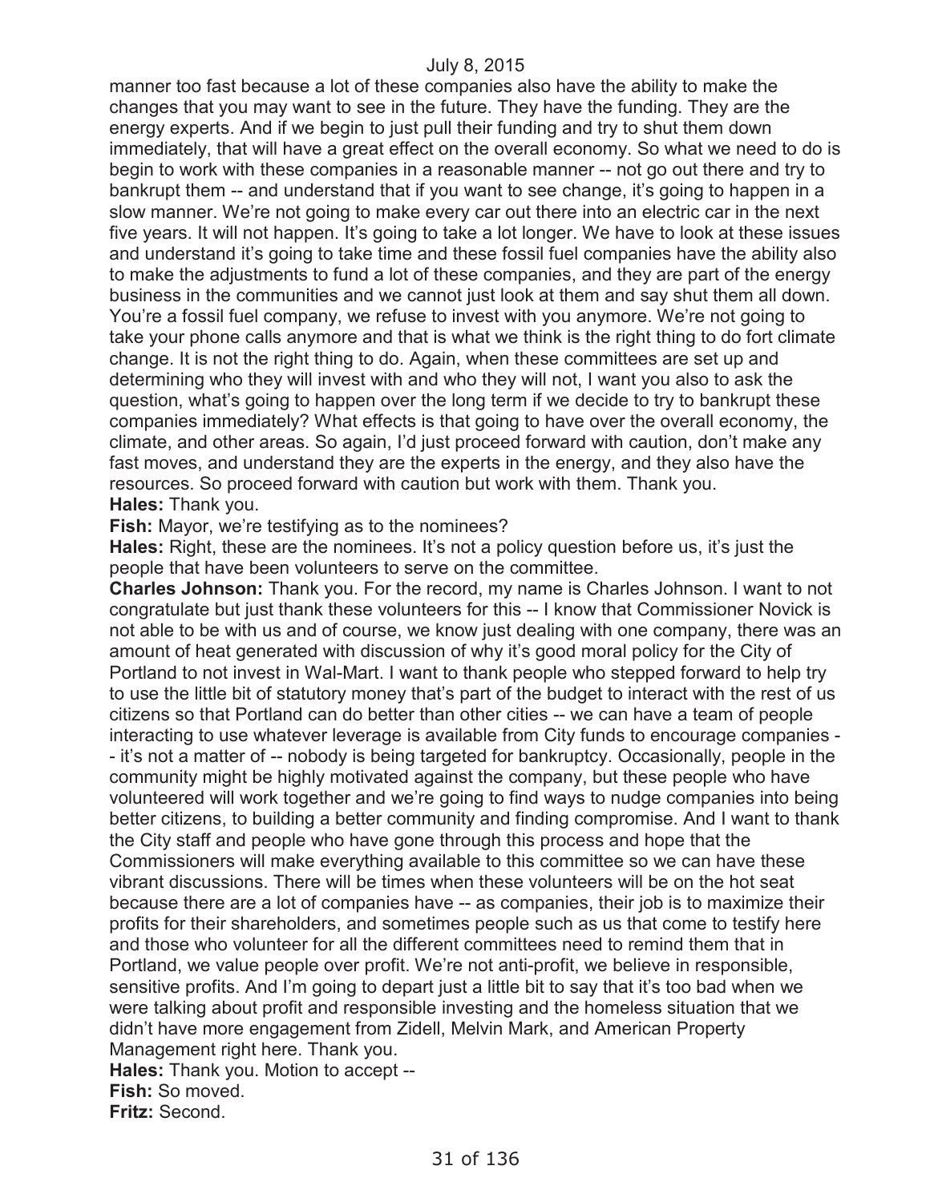manner too fast because a lot of these companies also have the ability to make the changes that you may want to see in the future. They have the funding. They are the energy experts. And if we begin to just pull their funding and try to shut them down immediately, that will have a great effect on the overall economy. So what we need to do is begin to work with these companies in a reasonable manner -- not go out there and try to bankrupt them -- and understand that if you want to see change, it's going to happen in a slow manner. We're not going to make every car out there into an electric car in the next five years. It will not happen. It's going to take a lot longer. We have to look at these issues and understand it's going to take time and these fossil fuel companies have the ability also to make the adjustments to fund a lot of these companies, and they are part of the energy business in the communities and we cannot just look at them and say shut them all down. You're a fossil fuel company, we refuse to invest with you anymore. We're not going to take your phone calls anymore and that is what we think is the right thing to do fort climate change. It is not the right thing to do. Again, when these committees are set up and determining who they will invest with and who they will not, I want you also to ask the question, what's going to happen over the long term if we decide to try to bankrupt these companies immediately? What effects is that going to have over the overall economy, the climate, and other areas. So again, I'd just proceed forward with caution, don't make any fast moves, and understand they are the experts in the energy, and they also have the resources. So proceed forward with caution but work with them. Thank you.

**Hales:** Thank you.

**Fish:** Mayor, we're testifying as to the nominees?

**Hales:** Right, these are the nominees. It's not a policy question before us, it's just the people that have been volunteers to serve on the committee.

**Charles Johnson:** Thank you. For the record, my name is Charles Johnson. I want to not congratulate but just thank these volunteers for this -- I know that Commissioner Novick is not able to be with us and of course, we know just dealing with one company, there was an amount of heat generated with discussion of why it's good moral policy for the City of Portland to not invest in Wal-Mart. I want to thank people who stepped forward to help try to use the little bit of statutory money that's part of the budget to interact with the rest of us citizens so that Portland can do better than other cities -- we can have a team of people interacting to use whatever leverage is available from City funds to encourage companies -- it's not a matter of -- nobody is being targeted for bankruptcy. Occasionally, people in the community might be highly motivated against the company, but these people who have volunteered will work together and we're going to find ways to nudge companies into being better citizens, to building a better community and finding compromise. And I want to thank the City staff and people who have gone through this process and hope that the Commissioners will make everything available to this committee so we can have these vibrant discussions. There will be times when these volunteers will be on the hot seat because there are a lot of companies have -- as companies, their job is to maximize their profits for their shareholders, and sometimes people such as us that come to testify here and those who volunteer for all the different committees need to remind them that in Portland, we value people over profit. We're not anti-profit, we believe in responsible, sensitive profits. And I'm going to depart just a little bit to say that it's too bad when we were talking about profit and responsible investing and the homeless situation that we didn't have more engagement from Zidell, Melvin Mark, and American Property Management right here. Thank you.

**Hales:** Thank you. Motion to accept --

**Fish:** So moved.

**Fritz:** Second.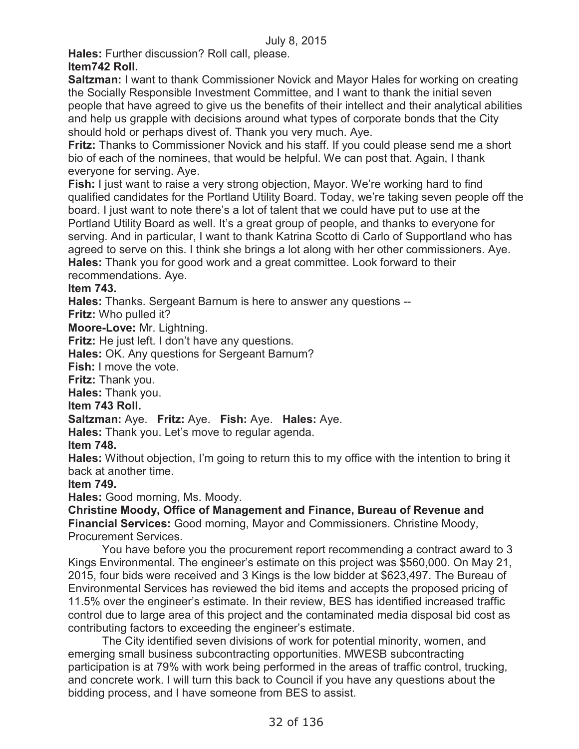**Hales:** Further discussion? Roll call, please.

**Item742 Roll.**

**Saltzman:** I want to thank Commissioner Novick and Mayor Hales for working on creating the Socially Responsible Investment Committee, and I want to thank the initial seven people that have agreed to give us the benefits of their intellect and their analytical abilities and help us grapple with decisions around what types of corporate bonds that the City should hold or perhaps divest of. Thank you very much. Aye.

**Fritz:** Thanks to Commissioner Novick and his staff. If you could please send me a short bio of each of the nominees, that would be helpful. We can post that. Again, I thank everyone for serving. Aye.

**Fish:** I just want to raise a very strong objection, Mayor. We're working hard to find qualified candidates for the Portland Utility Board. Today, we're taking seven people off the board. I just want to note there's a lot of talent that we could have put to use at the Portland Utility Board as well. It's a great group of people, and thanks to everyone for serving. And in particular, I want to thank Katrina Scotto di Carlo of Supportland who has agreed to serve on this. I think she brings a lot along with her other commissioners. Aye.

**Hales:** Thank you for good work and a great committee. Look forward to their recommendations. Aye.

**Item 743.**

**Hales:** Thanks. Sergeant Barnum is here to answer any questions --

**Fritz:** Who pulled it?

**Moore-Love:** Mr. Lightning.

**Fritz:** He just left. I don't have any questions.

**Hales:** OK. Any questions for Sergeant Barnum?

**Fish:** I move the vote.

**Fritz:** Thank you.

**Hales:** Thank you.

**Item 743 Roll.**

**Saltzman:** Aye. **Fritz:** Aye. **Fish:** Aye. **Hales:** Aye.

**Hales:** Thank you. Let's move to regular agenda.

**Item 748.**

**Hales:** Without objection, I'm going to return this to my office with the intention to bring it back at another time.

**Item 749.**

**Hales:** Good morning, Ms. Moody.

**Christine Moody, Office of Management and Finance, Bureau of Revenue and Financial Services:** Good morning, Mayor and Commissioners. Christine Moody, Procurement Services.

You have before you the procurement report recommending a contract award to 3 Kings Environmental. The engineer's estimate on this project was $560,000. On May 21, 2015, four bids were received and 3 Kings is the low bidder at $623,497. The Bureau of Environmental Services has reviewed the bid items and accepts the proposed pricing of 11.5% over the engineer's estimate. In their review, BES has identified increased traffic control due to large area of this project and the contaminated media disposal bid cost as contributing factors to exceeding the engineer's estimate.

The City identified seven divisions of work for potential minority, women, and emerging small business subcontracting opportunities. MWESB subcontracting participation is at 79% with work being performed in the areas of traffic control, trucking, and concrete work. I will turn this back to Council if you have any questions about the bidding process, and I have someone from BES to assist.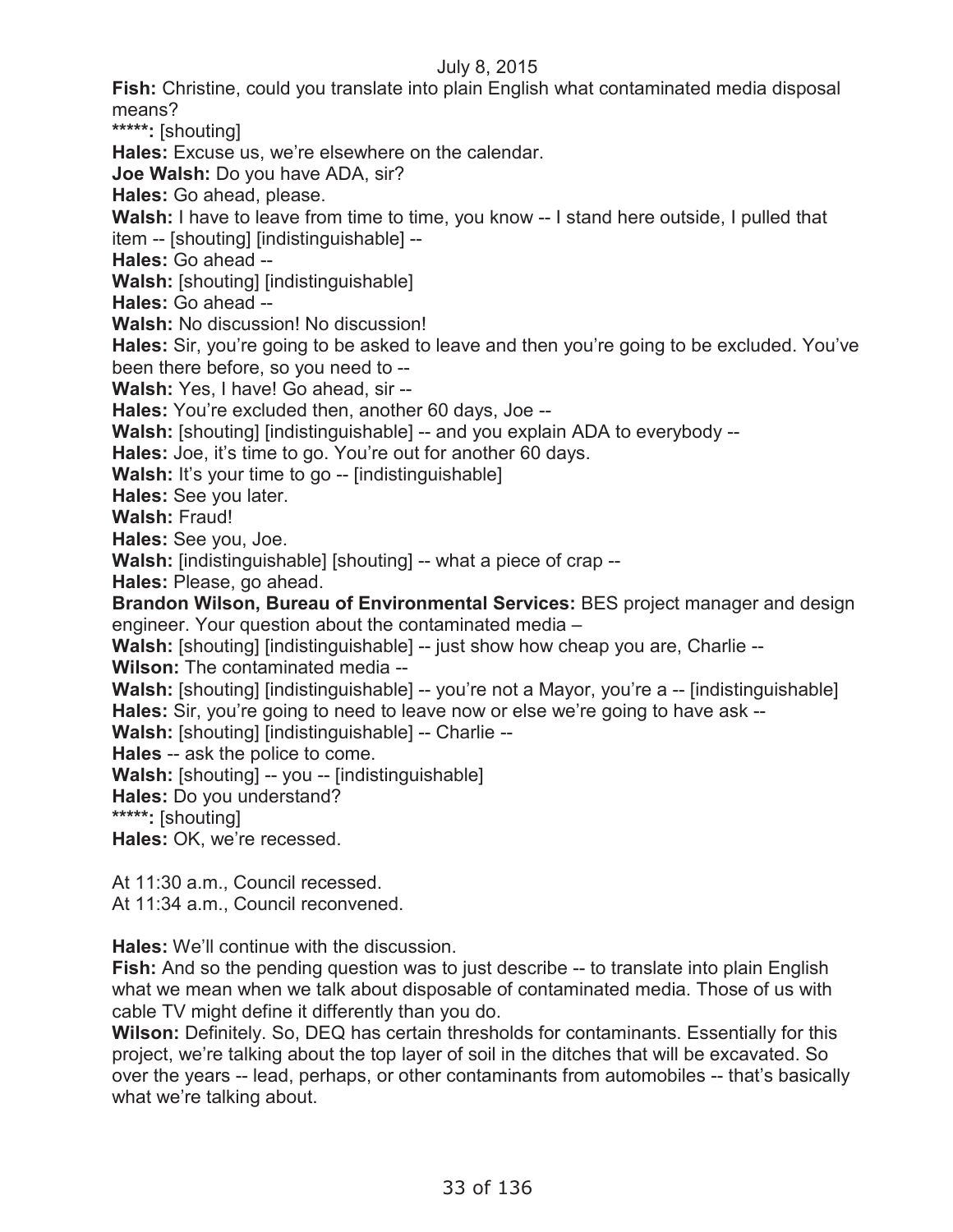July 8, 2015

**Fish:** Christine, could you translate into plain English what contaminated media disposal means?

*****: [shouting]

**Hales:** Excuse us, we're elsewhere on the calendar.

**Joe Walsh:** Do you have ADA, sir?

**Hales:** Go ahead, please.

**Walsh:** I have to leave from time to time, you know -- I stand here outside, I pulled that item -- [shouting] [indistinguishable] --

**Hales:** Go ahead --

**Walsh:** [shouting] [indistinguishable]

**Hales:** Go ahead --

**Walsh:** No discussion! No discussion!

**Hales:** Sir, you're going to be asked to leave and then you're going to be excluded. You've been there before, so you need to --

**Walsh:** Yes, I have! Go ahead, sir --

**Hales:** You're excluded then, another 60 days, Joe --

**Walsh:** [shouting] [indistinguishable] -- and you explain ADA to everybody --

**Hales:** Joe, it's time to go. You're out for another 60 days.

**Walsh:** It's your time to go -- [indistinguishable]

**Hales:** See you later.

**Walsh:** Fraud!

**Hales:** See you, Joe.

**Walsh:** [indistinguishable] [shouting] -- what a piece of crap --

**Hales:** Please, go ahead.

**Brandon Wilson, Bureau of Environmental Services:** BES project manager and design engineer. Your question about the contaminated media –

**Walsh:** [shouting] [indistinguishable] -- just show how cheap you are, Charlie --

**Wilson:** The contaminated media --

**Walsh:** [shouting] [indistinguishable] -- you're not a Mayor, you're a -- [indistinguishable]

**Hales:** Sir, you're going to need to leave now or else we're going to have ask --

**Walsh:** [shouting] [indistinguishable] -- Charlie --

**Hales** -- ask the police to come.

**Walsh:** [shouting] -- you -- [indistinguishable]

**Hales:** Do you understand?

*****: [shouting]

**Hales:** OK, we're recessed.

At 11:30 a.m., Council recessed.
At 11:34 a.m., Council reconvened.

**Hales:** We'll continue with the discussion.

**Fish:** And so the pending question was to just describe -- to translate into plain English what we mean when we talk about disposable of contaminated media. Those of us with cable TV might define it differently than you do.

**Wilson:** Definitely. So, DEQ has certain thresholds for contaminants. Essentially for this project, we're talking about the top layer of soil in the ditches that will be excavated. So over the years -- lead, perhaps, or other contaminants from automobiles -- that's basically what we're talking about.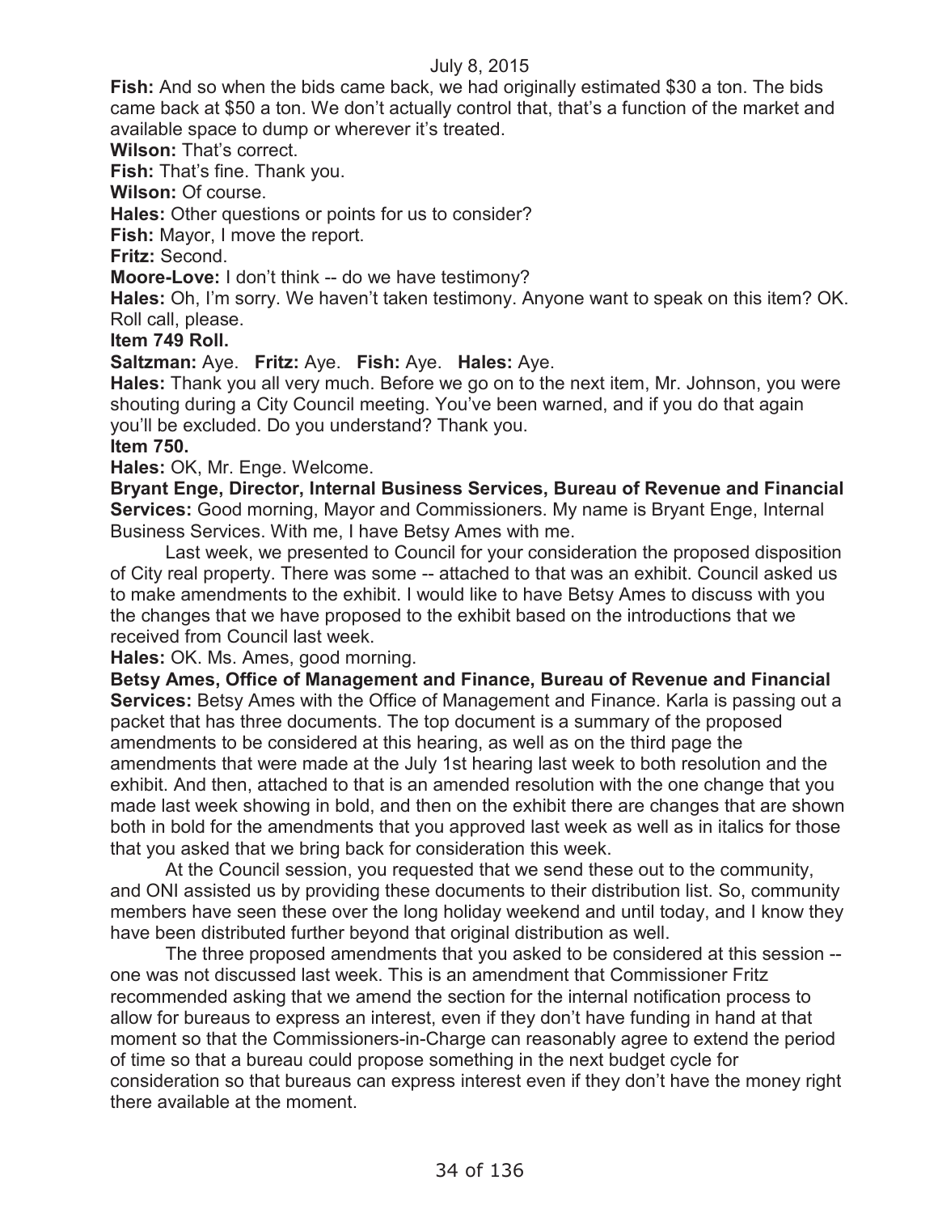**Fish:** And so when the bids came back, we had originally estimated $30 a ton. The bids came back at $50 a ton. We don't actually control that, that's a function of the market and available space to dump or wherever it's treated.

**Wilson:** That's correct.

**Fish:** That's fine. Thank you.

**Wilson:** Of course.

**Hales:** Other questions or points for us to consider?

**Fish:** Mayor, I move the report.

**Fritz:** Second.

**Moore-Love:** I don't think -- do we have testimony?

**Hales:** Oh, I'm sorry. We haven't taken testimony. Anyone want to speak on this item? OK. Roll call, please.

**Item 749 Roll.**

**Saltzman:** Aye. **Fritz:** Aye. **Fish:** Aye. **Hales:** Aye.

**Hales:** Thank you all very much. Before we go on to the next item, Mr. Johnson, you were shouting during a City Council meeting. You've been warned, and if you do that again you'll be excluded. Do you understand? Thank you.

**Item 750.**

**Hales:** OK, Mr. Enge. Welcome.

**Bryant Enge, Director, Internal Business Services, Bureau of Revenue and Financial Services:** Good morning, Mayor and Commissioners. My name is Bryant Enge, Internal Business Services. With me, I have Betsy Ames with me.

Last week, we presented to Council for your consideration the proposed disposition of City real property. There was some -- attached to that was an exhibit. Council asked us to make amendments to the exhibit. I would like to have Betsy Ames to discuss with you the changes that we have proposed to the exhibit based on the introductions that we received from Council last week.

**Hales:** OK. Ms. Ames, good morning.

**Betsy Ames, Office of Management and Finance, Bureau of Revenue and Financial Services:** Betsy Ames with the Office of Management and Finance. Karla is passing out a packet that has three documents. The top document is a summary of the proposed amendments to be considered at this hearing, as well as on the third page the amendments that were made at the July 1st hearing last week to both resolution and the exhibit. And then, attached to that is an amended resolution with the one change that you made last week showing in bold, and then on the exhibit there are changes that are shown both in bold for the amendments that you approved last week as well as in italics for those that you asked that we bring back for consideration this week.

At the Council session, you requested that we send these out to the community, and ONI assisted us by providing these documents to their distribution list. So, community members have seen these over the long holiday weekend and until today, and I know they have been distributed further beyond that original distribution as well.

The three proposed amendments that you asked to be considered at this session -- one was not discussed last week. This is an amendment that Commissioner Fritz recommended asking that we amend the section for the internal notification process to allow for bureaus to express an interest, even if they don't have funding in hand at that moment so that the Commissioners-in-Charge can reasonably agree to extend the period of time so that a bureau could propose something in the next budget cycle for consideration so that bureaus can express interest even if they don't have the money right there available at the moment.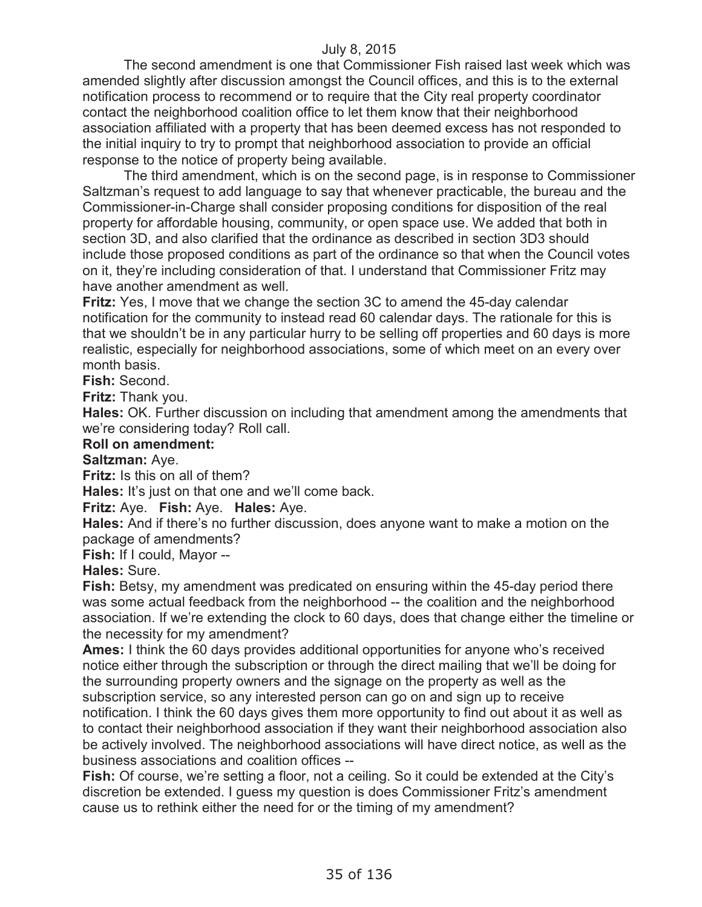The second amendment is one that Commissioner Fish raised last week which was amended slightly after discussion amongst the Council offices, and this is to the external notification process to recommend or to require that the City real property coordinator contact the neighborhood coalition office to let them know that their neighborhood association affiliated with a property that has been deemed excess has not responded to the initial inquiry to try to prompt that neighborhood association to provide an official response to the notice of property being available.

The third amendment, which is on the second page, is in response to Commissioner Saltzman's request to add language to say that whenever practicable, the bureau and the Commissioner-in-Charge shall consider proposing conditions for disposition of the real property for affordable housing, community, or open space use. We added that both in section 3D, and also clarified that the ordinance as described in section 3D3 should include those proposed conditions as part of the ordinance so that when the Council votes on it, they're including consideration of that. I understand that Commissioner Fritz may have another amendment as well.

**Fritz:** Yes, I move that we change the section 3C to amend the 45-day calendar notification for the community to instead read 60 calendar days. The rationale for this is that we shouldn't be in any particular hurry to be selling off properties and 60 days is more realistic, especially for neighborhood associations, some of which meet on an every over month basis.

**Fish:** Second.

**Fritz:** Thank you.

**Hales:** OK. Further discussion on including that amendment among the amendments that we're considering today? Roll call.

**Roll on amendment:**

**Saltzman:** Aye.

**Fritz:** Is this on all of them?

**Hales:** It's just on that one and we'll come back.

**Fritz:** Aye. **Fish:** Aye. **Hales:** Aye.

**Hales:** And if there's no further discussion, does anyone want to make a motion on the package of amendments?

**Fish:** If I could, Mayor --

**Hales:** Sure.

**Fish:** Betsy, my amendment was predicated on ensuring within the 45-day period there was some actual feedback from the neighborhood -- the coalition and the neighborhood association. If we're extending the clock to 60 days, does that change either the timeline or the necessity for my amendment?

**Ames:** I think the 60 days provides additional opportunities for anyone who's received notice either through the subscription or through the direct mailing that we'll be doing for the surrounding property owners and the signage on the property as well as the subscription service, so any interested person can go on and sign up to receive notification. I think the 60 days gives them more opportunity to find out about it as well as to contact their neighborhood association if they want their neighborhood association also be actively involved. The neighborhood associations will have direct notice, as well as the business associations and coalition offices --

**Fish:** Of course, we're setting a floor, not a ceiling. So it could be extended at the City's discretion be extended. I guess my question is does Commissioner Fritz's amendment cause us to rethink either the need for or the timing of my amendment?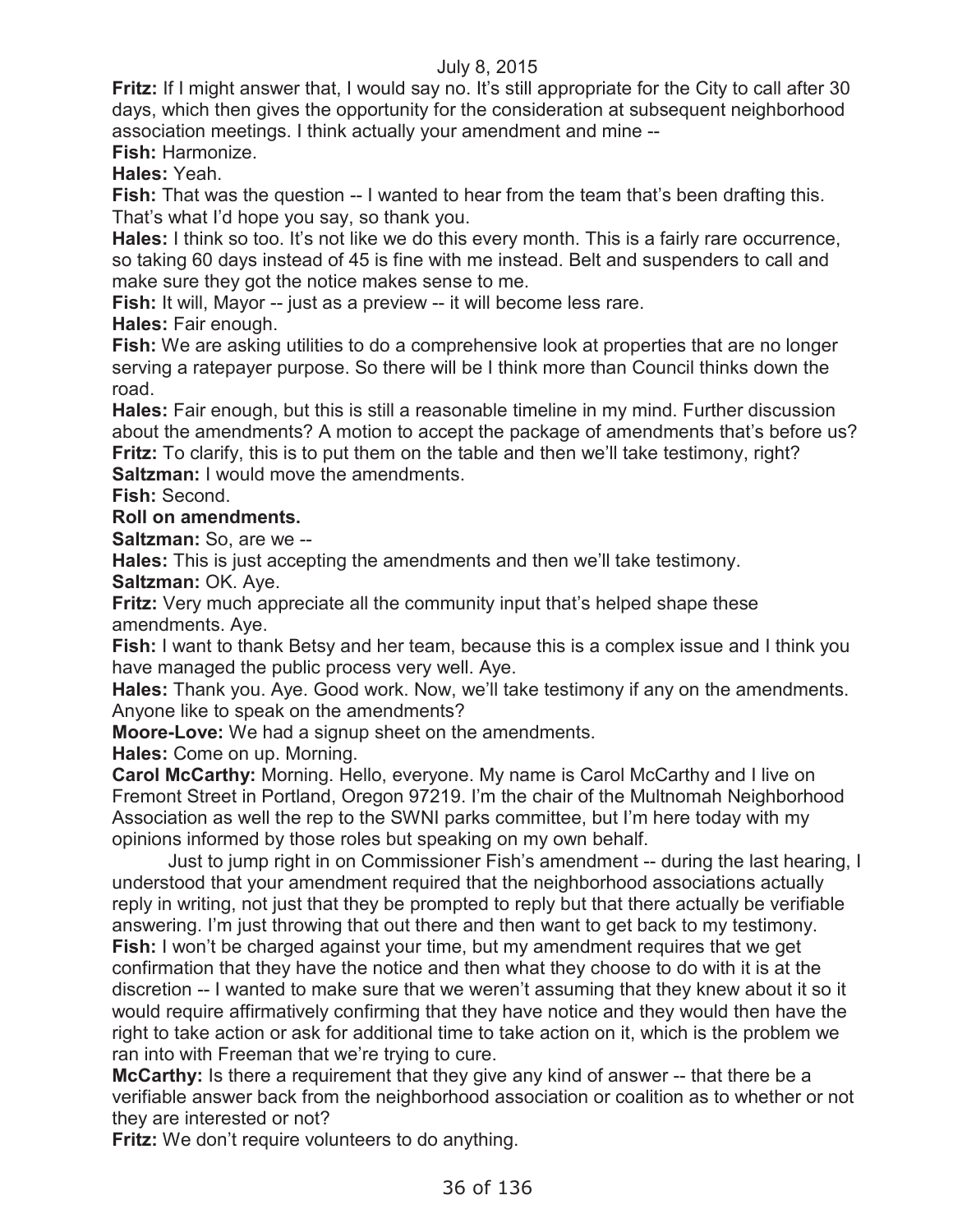**Fritz:** If I might answer that, I would say no. It's still appropriate for the City to call after 30 days, which then gives the opportunity for the consideration at subsequent neighborhood association meetings. I think actually your amendment and mine --

**Fish:** Harmonize.

**Hales:** Yeah.

**Fish:** That was the question -- I wanted to hear from the team that's been drafting this. That's what I'd hope you say, so thank you.

**Hales:** I think so too. It's not like we do this every month. This is a fairly rare occurrence, so taking 60 days instead of 45 is fine with me instead. Belt and suspenders to call and make sure they got the notice makes sense to me.

**Fish:** It will, Mayor -- just as a preview -- it will become less rare.

**Hales:** Fair enough.

**Fish:** We are asking utilities to do a comprehensive look at properties that are no longer serving a ratepayer purpose. So there will be I think more than Council thinks down the road.

**Hales:** Fair enough, but this is still a reasonable timeline in my mind. Further discussion about the amendments? A motion to accept the package of amendments that's before us?

**Fritz:** To clarify, this is to put them on the table and then we'll take testimony, right?

**Saltzman:** I would move the amendments.

**Fish:** Second.

**Roll on amendments.**

**Saltzman:** So, are we --

**Hales:** This is just accepting the amendments and then we'll take testimony.

**Saltzman:** OK. Aye.

**Fritz:** Very much appreciate all the community input that's helped shape these amendments. Aye.

**Fish:** I want to thank Betsy and her team, because this is a complex issue and I think you have managed the public process very well. Aye.

**Hales:** Thank you. Aye. Good work. Now, we'll take testimony if any on the amendments. Anyone like to speak on the amendments?

**Moore-Love:** We had a signup sheet on the amendments.

**Hales:** Come on up. Morning.

**Carol McCarthy:** Morning. Hello, everyone. My name is Carol McCarthy and I live on Fremont Street in Portland, Oregon 97219. I'm the chair of the Multnomah Neighborhood Association as well the rep to the SWNI parks committee, but I'm here today with my opinions informed by those roles but speaking on my own behalf.

Just to jump right in on Commissioner Fish's amendment -- during the last hearing, I understood that your amendment required that the neighborhood associations actually reply in writing, not just that they be prompted to reply but that there actually be verifiable answering. I'm just throwing that out there and then want to get back to my testimony.

**Fish:** I won't be charged against your time, but my amendment requires that we get confirmation that they have the notice and then what they choose to do with it is at the discretion -- I wanted to make sure that we weren't assuming that they knew about it so it would require affirmatively confirming that they have notice and they would then have the right to take action or ask for additional time to take action on it, which is the problem we ran into with Freeman that we're trying to cure.

**McCarthy:** Is there a requirement that they give any kind of answer -- that there be a verifiable answer back from the neighborhood association or coalition as to whether or not they are interested or not?

**Fritz:** We don't require volunteers to do anything.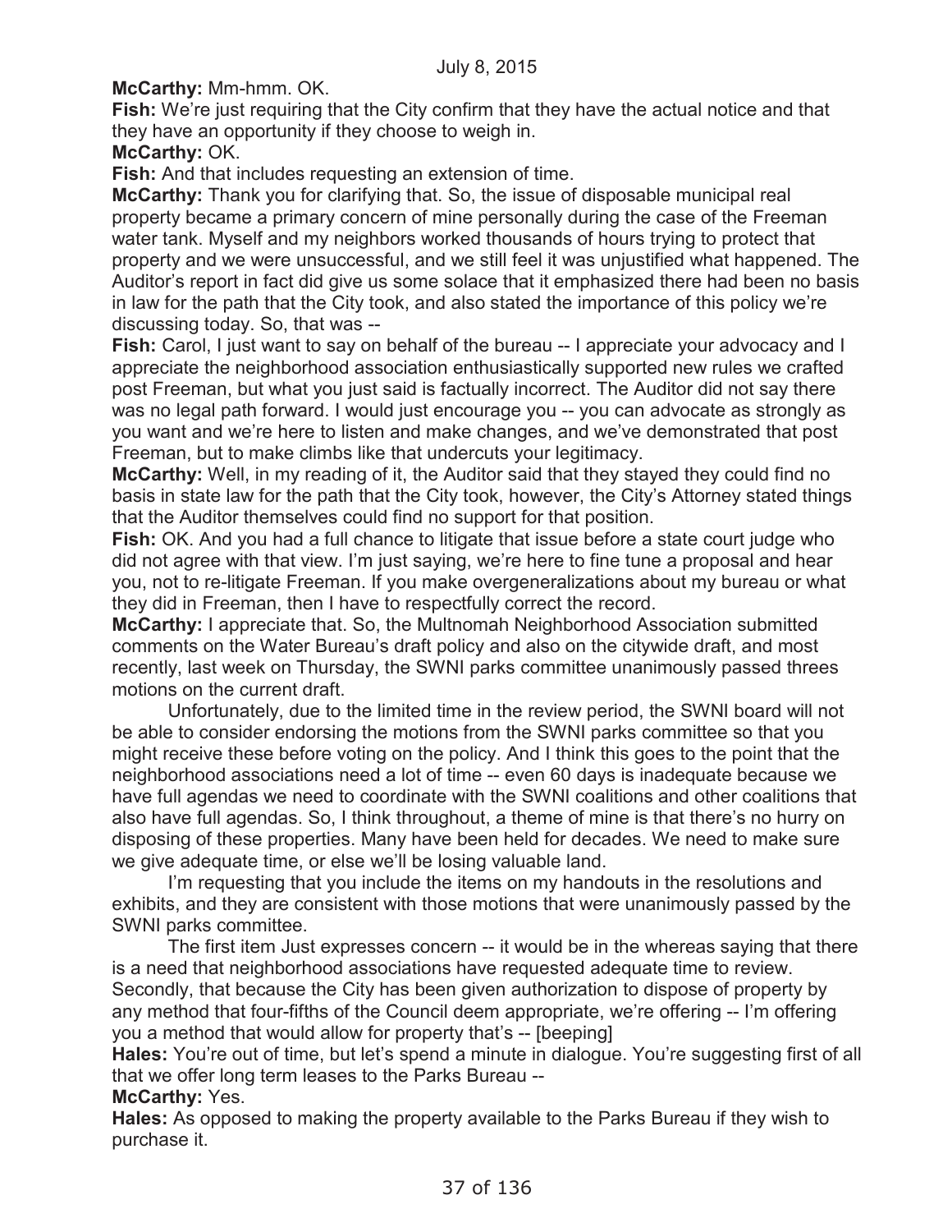**McCarthy:** Mm-hmm. OK.

**Fish:** We're just requiring that the City confirm that they have the actual notice and that they have an opportunity if they choose to weigh in.

**McCarthy:** OK.

**Fish:** And that includes requesting an extension of time.

**McCarthy:** Thank you for clarifying that. So, the issue of disposable municipal real property became a primary concern of mine personally during the case of the Freeman water tank. Myself and my neighbors worked thousands of hours trying to protect that property and we were unsuccessful, and we still feel it was unjustified what happened. The Auditor's report in fact did give us some solace that it emphasized there had been no basis in law for the path that the City took, and also stated the importance of this policy we're discussing today. So, that was --

**Fish:** Carol, I just want to say on behalf of the bureau -- I appreciate your advocacy and I appreciate the neighborhood association enthusiastically supported new rules we crafted post Freeman, but what you just said is factually incorrect. The Auditor did not say there was no legal path forward. I would just encourage you -- you can advocate as strongly as you want and we're here to listen and make changes, and we've demonstrated that post Freeman, but to make climbs like that undercuts your legitimacy.

**McCarthy:** Well, in my reading of it, the Auditor said that they stayed they could find no basis in state law for the path that the City took, however, the City's Attorney stated things that the Auditor themselves could find no support for that position.

**Fish:** OK. And you had a full chance to litigate that issue before a state court judge who did not agree with that view. I'm just saying, we're here to fine tune a proposal and hear you, not to re-litigate Freeman. If you make overgeneralizations about my bureau or what they did in Freeman, then I have to respectfully correct the record.

**McCarthy:** I appreciate that. So, the Multnomah Neighborhood Association submitted comments on the Water Bureau's draft policy and also on the citywide draft, and most recently, last week on Thursday, the SWNI parks committee unanimously passed threes motions on the current draft.

Unfortunately, due to the limited time in the review period, the SWNI board will not be able to consider endorsing the motions from the SWNI parks committee so that you might receive these before voting on the policy. And I think this goes to the point that the neighborhood associations need a lot of time -- even 60 days is inadequate because we have full agendas we need to coordinate with the SWNI coalitions and other coalitions that also have full agendas. So, I think throughout, a theme of mine is that there's no hurry on disposing of these properties. Many have been held for decades. We need to make sure we give adequate time, or else we'll be losing valuable land.

I'm requesting that you include the items on my handouts in the resolutions and exhibits, and they are consistent with those motions that were unanimously passed by the SWNI parks committee.

The first item Just expresses concern -- it would be in the whereas saying that there is a need that neighborhood associations have requested adequate time to review. Secondly, that because the City has been given authorization to dispose of property by any method that four-fifths of the Council deem appropriate, we're offering -- I'm offering you a method that would allow for property that's -- [beeping]

**Hales:** You're out of time, but let's spend a minute in dialogue. You're suggesting first of all that we offer long term leases to the Parks Bureau --

**McCarthy:** Yes.

**Hales:** As opposed to making the property available to the Parks Bureau if they wish to purchase it.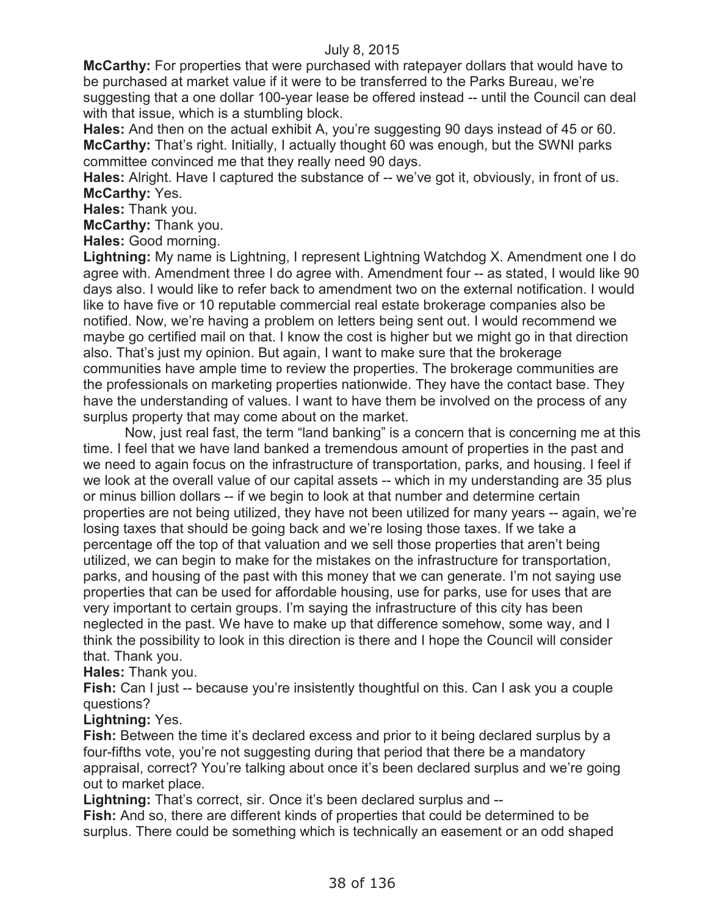**McCarthy:** For properties that were purchased with ratepayer dollars that would have to be purchased at market value if it were to be transferred to the Parks Bureau, we're suggesting that a one dollar 100-year lease be offered instead -- until the Council can deal with that issue, which is a stumbling block.

**Hales:** And then on the actual exhibit A, you're suggesting 90 days instead of 45 or 60.

**McCarthy:** That's right. Initially, I actually thought 60 was enough, but the SWNI parks committee convinced me that they really need 90 days.

**Hales:** Alright. Have I captured the substance of -- we've got it, obviously, in front of us.

**McCarthy:** Yes.

**Hales:** Thank you.

**McCarthy:** Thank you.

**Hales:** Good morning.

**Lightning:** My name is Lightning, I represent Lightning Watchdog X. Amendment one I do agree with. Amendment three I do agree with. Amendment four -- as stated, I would like 90 days also. I would like to refer back to amendment two on the external notification. I would like to have five or 10 reputable commercial real estate brokerage companies also be notified. Now, we're having a problem on letters being sent out. I would recommend we maybe go certified mail on that. I know the cost is higher but we might go in that direction also. That's just my opinion. But again, I want to make sure that the brokerage communities have ample time to review the properties. The brokerage communities are the professionals on marketing properties nationwide. They have the contact base. They have the understanding of values. I want to have them be involved on the process of any surplus property that may come about on the market.

Now, just real fast, the term "land banking" is a concern that is concerning me at this time. I feel that we have land banked a tremendous amount of properties in the past and we need to again focus on the infrastructure of transportation, parks, and housing. I feel if we look at the overall value of our capital assets -- which in my understanding are 35 plus or minus billion dollars -- if we begin to look at that number and determine certain properties are not being utilized, they have not been utilized for many years -- again, we're losing taxes that should be going back and we're losing those taxes. If we take a percentage off the top of that valuation and we sell those properties that aren't being utilized, we can begin to make for the mistakes on the infrastructure for transportation, parks, and housing of the past with this money that we can generate. I'm not saying use properties that can be used for affordable housing, use for parks, use for uses that are very important to certain groups. I'm saying the infrastructure of this city has been neglected in the past. We have to make up that difference somehow, some way, and I think the possibility to look in this direction is there and I hope the Council will consider that. Thank you.

**Hales:** Thank you.

**Fish:** Can I just -- because you're insistently thoughtful on this. Can I ask you a couple questions?

**Lightning:** Yes.

**Fish:** Between the time it's declared excess and prior to it being declared surplus by a four-fifths vote, you're not suggesting during that period that there be a mandatory appraisal, correct? You're talking about once it's been declared surplus and we're going out to market place.

**Lightning:** That's correct, sir. Once it's been declared surplus and --

**Fish:** And so, there are different kinds of properties that could be determined to be surplus. There could be something which is technically an easement or an odd shaped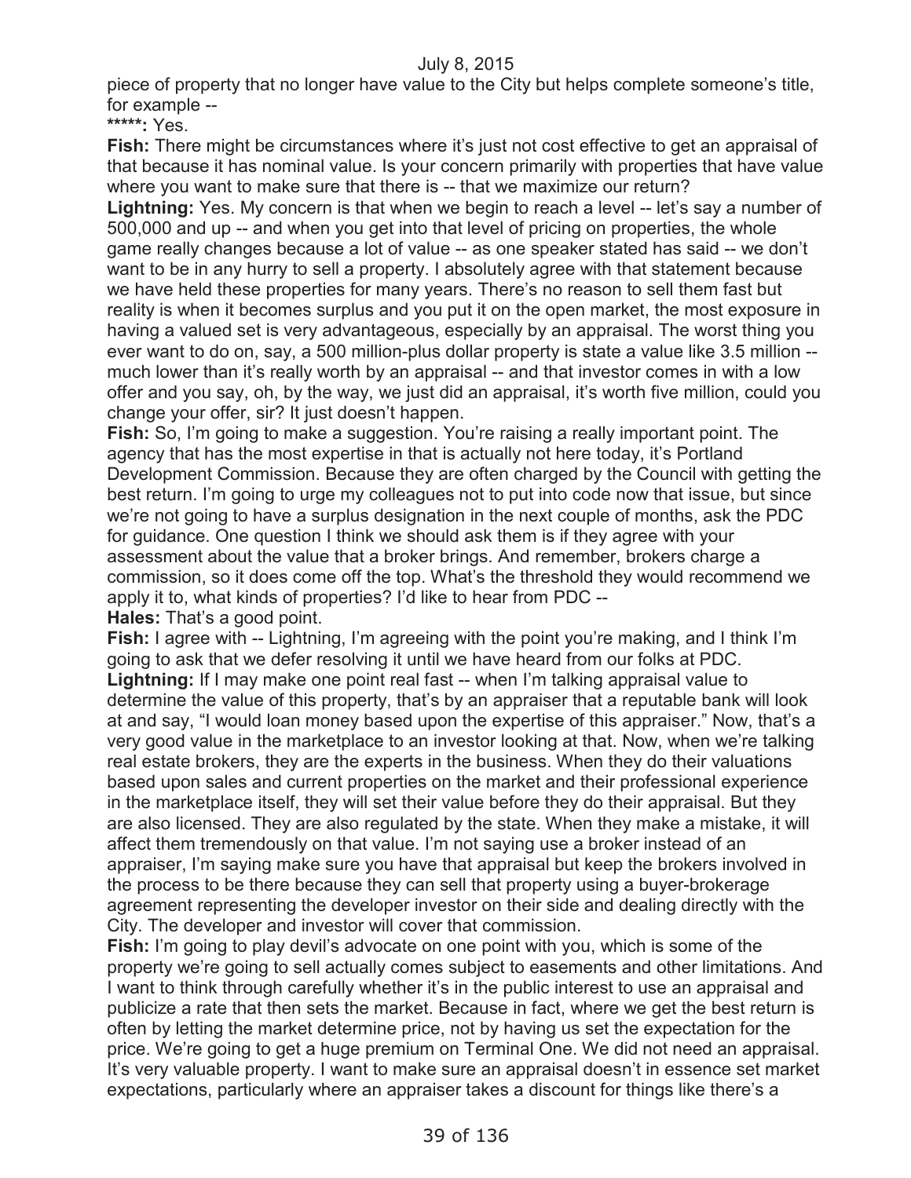piece of property that no longer have value to the City but helps complete someone's title, for example --

**\*\*\*\*\*:** Yes.

**Fish:** There might be circumstances where it's just not cost effective to get an appraisal of that because it has nominal value. Is your concern primarily with properties that have value where you want to make sure that there is -- that we maximize our return?

**Lightning:** Yes. My concern is that when we begin to reach a level -- let's say a number of 500,000 and up -- and when you get into that level of pricing on properties, the whole game really changes because a lot of value -- as one speaker stated has said -- we don't want to be in any hurry to sell a property. I absolutely agree with that statement because we have held these properties for many years. There's no reason to sell them fast but reality is when it becomes surplus and you put it on the open market, the most exposure in having a valued set is very advantageous, especially by an appraisal. The worst thing you ever want to do on, say, a 500 million-plus dollar property is state a value like 3.5 million -- much lower than it's really worth by an appraisal -- and that investor comes in with a low offer and you say, oh, by the way, we just did an appraisal, it's worth five million, could you change your offer, sir? It just doesn't happen.

**Fish:** So, I'm going to make a suggestion. You're raising a really important point. The agency that has the most expertise in that is actually not here today, it's Portland Development Commission. Because they are often charged by the Council with getting the best return. I'm going to urge my colleagues not to put into code now that issue, but since we're not going to have a surplus designation in the next couple of months, ask the PDC for guidance. One question I think we should ask them is if they agree with your assessment about the value that a broker brings. And remember, brokers charge a commission, so it does come off the top. What's the threshold they would recommend we apply it to, what kinds of properties? I'd like to hear from PDC --

**Hales:** That's a good point.

**Fish:** I agree with -- Lightning, I'm agreeing with the point you're making, and I think I'm going to ask that we defer resolving it until we have heard from our folks at PDC.

**Lightning:** If I may make one point real fast -- when I'm talking appraisal value to determine the value of this property, that's by an appraiser that a reputable bank will look at and say, "I would loan money based upon the expertise of this appraiser." Now, that's a very good value in the marketplace to an investor looking at that. Now, when we're talking real estate brokers, they are the experts in the business. When they do their valuations based upon sales and current properties on the market and their professional experience in the marketplace itself, they will set their value before they do their appraisal. But they are also licensed. They are also regulated by the state. When they make a mistake, it will affect them tremendously on that value. I'm not saying use a broker instead of an appraiser, I'm saying make sure you have that appraisal but keep the brokers involved in the process to be there because they can sell that property using a buyer-brokerage agreement representing the developer investor on their side and dealing directly with the City. The developer and investor will cover that commission.

**Fish:** I'm going to play devil's advocate on one point with you, which is some of the property we're going to sell actually comes subject to easements and other limitations. And I want to think through carefully whether it's in the public interest to use an appraisal and publicize a rate that then sets the market. Because in fact, where we get the best return is often by letting the market determine price, not by having us set the expectation for the price. We're going to get a huge premium on Terminal One. We did not need an appraisal. It's very valuable property. I want to make sure an appraisal doesn't in essence set market expectations, particularly where an appraiser takes a discount for things like there's a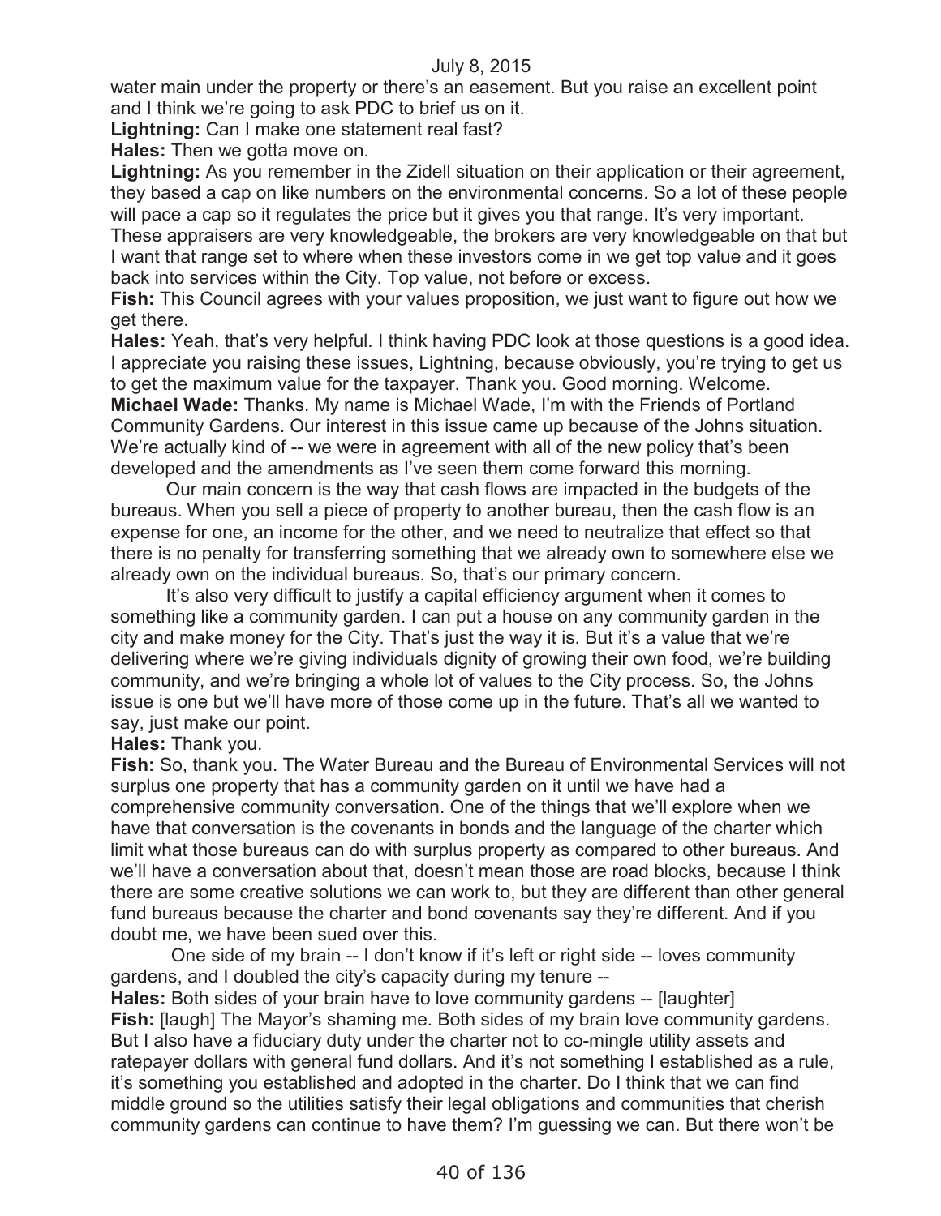water main under the property or there's an easement. But you raise an excellent point and I think we're going to ask PDC to brief us on it.

**Lightning:** Can I make one statement real fast?

**Hales:** Then we gotta move on.

**Lightning:** As you remember in the Zidell situation on their application or their agreement, they based a cap on like numbers on the environmental concerns. So a lot of these people will pace a cap so it regulates the price but it gives you that range. It's very important. These appraisers are very knowledgeable, the brokers are very knowledgeable on that but I want that range set to where when these investors come in we get top value and it goes back into services within the City. Top value, not before or excess.

**Fish:** This Council agrees with your values proposition, we just want to figure out how we get there.

**Hales:** Yeah, that's very helpful. I think having PDC look at those questions is a good idea. I appreciate you raising these issues, Lightning, because obviously, you're trying to get us to get the maximum value for the taxpayer. Thank you. Good morning. Welcome.

**Michael Wade:** Thanks. My name is Michael Wade, I'm with the Friends of Portland Community Gardens. Our interest in this issue came up because of the Johns situation. We're actually kind of -- we were in agreement with all of the new policy that's been developed and the amendments as I've seen them come forward this morning.

Our main concern is the way that cash flows are impacted in the budgets of the bureaus. When you sell a piece of property to another bureau, then the cash flow is an expense for one, an income for the other, and we need to neutralize that effect so that there is no penalty for transferring something that we already own to somewhere else we already own on the individual bureaus. So, that's our primary concern.

It's also very difficult to justify a capital efficiency argument when it comes to something like a community garden. I can put a house on any community garden in the city and make money for the City. That's just the way it is. But it's a value that we're delivering where we're giving individuals dignity of growing their own food, we're building community, and we're bringing a whole lot of values to the City process. So, the Johns issue is one but we'll have more of those come up in the future. That's all we wanted to say, just make our point.

**Hales:** Thank you.

**Fish:** So, thank you. The Water Bureau and the Bureau of Environmental Services will not surplus one property that has a community garden on it until we have had a comprehensive community conversation. One of the things that we'll explore when we have that conversation is the covenants in bonds and the language of the charter which limit what those bureaus can do with surplus property as compared to other bureaus. And we'll have a conversation about that, doesn't mean those are road blocks, because I think there are some creative solutions we can work to, but they are different than other general fund bureaus because the charter and bond covenants say they're different. And if you doubt me, we have been sued over this.

One side of my brain -- I don't know if it's left or right side -- loves community gardens, and I doubled the city's capacity during my tenure --

**Hales:** Both sides of your brain have to love community gardens -- [laughter]

**Fish:** [laugh] The Mayor's shaming me. Both sides of my brain love community gardens. But I also have a fiduciary duty under the charter not to co-mingle utility assets and ratepayer dollars with general fund dollars. And it's not something I established as a rule, it's something you established and adopted in the charter. Do I think that we can find middle ground so the utilities satisfy their legal obligations and communities that cherish community gardens can continue to have them? I'm guessing we can. But there won't be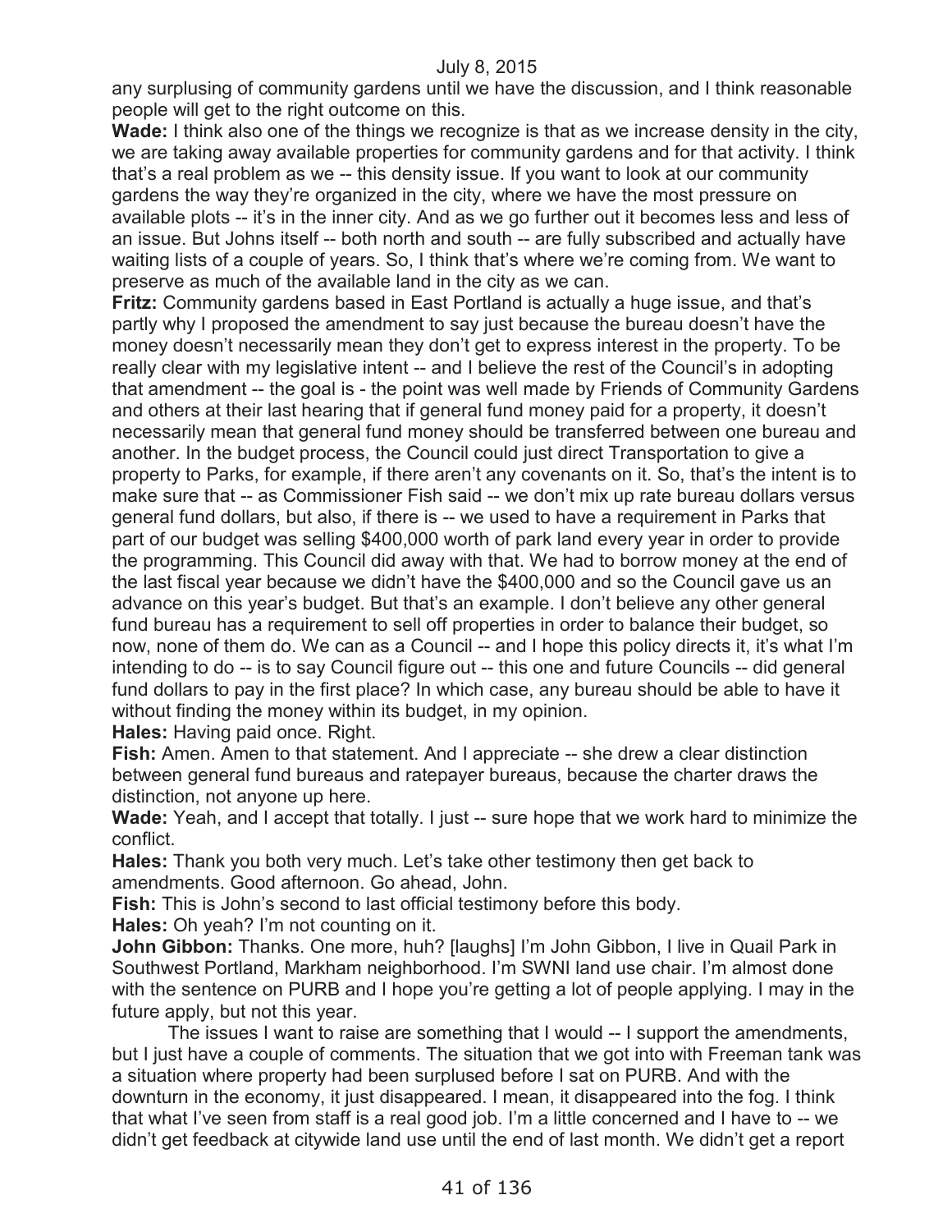any surplusing of community gardens until we have the discussion, and I think reasonable people will get to the right outcome on this.

**Wade:** I think also one of the things we recognize is that as we increase density in the city, we are taking away available properties for community gardens and for that activity. I think that's a real problem as we -- this density issue. If you want to look at our community gardens the way they're organized in the city, where we have the most pressure on available plots -- it's in the inner city. And as we go further out it becomes less and less of an issue. But Johns itself -- both north and south -- are fully subscribed and actually have waiting lists of a couple of years. So, I think that's where we're coming from. We want to preserve as much of the available land in the city as we can.

**Fritz:** Community gardens based in East Portland is actually a huge issue, and that's partly why I proposed the amendment to say just because the bureau doesn't have the money doesn't necessarily mean they don't get to express interest in the property. To be really clear with my legislative intent -- and I believe the rest of the Council's in adopting that amendment -- the goal is - the point was well made by Friends of Community Gardens and others at their last hearing that if general fund money paid for a property, it doesn't necessarily mean that general fund money should be transferred between one bureau and another. In the budget process, the Council could just direct Transportation to give a property to Parks, for example, if there aren't any covenants on it. So, that's the intent is to make sure that -- as Commissioner Fish said -- we don't mix up rate bureau dollars versus general fund dollars, but also, if there is -- we used to have a requirement in Parks that part of our budget was selling $400,000 worth of park land every year in order to provide the programming. This Council did away with that. We had to borrow money at the end of the last fiscal year because we didn't have the $400,000 and so the Council gave us an advance on this year's budget. But that's an example. I don't believe any other general fund bureau has a requirement to sell off properties in order to balance their budget, so now, none of them do. We can as a Council -- and I hope this policy directs it, it's what I'm intending to do -- is to say Council figure out -- this one and future Councils -- did general fund dollars to pay in the first place? In which case, any bureau should be able to have it without finding the money within its budget, in my opinion.

**Hales:** Having paid once. Right.

**Fish:** Amen. Amen to that statement. And I appreciate -- she drew a clear distinction between general fund bureaus and ratepayer bureaus, because the charter draws the distinction, not anyone up here.

**Wade:** Yeah, and I accept that totally. I just -- sure hope that we work hard to minimize the conflict.

**Hales:** Thank you both very much. Let's take other testimony then get back to amendments. Good afternoon. Go ahead, John.

**Fish:** This is John's second to last official testimony before this body.

**Hales:** Oh yeah? I'm not counting on it.

**John Gibbon:** Thanks. One more, huh? [laughs] I'm John Gibbon, I live in Quail Park in Southwest Portland, Markham neighborhood. I'm SWNI land use chair. I'm almost done with the sentence on PURB and I hope you're getting a lot of people applying. I may in the future apply, but not this year.

The issues I want to raise are something that I would -- I support the amendments, but I just have a couple of comments. The situation that we got into with Freeman tank was a situation where property had been surplused before I sat on PURB. And with the downturn in the economy, it just disappeared. I mean, it disappeared into the fog. I think that what I've seen from staff is a real good job. I'm a little concerned and I have to -- we didn't get feedback at citywide land use until the end of last month. We didn't get a report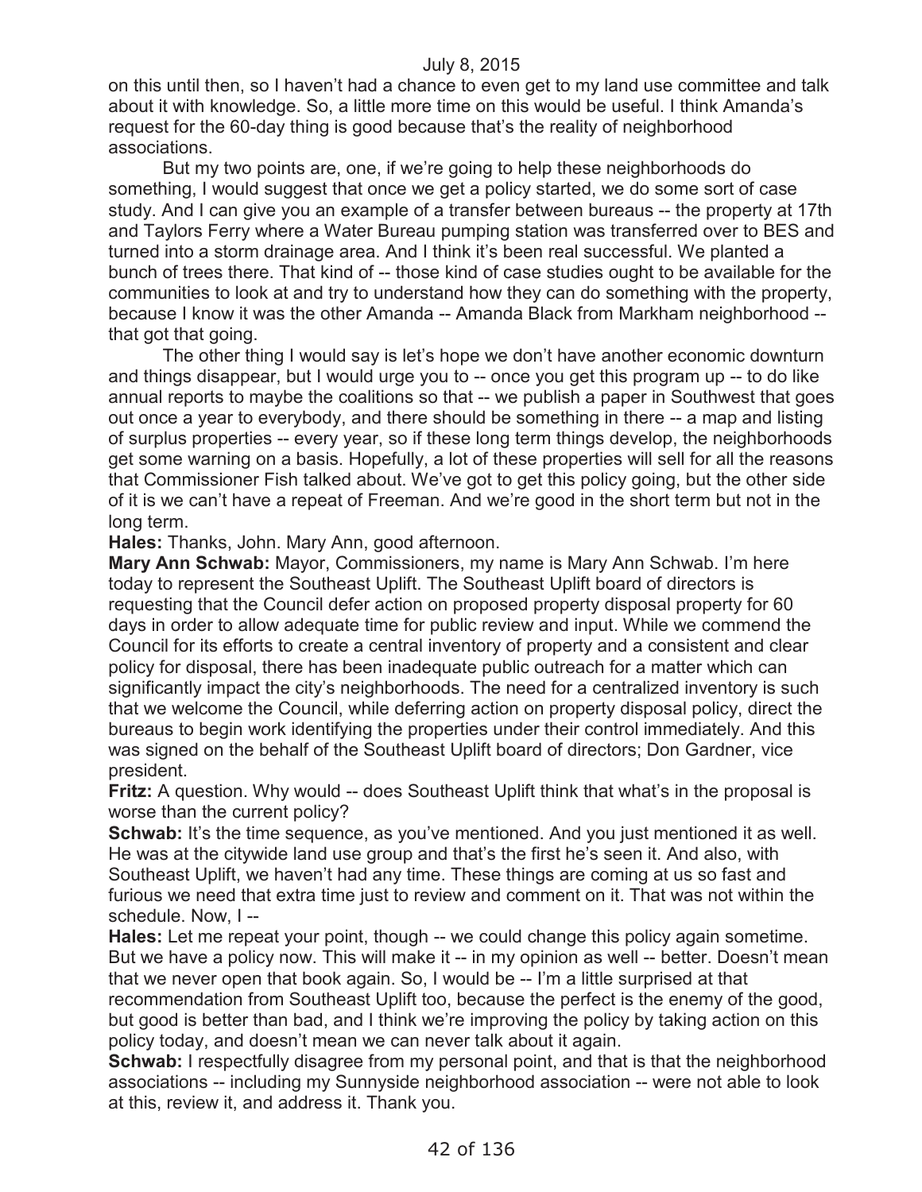on this until then, so I haven't had a chance to even get to my land use committee and talk about it with knowledge. So, a little more time on this would be useful. I think Amanda's request for the 60-day thing is good because that's the reality of neighborhood associations.

But my two points are, one, if we're going to help these neighborhoods do something, I would suggest that once we get a policy started, we do some sort of case study. And I can give you an example of a transfer between bureaus -- the property at 17th and Taylors Ferry where a Water Bureau pumping station was transferred over to BES and turned into a storm drainage area. And I think it's been real successful. We planted a bunch of trees there. That kind of -- those kind of case studies ought to be available for the communities to look at and try to understand how they can do something with the property, because I know it was the other Amanda -- Amanda Black from Markham neighborhood -- that got that going.

The other thing I would say is let's hope we don't have another economic downturn and things disappear, but I would urge you to -- once you get this program up -- to do like annual reports to maybe the coalitions so that -- we publish a paper in Southwest that goes out once a year to everybody, and there should be something in there -- a map and listing of surplus properties -- every year, so if these long term things develop, the neighborhoods get some warning on a basis. Hopefully, a lot of these properties will sell for all the reasons that Commissioner Fish talked about. We've got to get this policy going, but the other side of it is we can't have a repeat of Freeman. And we're good in the short term but not in the long term.

**Hales:** Thanks, John. Mary Ann, good afternoon.

**Mary Ann Schwab:** Mayor, Commissioners, my name is Mary Ann Schwab. I'm here today to represent the Southeast Uplift. The Southeast Uplift board of directors is requesting that the Council defer action on proposed property disposal property for 60 days in order to allow adequate time for public review and input. While we commend the Council for its efforts to create a central inventory of property and a consistent and clear policy for disposal, there has been inadequate public outreach for a matter which can significantly impact the city's neighborhoods. The need for a centralized inventory is such that we welcome the Council, while deferring action on property disposal policy, direct the bureaus to begin work identifying the properties under their control immediately. And this was signed on the behalf of the Southeast Uplift board of directors; Don Gardner, vice president.

**Fritz:** A question. Why would -- does Southeast Uplift think that what's in the proposal is worse than the current policy?

**Schwab:** It's the time sequence, as you've mentioned. And you just mentioned it as well. He was at the citywide land use group and that's the first he's seen it. And also, with Southeast Uplift, we haven't had any time. These things are coming at us so fast and furious we need that extra time just to review and comment on it. That was not within the schedule. Now, I --

**Hales:** Let me repeat your point, though -- we could change this policy again sometime. But we have a policy now. This will make it -- in my opinion as well -- better. Doesn't mean that we never open that book again. So, I would be -- I'm a little surprised at that recommendation from Southeast Uplift too, because the perfect is the enemy of the good, but good is better than bad, and I think we're improving the policy by taking action on this policy today, and doesn't mean we can never talk about it again.

**Schwab:** I respectfully disagree from my personal point, and that is that the neighborhood associations -- including my Sunnyside neighborhood association -- were not able to look at this, review it, and address it. Thank you.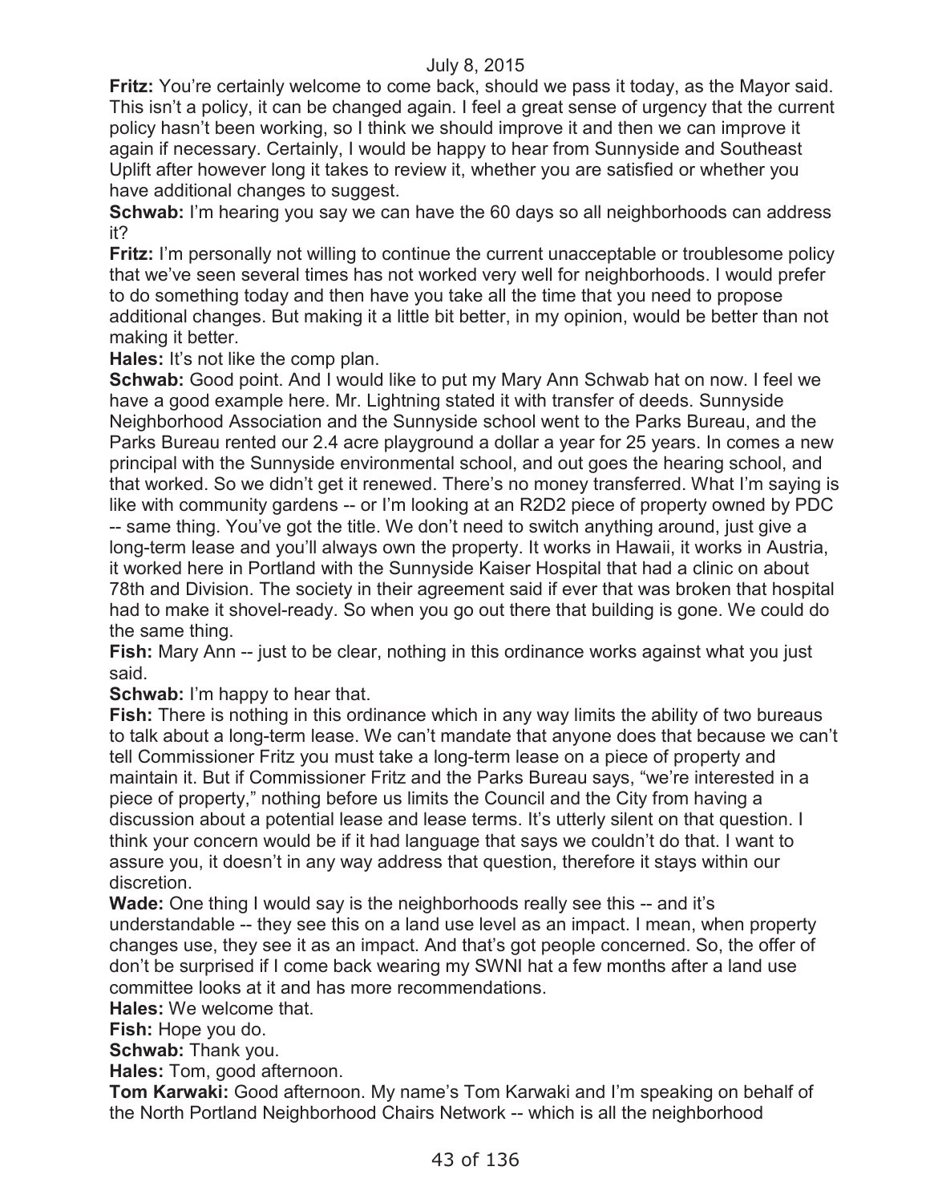**Fritz:** You're certainly welcome to come back, should we pass it today, as the Mayor said. This isn't a policy, it can be changed again. I feel a great sense of urgency that the current policy hasn't been working, so I think we should improve it and then we can improve it again if necessary. Certainly, I would be happy to hear from Sunnyside and Southeast Uplift after however long it takes to review it, whether you are satisfied or whether you have additional changes to suggest.

**Schwab:** I'm hearing you say we can have the 60 days so all neighborhoods can address it?

**Fritz:** I'm personally not willing to continue the current unacceptable or troublesome policy that we've seen several times has not worked very well for neighborhoods. I would prefer to do something today and then have you take all the time that you need to propose additional changes. But making it a little bit better, in my opinion, would be better than not making it better.

**Hales:** It's not like the comp plan.

**Schwab:** Good point. And I would like to put my Mary Ann Schwab hat on now. I feel we have a good example here. Mr. Lightning stated it with transfer of deeds. Sunnyside Neighborhood Association and the Sunnyside school went to the Parks Bureau, and the Parks Bureau rented our 2.4 acre playground a dollar a year for 25 years. In comes a new principal with the Sunnyside environmental school, and out goes the hearing school, and that worked. So we didn't get it renewed. There's no money transferred. What I'm saying is like with community gardens -- or I'm looking at an R2D2 piece of property owned by PDC -- same thing. You've got the title. We don't need to switch anything around, just give a long-term lease and you'll always own the property. It works in Hawaii, it works in Austria, it worked here in Portland with the Sunnyside Kaiser Hospital that had a clinic on about 78th and Division. The society in their agreement said if ever that was broken that hospital had to make it shovel-ready. So when you go out there that building is gone. We could do the same thing.

**Fish:** Mary Ann -- just to be clear, nothing in this ordinance works against what you just said.

**Schwab:** I'm happy to hear that.

**Fish:** There is nothing in this ordinance which in any way limits the ability of two bureaus to talk about a long-term lease. We can't mandate that anyone does that because we can't tell Commissioner Fritz you must take a long-term lease on a piece of property and maintain it. But if Commissioner Fritz and the Parks Bureau says, "we're interested in a piece of property," nothing before us limits the Council and the City from having a discussion about a potential lease and lease terms. It's utterly silent on that question. I think your concern would be if it had language that says we couldn't do that. I want to assure you, it doesn't in any way address that question, therefore it stays within our discretion.

**Wade:** One thing I would say is the neighborhoods really see this -- and it's understandable -- they see this on a land use level as an impact. I mean, when property changes use, they see it as an impact. And that's got people concerned. So, the offer of don't be surprised if I come back wearing my SWNI hat a few months after a land use committee looks at it and has more recommendations.

**Hales:** We welcome that.

**Fish:** Hope you do.

**Schwab:** Thank you.

**Hales:** Tom, good afternoon.

**Tom Karwaki:** Good afternoon. My name's Tom Karwaki and I'm speaking on behalf of the North Portland Neighborhood Chairs Network -- which is all the neighborhood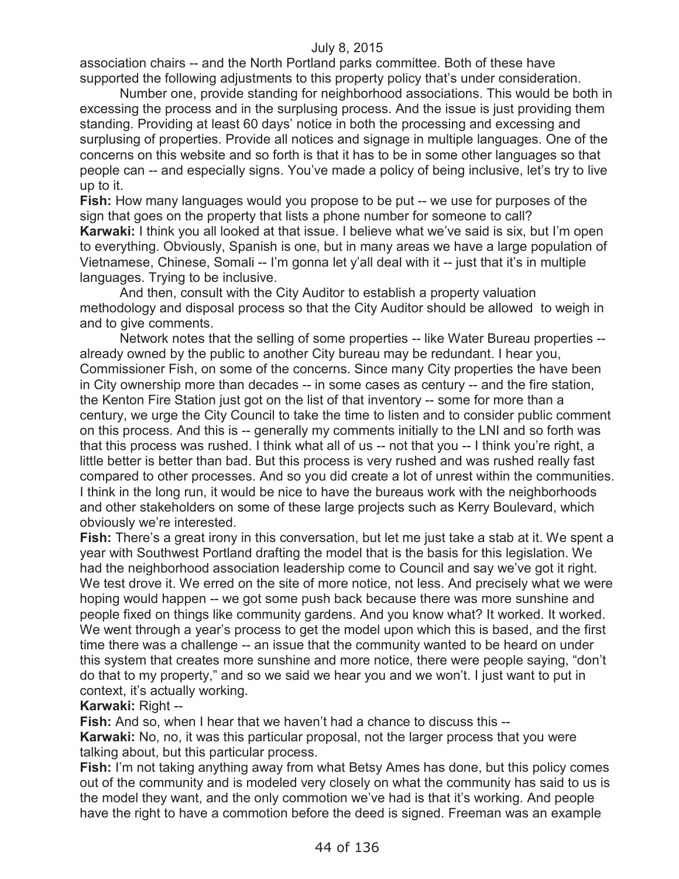association chairs -- and the North Portland parks committee. Both of these have supported the following adjustments to this property policy that's under consideration.

Number one, provide standing for neighborhood associations. This would be both in excessing the process and in the surplusing process. And the issue is just providing them standing. Providing at least 60 days' notice in both the processing and excessing and surplusing of properties. Provide all notices and signage in multiple languages. One of the concerns on this website and so forth is that it has to be in some other languages so that people can -- and especially signs. You've made a policy of being inclusive, let's try to live up to it.

**Fish:** How many languages would you propose to be put -- we use for purposes of the sign that goes on the property that lists a phone number for someone to call?

**Karwaki:** I think you all looked at that issue. I believe what we've said is six, but I'm open to everything. Obviously, Spanish is one, but in many areas we have a large population of Vietnamese, Chinese, Somali -- I'm gonna let y'all deal with it -- just that it's in multiple languages. Trying to be inclusive.

And then, consult with the City Auditor to establish a property valuation methodology and disposal process so that the City Auditor should be allowed to weigh in and to give comments.

Network notes that the selling of some properties -- like Water Bureau properties -- already owned by the public to another City bureau may be redundant. I hear you, Commissioner Fish, on some of the concerns. Since many City properties the have been in City ownership more than decades -- in some cases as century -- and the fire station, the Kenton Fire Station just got on the list of that inventory -- some for more than a century, we urge the City Council to take the time to listen and to consider public comment on this process. And this is -- generally my comments initially to the LNI and so forth was that this process was rushed. I think what all of us -- not that you -- I think you're right, a little better is better than bad. But this process is very rushed and was rushed really fast compared to other processes. And so you did create a lot of unrest within the communities. I think in the long run, it would be nice to have the bureaus work with the neighborhoods and other stakeholders on some of these large projects such as Kerry Boulevard, which obviously we're interested.

**Fish:** There's a great irony in this conversation, but let me just take a stab at it. We spent a year with Southwest Portland drafting the model that is the basis for this legislation. We had the neighborhood association leadership come to Council and say we've got it right. We test drove it. We erred on the site of more notice, not less. And precisely what we were hoping would happen -- we got some push back because there was more sunshine and people fixed on things like community gardens. And you know what? It worked. It worked. We went through a year's process to get the model upon which this is based, and the first time there was a challenge -- an issue that the community wanted to be heard on under this system that creates more sunshine and more notice, there were people saying, "don't do that to my property," and so we said we hear you and we won't. I just want to put in context, it's actually working.

**Karwaki:** Right --

**Fish:** And so, when I hear that we haven't had a chance to discuss this --

**Karwaki:** No, no, it was this particular proposal, not the larger process that you were talking about, but this particular process.

**Fish:** I'm not taking anything away from what Betsy Ames has done, but this policy comes out of the community and is modeled very closely on what the community has said to us is the model they want, and the only commotion we've had is that it's working. And people have the right to have a commotion before the deed is signed. Freeman was an example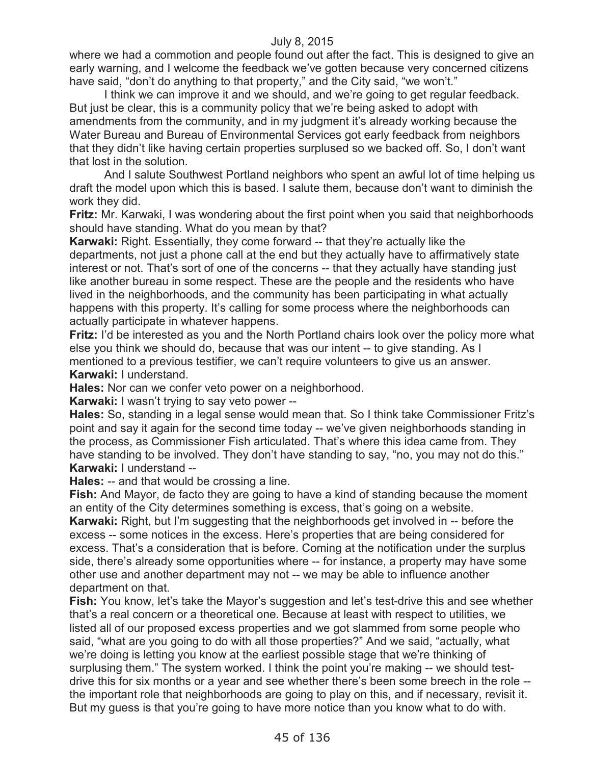where we had a commotion and people found out after the fact. This is designed to give an early warning, and I welcome the feedback we've gotten because very concerned citizens have said, "don't do anything to that property," and the City said, "we won't."

I think we can improve it and we should, and we're going to get regular feedback. But just be clear, this is a community policy that we're being asked to adopt with amendments from the community, and in my judgment it's already working because the Water Bureau and Bureau of Environmental Services got early feedback from neighbors that they didn't like having certain properties surplused so we backed off. So, I don't want that lost in the solution.

And I salute Southwest Portland neighbors who spent an awful lot of time helping us draft the model upon which this is based. I salute them, because don't want to diminish the work they did.

**Fritz:** Mr. Karwaki, I was wondering about the first point when you said that neighborhoods should have standing. What do you mean by that?

**Karwaki:** Right. Essentially, they come forward -- that they're actually like the departments, not just a phone call at the end but they actually have to affirmatively state interest or not. That's sort of one of the concerns -- that they actually have standing just like another bureau in some respect. These are the people and the residents who have lived in the neighborhoods, and the community has been participating in what actually happens with this property. It's calling for some process where the neighborhoods can actually participate in whatever happens.

**Fritz:** I'd be interested as you and the North Portland chairs look over the policy more what else you think we should do, because that was our intent -- to give standing. As I mentioned to a previous testifier, we can't require volunteers to give us an answer.

**Karwaki:** I understand.

**Hales:** Nor can we confer veto power on a neighborhood.

**Karwaki:** I wasn't trying to say veto power --

**Hales:** So, standing in a legal sense would mean that. So I think take Commissioner Fritz's point and say it again for the second time today -- we've given neighborhoods standing in the process, as Commissioner Fish articulated. That's where this idea came from. They have standing to be involved. They don't have standing to say, "no, you may not do this."

**Karwaki:** I understand --

**Hales:** -- and that would be crossing a line.

**Fish:** And Mayor, de facto they are going to have a kind of standing because the moment an entity of the City determines something is excess, that's going on a website.

**Karwaki:** Right, but I'm suggesting that the neighborhoods get involved in -- before the excess -- some notices in the excess. Here's properties that are being considered for excess. That's a consideration that is before. Coming at the notification under the surplus side, there's already some opportunities where -- for instance, a property may have some other use and another department may not -- we may be able to influence another department on that.

**Fish:** You know, let's take the Mayor's suggestion and let's test-drive this and see whether that's a real concern or a theoretical one. Because at least with respect to utilities, we listed all of our proposed excess properties and we got slammed from some people who said, "what are you going to do with all those properties?" And we said, "actually, what we're doing is letting you know at the earliest possible stage that we're thinking of surplusing them." The system worked. I think the point you're making -- we should test-drive this for six months or a year and see whether there's been some breech in the role -- the important role that neighborhoods are going to play on this, and if necessary, revisit it. But my guess is that you're going to have more notice than you know what to do with.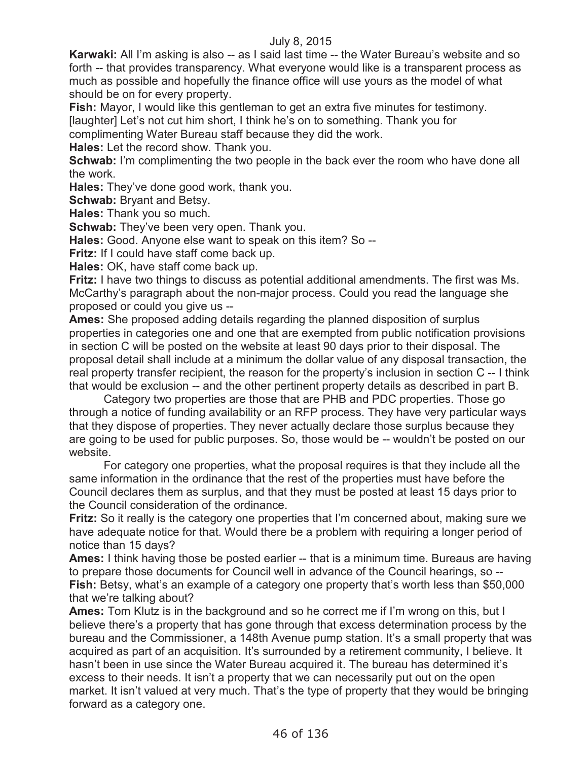**Karwaki:** All I'm asking is also -- as I said last time -- the Water Bureau's website and so forth -- that provides transparency. What everyone would like is a transparent process as much as possible and hopefully the finance office will use yours as the model of what should be on for every property.

**Fish:** Mayor, I would like this gentleman to get an extra five minutes for testimony. [laughter] Let's not cut him short, I think he's on to something. Thank you for complimenting Water Bureau staff because they did the work.

**Hales:** Let the record show. Thank you.

**Schwab:** I'm complimenting the two people in the back ever the room who have done all the work.

**Hales:** They've done good work, thank you.

**Schwab:** Bryant and Betsy.

**Hales:** Thank you so much.

**Schwab:** They've been very open. Thank you.

**Hales:** Good. Anyone else want to speak on this item? So --

**Fritz:** If I could have staff come back up.

**Hales:** OK, have staff come back up.

**Fritz:** I have two things to discuss as potential additional amendments. The first was Ms. McCarthy's paragraph about the non-major process. Could you read the language she proposed or could you give us --

**Ames:** She proposed adding details regarding the planned disposition of surplus properties in categories one and one that are exempted from public notification provisions in section C will be posted on the website at least 90 days prior to their disposal. The proposal detail shall include at a minimum the dollar value of any disposal transaction, the real property transfer recipient, the reason for the property's inclusion in section C -- I think that would be exclusion -- and the other pertinent property details as described in part B.

Category two properties are those that are PHB and PDC properties. Those go through a notice of funding availability or an RFP process. They have very particular ways that they dispose of properties. They never actually declare those surplus because they are going to be used for public purposes. So, those would be -- wouldn't be posted on our website.

For category one properties, what the proposal requires is that they include all the same information in the ordinance that the rest of the properties must have before the Council declares them as surplus, and that they must be posted at least 15 days prior to the Council consideration of the ordinance.

**Fritz:** So it really is the category one properties that I'm concerned about, making sure we have adequate notice for that. Would there be a problem with requiring a longer period of notice than 15 days?

**Ames:** I think having those be posted earlier -- that is a minimum time. Bureaus are having to prepare those documents for Council well in advance of the Council hearings, so --

**Fish:** Betsy, what's an example of a category one property that's worth less than $50,000 that we're talking about?

**Ames:** Tom Klutz is in the background and so he correct me if I'm wrong on this, but I believe there's a property that has gone through that excess determination process by the bureau and the Commissioner, a 148th Avenue pump station. It's a small property that was acquired as part of an acquisition. It's surrounded by a retirement community, I believe. It hasn't been in use since the Water Bureau acquired it. The bureau has determined it's excess to their needs. It isn't a property that we can necessarily put out on the open market. It isn't valued at very much. That's the type of property that they would be bringing forward as a category one.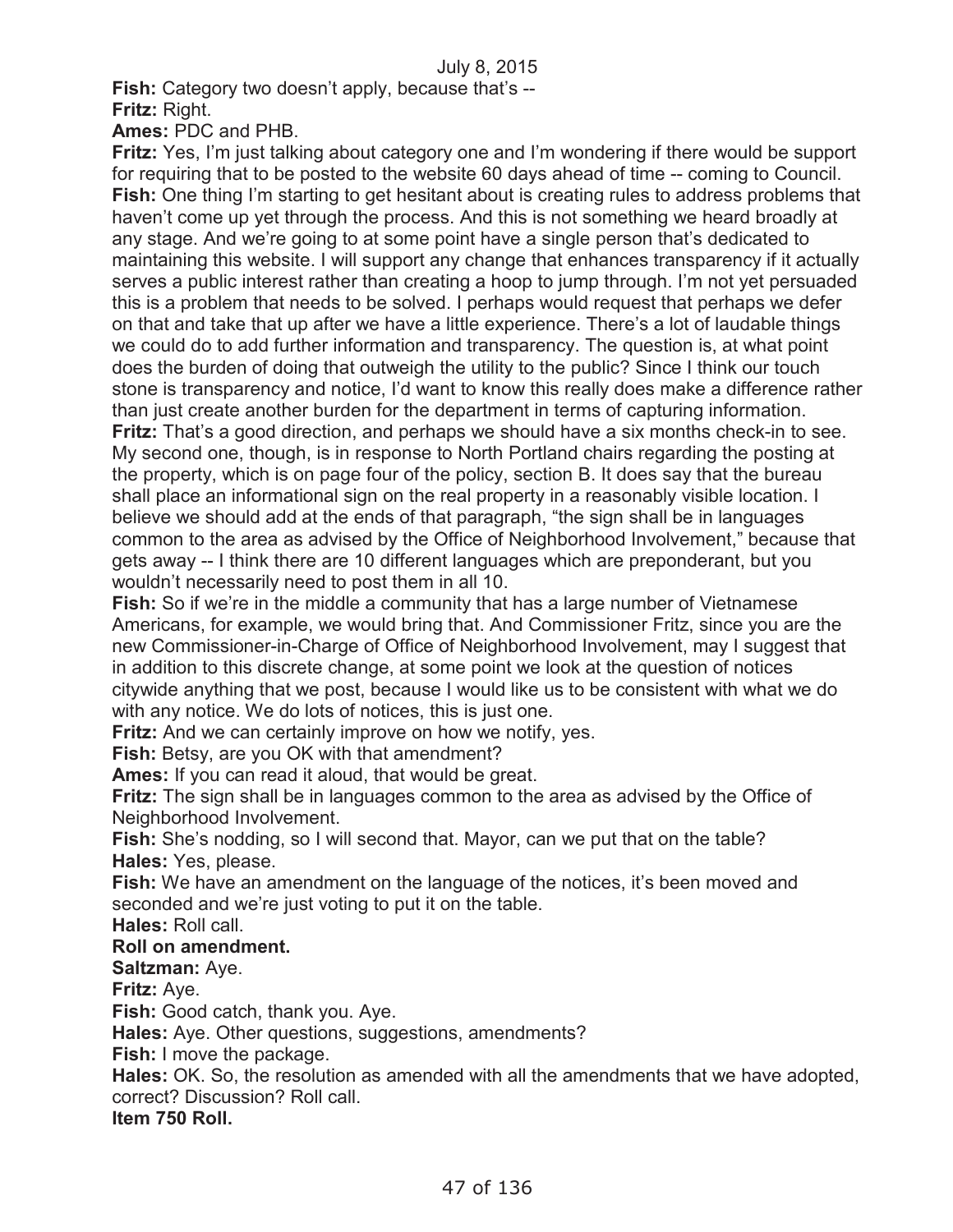**Fish:** Category two doesn't apply, because that's --

**Fritz:** Right.

**Ames:** PDC and PHB.

**Fritz:** Yes, I'm just talking about category one and I'm wondering if there would be support for requiring that to be posted to the website 60 days ahead of time -- coming to Council.

**Fish:** One thing I'm starting to get hesitant about is creating rules to address problems that haven't come up yet through the process. And this is not something we heard broadly at any stage. And we're going to at some point have a single person that's dedicated to maintaining this website. I will support any change that enhances transparency if it actually serves a public interest rather than creating a hoop to jump through. I'm not yet persuaded this is a problem that needs to be solved. I perhaps would request that perhaps we defer on that and take that up after we have a little experience. There's a lot of laudable things we could do to add further information and transparency. The question is, at what point does the burden of doing that outweigh the utility to the public? Since I think our touch stone is transparency and notice, I'd want to know this really does make a difference rather than just create another burden for the department in terms of capturing information.

**Fritz:** That's a good direction, and perhaps we should have a six months check-in to see. My second one, though, is in response to North Portland chairs regarding the posting at the property, which is on page four of the policy, section B. It does say that the bureau shall place an informational sign on the real property in a reasonably visible location. I believe we should add at the ends of that paragraph, "the sign shall be in languages common to the area as advised by the Office of Neighborhood Involvement," because that gets away -- I think there are 10 different languages which are preponderant, but you wouldn't necessarily need to post them in all 10.

**Fish:** So if we're in the middle a community that has a large number of Vietnamese Americans, for example, we would bring that. And Commissioner Fritz, since you are the new Commissioner-in-Charge of Office of Neighborhood Involvement, may I suggest that in addition to this discrete change, at some point we look at the question of notices citywide anything that we post, because I would like us to be consistent with what we do with any notice. We do lots of notices, this is just one.

**Fritz:** And we can certainly improve on how we notify, yes.

**Fish:** Betsy, are you OK with that amendment?

**Ames:** If you can read it aloud, that would be great.

**Fritz:** The sign shall be in languages common to the area as advised by the Office of Neighborhood Involvement.

**Fish:** She's nodding, so I will second that. Mayor, can we put that on the table?

**Hales:** Yes, please.

**Fish:** We have an amendment on the language of the notices, it's been moved and seconded and we're just voting to put it on the table.

**Hales:** Roll call.

**Roll on amendment.**

**Saltzman:** Aye.

**Fritz:** Aye.

**Fish:** Good catch, thank you. Aye.

**Hales:** Aye. Other questions, suggestions, amendments?

**Fish:** I move the package.

**Hales:** OK. So, the resolution as amended with all the amendments that we have adopted, correct? Discussion? Roll call.

**Item 750 Roll.**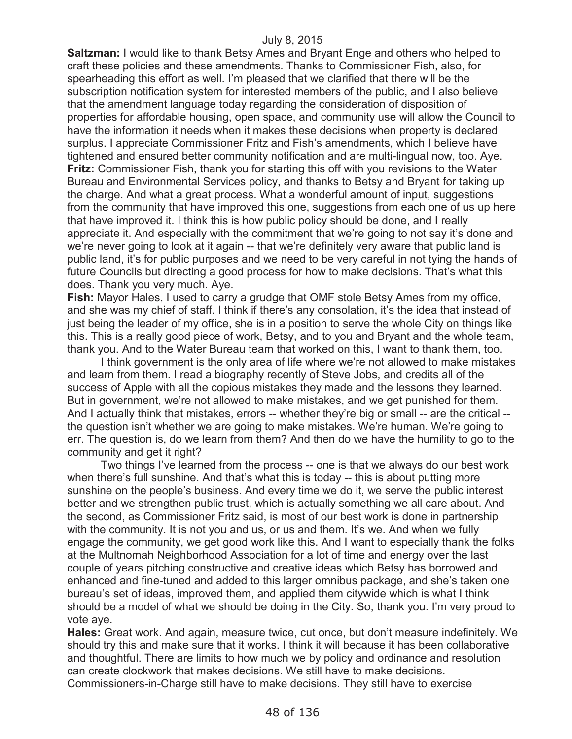**Saltzman:** I would like to thank Betsy Ames and Bryant Enge and others who helped to craft these policies and these amendments. Thanks to Commissioner Fish, also, for spearheading this effort as well. I'm pleased that we clarified that there will be the subscription notification system for interested members of the public, and I also believe that the amendment language today regarding the consideration of disposition of properties for affordable housing, open space, and community use will allow the Council to have the information it needs when it makes these decisions when property is declared surplus. I appreciate Commissioner Fritz and Fish's amendments, which I believe have tightened and ensured better community notification and are multi-lingual now, too. Aye.

**Fritz:** Commissioner Fish, thank you for starting this off with you revisions to the Water Bureau and Environmental Services policy, and thanks to Betsy and Bryant for taking up the charge. And what a great process. What a wonderful amount of input, suggestions from the community that have improved this one, suggestions from each one of us up here that have improved it. I think this is how public policy should be done, and I really appreciate it. And especially with the commitment that we're going to not say it's done and we're never going to look at it again -- that we're definitely very aware that public land is public land, it's for public purposes and we need to be very careful in not tying the hands of future Councils but directing a good process for how to make decisions. That's what this does. Thank you very much. Aye.

**Fish:** Mayor Hales, I used to carry a grudge that OMF stole Betsy Ames from my office, and she was my chief of staff. I think if there's any consolation, it's the idea that instead of just being the leader of my office, she is in a position to serve the whole City on things like this. This is a really good piece of work, Betsy, and to you and Bryant and the whole team, thank you. And to the Water Bureau team that worked on this, I want to thank them, too.

I think government is the only area of life where we're not allowed to make mistakes and learn from them. I read a biography recently of Steve Jobs, and credits all of the success of Apple with all the copious mistakes they made and the lessons they learned. But in government, we're not allowed to make mistakes, and we get punished for them. And I actually think that mistakes, errors -- whether they're big or small -- are the critical -- the question isn't whether we are going to make mistakes. We're human. We're going to err. The question is, do we learn from them? And then do we have the humility to go to the community and get it right?

Two things I've learned from the process -- one is that we always do our best work when there's full sunshine. And that's what this is today -- this is about putting more sunshine on the people's business. And every time we do it, we serve the public interest better and we strengthen public trust, which is actually something we all care about. And the second, as Commissioner Fritz said, is most of our best work is done in partnership with the community. It is not you and us, or us and them. It's we. And when we fully engage the community, we get good work like this. And I want to especially thank the folks at the Multnomah Neighborhood Association for a lot of time and energy over the last couple of years pitching constructive and creative ideas which Betsy has borrowed and enhanced and fine-tuned and added to this larger omnibus package, and she's taken one bureau's set of ideas, improved them, and applied them citywide which is what I think should be a model of what we should be doing in the City. So, thank you. I'm very proud to vote aye.

**Hales:** Great work. And again, measure twice, cut once, but don't measure indefinitely. We should try this and make sure that it works. I think it will because it has been collaborative and thoughtful. There are limits to how much we by policy and ordinance and resolution can create clockwork that makes decisions. We still have to make decisions. Commissioners-in-Charge still have to make decisions. They still have to exercise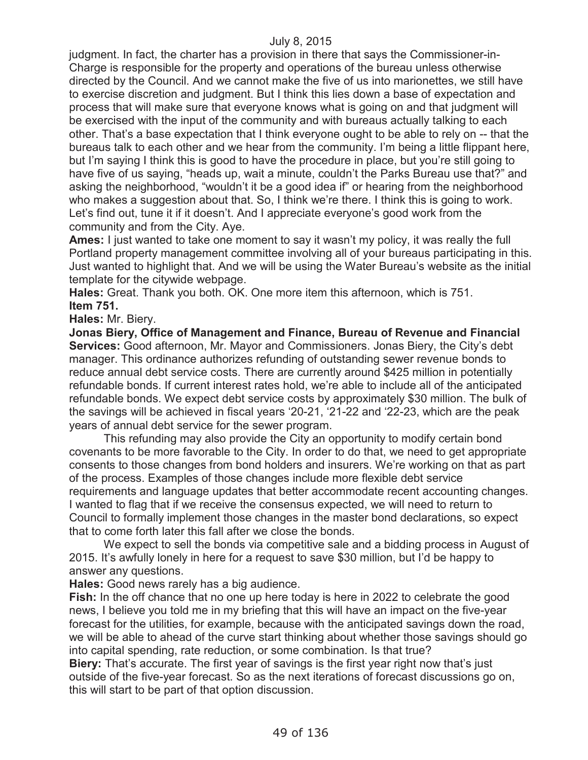judgment. In fact, the charter has a provision in there that says the Commissioner-in-Charge is responsible for the property and operations of the bureau unless otherwise directed by the Council. And we cannot make the five of us into marionettes, we still have to exercise discretion and judgment. But I think this lies down a base of expectation and process that will make sure that everyone knows what is going on and that judgment will be exercised with the input of the community and with bureaus actually talking to each other. That's a base expectation that I think everyone ought to be able to rely on -- that the bureaus talk to each other and we hear from the community. I'm being a little flippant here, but I'm saying I think this is good to have the procedure in place, but you're still going to have five of us saying, "heads up, wait a minute, couldn't the Parks Bureau use that?" and asking the neighborhood, "wouldn't it be a good idea if" or hearing from the neighborhood who makes a suggestion about that. So, I think we're there. I think this is going to work. Let's find out, tune it if it doesn't. And I appreciate everyone's good work from the community and from the City. Aye.

**Ames:** I just wanted to take one moment to say it wasn't my policy, it was really the full Portland property management committee involving all of your bureaus participating in this. Just wanted to highlight that. And we will be using the Water Bureau's website as the initial template for the citywide webpage.

**Hales:** Great. Thank you both. OK. One more item this afternoon, which is 751.

**Item 751.**

**Hales:** Mr. Biery.

**Jonas Biery, Office of Management and Finance, Bureau of Revenue and Financial Services:** Good afternoon, Mr. Mayor and Commissioners. Jonas Biery, the City's debt manager. This ordinance authorizes refunding of outstanding sewer revenue bonds to reduce annual debt service costs. There are currently around $425 million in potentially refundable bonds. If current interest rates hold, we're able to include all of the anticipated refundable bonds. We expect debt service costs by approximately $30 million. The bulk of the savings will be achieved in fiscal years '20-21, '21-22 and '22-23, which are the peak years of annual debt service for the sewer program.

This refunding may also provide the City an opportunity to modify certain bond covenants to be more favorable to the City. In order to do that, we need to get appropriate consents to those changes from bond holders and insurers. We're working on that as part of the process. Examples of those changes include more flexible debt service requirements and language updates that better accommodate recent accounting changes. I wanted to flag that if we receive the consensus expected, we will need to return to Council to formally implement those changes in the master bond declarations, so expect that to come forth later this fall after we close the bonds.

We expect to sell the bonds via competitive sale and a bidding process in August of 2015. It's awfully lonely in here for a request to save $30 million, but I'd be happy to answer any questions.

**Hales:** Good news rarely has a big audience.

**Fish:** In the off chance that no one up here today is here in 2022 to celebrate the good news, I believe you told me in my briefing that this will have an impact on the five-year forecast for the utilities, for example, because with the anticipated savings down the road, we will be able to ahead of the curve start thinking about whether those savings should go into capital spending, rate reduction, or some combination. Is that true?

**Biery:** That's accurate. The first year of savings is the first year right now that's just outside of the five-year forecast. So as the next iterations of forecast discussions go on, this will start to be part of that option discussion.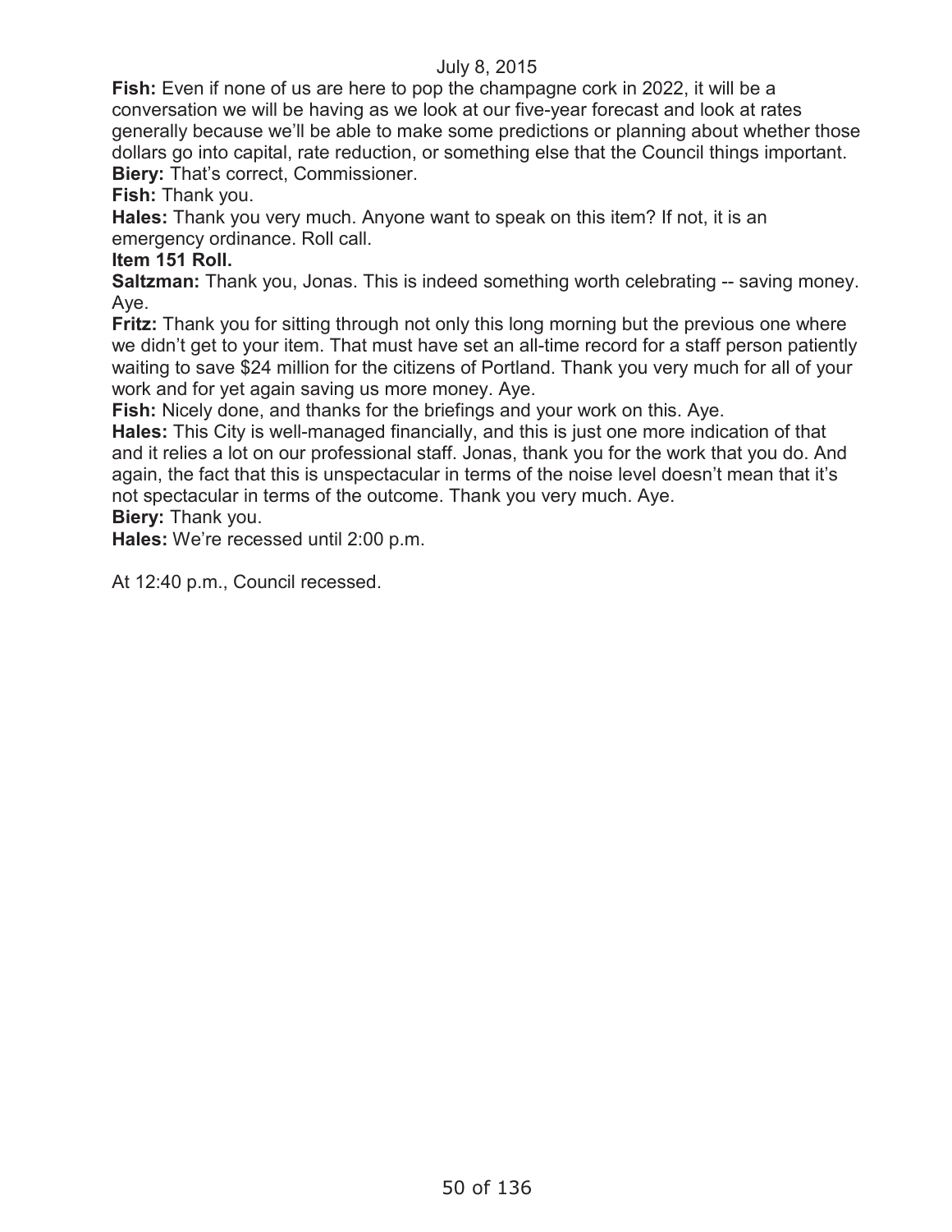**Fish:** Even if none of us are here to pop the champagne cork in 2022, it will be a conversation we will be having as we look at our five-year forecast and look at rates generally because we'll be able to make some predictions or planning about whether those dollars go into capital, rate reduction, or something else that the Council things important.

**Biery:** That's correct, Commissioner.

**Fish:** Thank you.

**Hales:** Thank you very much. Anyone want to speak on this item? If not, it is an emergency ordinance. Roll call.

**Item 151 Roll.**

**Saltzman:** Thank you, Jonas. This is indeed something worth celebrating -- saving money. Aye.

**Fritz:** Thank you for sitting through not only this long morning but the previous one where we didn't get to your item. That must have set an all-time record for a staff person patiently waiting to save $24 million for the citizens of Portland. Thank you very much for all of your work and for yet again saving us more money. Aye.

**Fish:** Nicely done, and thanks for the briefings and your work on this. Aye.

**Hales:** This City is well-managed financially, and this is just one more indication of that and it relies a lot on our professional staff. Jonas, thank you for the work that you do. And again, the fact that this is unspectacular in terms of the noise level doesn't mean that it's not spectacular in terms of the outcome. Thank you very much. Aye.

**Biery:** Thank you.

**Hales:** We're recessed until 2:00 p.m.

At 12:40 p.m., Council recessed.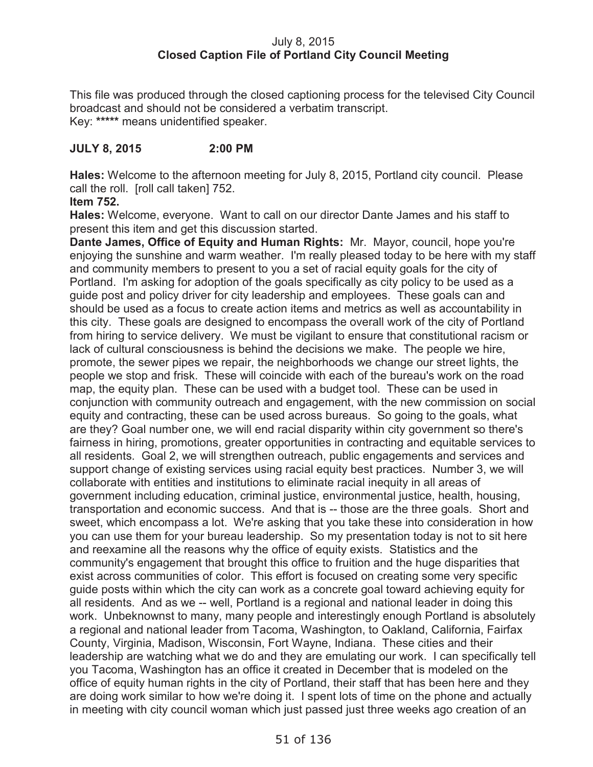July 8, 2015
**Closed Caption File of Portland City Council Meeting**

This file was produced through the closed captioning process for the televised City Council broadcast and should not be considered a verbatim transcript.
Key: ***** means unidentified speaker.

**JULY 8, 2015 2:00 PM**

**Hales:** Welcome to the afternoon meeting for July 8, 2015, Portland city council. Please call the roll. [roll call taken] 752.

**Item 752.**

**Hales:** Welcome, everyone. Want to call on our director Dante James and his staff to present this item and get this discussion started.

**Dante James, Office of Equity and Human Rights:** Mr. Mayor, council, hope you're enjoying the sunshine and warm weather. I'm really pleased today to be here with my staff and community members to present to you a set of racial equity goals for the city of Portland. I'm asking for adoption of the goals specifically as city policy to be used as a guide post and policy driver for city leadership and employees. These goals can and should be used as a focus to create action items and metrics as well as accountability in this city. These goals are designed to encompass the overall work of the city of Portland from hiring to service delivery. We must be vigilant to ensure that constitutional racism or lack of cultural consciousness is behind the decisions we make. The people we hire, promote, the sewer pipes we repair, the neighborhoods we change our street lights, the people we stop and frisk. These will coincide with each of the bureau's work on the road map, the equity plan. These can be used with a budget tool. These can be used in conjunction with community outreach and engagement, with the new commission on social equity and contracting, these can be used across bureaus. So going to the goals, what are they? Goal number one, we will end racial disparity within city government so there's fairness in hiring, promotions, greater opportunities in contracting and equitable services to all residents. Goal 2, we will strengthen outreach, public engagements and services and support change of existing services using racial equity best practices. Number 3, we will collaborate with entities and institutions to eliminate racial inequity in all areas of government including education, criminal justice, environmental justice, health, housing, transportation and economic success. And that is -- those are the three goals. Short and sweet, which encompass a lot. We're asking that you take these into consideration in how you can use them for your bureau leadership. So my presentation today is not to sit here and reexamine all the reasons why the office of equity exists. Statistics and the community's engagement that brought this office to fruition and the huge disparities that exist across communities of color. This effort is focused on creating some very specific guide posts within which the city can work as a concrete goal toward achieving equity for all residents. And as we -- well, Portland is a regional and national leader in doing this work. Unbeknownst to many, many people and interestingly enough Portland is absolutely a regional and national leader from Tacoma, Washington, to Oakland, California, Fairfax County, Virginia, Madison, Wisconsin, Fort Wayne, Indiana. These cities and their leadership are watching what we do and they are emulating our work. I can specifically tell you Tacoma, Washington has an office it created in December that is modeled on the office of equity human rights in the city of Portland, their staff that has been here and they are doing work similar to how we're doing it. I spent lots of time on the phone and actually in meeting with city council woman which just passed just three weeks ago creation of an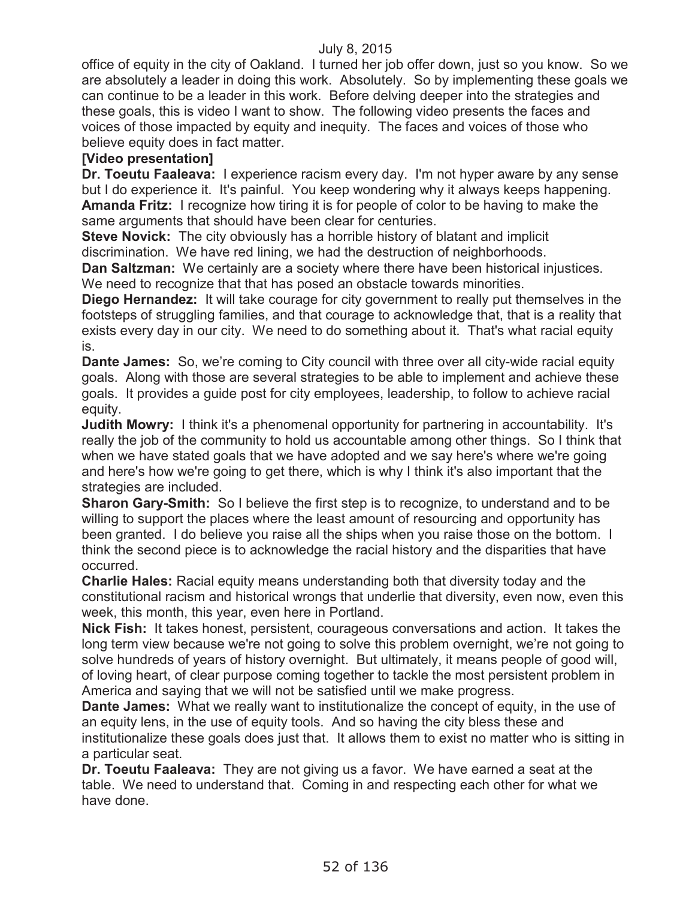office of equity in the city of Oakland. I turned her job offer down, just so you know. So we are absolutely a leader in doing this work. Absolutely. So by implementing these goals we can continue to be a leader in this work. Before delving deeper into the strategies and these goals, this is video I want to show. The following video presents the faces and voices of those impacted by equity and inequity. The faces and voices of those who believe equity does in fact matter.

**[Video presentation]**

**Dr. Toeutu Faaleava:** I experience racism every day. I'm not hyper aware by any sense but I do experience it. It's painful. You keep wondering why it always keeps happening.

**Amanda Fritz:** I recognize how tiring it is for people of color to be having to make the same arguments that should have been clear for centuries.

**Steve Novick:** The city obviously has a horrible history of blatant and implicit discrimination. We have red lining, we had the destruction of neighborhoods.

**Dan Saltzman:** We certainly are a society where there have been historical injustices. We need to recognize that that has posed an obstacle towards minorities.

**Diego Hernandez:** It will take courage for city government to really put themselves in the footsteps of struggling families, and that courage to acknowledge that, that is a reality that exists every day in our city. We need to do something about it. That's what racial equity is.

**Dante James:** So, we're coming to City council with three over all city-wide racial equity goals. Along with those are several strategies to be able to implement and achieve these goals. It provides a guide post for city employees, leadership, to follow to achieve racial equity.

**Judith Mowry:** I think it's a phenomenal opportunity for partnering in accountability. It's really the job of the community to hold us accountable among other things. So I think that when we have stated goals that we have adopted and we say here's where we're going and here's how we're going to get there, which is why I think it's also important that the strategies are included.

**Sharon Gary-Smith:** So I believe the first step is to recognize, to understand and to be willing to support the places where the least amount of resourcing and opportunity has been granted. I do believe you raise all the ships when you raise those on the bottom. I think the second piece is to acknowledge the racial history and the disparities that have occurred.

**Charlie Hales:** Racial equity means understanding both that diversity today and the constitutional racism and historical wrongs that underlie that diversity, even now, even this week, this month, this year, even here in Portland.

**Nick Fish:** It takes honest, persistent, courageous conversations and action. It takes the long term view because we're not going to solve this problem overnight, we're not going to solve hundreds of years of history overnight. But ultimately, it means people of good will, of loving heart, of clear purpose coming together to tackle the most persistent problem in America and saying that we will not be satisfied until we make progress.

**Dante James:** What we really want to institutionalize the concept of equity, in the use of an equity lens, in the use of equity tools. And so having the city bless these and institutionalize these goals does just that. It allows them to exist no matter who is sitting in a particular seat.

**Dr. Toeutu Faaleava:** They are not giving us a favor. We have earned a seat at the table. We need to understand that. Coming in and respecting each other for what we have done.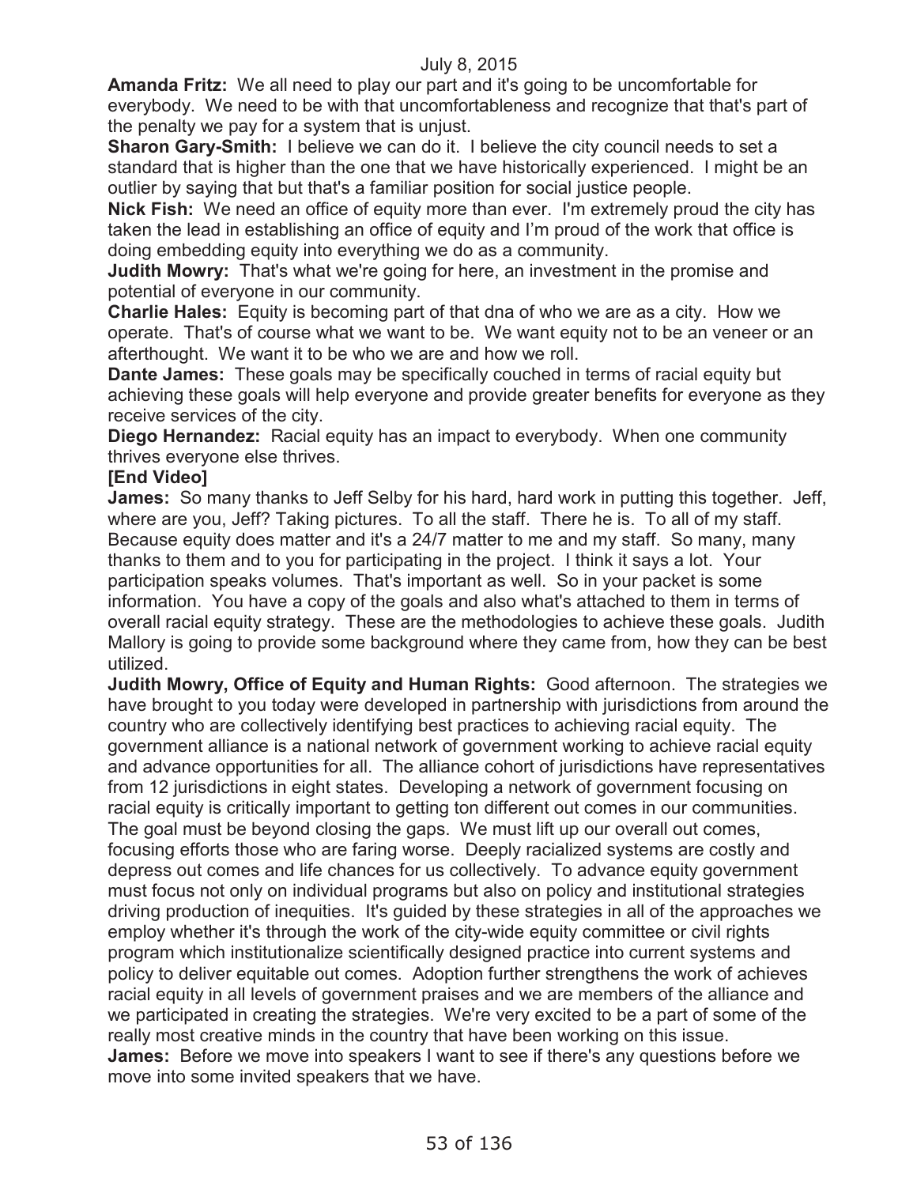July 8, 2015

**Amanda Fritz:** We all need to play our part and it's going to be uncomfortable for everybody. We need to be with that uncomfortableness and recognize that that's part of the penalty we pay for a system that is unjust.

**Sharon Gary-Smith:** I believe we can do it. I believe the city council needs to set a standard that is higher than the one that we have historically experienced. I might be an outlier by saying that but that's a familiar position for social justice people.

**Nick Fish:** We need an office of equity more than ever. I'm extremely proud the city has taken the lead in establishing an office of equity and I'm proud of the work that office is doing embedding equity into everything we do as a community.

**Judith Mowry:** That's what we're going for here, an investment in the promise and potential of everyone in our community.

**Charlie Hales:** Equity is becoming part of that dna of who we are as a city. How we operate. That's of course what we want to be. We want equity not to be an veneer or an afterthought. We want it to be who we are and how we roll.

**Dante James:** These goals may be specifically couched in terms of racial equity but achieving these goals will help everyone and provide greater benefits for everyone as they receive services of the city.

**Diego Hernandez:** Racial equity has an impact to everybody. When one community thrives everyone else thrives.

**[End Video]**

**James:** So many thanks to Jeff Selby for his hard, hard work in putting this together. Jeff, where are you, Jeff? Taking pictures. To all the staff. There he is. To all of my staff. Because equity does matter and it's a 24/7 matter to me and my staff. So many, many thanks to them and to you for participating in the project. I think it says a lot. Your participation speaks volumes. That's important as well. So in your packet is some information. You have a copy of the goals and also what's attached to them in terms of overall racial equity strategy. These are the methodologies to achieve these goals. Judith Mallory is going to provide some background where they came from, how they can be best utilized.

**Judith Mowry, Office of Equity and Human Rights:** Good afternoon. The strategies we have brought to you today were developed in partnership with jurisdictions from around the country who are collectively identifying best practices to achieving racial equity. The government alliance is a national network of government working to achieve racial equity and advance opportunities for all. The alliance cohort of jurisdictions have representatives from 12 jurisdictions in eight states. Developing a network of government focusing on racial equity is critically important to getting ton different out comes in our communities. The goal must be beyond closing the gaps. We must lift up our overall out comes, focusing efforts those who are faring worse. Deeply racialized systems are costly and depress out comes and life chances for us collectively. To advance equity government must focus not only on individual programs but also on policy and institutional strategies driving production of inequities. It's guided by these strategies in all of the approaches we employ whether it's through the work of the city-wide equity committee or civil rights program which institutionalize scientifically designed practice into current systems and policy to deliver equitable out comes. Adoption further strengthens the work of achieves racial equity in all levels of government praises and we are members of the alliance and we participated in creating the strategies. We're very excited to be a part of some of the really most creative minds in the country that have been working on this issue.

**James:** Before we move into speakers I want to see if there's any questions before we move into some invited speakers that we have.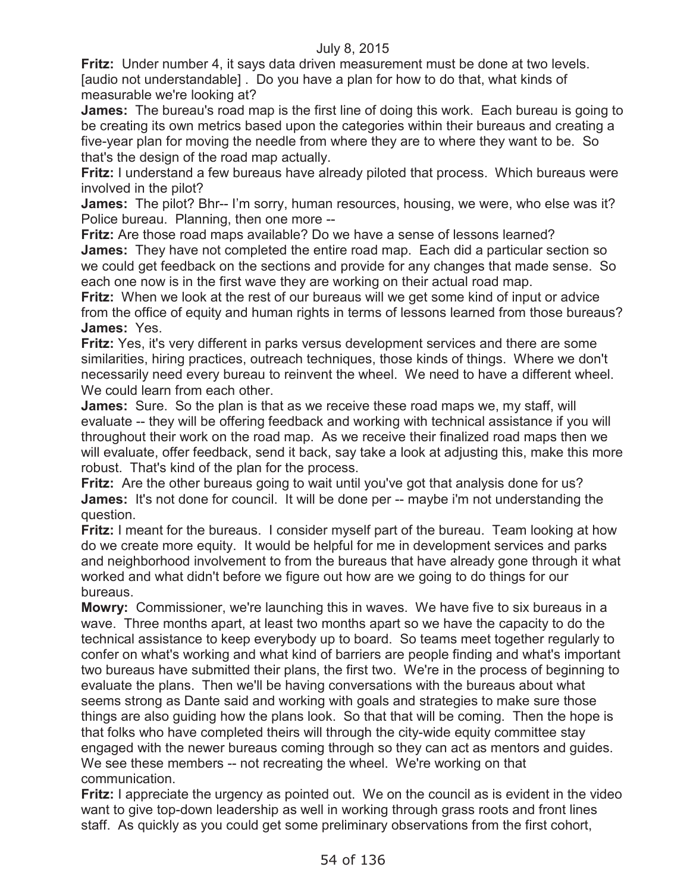**Fritz:** Under number 4, it says data driven measurement must be done at two levels. [audio not understandable] . Do you have a plan for how to do that, what kinds of measurable we're looking at?

**James:** The bureau's road map is the first line of doing this work. Each bureau is going to be creating its own metrics based upon the categories within their bureaus and creating a five-year plan for moving the needle from where they are to where they want to be. So that's the design of the road map actually.

**Fritz:** I understand a few bureaus have already piloted that process. Which bureaus were involved in the pilot?

**James:** The pilot? Bhr-- I'm sorry, human resources, housing, we were, who else was it? Police bureau. Planning, then one more --

**Fritz:** Are those road maps available? Do we have a sense of lessons learned?

**James:** They have not completed the entire road map. Each did a particular section so we could get feedback on the sections and provide for any changes that made sense. So each one now is in the first wave they are working on their actual road map.

**Fritz:** When we look at the rest of our bureaus will we get some kind of input or advice from the office of equity and human rights in terms of lessons learned from those bureaus?

**James:** Yes.

**Fritz:** Yes, it's very different in parks versus development services and there are some similarities, hiring practices, outreach techniques, those kinds of things. Where we don't necessarily need every bureau to reinvent the wheel. We need to have a different wheel. We could learn from each other.

**James:** Sure. So the plan is that as we receive these road maps we, my staff, will evaluate -- they will be offering feedback and working with technical assistance if you will throughout their work on the road map. As we receive their finalized road maps then we will evaluate, offer feedback, send it back, say take a look at adjusting this, make this more robust. That's kind of the plan for the process.

**Fritz:** Are the other bureaus going to wait until you've got that analysis done for us?

**James:** It's not done for council. It will be done per -- maybe i'm not understanding the question.

**Fritz:** I meant for the bureaus. I consider myself part of the bureau. Team looking at how do we create more equity. It would be helpful for me in development services and parks and neighborhood involvement to from the bureaus that have already gone through it what worked and what didn't before we figure out how are we going to do things for our bureaus.

**Mowry:** Commissioner, we're launching this in waves. We have five to six bureaus in a wave. Three months apart, at least two months apart so we have the capacity to do the technical assistance to keep everybody up to board. So teams meet together regularly to confer on what's working and what kind of barriers are people finding and what's important two bureaus have submitted their plans, the first two. We're in the process of beginning to evaluate the plans. Then we'll be having conversations with the bureaus about what seems strong as Dante said and working with goals and strategies to make sure those things are also guiding how the plans look. So that that will be coming. Then the hope is that folks who have completed theirs will through the city-wide equity committee stay engaged with the newer bureaus coming through so they can act as mentors and guides. We see these members -- not recreating the wheel. We're working on that communication.

**Fritz:** I appreciate the urgency as pointed out. We on the council as is evident in the video want to give top-down leadership as well in working through grass roots and front lines staff. As quickly as you could get some preliminary observations from the first cohort,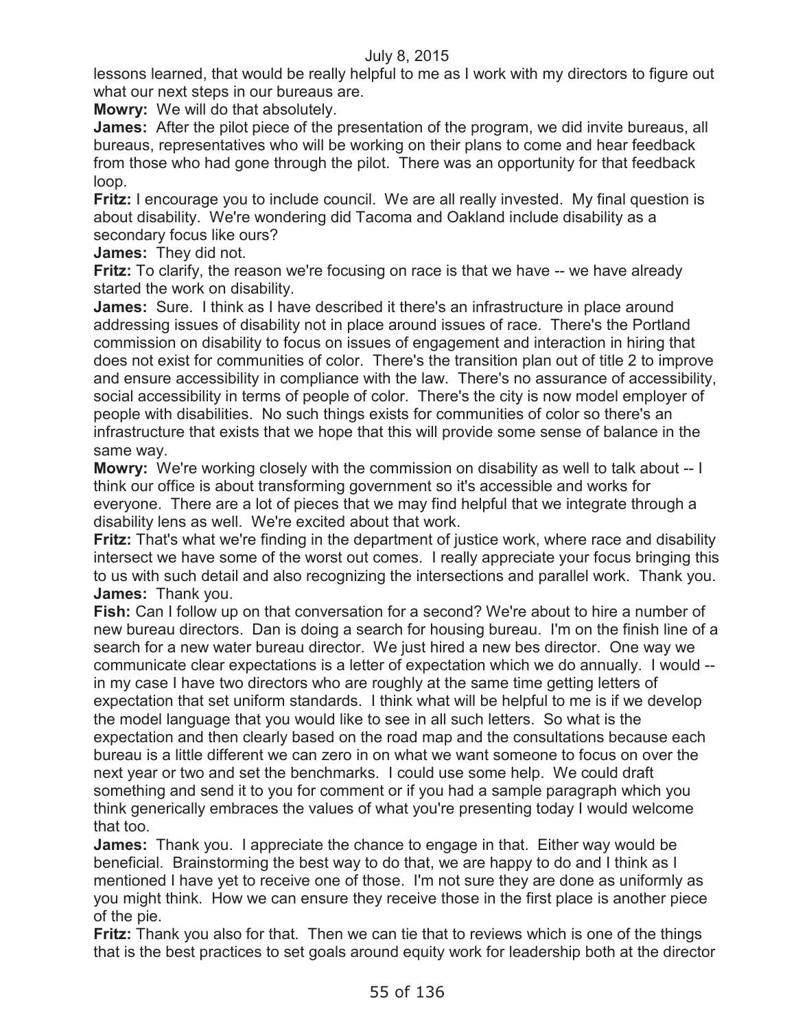lessons learned, that would be really helpful to me as I work with my directors to figure out what our next steps in our bureaus are.

**Mowry:** We will do that absolutely.

**James:** After the pilot piece of the presentation of the program, we did invite bureaus, all bureaus, representatives who will be working on their plans to come and hear feedback from those who had gone through the pilot. There was an opportunity for that feedback loop.

**Fritz:** I encourage you to include council. We are all really invested. My final question is about disability. We're wondering did Tacoma and Oakland include disability as a secondary focus like ours?

**James:** They did not.

**Fritz:** To clarify, the reason we're focusing on race is that we have -- we have already started the work on disability.

**James:** Sure. I think as I have described it there's an infrastructure in place around addressing issues of disability not in place around issues of race. There's the Portland commission on disability to focus on issues of engagement and interaction in hiring that does not exist for communities of color. There's the transition plan out of title 2 to improve and ensure accessibility in compliance with the law. There's no assurance of accessibility, social accessibility in terms of people of color. There's the city is now model employer of people with disabilities. No such things exists for communities of color so there's an infrastructure that exists that we hope that this will provide some sense of balance in the same way.

**Mowry:** We're working closely with the commission on disability as well to talk about -- I think our office is about transforming government so it's accessible and works for everyone. There are a lot of pieces that we may find helpful that we integrate through a disability lens as well. We're excited about that work.

**Fritz:** That's what we're finding in the department of justice work, where race and disability intersect we have some of the worst out comes. I really appreciate your focus bringing this to us with such detail and also recognizing the intersections and parallel work. Thank you.

**James:** Thank you.

**Fish:** Can I follow up on that conversation for a second? We're about to hire a number of new bureau directors. Dan is doing a search for housing bureau. I'm on the finish line of a search for a new water bureau director. We just hired a new bes director. One way we communicate clear expectations is a letter of expectation which we do annually. I would -- in my case I have two directors who are roughly at the same time getting letters of expectation that set uniform standards. I think what will be helpful to me is if we develop the model language that you would like to see in all such letters. So what is the expectation and then clearly based on the road map and the consultations because each bureau is a little different we can zero in on what we want someone to focus on over the next year or two and set the benchmarks. I could use some help. We could draft something and send it to you for comment or if you had a sample paragraph which you think generically embraces the values of what you're presenting today I would welcome that too.

**James:** Thank you. I appreciate the chance to engage in that. Either way would be beneficial. Brainstorming the best way to do that, we are happy to do and I think as I mentioned I have yet to receive one of those. I'm not sure they are done as uniformly as you might think. How we can ensure they receive those in the first place is another piece of the pie.

**Fritz:** Thank you also for that. Then we can tie that to reviews which is one of the things that is the best practices to set goals around equity work for leadership both at the director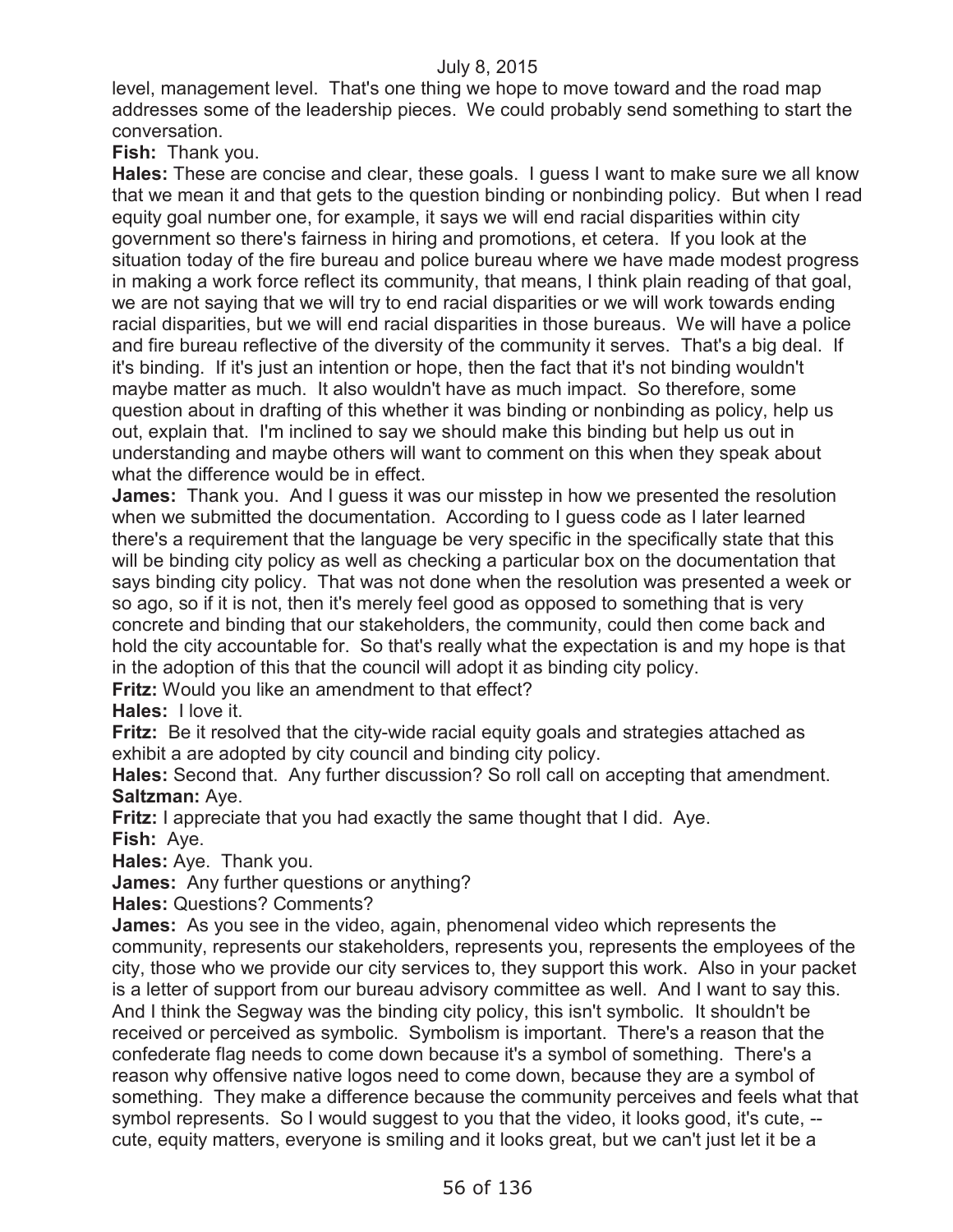level, management level. That's one thing we hope to move toward and the road map addresses some of the leadership pieces. We could probably send something to start the conversation.

**Fish:** Thank you.

**Hales:** These are concise and clear, these goals. I guess I want to make sure we all know that we mean it and that gets to the question binding or nonbinding policy. But when I read equity goal number one, for example, it says we will end racial disparities within city government so there's fairness in hiring and promotions, et cetera. If you look at the situation today of the fire bureau and police bureau where we have made modest progress in making a work force reflect its community, that means, I think plain reading of that goal, we are not saying that we will try to end racial disparities or we will work towards ending racial disparities, but we will end racial disparities in those bureaus. We will have a police and fire bureau reflective of the diversity of the community it serves. That's a big deal. If it's binding. If it's just an intention or hope, then the fact that it's not binding wouldn't maybe matter as much. It also wouldn't have as much impact. So therefore, some question about in drafting of this whether it was binding or nonbinding as policy, help us out, explain that. I'm inclined to say we should make this binding but help us out in understanding and maybe others will want to comment on this when they speak about what the difference would be in effect.

**James:** Thank you. And I guess it was our misstep in how we presented the resolution when we submitted the documentation. According to I guess code as I later learned there's a requirement that the language be very specific in the specifically state that this will be binding city policy as well as checking a particular box on the documentation that says binding city policy. That was not done when the resolution was presented a week or so ago, so if it is not, then it's merely feel good as opposed to something that is very concrete and binding that our stakeholders, the community, could then come back and hold the city accountable for. So that's really what the expectation is and my hope is that in the adoption of this that the council will adopt it as binding city policy.

**Fritz:** Would you like an amendment to that effect?

**Hales:** I love it.

**Fritz:** Be it resolved that the city-wide racial equity goals and strategies attached as exhibit a are adopted by city council and binding city policy.

**Hales:** Second that. Any further discussion? So roll call on accepting that amendment.

**Saltzman:** Aye.

**Fritz:** I appreciate that you had exactly the same thought that I did. Aye.

**Fish:** Aye.

**Hales:** Aye. Thank you.

**James:** Any further questions or anything?

**Hales:** Questions? Comments?

**James:** As you see in the video, again, phenomenal video which represents the community, represents our stakeholders, represents you, represents the employees of the city, those who we provide our city services to, they support this work. Also in your packet is a letter of support from our bureau advisory committee as well. And I want to say this. And I think the Segway was the binding city policy, this isn't symbolic. It shouldn't be received or perceived as symbolic. Symbolism is important. There's a reason that the confederate flag needs to come down because it's a symbol of something. There's a reason why offensive native logos need to come down, because they are a symbol of something. They make a difference because the community perceives and feels what that symbol represents. So I would suggest to you that the video, it looks good, it's cute, -- cute, equity matters, everyone is smiling and it looks great, but we can't just let it be a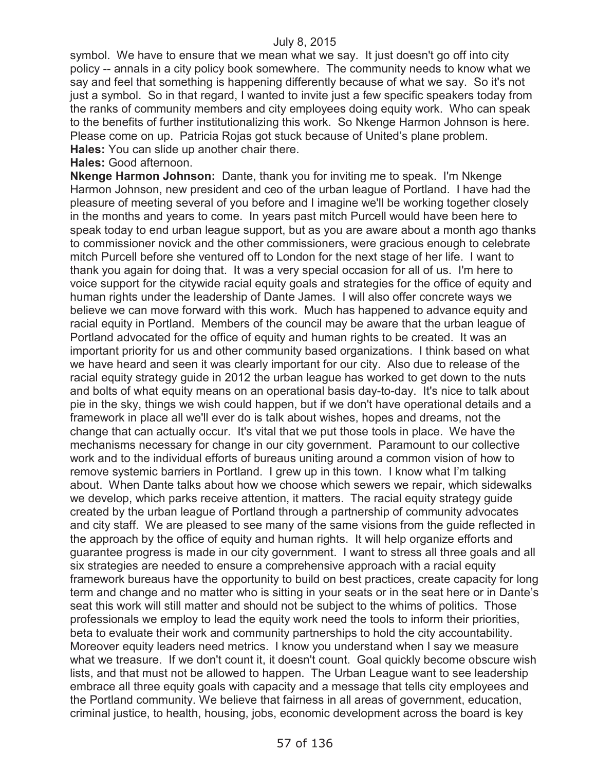symbol. We have to ensure that we mean what we say. It just doesn't go off into city policy -- annals in a city policy book somewhere. The community needs to know what we say and feel that something is happening differently because of what we say. So it's not just a symbol. So in that regard, I wanted to invite just a few specific speakers today from the ranks of community members and city employees doing equity work. Who can speak to the benefits of further institutionalizing this work. So Nkenge Harmon Johnson is here. Please come on up. Patricia Rojas got stuck because of United's plane problem.

**Hales:** You can slide up another chair there.

**Hales:** Good afternoon.

**Nkenge Harmon Johnson:** Dante, thank you for inviting me to speak. I'm Nkenge Harmon Johnson, new president and ceo of the urban league of Portland. I have had the pleasure of meeting several of you before and I imagine we'll be working together closely in the months and years to come. In years past mitch Purcell would have been here to speak today to end urban league support, but as you are aware about a month ago thanks to commissioner novick and the other commissioners, were gracious enough to celebrate mitch Purcell before she ventured off to London for the next stage of her life. I want to thank you again for doing that. It was a very special occasion for all of us. I'm here to voice support for the citywide racial equity goals and strategies for the office of equity and human rights under the leadership of Dante James. I will also offer concrete ways we believe we can move forward with this work. Much has happened to advance equity and racial equity in Portland. Members of the council may be aware that the urban league of Portland advocated for the office of equity and human rights to be created. It was an important priority for us and other community based organizations. I think based on what we have heard and seen it was clearly important for our city. Also due to release of the racial equity strategy guide in 2012 the urban league has worked to get down to the nuts and bolts of what equity means on an operational basis day-to-day. It's nice to talk about pie in the sky, things we wish could happen, but if we don't have operational details and a framework in place all we'll ever do is talk about wishes, hopes and dreams, not the change that can actually occur. It's vital that we put those tools in place. We have the mechanisms necessary for change in our city government. Paramount to our collective work and to the individual efforts of bureaus uniting around a common vision of how to remove systemic barriers in Portland. I grew up in this town. I know what I'm talking about. When Dante talks about how we choose which sewers we repair, which sidewalks we develop, which parks receive attention, it matters. The racial equity strategy guide created by the urban league of Portland through a partnership of community advocates and city staff. We are pleased to see many of the same visions from the guide reflected in the approach by the office of equity and human rights. It will help organize efforts and guarantee progress is made in our city government. I want to stress all three goals and all six strategies are needed to ensure a comprehensive approach with a racial equity framework bureaus have the opportunity to build on best practices, create capacity for long term and change and no matter who is sitting in your seats or in the seat here or in Dante's seat this work will still matter and should not be subject to the whims of politics. Those professionals we employ to lead the equity work need the tools to inform their priorities, beta to evaluate their work and community partnerships to hold the city accountability. Moreover equity leaders need metrics. I know you understand when I say we measure what we treasure. If we don't count it, it doesn't count. Goal quickly become obscure wish lists, and that must not be allowed to happen. The Urban League want to see leadership embrace all three equity goals with capacity and a message that tells city employees and the Portland community. We believe that fairness in all areas of government, education, criminal justice, to health, housing, jobs, economic development across the board is key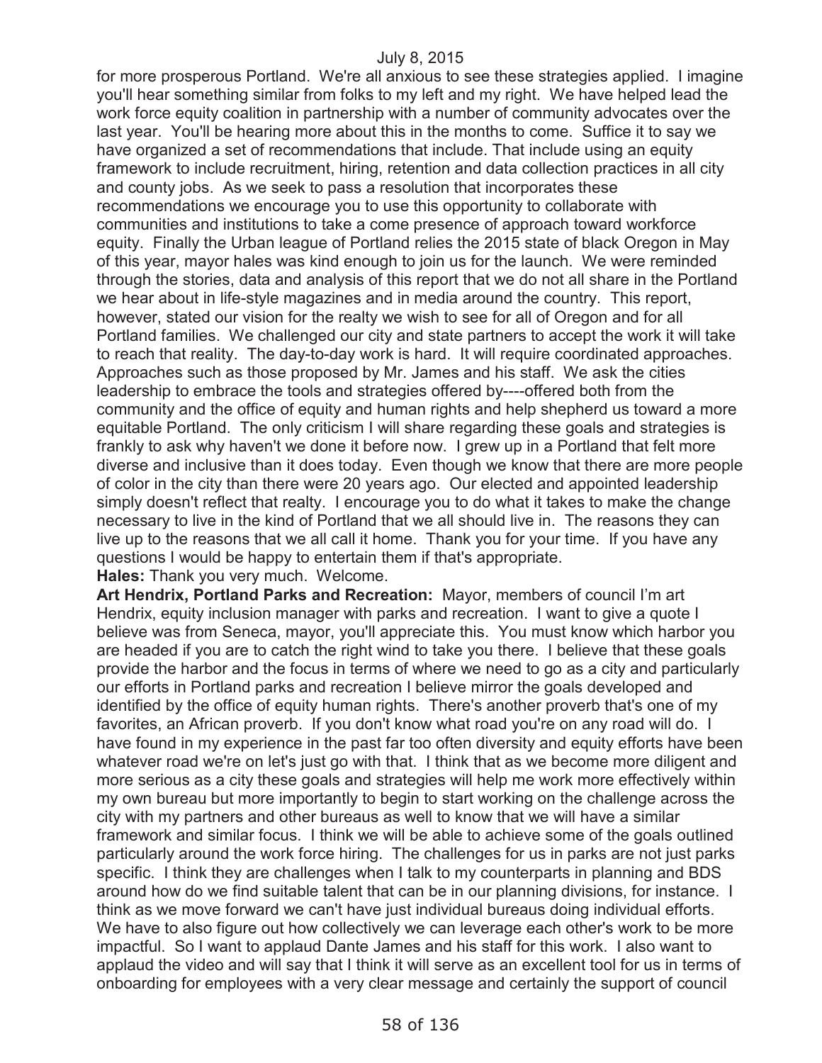for more prosperous Portland. We're all anxious to see these strategies applied. I imagine you'll hear something similar from folks to my left and my right. We have helped lead the work force equity coalition in partnership with a number of community advocates over the last year. You'll be hearing more about this in the months to come. Suffice it to say we have organized a set of recommendations that include. That include using an equity framework to include recruitment, hiring, retention and data collection practices in all city and county jobs. As we seek to pass a resolution that incorporates these recommendations we encourage you to use this opportunity to collaborate with communities and institutions to take a come presence of approach toward workforce equity. Finally the Urban league of Portland relies the 2015 state of black Oregon in May of this year, mayor hales was kind enough to join us for the launch. We were reminded through the stories, data and analysis of this report that we do not all share in the Portland we hear about in life-style magazines and in media around the country. This report, however, stated our vision for the realty we wish to see for all of Oregon and for all Portland families. We challenged our city and state partners to accept the work it will take to reach that reality. The day-to-day work is hard. It will require coordinated approaches. Approaches such as those proposed by Mr. James and his staff. We ask the cities leadership to embrace the tools and strategies offered by----offered both from the community and the office of equity and human rights and help shepherd us toward a more equitable Portland. The only criticism I will share regarding these goals and strategies is frankly to ask why haven't we done it before now. I grew up in a Portland that felt more diverse and inclusive than it does today. Even though we know that there are more people of color in the city than there were 20 years ago. Our elected and appointed leadership simply doesn't reflect that realty. I encourage you to do what it takes to make the change necessary to live in the kind of Portland that we all should live in. The reasons they can live up to the reasons that we all call it home. Thank you for your time. If you have any questions I would be happy to entertain them if that's appropriate.

**Hales:** Thank you very much. Welcome.

**Art Hendrix, Portland Parks and Recreation:** Mayor, members of council I'm art Hendrix, equity inclusion manager with parks and recreation. I want to give a quote I believe was from Seneca, mayor, you'll appreciate this. You must know which harbor you are headed if you are to catch the right wind to take you there. I believe that these goals provide the harbor and the focus in terms of where we need to go as a city and particularly our efforts in Portland parks and recreation I believe mirror the goals developed and identified by the office of equity human rights. There's another proverb that's one of my favorites, an African proverb. If you don't know what road you're on any road will do. I have found in my experience in the past far too often diversity and equity efforts have been whatever road we're on let's just go with that. I think that as we become more diligent and more serious as a city these goals and strategies will help me work more effectively within my own bureau but more importantly to begin to start working on the challenge across the city with my partners and other bureaus as well to know that we will have a similar framework and similar focus. I think we will be able to achieve some of the goals outlined particularly around the work force hiring. The challenges for us in parks are not just parks specific. I think they are challenges when I talk to my counterparts in planning and BDS around how do we find suitable talent that can be in our planning divisions, for instance. I think as we move forward we can't have just individual bureaus doing individual efforts. We have to also figure out how collectively we can leverage each other's work to be more impactful. So I want to applaud Dante James and his staff for this work. I also want to applaud the video and will say that I think it will serve as an excellent tool for us in terms of onboarding for employees with a very clear message and certainly the support of council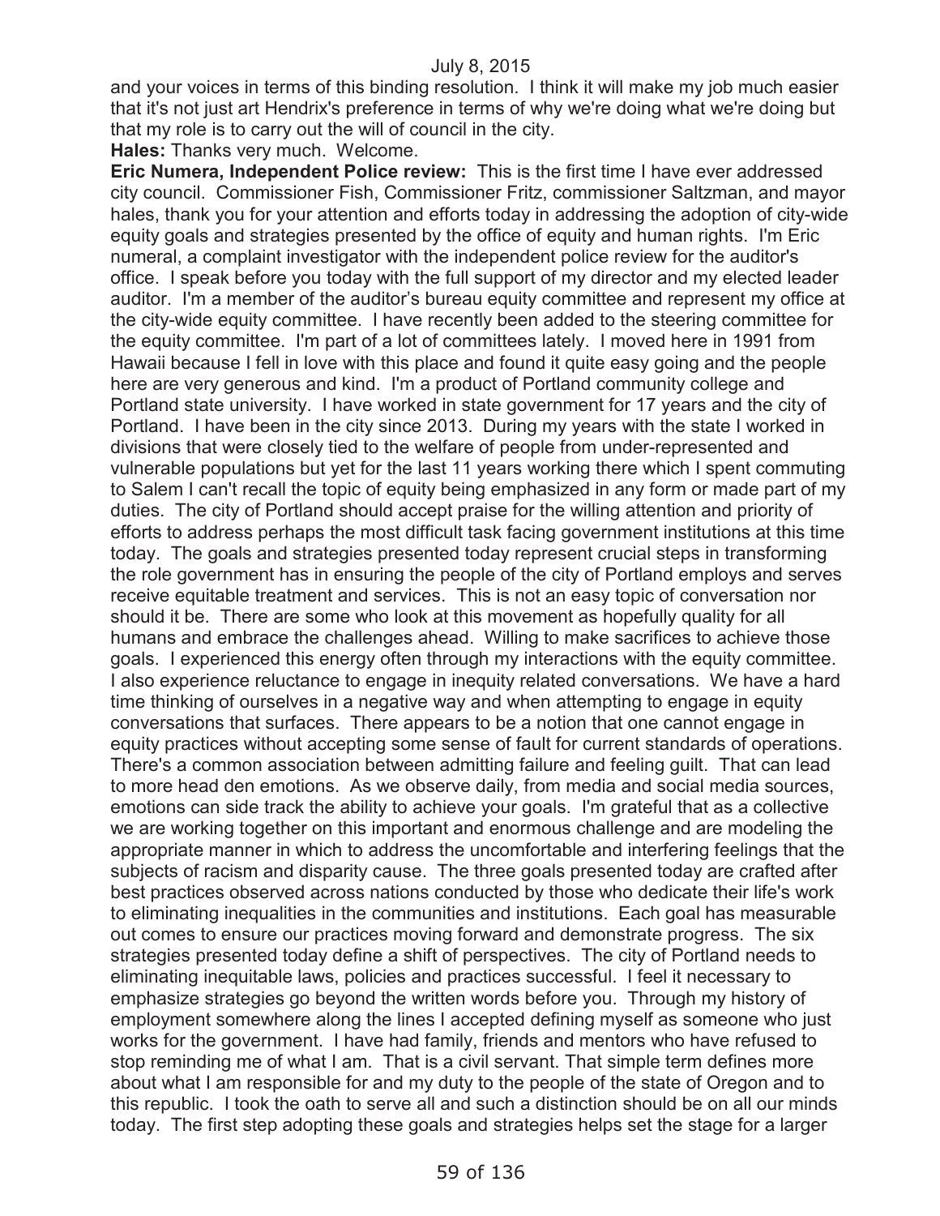and your voices in terms of this binding resolution. I think it will make my job much easier that it's not just art Hendrix's preference in terms of why we're doing what we're doing but that my role is to carry out the will of council in the city.

**Hales:** Thanks very much. Welcome.

**Eric Numera, Independent Police review:** This is the first time I have ever addressed city council. Commissioner Fish, Commissioner Fritz, commissioner Saltzman, and mayor hales, thank you for your attention and efforts today in addressing the adoption of city-wide equity goals and strategies presented by the office of equity and human rights. I'm Eric numeral, a complaint investigator with the independent police review for the auditor's office. I speak before you today with the full support of my director and my elected leader auditor. I'm a member of the auditor's bureau equity committee and represent my office at the city-wide equity committee. I have recently been added to the steering committee for the equity committee. I'm part of a lot of committees lately. I moved here in 1991 from Hawaii because I fell in love with this place and found it quite easy going and the people here are very generous and kind. I'm a product of Portland community college and Portland state university. I have worked in state government for 17 years and the city of Portland. I have been in the city since 2013. During my years with the state I worked in divisions that were closely tied to the welfare of people from under-represented and vulnerable populations but yet for the last 11 years working there which I spent commuting to Salem I can't recall the topic of equity being emphasized in any form or made part of my duties. The city of Portland should accept praise for the willing attention and priority of efforts to address perhaps the most difficult task facing government institutions at this time today. The goals and strategies presented today represent crucial steps in transforming the role government has in ensuring the people of the city of Portland employs and serves receive equitable treatment and services. This is not an easy topic of conversation nor should it be. There are some who look at this movement as hopefully quality for all humans and embrace the challenges ahead. Willing to make sacrifices to achieve those goals. I experienced this energy often through my interactions with the equity committee. I also experience reluctance to engage in inequity related conversations. We have a hard time thinking of ourselves in a negative way and when attempting to engage in equity conversations that surfaces. There appears to be a notion that one cannot engage in equity practices without accepting some sense of fault for current standards of operations. There's a common association between admitting failure and feeling guilt. That can lead to more head den emotions. As we observe daily, from media and social media sources, emotions can side track the ability to achieve your goals. I'm grateful that as a collective we are working together on this important and enormous challenge and are modeling the appropriate manner in which to address the uncomfortable and interfering feelings that the subjects of racism and disparity cause. The three goals presented today are crafted after best practices observed across nations conducted by those who dedicate their life's work to eliminating inequalities in the communities and institutions. Each goal has measurable out comes to ensure our practices moving forward and demonstrate progress. The six strategies presented today define a shift of perspectives. The city of Portland needs to eliminating inequitable laws, policies and practices successful. I feel it necessary to emphasize strategies go beyond the written words before you. Through my history of employment somewhere along the lines I accepted defining myself as someone who just works for the government. I have had family, friends and mentors who have refused to stop reminding me of what I am. That is a civil servant. That simple term defines more about what I am responsible for and my duty to the people of the state of Oregon and to this republic. I took the oath to serve all and such a distinction should be on all our minds today. The first step adopting these goals and strategies helps set the stage for a larger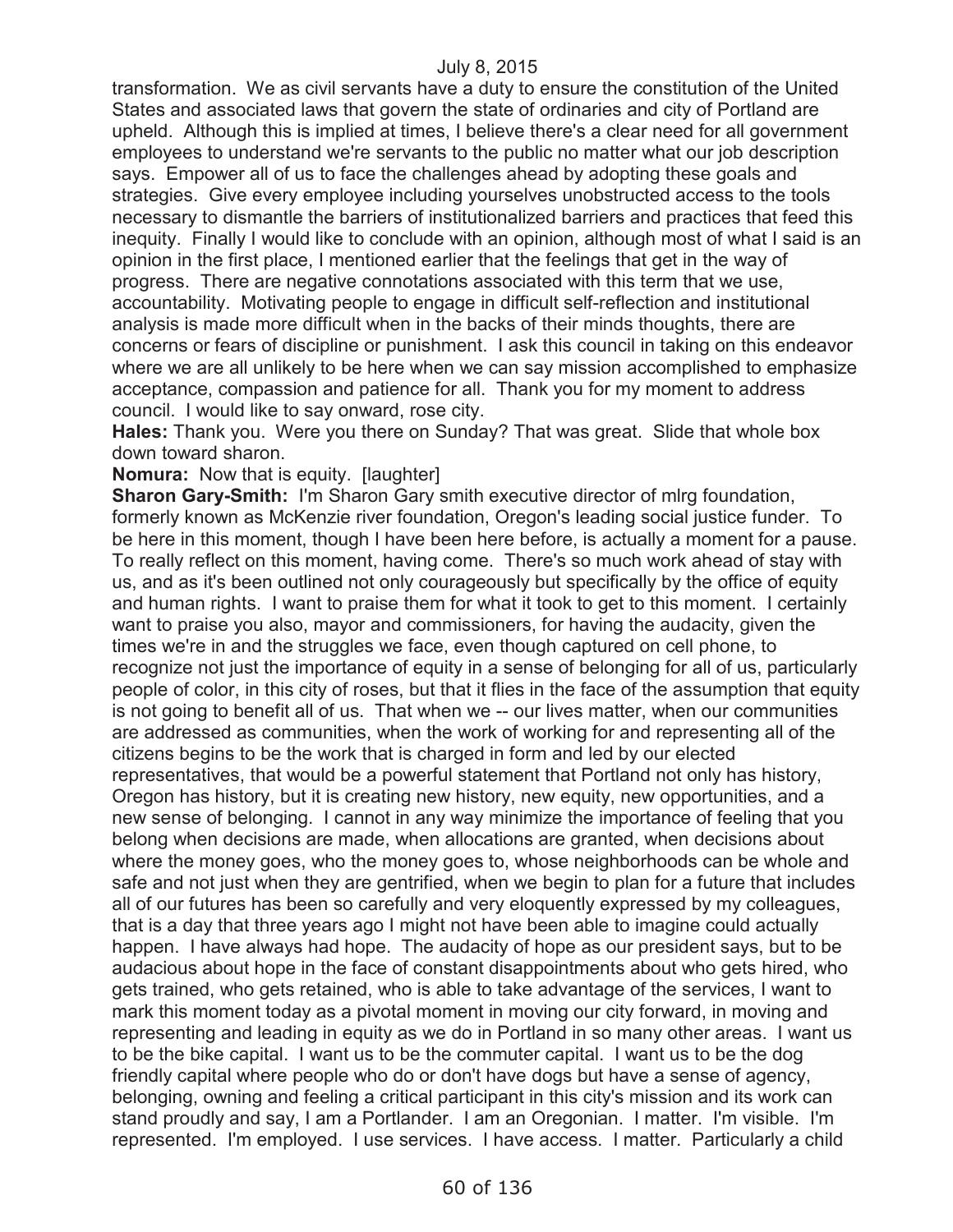transformation. We as civil servants have a duty to ensure the constitution of the United States and associated laws that govern the state of ordinaries and city of Portland are upheld. Although this is implied at times, I believe there's a clear need for all government employees to understand we're servants to the public no matter what our job description says. Empower all of us to face the challenges ahead by adopting these goals and strategies. Give every employee including yourselves unobstructed access to the tools necessary to dismantle the barriers of institutionalized barriers and practices that feed this inequity. Finally I would like to conclude with an opinion, although most of what I said is an opinion in the first place, I mentioned earlier that the feelings that get in the way of progress. There are negative connotations associated with this term that we use, accountability. Motivating people to engage in difficult self-reflection and institutional analysis is made more difficult when in the backs of their minds thoughts, there are concerns or fears of discipline or punishment. I ask this council in taking on this endeavor where we are all unlikely to be here when we can say mission accomplished to emphasize acceptance, compassion and patience for all. Thank you for my moment to address council. I would like to say onward, rose city.

**Hales:** Thank you. Were you there on Sunday? That was great. Slide that whole box down toward sharon.

**Nomura:** Now that is equity. [laughter]

**Sharon Gary-Smith:** I'm Sharon Gary smith executive director of mlrg foundation, formerly known as McKenzie river foundation, Oregon's leading social justice funder. To be here in this moment, though I have been here before, is actually a moment for a pause. To really reflect on this moment, having come. There's so much work ahead of stay with us, and as it's been outlined not only courageously but specifically by the office of equity and human rights. I want to praise them for what it took to get to this moment. I certainly want to praise you also, mayor and commissioners, for having the audacity, given the times we're in and the struggles we face, even though captured on cell phone, to recognize not just the importance of equity in a sense of belonging for all of us, particularly people of color, in this city of roses, but that it flies in the face of the assumption that equity is not going to benefit all of us. That when we -- our lives matter, when our communities are addressed as communities, when the work of working for and representing all of the citizens begins to be the work that is charged in form and led by our elected representatives, that would be a powerful statement that Portland not only has history, Oregon has history, but it is creating new history, new equity, new opportunities, and a new sense of belonging. I cannot in any way minimize the importance of feeling that you belong when decisions are made, when allocations are granted, when decisions about where the money goes, who the money goes to, whose neighborhoods can be whole and safe and not just when they are gentrified, when we begin to plan for a future that includes all of our futures has been so carefully and very eloquently expressed by my colleagues, that is a day that three years ago I might not have been able to imagine could actually happen. I have always had hope. The audacity of hope as our president says, but to be audacious about hope in the face of constant disappointments about who gets hired, who gets trained, who gets retained, who is able to take advantage of the services, I want to mark this moment today as a pivotal moment in moving our city forward, in moving and representing and leading in equity as we do in Portland in so many other areas. I want us to be the bike capital. I want us to be the commuter capital. I want us to be the dog friendly capital where people who do or don't have dogs but have a sense of agency, belonging, owning and feeling a critical participant in this city's mission and its work can stand proudly and say, I am a Portlander. I am an Oregonian. I matter. I'm visible. I'm represented. I'm employed. I use services. I have access. I matter. Particularly a child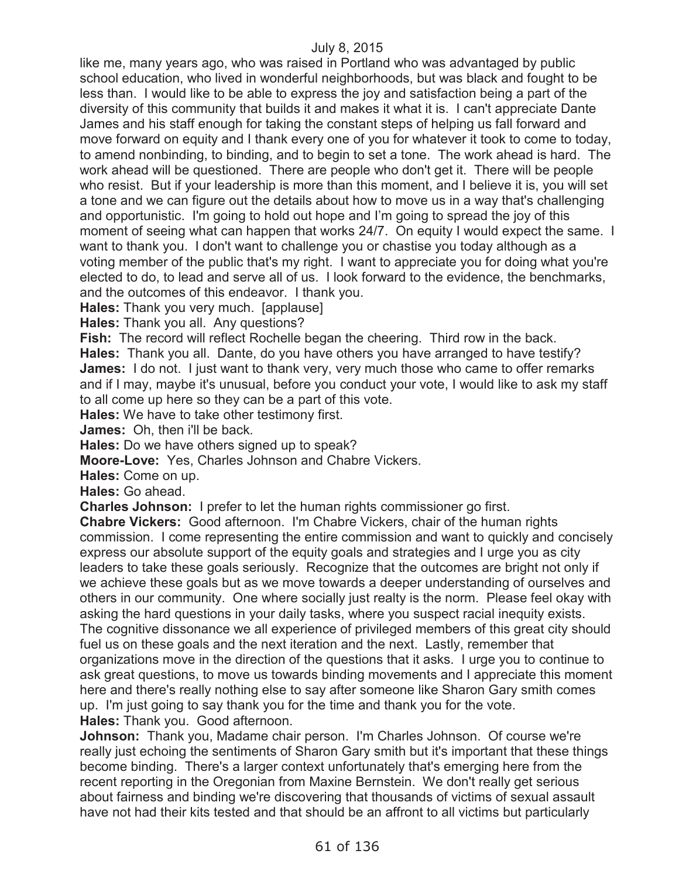like me, many years ago, who was raised in Portland who was advantaged by public school education, who lived in wonderful neighborhoods, but was black and fought to be less than. I would like to be able to express the joy and satisfaction being a part of the diversity of this community that builds it and makes it what it is. I can't appreciate Dante James and his staff enough for taking the constant steps of helping us fall forward and move forward on equity and I thank every one of you for whatever it took to come to today, to amend nonbinding, to binding, and to begin to set a tone. The work ahead is hard. The work ahead will be questioned. There are people who don't get it. There will be people who resist. But if your leadership is more than this moment, and I believe it is, you will set a tone and we can figure out the details about how to move us in a way that's challenging and opportunistic. I'm going to hold out hope and I'm going to spread the joy of this moment of seeing what can happen that works 24/7. On equity I would expect the same. I want to thank you. I don't want to challenge you or chastise you today although as a voting member of the public that's my right. I want to appreciate you for doing what you're elected to do, to lead and serve all of us. I look forward to the evidence, the benchmarks, and the outcomes of this endeavor. I thank you.

**Hales:** Thank you very much. [applause]

**Hales:** Thank you all. Any questions?

**Fish:** The record will reflect Rochelle began the cheering. Third row in the back.

**Hales:** Thank you all. Dante, do you have others you have arranged to have testify?

**James:** I do not. I just want to thank very, very much those who came to offer remarks and if I may, maybe it's unusual, before you conduct your vote, I would like to ask my staff to all come up here so they can be a part of this vote.

**Hales:** We have to take other testimony first.

**James:** Oh, then i'll be back.

**Hales:** Do we have others signed up to speak?

**Moore-Love:** Yes, Charles Johnson and Chabre Vickers.

**Hales:** Come on up.

**Hales:** Go ahead.

**Charles Johnson:** I prefer to let the human rights commissioner go first.

**Chabre Vickers:** Good afternoon. I'm Chabre Vickers, chair of the human rights commission. I come representing the entire commission and want to quickly and concisely express our absolute support of the equity goals and strategies and I urge you as city leaders to take these goals seriously. Recognize that the outcomes are bright not only if we achieve these goals but as we move towards a deeper understanding of ourselves and others in our community. One where socially just realty is the norm. Please feel okay with asking the hard questions in your daily tasks, where you suspect racial inequity exists. The cognitive dissonance we all experience of privileged members of this great city should fuel us on these goals and the next iteration and the next. Lastly, remember that organizations move in the direction of the questions that it asks. I urge you to continue to ask great questions, to move us towards binding movements and I appreciate this moment here and there's really nothing else to say after someone like Sharon Gary smith comes up. I'm just going to say thank you for the time and thank you for the vote.

**Hales:** Thank you. Good afternoon.

**Johnson:** Thank you, Madame chair person. I'm Charles Johnson. Of course we're really just echoing the sentiments of Sharon Gary smith but it's important that these things become binding. There's a larger context unfortunately that's emerging here from the recent reporting in the Oregonian from Maxine Bernstein. We don't really get serious about fairness and binding we're discovering that thousands of victims of sexual assault have not had their kits tested and that should be an affront to all victims but particularly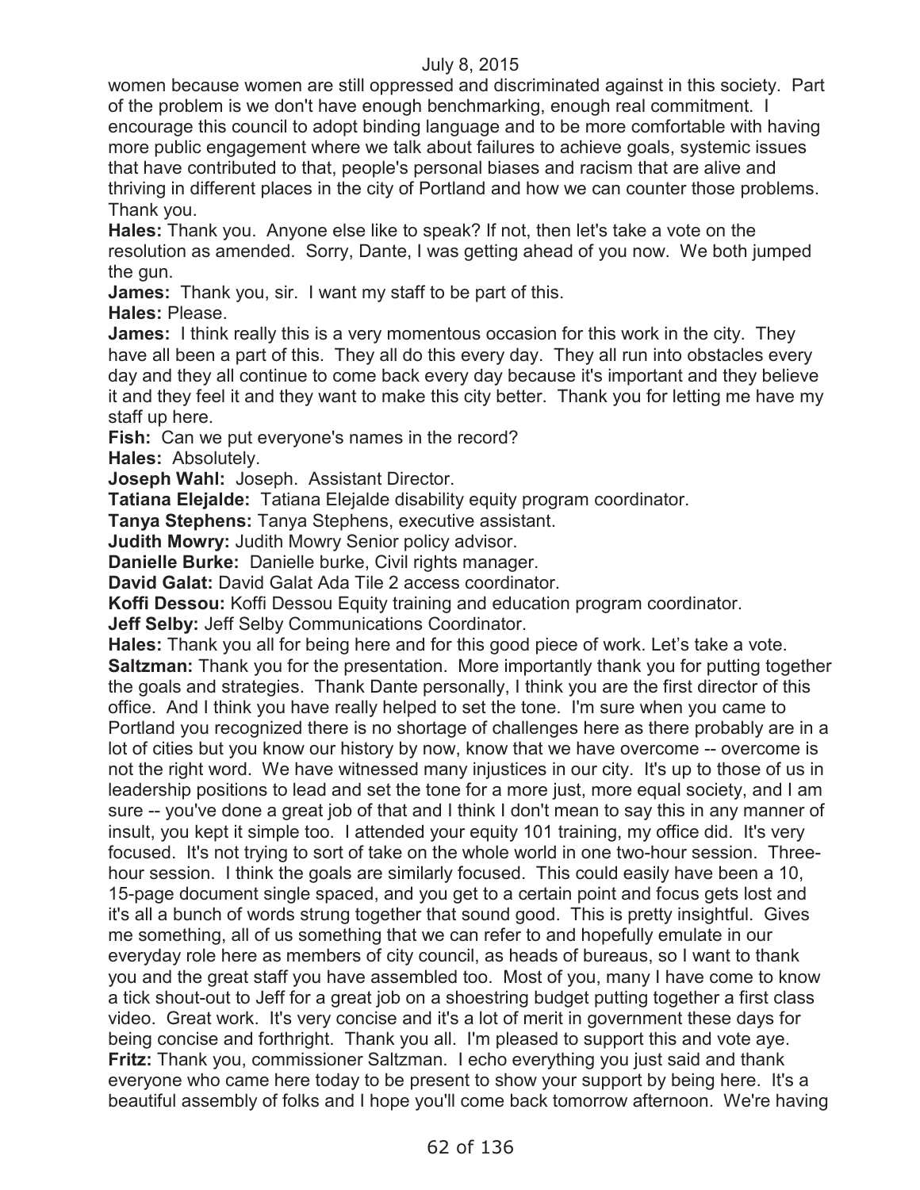women because women are still oppressed and discriminated against in this society. Part of the problem is we don't have enough benchmarking, enough real commitment. I encourage this council to adopt binding language and to be more comfortable with having more public engagement where we talk about failures to achieve goals, systemic issues that have contributed to that, people's personal biases and racism that are alive and thriving in different places in the city of Portland and how we can counter those problems. Thank you.

**Hales:** Thank you. Anyone else like to speak? If not, then let's take a vote on the resolution as amended. Sorry, Dante, I was getting ahead of you now. We both jumped the gun.

**James:** Thank you, sir. I want my staff to be part of this.

**Hales:** Please.

**James:** I think really this is a very momentous occasion for this work in the city. They have all been a part of this. They all do this every day. They all run into obstacles every day and they all continue to come back every day because it's important and they believe it and they feel it and they want to make this city better. Thank you for letting me have my staff up here.

**Fish:** Can we put everyone's names in the record?

**Hales:** Absolutely.

**Joseph Wahl:** Joseph. Assistant Director.

**Tatiana Elejalde:** Tatiana Elejalde disability equity program coordinator.

**Tanya Stephens:** Tanya Stephens, executive assistant.

**Judith Mowry:** Judith Mowry Senior policy advisor.

**Danielle Burke:** Danielle burke, Civil rights manager.

**David Galat:** David Galat Ada Tile 2 access coordinator.

**Koffi Dessou:** Koffi Dessou Equity training and education program coordinator.

**Jeff Selby:** Jeff Selby Communications Coordinator.

**Hales:** Thank you all for being here and for this good piece of work. Let's take a vote.

**Saltzman:** Thank you for the presentation. More importantly thank you for putting together the goals and strategies. Thank Dante personally, I think you are the first director of this office. And I think you have really helped to set the tone. I'm sure when you came to Portland you recognized there is no shortage of challenges here as there probably are in a lot of cities but you know our history by now, know that we have overcome -- overcome is not the right word. We have witnessed many injustices in our city. It's up to those of us in leadership positions to lead and set the tone for a more just, more equal society, and I am sure -- you've done a great job of that and I think I don't mean to say this in any manner of insult, you kept it simple too. I attended your equity 101 training, my office did. It's very focused. It's not trying to sort of take on the whole world in one two-hour session. Three-hour session. I think the goals are similarly focused. This could easily have been a 10, 15-page document single spaced, and you get to a certain point and focus gets lost and it's all a bunch of words strung together that sound good. This is pretty insightful. Gives me something, all of us something that we can refer to and hopefully emulate in our everyday role here as members of city council, as heads of bureaus, so I want to thank you and the great staff you have assembled too. Most of you, many I have come to know a tick shout-out to Jeff for a great job on a shoestring budget putting together a first class video. Great work. It's very concise and it's a lot of merit in government these days for being concise and forthright. Thank you all. I'm pleased to support this and vote aye.

**Fritz:** Thank you, commissioner Saltzman. I echo everything you just said and thank everyone who came here today to be present to show your support by being here. It's a beautiful assembly of folks and I hope you'll come back tomorrow afternoon. We're having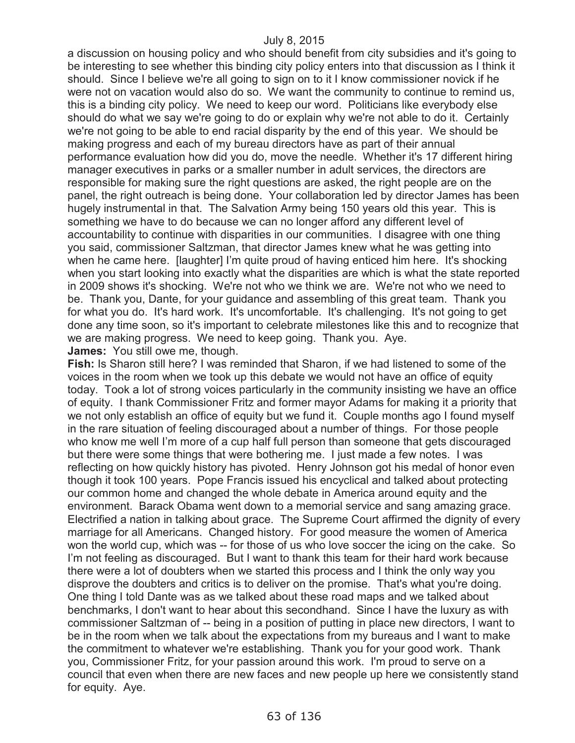a discussion on housing policy and who should benefit from city subsidies and it's going to be interesting to see whether this binding city policy enters into that discussion as I think it should. Since I believe we're all going to sign on to it I know commissioner novick if he were not on vacation would also do so. We want the community to continue to remind us, this is a binding city policy. We need to keep our word. Politicians like everybody else should do what we say we're going to do or explain why we're not able to do it. Certainly we're not going to be able to end racial disparity by the end of this year. We should be making progress and each of my bureau directors have as part of their annual performance evaluation how did you do, move the needle. Whether it's 17 different hiring manager executives in parks or a smaller number in adult services, the directors are responsible for making sure the right questions are asked, the right people are on the panel, the right outreach is being done. Your collaboration led by director James has been hugely instrumental in that. The Salvation Army being 150 years old this year. This is something we have to do because we can no longer afford any different level of accountability to continue with disparities in our communities. I disagree with one thing you said, commissioner Saltzman, that director James knew what he was getting into when he came here. [laughter] I'm quite proud of having enticed him here. It's shocking when you start looking into exactly what the disparities are which is what the state reported in 2009 shows it's shocking. We're not who we think we are. We're not who we need to be. Thank you, Dante, for your guidance and assembling of this great team. Thank you for what you do. It's hard work. It's uncomfortable. It's challenging. It's not going to get done any time soon, so it's important to celebrate milestones like this and to recognize that we are making progress. We need to keep going. Thank you. Aye.

**James:** You still owe me, though.

**Fish:** Is Sharon still here? I was reminded that Sharon, if we had listened to some of the voices in the room when we took up this debate we would not have an office of equity today. Took a lot of strong voices particularly in the community insisting we have an office of equity. I thank Commissioner Fritz and former mayor Adams for making it a priority that we not only establish an office of equity but we fund it. Couple months ago I found myself in the rare situation of feeling discouraged about a number of things. For those people who know me well I'm more of a cup half full person than someone that gets discouraged but there were some things that were bothering me. I just made a few notes. I was reflecting on how quickly history has pivoted. Henry Johnson got his medal of honor even though it took 100 years. Pope Francis issued his encyclical and talked about protecting our common home and changed the whole debate in America around equity and the environment. Barack Obama went down to a memorial service and sang amazing grace. Electrified a nation in talking about grace. The Supreme Court affirmed the dignity of every marriage for all Americans. Changed history. For good measure the women of America won the world cup, which was -- for those of us who love soccer the icing on the cake. So I'm not feeling as discouraged. But I want to thank this team for their hard work because there were a lot of doubters when we started this process and I think the only way you disprove the doubters and critics is to deliver on the promise. That's what you're doing. One thing I told Dante was as we talked about these road maps and we talked about benchmarks, I don't want to hear about this secondhand. Since I have the luxury as with commissioner Saltzman of -- being in a position of putting in place new directors, I want to be in the room when we talk about the expectations from my bureaus and I want to make the commitment to whatever we're establishing. Thank you for your good work. Thank you, Commissioner Fritz, for your passion around this work. I'm proud to serve on a council that even when there are new faces and new people up here we consistently stand for equity. Aye.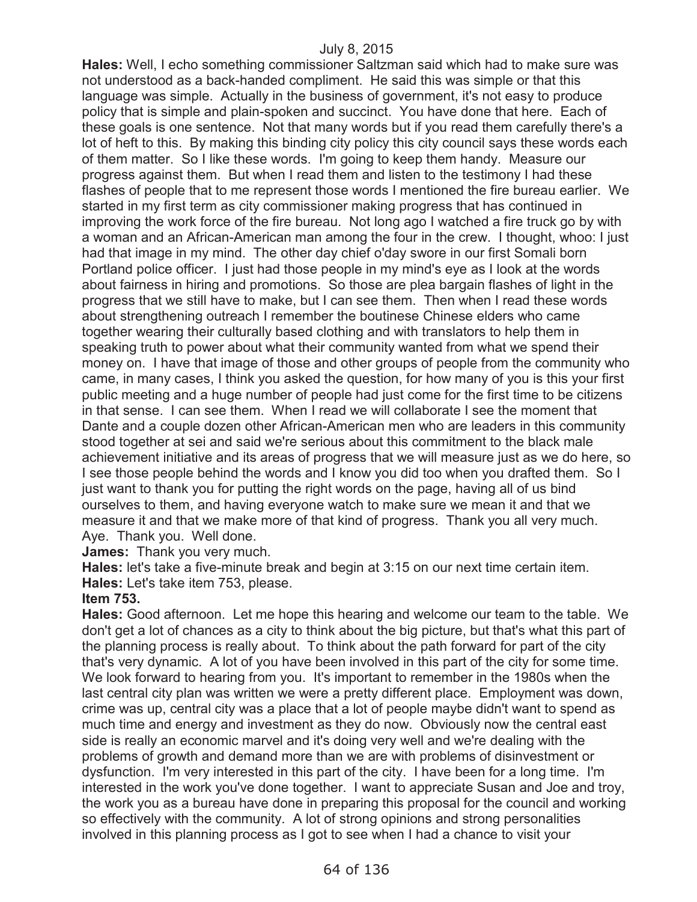**Hales:** Well, I echo something commissioner Saltzman said which had to make sure was not understood as a back-handed compliment. He said this was simple or that this language was simple. Actually in the business of government, it's not easy to produce policy that is simple and plain-spoken and succinct. You have done that here. Each of these goals is one sentence. Not that many words but if you read them carefully there's a lot of heft to this. By making this binding city policy this city council says these words each of them matter. So I like these words. I'm going to keep them handy. Measure our progress against them. But when I read them and listen to the testimony I had these flashes of people that to me represent those words I mentioned the fire bureau earlier. We started in my first term as city commissioner making progress that has continued in improving the work force of the fire bureau. Not long ago I watched a fire truck go by with a woman and an African-American man among the four in the crew. I thought, whoo: I just had that image in my mind. The other day chief o'day swore in our first Somali born Portland police officer. I just had those people in my mind's eye as I look at the words about fairness in hiring and promotions. So those are plea bargain flashes of light in the progress that we still have to make, but I can see them. Then when I read these words about strengthening outreach I remember the boutinese Chinese elders who came together wearing their culturally based clothing and with translators to help them in speaking truth to power about what their community wanted from what we spend their money on. I have that image of those and other groups of people from the community who came, in many cases, I think you asked the question, for how many of you is this your first public meeting and a huge number of people had just come for the first time to be citizens in that sense. I can see them. When I read we will collaborate I see the moment that Dante and a couple dozen other African-American men who are leaders in this community stood together at sei and said we're serious about this commitment to the black male achievement initiative and its areas of progress that we will measure just as we do here, so I see those people behind the words and I know you did too when you drafted them. So I just want to thank you for putting the right words on the page, having all of us bind ourselves to them, and having everyone watch to make sure we mean it and that we measure it and that we make more of that kind of progress. Thank you all very much. Aye. Thank you. Well done.

**James:** Thank you very much.

**Hales:** let's take a five-minute break and begin at 3:15 on our next time certain item.

**Hales:** Let's take item 753, please.

**Item 753.**

**Hales:** Good afternoon. Let me hope this hearing and welcome our team to the table. We don't get a lot of chances as a city to think about the big picture, but that's what this part of the planning process is really about. To think about the path forward for part of the city that's very dynamic. A lot of you have been involved in this part of the city for some time. We look forward to hearing from you. It's important to remember in the 1980s when the last central city plan was written we were a pretty different place. Employment was down, crime was up, central city was a place that a lot of people maybe didn't want to spend as much time and energy and investment as they do now. Obviously now the central east side is really an economic marvel and it's doing very well and we're dealing with the problems of growth and demand more than we are with problems of disinvestment or dysfunction. I'm very interested in this part of the city. I have been for a long time. I'm interested in the work you've done together. I want to appreciate Susan and Joe and troy, the work you as a bureau have done in preparing this proposal for the council and working so effectively with the community. A lot of strong opinions and strong personalities involved in this planning process as I got to see when I had a chance to visit your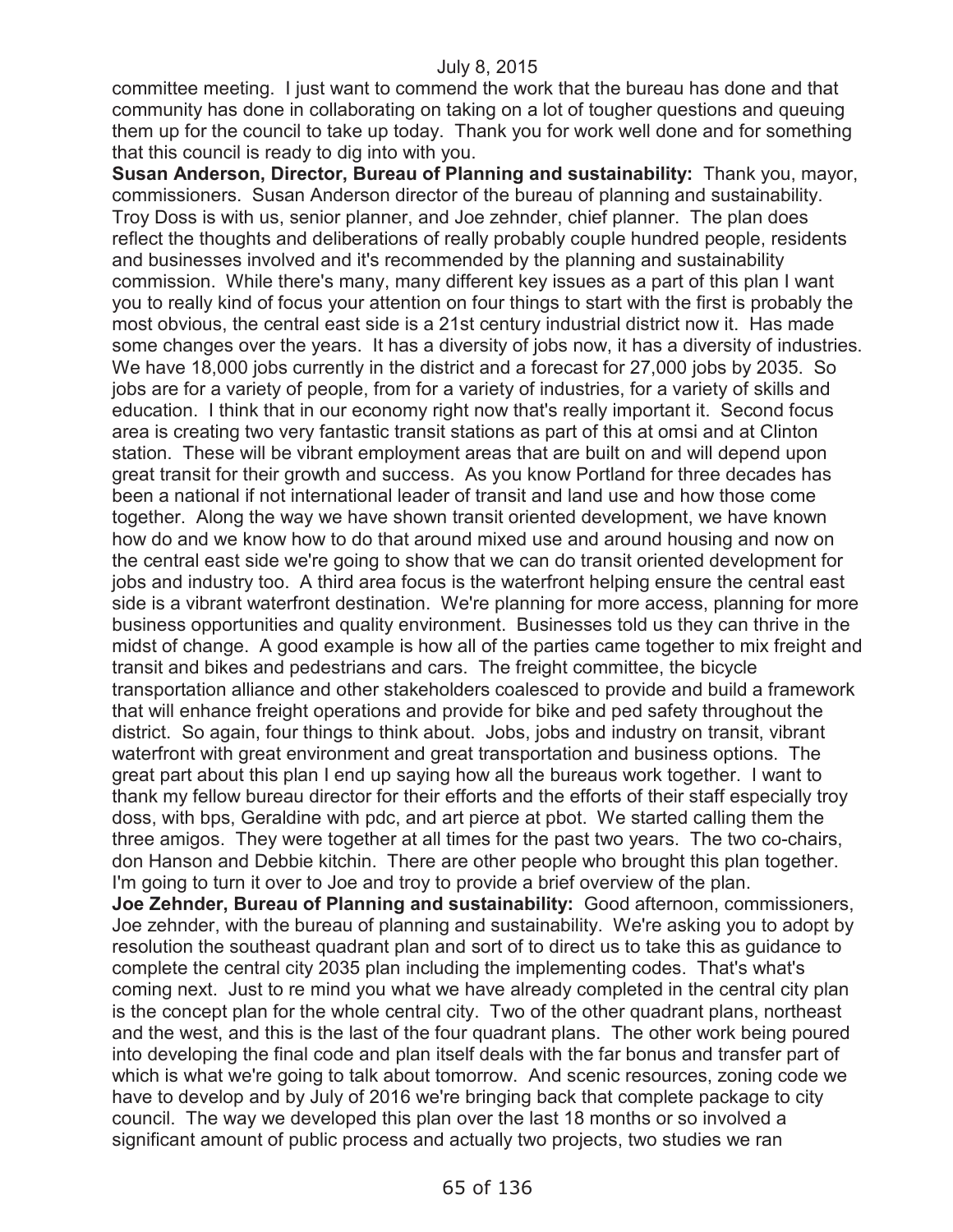committee meeting. I just want to commend the work that the bureau has done and that community has done in collaborating on taking on a lot of tougher questions and queuing them up for the council to take up today. Thank you for work well done and for something that this council is ready to dig into with you.

**Susan Anderson, Director, Bureau of Planning and sustainability:** Thank you, mayor, commissioners. Susan Anderson director of the bureau of planning and sustainability. Troy Doss is with us, senior planner, and Joe zehnder, chief planner. The plan does reflect the thoughts and deliberations of really probably couple hundred people, residents and businesses involved and it's recommended by the planning and sustainability commission. While there's many, many different key issues as a part of this plan I want you to really kind of focus your attention on four things to start with the first is probably the most obvious, the central east side is a 21st century industrial district now it. Has made some changes over the years. It has a diversity of jobs now, it has a diversity of industries. We have 18,000 jobs currently in the district and a forecast for 27,000 jobs by 2035. So jobs are for a variety of people, from for a variety of industries, for a variety of skills and education. I think that in our economy right now that's really important it. Second focus area is creating two very fantastic transit stations as part of this at omsi and at Clinton station. These will be vibrant employment areas that are built on and will depend upon great transit for their growth and success. As you know Portland for three decades has been a national if not international leader of transit and land use and how those come together. Along the way we have shown transit oriented development, we have known how do and we know how to do that around mixed use and around housing and now on the central east side we're going to show that we can do transit oriented development for jobs and industry too. A third area focus is the waterfront helping ensure the central east side is a vibrant waterfront destination. We're planning for more access, planning for more business opportunities and quality environment. Businesses told us they can thrive in the midst of change. A good example is how all of the parties came together to mix freight and transit and bikes and pedestrians and cars. The freight committee, the bicycle transportation alliance and other stakeholders coalesced to provide and build a framework that will enhance freight operations and provide for bike and ped safety throughout the district. So again, four things to think about. Jobs, jobs and industry on transit, vibrant waterfront with great environment and great transportation and business options. The great part about this plan I end up saying how all the bureaus work together. I want to thank my fellow bureau director for their efforts and the efforts of their staff especially troy doss, with bps, Geraldine with pdc, and art pierce at pbot. We started calling them the three amigos. They were together at all times for the past two years. The two co-chairs, don Hanson and Debbie kitchin. There are other people who brought this plan together. I'm going to turn it over to Joe and troy to provide a brief overview of the plan.

**Joe Zehnder, Bureau of Planning and sustainability:** Good afternoon, commissioners, Joe zehnder, with the bureau of planning and sustainability. We're asking you to adopt by resolution the southeast quadrant plan and sort of to direct us to take this as guidance to complete the central city 2035 plan including the implementing codes. That's what's coming next. Just to re mind you what we have already completed in the central city plan is the concept plan for the whole central city. Two of the other quadrant plans, northeast and the west, and this is the last of the four quadrant plans. The other work being poured into developing the final code and plan itself deals with the far bonus and transfer part of which is what we're going to talk about tomorrow. And scenic resources, zoning code we have to develop and by July of 2016 we're bringing back that complete package to city council. The way we developed this plan over the last 18 months or so involved a significant amount of public process and actually two projects, two studies we ran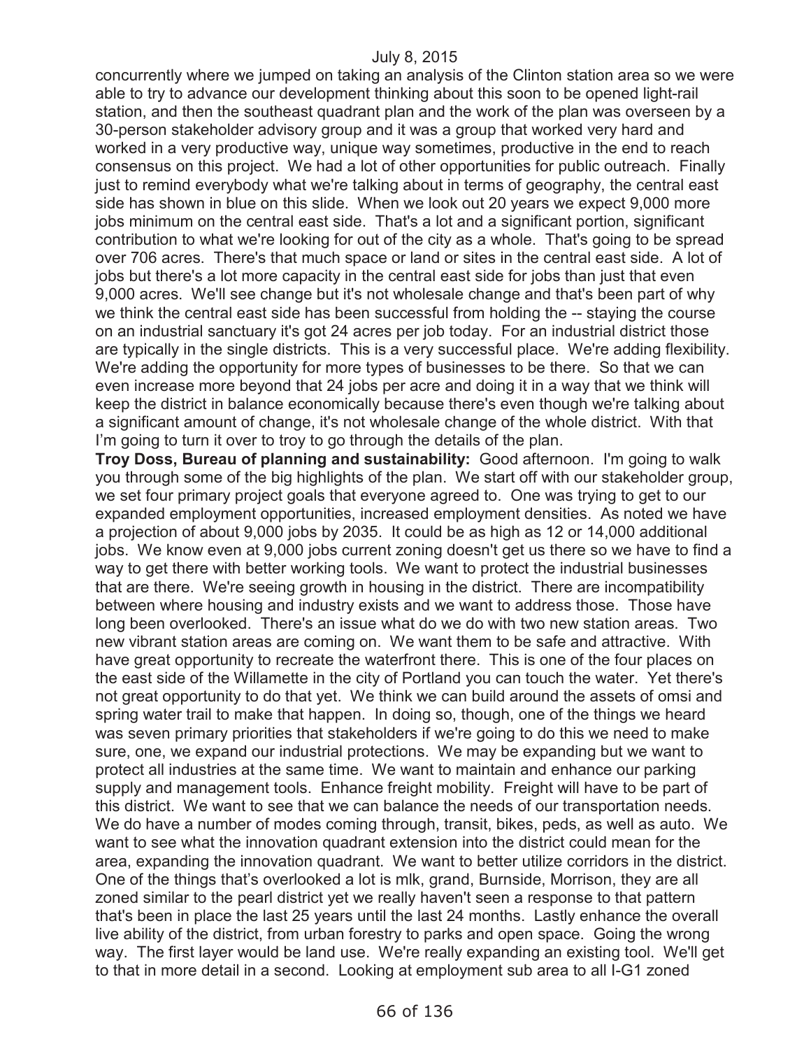concurrently where we jumped on taking an analysis of the Clinton station area so we were able to try to advance our development thinking about this soon to be opened light-rail station, and then the southeast quadrant plan and the work of the plan was overseen by a 30-person stakeholder advisory group and it was a group that worked very hard and worked in a very productive way, unique way sometimes, productive in the end to reach consensus on this project. We had a lot of other opportunities for public outreach. Finally just to remind everybody what we're talking about in terms of geography, the central east side has shown in blue on this slide. When we look out 20 years we expect 9,000 more jobs minimum on the central east side. That's a lot and a significant portion, significant contribution to what we're looking for out of the city as a whole. That's going to be spread over 706 acres. There's that much space or land or sites in the central east side. A lot of jobs but there's a lot more capacity in the central east side for jobs than just that even 9,000 acres. We'll see change but it's not wholesale change and that's been part of why we think the central east side has been successful from holding the -- staying the course on an industrial sanctuary it's got 24 acres per job today. For an industrial district those are typically in the single districts. This is a very successful place. We're adding flexibility. We're adding the opportunity for more types of businesses to be there. So that we can even increase more beyond that 24 jobs per acre and doing it in a way that we think will keep the district in balance economically because there's even though we're talking about a significant amount of change, it's not wholesale change of the whole district. With that I'm going to turn it over to troy to go through the details of the plan.

**Troy Doss, Bureau of planning and sustainability:** Good afternoon. I'm going to walk you through some of the big highlights of the plan. We start off with our stakeholder group, we set four primary project goals that everyone agreed to. One was trying to get to our expanded employment opportunities, increased employment densities. As noted we have a projection of about 9,000 jobs by 2035. It could be as high as 12 or 14,000 additional jobs. We know even at 9,000 jobs current zoning doesn't get us there so we have to find a way to get there with better working tools. We want to protect the industrial businesses that are there. We're seeing growth in housing in the district. There are incompatibility between where housing and industry exists and we want to address those. Those have long been overlooked. There's an issue what do we do with two new station areas. Two new vibrant station areas are coming on. We want them to be safe and attractive. With have great opportunity to recreate the waterfront there. This is one of the four places on the east side of the Willamette in the city of Portland you can touch the water. Yet there's not great opportunity to do that yet. We think we can build around the assets of omsi and spring water trail to make that happen. In doing so, though, one of the things we heard was seven primary priorities that stakeholders if we're going to do this we need to make sure, one, we expand our industrial protections. We may be expanding but we want to protect all industries at the same time. We want to maintain and enhance our parking supply and management tools. Enhance freight mobility. Freight will have to be part of this district. We want to see that we can balance the needs of our transportation needs. We do have a number of modes coming through, transit, bikes, peds, as well as auto. We want to see what the innovation quadrant extension into the district could mean for the area, expanding the innovation quadrant. We want to better utilize corridors in the district. One of the things that's overlooked a lot is mlk, grand, Burnside, Morrison, they are all zoned similar to the pearl district yet we really haven't seen a response to that pattern that's been in place the last 25 years until the last 24 months. Lastly enhance the overall live ability of the district, from urban forestry to parks and open space. Going the wrong way. The first layer would be land use. We're really expanding an existing tool. We'll get to that in more detail in a second. Looking at employment sub area to all I-G1 zoned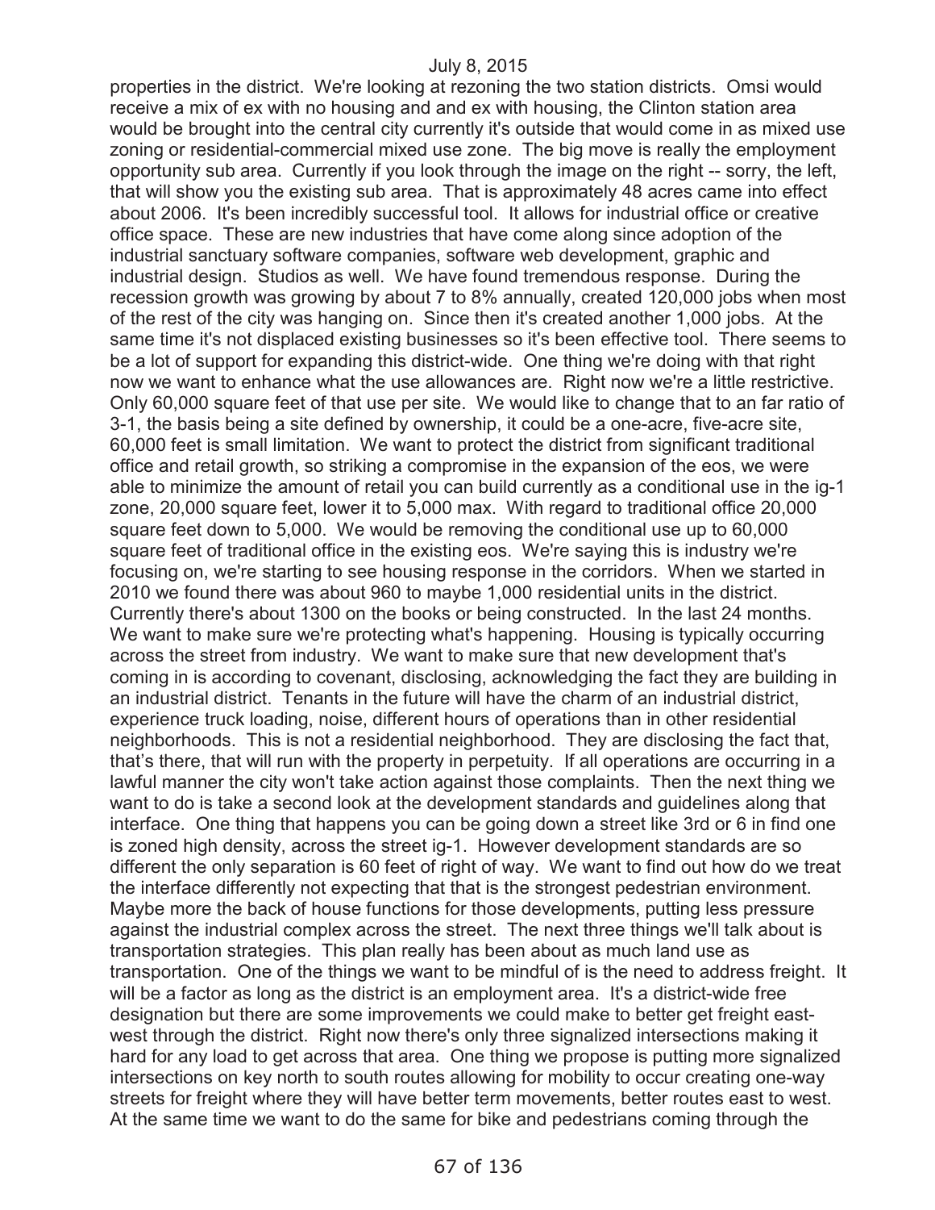properties in the district. We're looking at rezoning the two station districts. Omsi would receive a mix of ex with no housing and and ex with housing, the Clinton station area would be brought into the central city currently it's outside that would come in as mixed use zoning or residential-commercial mixed use zone. The big move is really the employment opportunity sub area. Currently if you look through the image on the right -- sorry, the left, that will show you the existing sub area. That is approximately 48 acres came into effect about 2006. It's been incredibly successful tool. It allows for industrial office or creative office space. These are new industries that have come along since adoption of the industrial sanctuary software companies, software web development, graphic and industrial design. Studios as well. We have found tremendous response. During the recession growth was growing by about 7 to 8% annually, created 120,000 jobs when most of the rest of the city was hanging on. Since then it's created another 1,000 jobs. At the same time it's not displaced existing businesses so it's been effective tool. There seems to be a lot of support for expanding this district-wide. One thing we're doing with that right now we want to enhance what the use allowances are. Right now we're a little restrictive. Only 60,000 square feet of that use per site. We would like to change that to an far ratio of 3-1, the basis being a site defined by ownership, it could be a one-acre, five-acre site, 60,000 feet is small limitation. We want to protect the district from significant traditional office and retail growth, so striking a compromise in the expansion of the eos, we were able to minimize the amount of retail you can build currently as a conditional use in the ig-1 zone, 20,000 square feet, lower it to 5,000 max. With regard to traditional office 20,000 square feet down to 5,000. We would be removing the conditional use up to 60,000 square feet of traditional office in the existing eos. We're saying this is industry we're focusing on, we're starting to see housing response in the corridors. When we started in 2010 we found there was about 960 to maybe 1,000 residential units in the district. Currently there's about 1300 on the books or being constructed. In the last 24 months. We want to make sure we're protecting what's happening. Housing is typically occurring across the street from industry. We want to make sure that new development that's coming in is according to covenant, disclosing, acknowledging the fact they are building in an industrial district. Tenants in the future will have the charm of an industrial district, experience truck loading, noise, different hours of operations than in other residential neighborhoods. This is not a residential neighborhood. They are disclosing the fact that, that's there, that will run with the property in perpetuity. If all operations are occurring in a lawful manner the city won't take action against those complaints. Then the next thing we want to do is take a second look at the development standards and guidelines along that interface. One thing that happens you can be going down a street like 3rd or 6 in find one is zoned high density, across the street ig-1. However development standards are so different the only separation is 60 feet of right of way. We want to find out how do we treat the interface differently not expecting that that is the strongest pedestrian environment. Maybe more the back of house functions for those developments, putting less pressure against the industrial complex across the street. The next three things we'll talk about is transportation strategies. This plan really has been about as much land use as transportation. One of the things we want to be mindful of is the need to address freight. It will be a factor as long as the district is an employment area. It's a district-wide free designation but there are some improvements we could make to better get freight east-west through the district. Right now there's only three signalized intersections making it hard for any load to get across that area. One thing we propose is putting more signalized intersections on key north to south routes allowing for mobility to occur creating one-way streets for freight where they will have better term movements, better routes east to west. At the same time we want to do the same for bike and pedestrians coming through the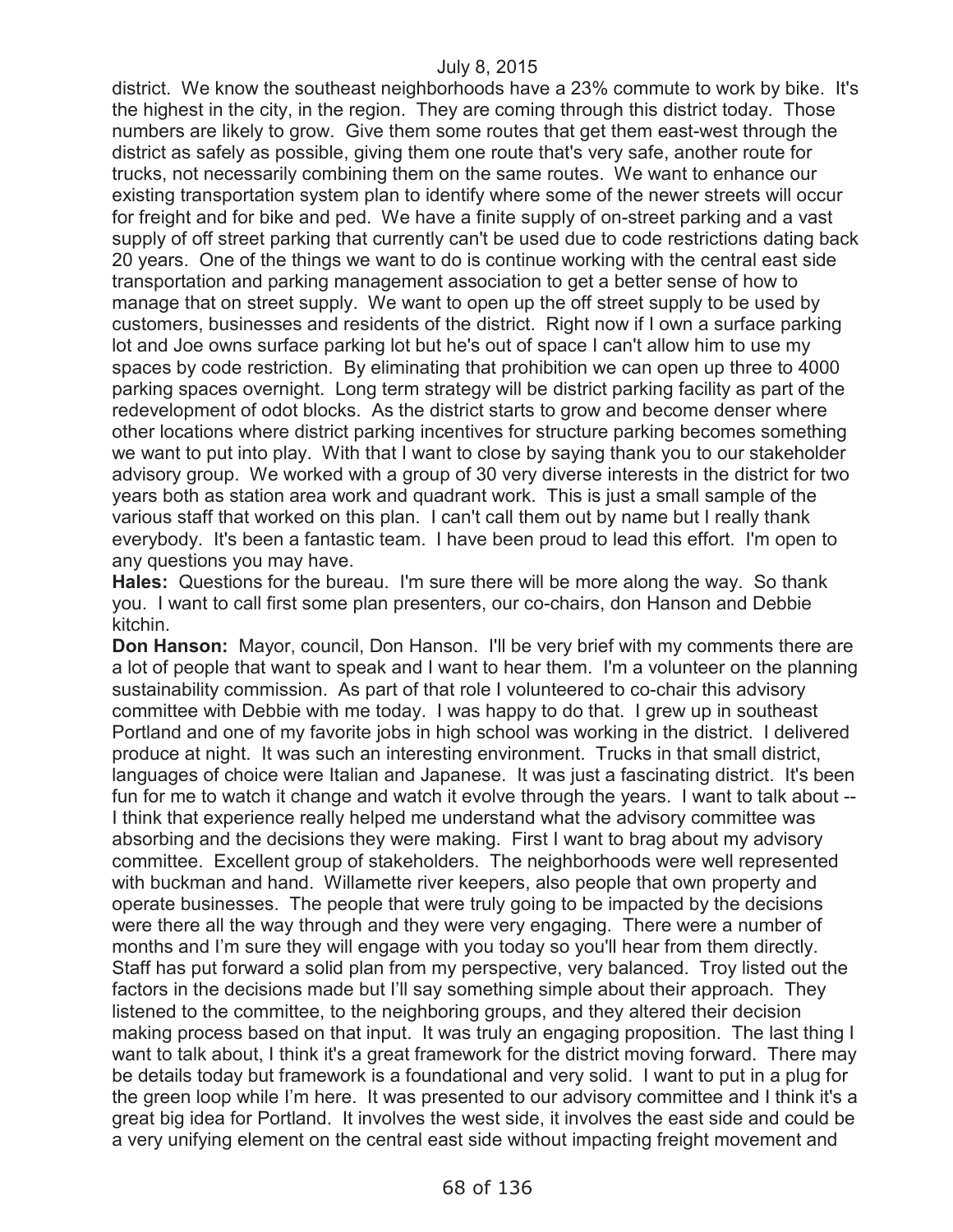district. We know the southeast neighborhoods have a 23% commute to work by bike. It's the highest in the city, in the region. They are coming through this district today. Those numbers are likely to grow. Give them some routes that get them east-west through the district as safely as possible, giving them one route that's very safe, another route for trucks, not necessarily combining them on the same routes. We want to enhance our existing transportation system plan to identify where some of the newer streets will occur for freight and for bike and ped. We have a finite supply of on-street parking and a vast supply of off street parking that currently can't be used due to code restrictions dating back 20 years. One of the things we want to do is continue working with the central east side transportation and parking management association to get a better sense of how to manage that on street supply. We want to open up the off street supply to be used by customers, businesses and residents of the district. Right now if I own a surface parking lot and Joe owns surface parking lot but he's out of space I can't allow him to use my spaces by code restriction. By eliminating that prohibition we can open up three to 4000 parking spaces overnight. Long term strategy will be district parking facility as part of the redevelopment of odot blocks. As the district starts to grow and become denser where other locations where district parking incentives for structure parking becomes something we want to put into play. With that I want to close by saying thank you to our stakeholder advisory group. We worked with a group of 30 very diverse interests in the district for two years both as station area work and quadrant work. This is just a small sample of the various staff that worked on this plan. I can't call them out by name but I really thank everybody. It's been a fantastic team. I have been proud to lead this effort. I'm open to any questions you may have.

**Hales:** Questions for the bureau. I'm sure there will be more along the way. So thank you. I want to call first some plan presenters, our co-chairs, don Hanson and Debbie kitchin.

**Don Hanson:** Mayor, council, Don Hanson. I'll be very brief with my comments there are a lot of people that want to speak and I want to hear them. I'm a volunteer on the planning sustainability commission. As part of that role I volunteered to co-chair this advisory committee with Debbie with me today. I was happy to do that. I grew up in southeast Portland and one of my favorite jobs in high school was working in the district. I delivered produce at night. It was such an interesting environment. Trucks in that small district, languages of choice were Italian and Japanese. It was just a fascinating district. It's been fun for me to watch it change and watch it evolve through the years. I want to talk about -- I think that experience really helped me understand what the advisory committee was absorbing and the decisions they were making. First I want to brag about my advisory committee. Excellent group of stakeholders. The neighborhoods were well represented with buckman and hand. Willamette river keepers, also people that own property and operate businesses. The people that were truly going to be impacted by the decisions were there all the way through and they were very engaging. There were a number of months and I'm sure they will engage with you today so you'll hear from them directly. Staff has put forward a solid plan from my perspective, very balanced. Troy listed out the factors in the decisions made but I'll say something simple about their approach. They listened to the committee, to the neighboring groups, and they altered their decision making process based on that input. It was truly an engaging proposition. The last thing I want to talk about, I think it's a great framework for the district moving forward. There may be details today but framework is a foundational and very solid. I want to put in a plug for the green loop while I'm here. It was presented to our advisory committee and I think it's a great big idea for Portland. It involves the west side, it involves the east side and could be a very unifying element on the central east side without impacting freight movement and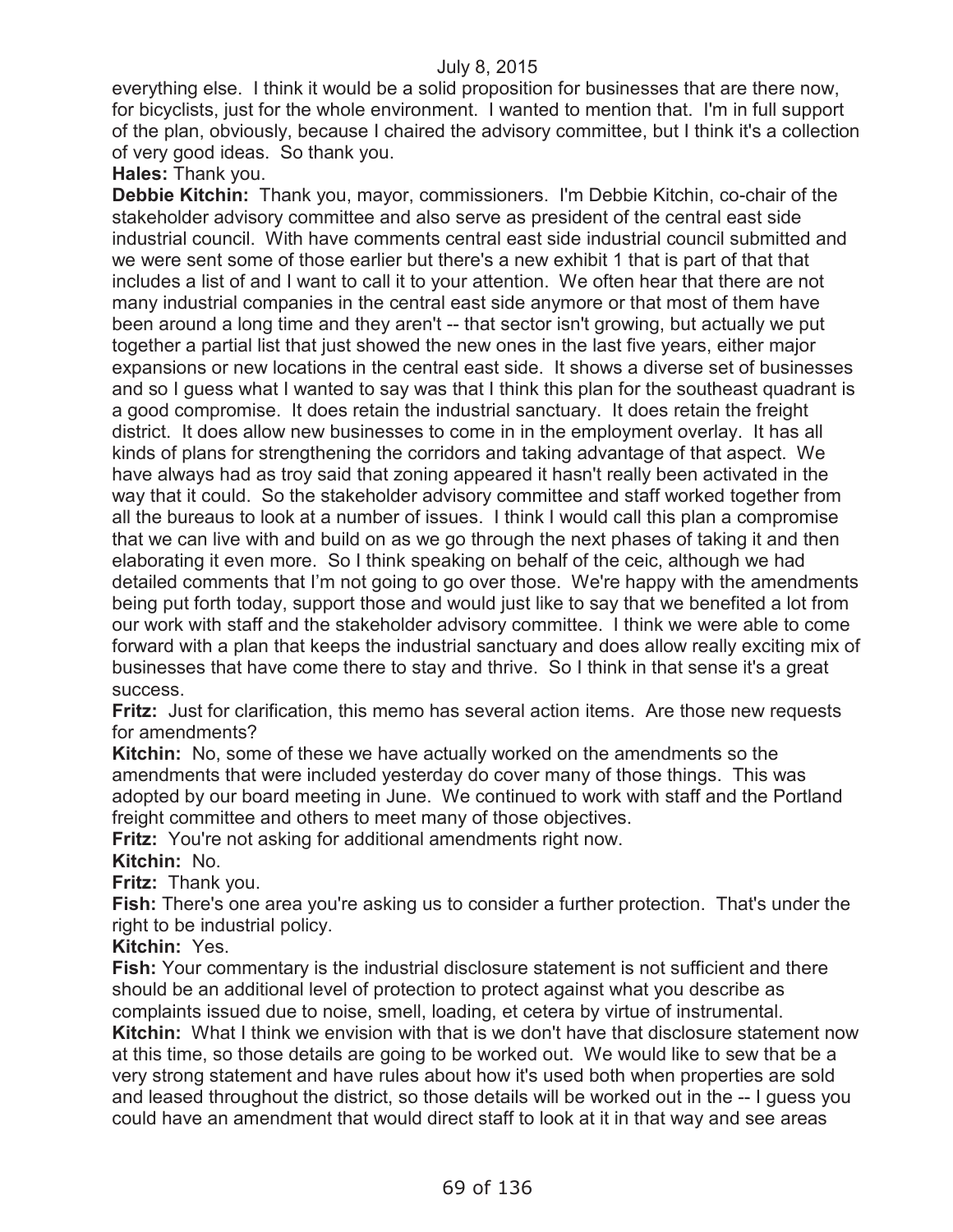everything else. I think it would be a solid proposition for businesses that are there now, for bicyclists, just for the whole environment. I wanted to mention that. I'm in full support of the plan, obviously, because I chaired the advisory committee, but I think it's a collection of very good ideas. So thank you.

**Hales:** Thank you.

**Debbie Kitchin:** Thank you, mayor, commissioners. I'm Debbie Kitchin, co-chair of the stakeholder advisory committee and also serve as president of the central east side industrial council. With have comments central east side industrial council submitted and we were sent some of those earlier but there's a new exhibit 1 that is part of that that includes a list of and I want to call it to your attention. We often hear that there are not many industrial companies in the central east side anymore or that most of them have been around a long time and they aren't -- that sector isn't growing, but actually we put together a partial list that just showed the new ones in the last five years, either major expansions or new locations in the central east side. It shows a diverse set of businesses and so I guess what I wanted to say was that I think this plan for the southeast quadrant is a good compromise. It does retain the industrial sanctuary. It does retain the freight district. It does allow new businesses to come in in the employment overlay. It has all kinds of plans for strengthening the corridors and taking advantage of that aspect. We have always had as troy said that zoning appeared it hasn't really been activated in the way that it could. So the stakeholder advisory committee and staff worked together from all the bureaus to look at a number of issues. I think I would call this plan a compromise that we can live with and build on as we go through the next phases of taking it and then elaborating it even more. So I think speaking on behalf of the ceic, although we had detailed comments that I'm not going to go over those. We're happy with the amendments being put forth today, support those and would just like to say that we benefited a lot from our work with staff and the stakeholder advisory committee. I think we were able to come forward with a plan that keeps the industrial sanctuary and does allow really exciting mix of businesses that have come there to stay and thrive. So I think in that sense it's a great success.

**Fritz:** Just for clarification, this memo has several action items. Are those new requests for amendments?

**Kitchin:** No, some of these we have actually worked on the amendments so the amendments that were included yesterday do cover many of those things. This was adopted by our board meeting in June. We continued to work with staff and the Portland freight committee and others to meet many of those objectives.

**Fritz:** You're not asking for additional amendments right now.

**Kitchin:** No.

**Fritz:** Thank you.

**Fish:** There's one area you're asking us to consider a further protection. That's under the right to be industrial policy.

**Kitchin:** Yes.

**Fish:** Your commentary is the industrial disclosure statement is not sufficient and there should be an additional level of protection to protect against what you describe as complaints issued due to noise, smell, loading, et cetera by virtue of instrumental.

**Kitchin:** What I think we envision with that is we don't have that disclosure statement now at this time, so those details are going to be worked out. We would like to sew that be a very strong statement and have rules about how it's used both when properties are sold and leased throughout the district, so those details will be worked out in the -- I guess you could have an amendment that would direct staff to look at it in that way and see areas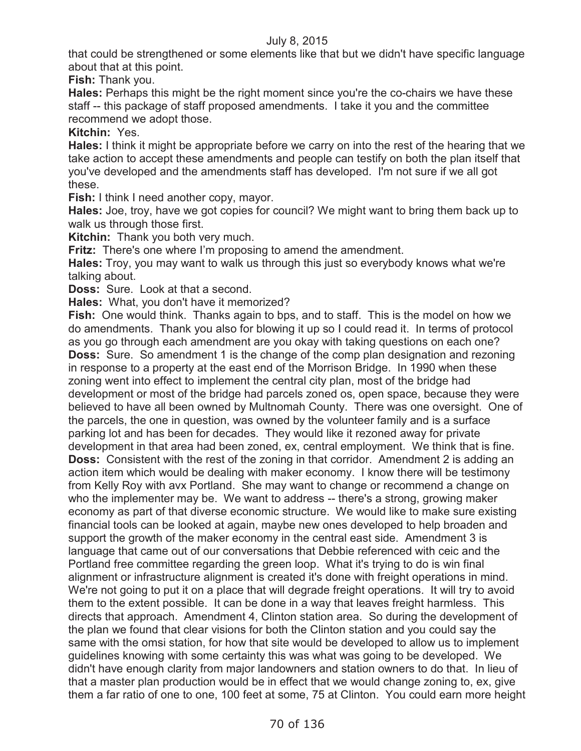that could be strengthened or some elements like that but we didn't have specific language about that at this point.

**Fish:** Thank you.

**Hales:** Perhaps this might be the right moment since you're the co-chairs we have these staff -- this package of staff proposed amendments. I take it you and the committee recommend we adopt those.

**Kitchin:** Yes.

**Hales:** I think it might be appropriate before we carry on into the rest of the hearing that we take action to accept these amendments and people can testify on both the plan itself that you've developed and the amendments staff has developed. I'm not sure if we all got these.

**Fish:** I think I need another copy, mayor.

**Hales:** Joe, troy, have we got copies for council? We might want to bring them back up to walk us through those first.

**Kitchin:** Thank you both very much.

**Fritz:** There's one where I'm proposing to amend the amendment.

**Hales:** Troy, you may want to walk us through this just so everybody knows what we're talking about.

**Doss:** Sure. Look at that a second.

**Hales:** What, you don't have it memorized?

**Fish:** One would think. Thanks again to bps, and to staff. This is the model on how we do amendments. Thank you also for blowing it up so I could read it. In terms of protocol as you go through each amendment are you okay with taking questions on each one?

**Doss:** Sure. So amendment 1 is the change of the comp plan designation and rezoning in response to a property at the east end of the Morrison Bridge. In 1990 when these zoning went into effect to implement the central city plan, most of the bridge had development or most of the bridge had parcels zoned os, open space, because they were believed to have all been owned by Multnomah County. There was one oversight. One of the parcels, the one in question, was owned by the volunteer family and is a surface parking lot and has been for decades. They would like it rezoned away for private development in that area had been zoned, ex, central employment. We think that is fine.

**Doss:** Consistent with the rest of the zoning in that corridor. Amendment 2 is adding an action item which would be dealing with maker economy. I know there will be testimony from Kelly Roy with avx Portland. She may want to change or recommend a change on who the implementer may be. We want to address -- there's a strong, growing maker economy as part of that diverse economic structure. We would like to make sure existing financial tools can be looked at again, maybe new ones developed to help broaden and support the growth of the maker economy in the central east side. Amendment 3 is language that came out of our conversations that Debbie referenced with ceic and the Portland free committee regarding the green loop. What it's trying to do is win final alignment or infrastructure alignment is created it's done with freight operations in mind. We're not going to put it on a place that will degrade freight operations. It will try to avoid them to the extent possible. It can be done in a way that leaves freight harmless. This directs that approach. Amendment 4, Clinton station area. So during the development of the plan we found that clear visions for both the Clinton station and you could say the same with the omsi station, for how that site would be developed to allow us to implement guidelines knowing with some certainty this was what was going to be developed. We didn't have enough clarity from major landowners and station owners to do that. In lieu of that a master plan production would be in effect that we would change zoning to, ex, give them a far ratio of one to one, 100 feet at some, 75 at Clinton. You could earn more height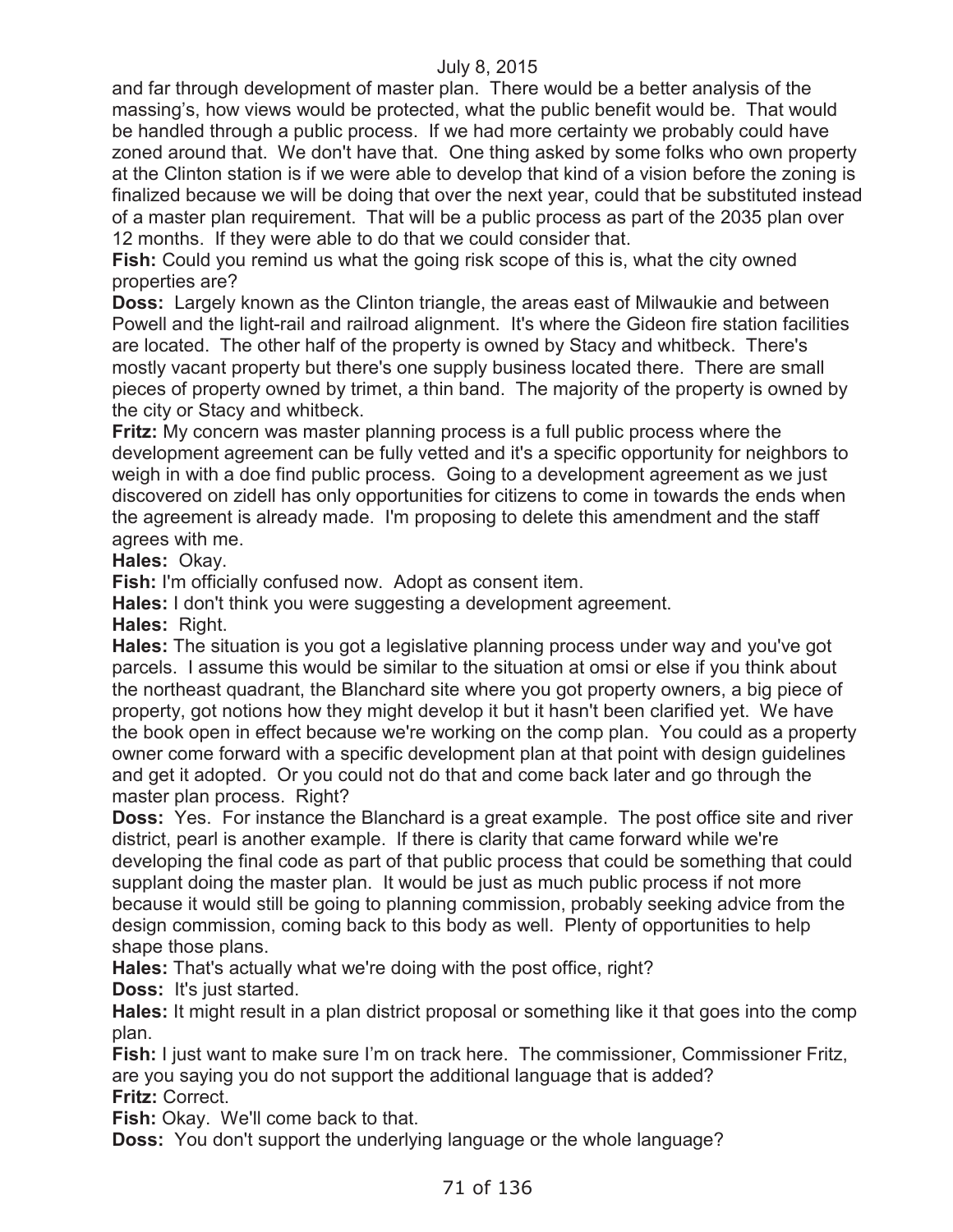and far through development of master plan. There would be a better analysis of the massing's, how views would be protected, what the public benefit would be. That would be handled through a public process. If we had more certainty we probably could have zoned around that. We don't have that. One thing asked by some folks who own property at the Clinton station is if we were able to develop that kind of a vision before the zoning is finalized because we will be doing that over the next year, could that be substituted instead of a master plan requirement. That will be a public process as part of the 2035 plan over 12 months. If they were able to do that we could consider that.

**Fish:** Could you remind us what the going risk scope of this is, what the city owned properties are?

**Doss:** Largely known as the Clinton triangle, the areas east of Milwaukie and between Powell and the light-rail and railroad alignment. It's where the Gideon fire station facilities are located. The other half of the property is owned by Stacy and whitbeck. There's mostly vacant property but there's one supply business located there. There are small pieces of property owned by trimet, a thin band. The majority of the property is owned by the city or Stacy and whitbeck.

**Fritz:** My concern was master planning process is a full public process where the development agreement can be fully vetted and it's a specific opportunity for neighbors to weigh in with a doe find public process. Going to a development agreement as we just discovered on zidell has only opportunities for citizens to come in towards the ends when the agreement is already made. I'm proposing to delete this amendment and the staff agrees with me.

**Hales:** Okay.

**Fish:** I'm officially confused now. Adopt as consent item.

**Hales:** I don't think you were suggesting a development agreement.

**Hales:** Right.

**Hales:** The situation is you got a legislative planning process under way and you've got parcels. I assume this would be similar to the situation at omsi or else if you think about the northeast quadrant, the Blanchard site where you got property owners, a big piece of property, got notions how they might develop it but it hasn't been clarified yet. We have the book open in effect because we're working on the comp plan. You could as a property owner come forward with a specific development plan at that point with design guidelines and get it adopted. Or you could not do that and come back later and go through the master plan process. Right?

**Doss:** Yes. For instance the Blanchard is a great example. The post office site and river district, pearl is another example. If there is clarity that came forward while we're developing the final code as part of that public process that could be something that could supplant doing the master plan. It would be just as much public process if not more because it would still be going to planning commission, probably seeking advice from the design commission, coming back to this body as well. Plenty of opportunities to help shape those plans.

**Hales:** That's actually what we're doing with the post office, right?

**Doss:** It's just started.

**Hales:** It might result in a plan district proposal or something like it that goes into the comp plan.

**Fish:** I just want to make sure I'm on track here. The commissioner, Commissioner Fritz, are you saying you do not support the additional language that is added?

**Fritz:** Correct.

**Fish:** Okay. We'll come back to that.

**Doss:** You don't support the underlying language or the whole language?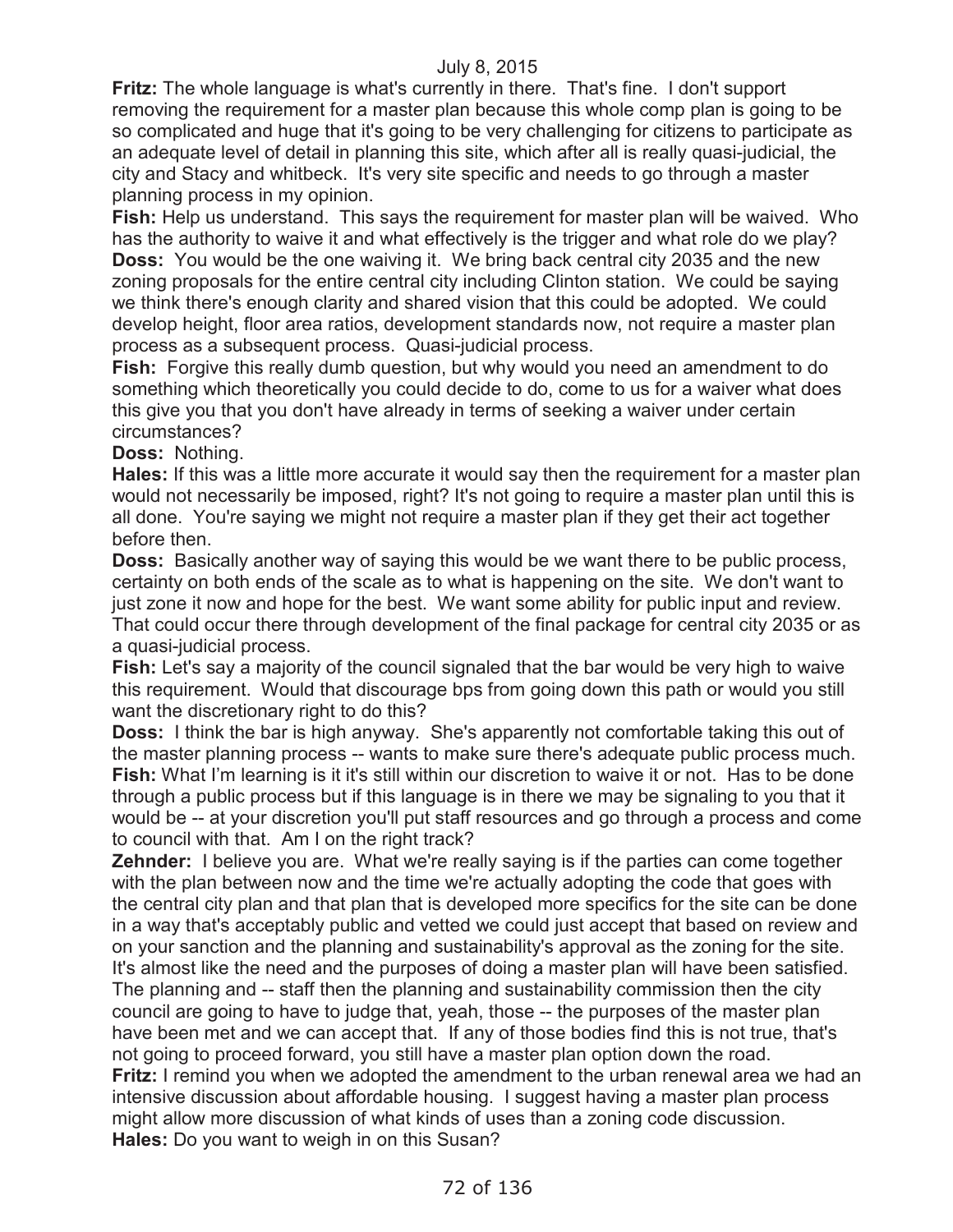**Fritz:** The whole language is what's currently in there. That's fine. I don't support removing the requirement for a master plan because this whole comp plan is going to be so complicated and huge that it's going to be very challenging for citizens to participate as an adequate level of detail in planning this site, which after all is really quasi-judicial, the city and Stacy and whitbeck. It's very site specific and needs to go through a master planning process in my opinion.

**Fish:** Help us understand. This says the requirement for master plan will be waived. Who has the authority to waive it and what effectively is the trigger and what role do we play?

**Doss:** You would be the one waiving it. We bring back central city 2035 and the new zoning proposals for the entire central city including Clinton station. We could be saying we think there's enough clarity and shared vision that this could be adopted. We could develop height, floor area ratios, development standards now, not require a master plan process as a subsequent process. Quasi-judicial process.

**Fish:** Forgive this really dumb question, but why would you need an amendment to do something which theoretically you could decide to do, come to us for a waiver what does this give you that you don't have already in terms of seeking a waiver under certain circumstances?

**Doss:** Nothing.

**Hales:** If this was a little more accurate it would say then the requirement for a master plan would not necessarily be imposed, right? It's not going to require a master plan until this is all done. You're saying we might not require a master plan if they get their act together before then.

**Doss:** Basically another way of saying this would be we want there to be public process, certainty on both ends of the scale as to what is happening on the site. We don't want to just zone it now and hope for the best. We want some ability for public input and review. That could occur there through development of the final package for central city 2035 or as a quasi-judicial process.

**Fish:** Let's say a majority of the council signaled that the bar would be very high to waive this requirement. Would that discourage bps from going down this path or would you still want the discretionary right to do this?

**Doss:** I think the bar is high anyway. She's apparently not comfortable taking this out of the master planning process -- wants to make sure there's adequate public process much.

**Fish:** What I'm learning is it it's still within our discretion to waive it or not. Has to be done through a public process but if this language is in there we may be signaling to you that it would be -- at your discretion you'll put staff resources and go through a process and come to council with that. Am I on the right track?

**Zehnder:** I believe you are. What we're really saying is if the parties can come together with the plan between now and the time we're actually adopting the code that goes with the central city plan and that plan that is developed more specifics for the site can be done in a way that's acceptably public and vetted we could just accept that based on review and on your sanction and the planning and sustainability's approval as the zoning for the site. It's almost like the need and the purposes of doing a master plan will have been satisfied. The planning and -- staff then the planning and sustainability commission then the city council are going to have to judge that, yeah, those -- the purposes of the master plan have been met and we can accept that. If any of those bodies find this is not true, that's not going to proceed forward, you still have a master plan option down the road.

**Fritz:** I remind you when we adopted the amendment to the urban renewal area we had an intensive discussion about affordable housing. I suggest having a master plan process might allow more discussion of what kinds of uses than a zoning code discussion.

**Hales:** Do you want to weigh in on this Susan?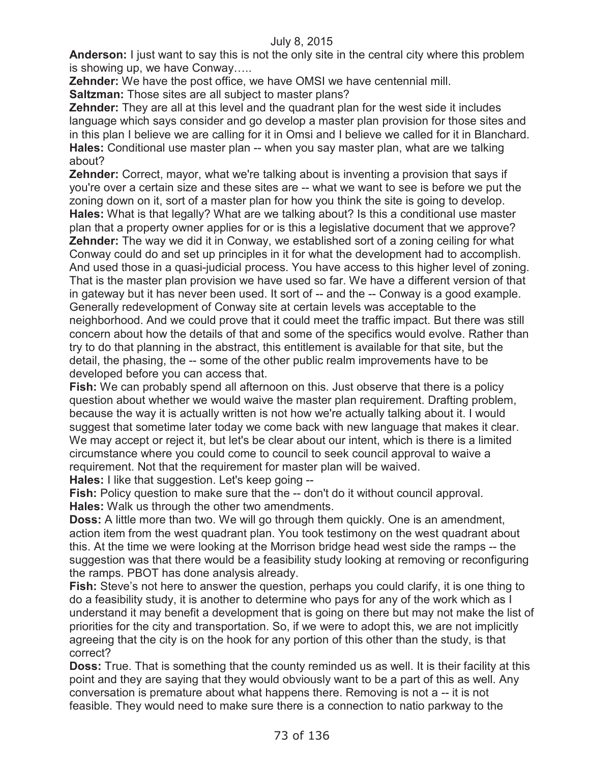**Anderson:** I just want to say this is not the only site in the central city where this problem is showing up, we have Conway…..

**Zehnder:** We have the post office, we have OMSI we have centennial mill.

**Saltzman:** Those sites are all subject to master plans?

**Zehnder:** They are all at this level and the quadrant plan for the west side it includes language which says consider and go develop a master plan provision for those sites and in this plan I believe we are calling for it in Omsi and I believe we called for it in Blanchard.

**Hales:** Conditional use master plan -- when you say master plan, what are we talking about?

**Zehnder:** Correct, mayor, what we're talking about is inventing a provision that says if you're over a certain size and these sites are -- what we want to see is before we put the zoning down on it, sort of a master plan for how you think the site is going to develop.

**Hales:** What is that legally? What are we talking about? Is this a conditional use master plan that a property owner applies for or is this a legislative document that we approve?

**Zehnder:** The way we did it in Conway, we established sort of a zoning ceiling for what Conway could do and set up principles in it for what the development had to accomplish. And used those in a quasi-judicial process. You have access to this higher level of zoning. That is the master plan provision we have used so far. We have a different version of that in gateway but it has never been used. It sort of -- and the -- Conway is a good example. Generally redevelopment of Conway site at certain levels was acceptable to the neighborhood. And we could prove that it could meet the traffic impact. But there was still concern about how the details of that and some of the specifics would evolve. Rather than try to do that planning in the abstract, this entitlement is available for that site, but the detail, the phasing, the -- some of the other public realm improvements have to be developed before you can access that.

**Fish:** We can probably spend all afternoon on this. Just observe that there is a policy question about whether we would waive the master plan requirement. Drafting problem, because the way it is actually written is not how we're actually talking about it. I would suggest that sometime later today we come back with new language that makes it clear. We may accept or reject it, but let's be clear about our intent, which is there is a limited circumstance where you could come to council to seek council approval to waive a requirement. Not that the requirement for master plan will be waived.

**Hales:** I like that suggestion. Let's keep going --

**Fish:** Policy question to make sure that the -- don't do it without council approval.

**Hales:** Walk us through the other two amendments.

**Doss:** A little more than two. We will go through them quickly. One is an amendment, action item from the west quadrant plan. You took testimony on the west quadrant about this. At the time we were looking at the Morrison bridge head west side the ramps -- the suggestion was that there would be a feasibility study looking at removing or reconfiguring the ramps. PBOT has done analysis already.

**Fish:** Steve's not here to answer the question, perhaps you could clarify, it is one thing to do a feasibility study, it is another to determine who pays for any of the work which as I understand it may benefit a development that is going on there but may not make the list of priorities for the city and transportation. So, if we were to adopt this, we are not implicitly agreeing that the city is on the hook for any portion of this other than the study, is that correct?

**Doss:** True. That is something that the county reminded us as well. It is their facility at this point and they are saying that they would obviously want to be a part of this as well. Any conversation is premature about what happens there. Removing is not a -- it is not feasible. They would need to make sure there is a connection to natio parkway to the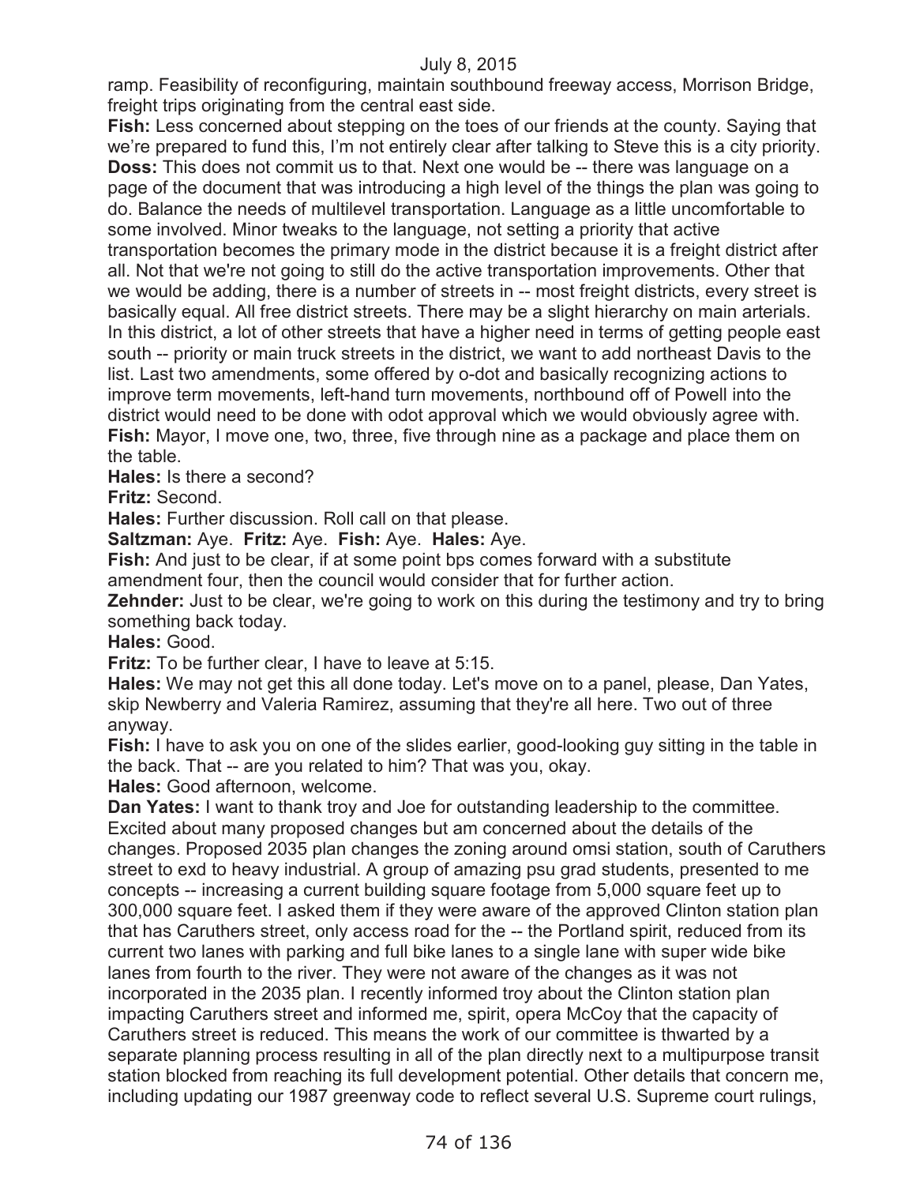ramp. Feasibility of reconfiguring, maintain southbound freeway access, Morrison Bridge, freight trips originating from the central east side.

**Fish:** Less concerned about stepping on the toes of our friends at the county. Saying that we're prepared to fund this, I'm not entirely clear after talking to Steve this is a city priority.

**Doss:** This does not commit us to that. Next one would be -- there was language on a page of the document that was introducing a high level of the things the plan was going to do. Balance the needs of multilevel transportation. Language as a little uncomfortable to some involved. Minor tweaks to the language, not setting a priority that active transportation becomes the primary mode in the district because it is a freight district after all. Not that we're not going to still do the active transportation improvements. Other that we would be adding, there is a number of streets in -- most freight districts, every street is basically equal. All free district streets. There may be a slight hierarchy on main arterials. In this district, a lot of other streets that have a higher need in terms of getting people east south -- priority or main truck streets in the district, we want to add northeast Davis to the list. Last two amendments, some offered by o-dot and basically recognizing actions to improve term movements, left-hand turn movements, northbound off of Powell into the district would need to be done with odot approval which we would obviously agree with.

**Fish:** Mayor, I move one, two, three, five through nine as a package and place them on the table.

**Hales:** Is there a second?

**Fritz:** Second.

**Hales:** Further discussion. Roll call on that please.

**Saltzman:** Aye. **Fritz:** Aye. **Fish:** Aye. **Hales:** Aye.

**Fish:** And just to be clear, if at some point bps comes forward with a substitute amendment four, then the council would consider that for further action.

**Zehnder:** Just to be clear, we're going to work on this during the testimony and try to bring something back today.

**Hales:** Good.

**Fritz:** To be further clear, I have to leave at 5:15.

**Hales:** We may not get this all done today. Let's move on to a panel, please, Dan Yates, skip Newberry and Valeria Ramirez, assuming that they're all here. Two out of three anyway.

**Fish:** I have to ask you on one of the slides earlier, good-looking guy sitting in the table in the back. That -- are you related to him? That was you, okay.

**Hales:** Good afternoon, welcome.

**Dan Yates:** I want to thank troy and Joe for outstanding leadership to the committee. Excited about many proposed changes but am concerned about the details of the changes. Proposed 2035 plan changes the zoning around omsi station, south of Caruthers street to exd to heavy industrial. A group of amazing psu grad students, presented to me concepts -- increasing a current building square footage from 5,000 square feet up to 300,000 square feet. I asked them if they were aware of the approved Clinton station plan that has Caruthers street, only access road for the -- the Portland spirit, reduced from its current two lanes with parking and full bike lanes to a single lane with super wide bike lanes from fourth to the river. They were not aware of the changes as it was not incorporated in the 2035 plan. I recently informed troy about the Clinton station plan impacting Caruthers street and informed me, spirit, opera McCoy that the capacity of Caruthers street is reduced. This means the work of our committee is thwarted by a separate planning process resulting in all of the plan directly next to a multipurpose transit station blocked from reaching its full development potential. Other details that concern me, including updating our 1987 greenway code to reflect several U.S. Supreme court rulings,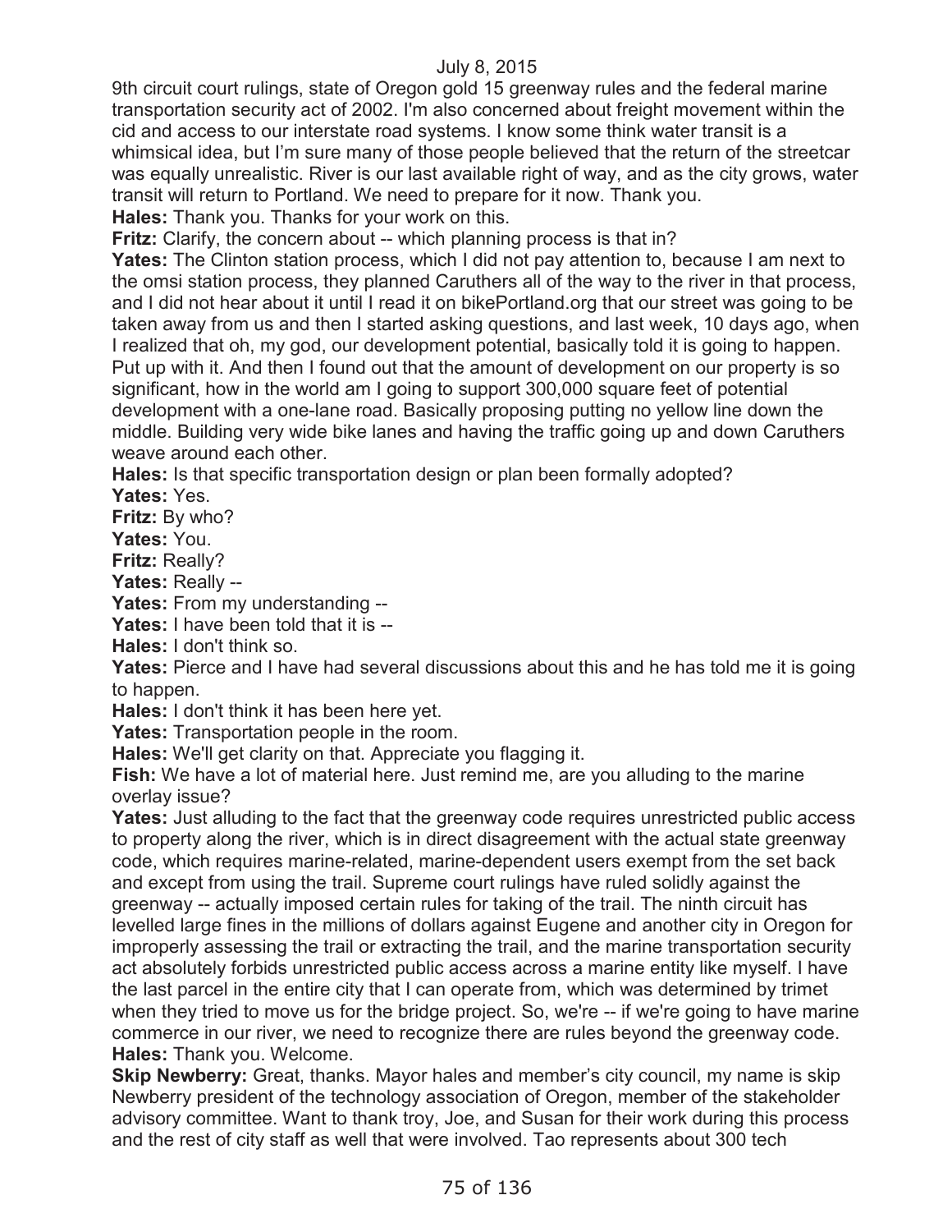9th circuit court rulings, state of Oregon gold 15 greenway rules and the federal marine transportation security act of 2002. I'm also concerned about freight movement within the cid and access to our interstate road systems. I know some think water transit is a whimsical idea, but I'm sure many of those people believed that the return of the streetcar was equally unrealistic. River is our last available right of way, and as the city grows, water transit will return to Portland. We need to prepare for it now. Thank you.

**Hales:** Thank you. Thanks for your work on this.

**Fritz:** Clarify, the concern about -- which planning process is that in?

**Yates:** The Clinton station process, which I did not pay attention to, because I am next to the omsi station process, they planned Caruthers all of the way to the river in that process, and I did not hear about it until I read it on bikePortland.org that our street was going to be taken away from us and then I started asking questions, and last week, 10 days ago, when I realized that oh, my god, our development potential, basically told it is going to happen. Put up with it. And then I found out that the amount of development on our property is so significant, how in the world am I going to support 300,000 square feet of potential development with a one-lane road. Basically proposing putting no yellow line down the middle. Building very wide bike lanes and having the traffic going up and down Caruthers weave around each other.

**Hales:** Is that specific transportation design or plan been formally adopted?

**Yates:** Yes.

**Fritz:** By who?

**Yates:** You.

**Fritz:** Really?

**Yates:** Really --

**Yates:** From my understanding --

**Yates:** I have been told that it is --

**Hales:** I don't think so.

**Yates:** Pierce and I have had several discussions about this and he has told me it is going to happen.

**Hales:** I don't think it has been here yet.

**Yates:** Transportation people in the room.

**Hales:** We'll get clarity on that. Appreciate you flagging it.

**Fish:** We have a lot of material here. Just remind me, are you alluding to the marine overlay issue?

**Yates:** Just alluding to the fact that the greenway code requires unrestricted public access to property along the river, which is in direct disagreement with the actual state greenway code, which requires marine-related, marine-dependent users exempt from the set back and except from using the trail. Supreme court rulings have ruled solidly against the greenway -- actually imposed certain rules for taking of the trail. The ninth circuit has levelled large fines in the millions of dollars against Eugene and another city in Oregon for improperly assessing the trail or extracting the trail, and the marine transportation security act absolutely forbids unrestricted public access across a marine entity like myself. I have the last parcel in the entire city that I can operate from, which was determined by trimet when they tried to move us for the bridge project. So, we're -- if we're going to have marine commerce in our river, we need to recognize there are rules beyond the greenway code.

**Hales:** Thank you. Welcome.

**Skip Newberry:** Great, thanks. Mayor hales and member's city council, my name is skip Newberry president of the technology association of Oregon, member of the stakeholder advisory committee. Want to thank troy, Joe, and Susan for their work during this process and the rest of city staff as well that were involved. Tao represents about 300 tech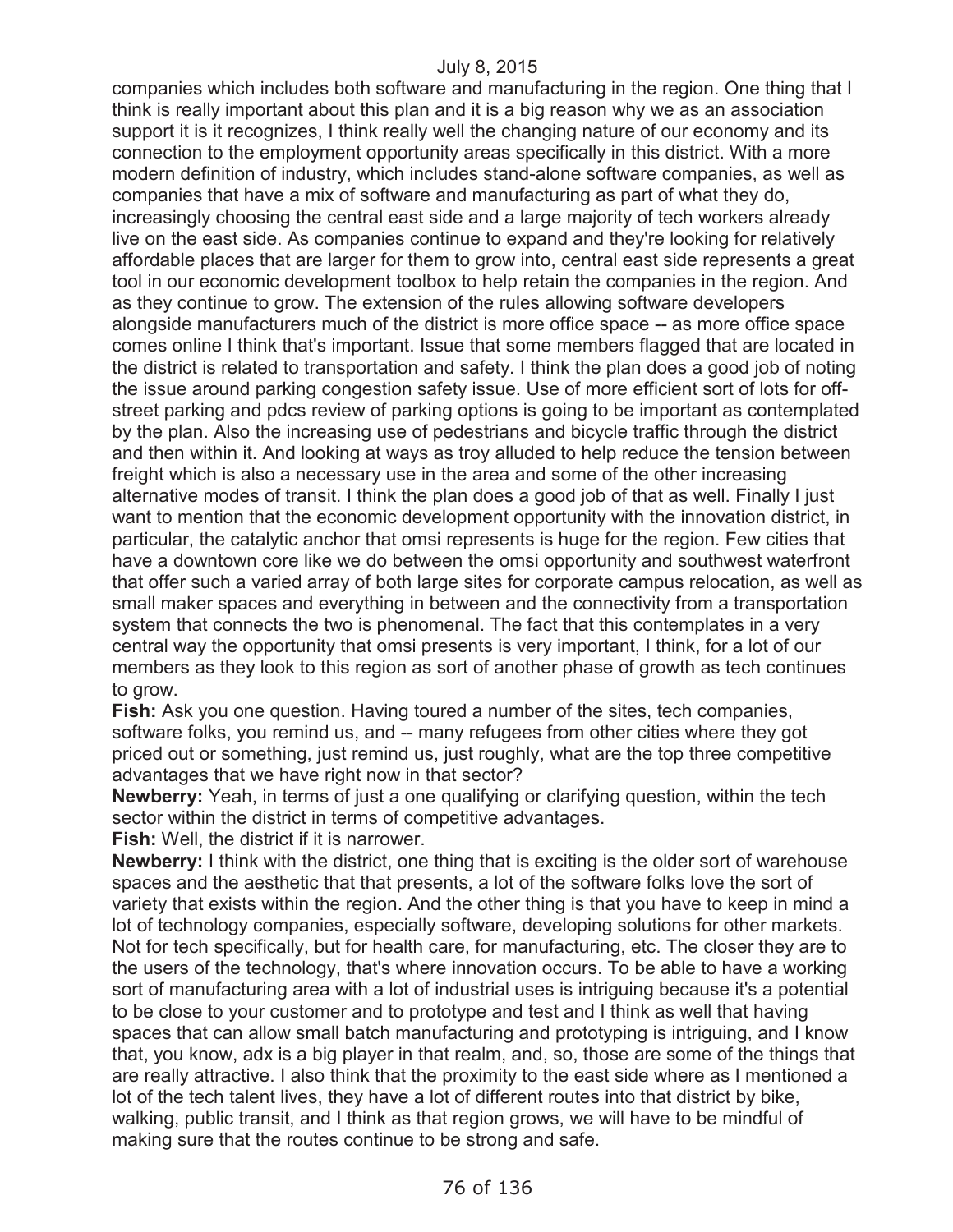companies which includes both software and manufacturing in the region. One thing that I think is really important about this plan and it is a big reason why we as an association support it is it recognizes, I think really well the changing nature of our economy and its connection to the employment opportunity areas specifically in this district. With a more modern definition of industry, which includes stand-alone software companies, as well as companies that have a mix of software and manufacturing as part of what they do, increasingly choosing the central east side and a large majority of tech workers already live on the east side. As companies continue to expand and they're looking for relatively affordable places that are larger for them to grow into, central east side represents a great tool in our economic development toolbox to help retain the companies in the region. And as they continue to grow. The extension of the rules allowing software developers alongside manufacturers much of the district is more office space -- as more office space comes online I think that's important. Issue that some members flagged that are located in the district is related to transportation and safety. I think the plan does a good job of noting the issue around parking congestion safety issue. Use of more efficient sort of lots for off-street parking and pdcs review of parking options is going to be important as contemplated by the plan. Also the increasing use of pedestrians and bicycle traffic through the district and then within it. And looking at ways as troy alluded to help reduce the tension between freight which is also a necessary use in the area and some of the other increasing alternative modes of transit. I think the plan does a good job of that as well. Finally I just want to mention that the economic development opportunity with the innovation district, in particular, the catalytic anchor that omsi represents is huge for the region. Few cities that have a downtown core like we do between the omsi opportunity and southwest waterfront that offer such a varied array of both large sites for corporate campus relocation, as well as small maker spaces and everything in between and the connectivity from a transportation system that connects the two is phenomenal. The fact that this contemplates in a very central way the opportunity that omsi presents is very important, I think, for a lot of our members as they look to this region as sort of another phase of growth as tech continues to grow.

**Fish:** Ask you one question. Having toured a number of the sites, tech companies, software folks, you remind us, and -- many refugees from other cities where they got priced out or something, just remind us, just roughly, what are the top three competitive advantages that we have right now in that sector?

**Newberry:** Yeah, in terms of just a one qualifying or clarifying question, within the tech sector within the district in terms of competitive advantages.

**Fish:** Well, the district if it is narrower.

**Newberry:** I think with the district, one thing that is exciting is the older sort of warehouse spaces and the aesthetic that that presents, a lot of the software folks love the sort of variety that exists within the region. And the other thing is that you have to keep in mind a lot of technology companies, especially software, developing solutions for other markets. Not for tech specifically, but for health care, for manufacturing, etc. The closer they are to the users of the technology, that's where innovation occurs. To be able to have a working sort of manufacturing area with a lot of industrial uses is intriguing because it's a potential to be close to your customer and to prototype and test and I think as well that having spaces that can allow small batch manufacturing and prototyping is intriguing, and I know that, you know, adx is a big player in that realm, and, so, those are some of the things that are really attractive. I also think that the proximity to the east side where as I mentioned a lot of the tech talent lives, they have a lot of different routes into that district by bike, walking, public transit, and I think as that region grows, we will have to be mindful of making sure that the routes continue to be strong and safe.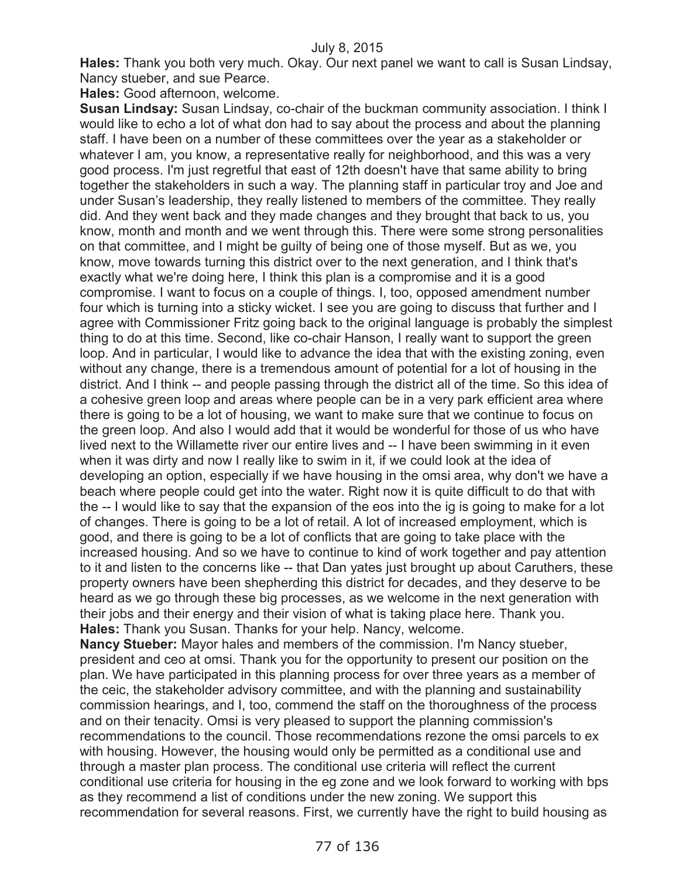**Hales:** Thank you both very much. Okay. Our next panel we want to call is Susan Lindsay, Nancy stueber, and sue Pearce.

**Hales:** Good afternoon, welcome.

**Susan Lindsay:** Susan Lindsay, co-chair of the buckman community association. I think I would like to echo a lot of what don had to say about the process and about the planning staff. I have been on a number of these committees over the year as a stakeholder or whatever I am, you know, a representative really for neighborhood, and this was a very good process. I'm just regretful that east of 12th doesn't have that same ability to bring together the stakeholders in such a way. The planning staff in particular troy and Joe and under Susan's leadership, they really listened to members of the committee. They really did. And they went back and they made changes and they brought that back to us, you know, month and month and we went through this. There were some strong personalities on that committee, and I might be guilty of being one of those myself. But as we, you know, move towards turning this district over to the next generation, and I think that's exactly what we're doing here, I think this plan is a compromise and it is a good compromise. I want to focus on a couple of things. I, too, opposed amendment number four which is turning into a sticky wicket. I see you are going to discuss that further and I agree with Commissioner Fritz going back to the original language is probably the simplest thing to do at this time. Second, like co-chair Hanson, I really want to support the green loop. And in particular, I would like to advance the idea that with the existing zoning, even without any change, there is a tremendous amount of potential for a lot of housing in the district. And I think -- and people passing through the district all of the time. So this idea of a cohesive green loop and areas where people can be in a very park efficient area where there is going to be a lot of housing, we want to make sure that we continue to focus on the green loop. And also I would add that it would be wonderful for those of us who have lived next to the Willamette river our entire lives and -- I have been swimming in it even when it was dirty and now I really like to swim in it, if we could look at the idea of developing an option, especially if we have housing in the omsi area, why don't we have a beach where people could get into the water. Right now it is quite difficult to do that with the -- I would like to say that the expansion of the eos into the ig is going to make for a lot of changes. There is going to be a lot of retail. A lot of increased employment, which is good, and there is going to be a lot of conflicts that are going to take place with the increased housing. And so we have to continue to kind of work together and pay attention to it and listen to the concerns like -- that Dan yates just brought up about Caruthers, these property owners have been shepherding this district for decades, and they deserve to be heard as we go through these big processes, as we welcome in the next generation with their jobs and their energy and their vision of what is taking place here. Thank you.

**Hales:** Thank you Susan. Thanks for your help. Nancy, welcome.

**Nancy Stueber:** Mayor hales and members of the commission. I'm Nancy stueber, president and ceo at omsi. Thank you for the opportunity to present our position on the plan. We have participated in this planning process for over three years as a member of the ceic, the stakeholder advisory committee, and with the planning and sustainability commission hearings, and I, too, commend the staff on the thoroughness of the process and on their tenacity. Omsi is very pleased to support the planning commission's recommendations to the council. Those recommendations rezone the omsi parcels to ex with housing. However, the housing would only be permitted as a conditional use and through a master plan process. The conditional use criteria will reflect the current conditional use criteria for housing in the eg zone and we look forward to working with bps as they recommend a list of conditions under the new zoning. We support this recommendation for several reasons. First, we currently have the right to build housing as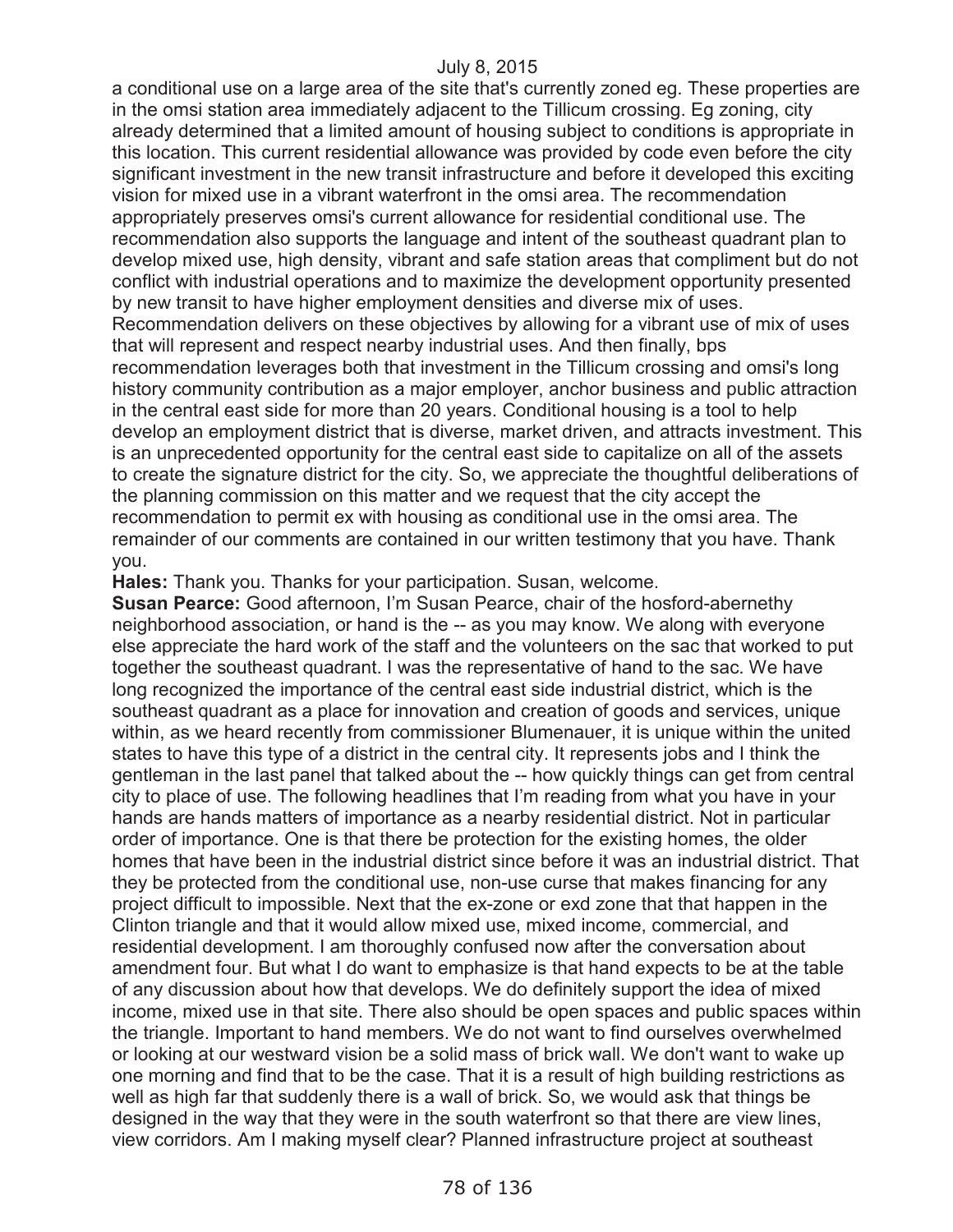a conditional use on a large area of the site that's currently zoned eg. These properties are in the omsi station area immediately adjacent to the Tillicum crossing. Eg zoning, city already determined that a limited amount of housing subject to conditions is appropriate in this location. This current residential allowance was provided by code even before the city significant investment in the new transit infrastructure and before it developed this exciting vision for mixed use in a vibrant waterfront in the omsi area. The recommendation appropriately preserves omsi's current allowance for residential conditional use. The recommendation also supports the language and intent of the southeast quadrant plan to develop mixed use, high density, vibrant and safe station areas that compliment but do not conflict with industrial operations and to maximize the development opportunity presented by new transit to have higher employment densities and diverse mix of uses. Recommendation delivers on these objectives by allowing for a vibrant use of mix of uses that will represent and respect nearby industrial uses. And then finally, bps recommendation leverages both that investment in the Tillicum crossing and omsi's long history community contribution as a major employer, anchor business and public attraction in the central east side for more than 20 years. Conditional housing is a tool to help develop an employment district that is diverse, market driven, and attracts investment. This is an unprecedented opportunity for the central east side to capitalize on all of the assets to create the signature district for the city. So, we appreciate the thoughtful deliberations of the planning commission on this matter and we request that the city accept the recommendation to permit ex with housing as conditional use in the omsi area. The remainder of our comments are contained in our written testimony that you have. Thank you.

**Hales:** Thank you. Thanks for your participation. Susan, welcome.

**Susan Pearce:** Good afternoon, I'm Susan Pearce, chair of the hosford-abernethy neighborhood association, or hand is the -- as you may know. We along with everyone else appreciate the hard work of the staff and the volunteers on the sac that worked to put together the southeast quadrant. I was the representative of hand to the sac. We have long recognized the importance of the central east side industrial district, which is the southeast quadrant as a place for innovation and creation of goods and services, unique within, as we heard recently from commissioner Blumenauer, it is unique within the united states to have this type of a district in the central city. It represents jobs and I think the gentleman in the last panel that talked about the -- how quickly things can get from central city to place of use. The following headlines that I'm reading from what you have in your hands are hands matters of importance as a nearby residential district. Not in particular order of importance. One is that there be protection for the existing homes, the older homes that have been in the industrial district since before it was an industrial district. That they be protected from the conditional use, non-use curse that makes financing for any project difficult to impossible. Next that the ex-zone or exd zone that that happen in the Clinton triangle and that it would allow mixed use, mixed income, commercial, and residential development. I am thoroughly confused now after the conversation about amendment four. But what I do want to emphasize is that hand expects to be at the table of any discussion about how that develops. We do definitely support the idea of mixed income, mixed use in that site. There also should be open spaces and public spaces within the triangle. Important to hand members. We do not want to find ourselves overwhelmed or looking at our westward vision be a solid mass of brick wall. We don't want to wake up one morning and find that to be the case. That it is a result of high building restrictions as well as high far that suddenly there is a wall of brick. So, we would ask that things be designed in the way that they were in the south waterfront so that there are view lines, view corridors. Am I making myself clear? Planned infrastructure project at southeast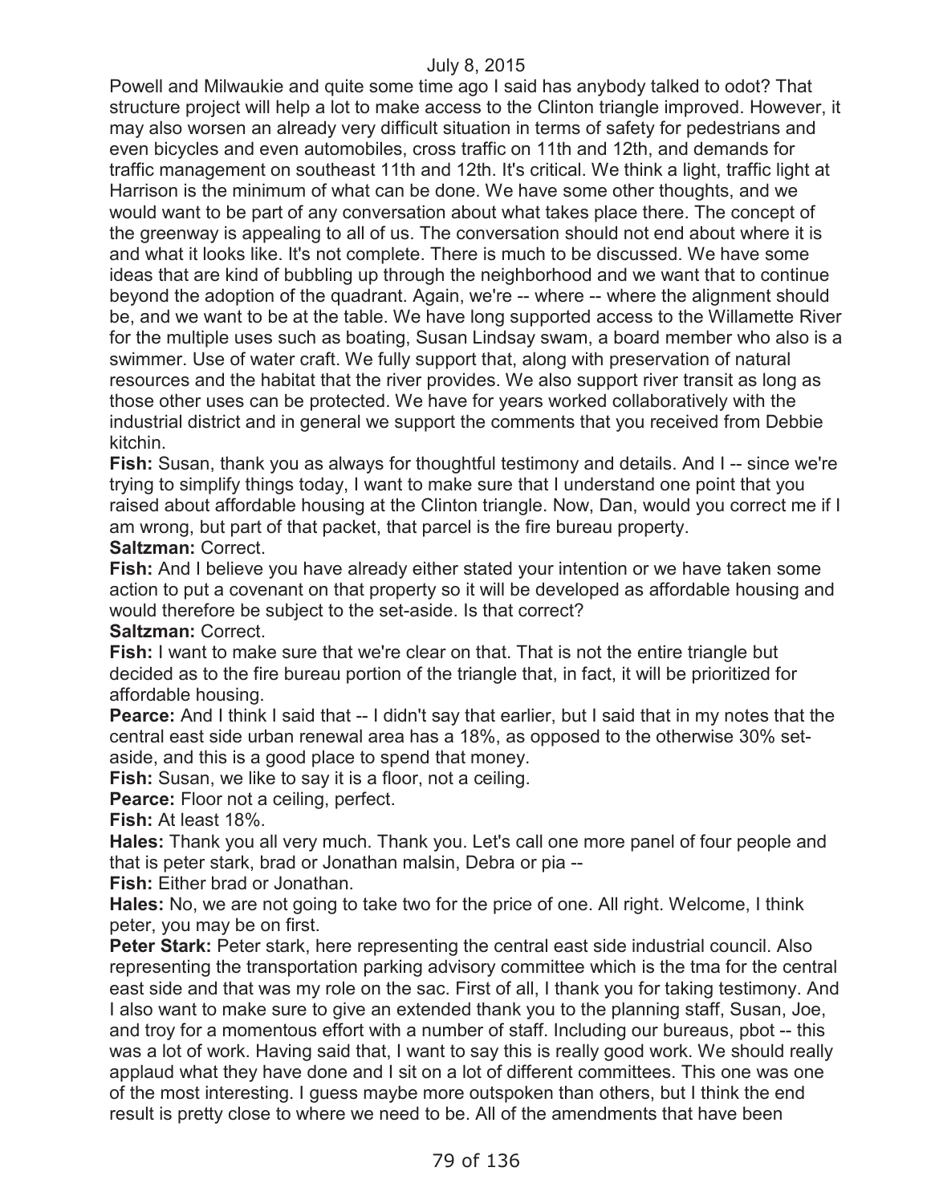Powell and Milwaukie and quite some time ago I said has anybody talked to odot? That structure project will help a lot to make access to the Clinton triangle improved. However, it may also worsen an already very difficult situation in terms of safety for pedestrians and even bicycles and even automobiles, cross traffic on 11th and 12th, and demands for traffic management on southeast 11th and 12th. It's critical. We think a light, traffic light at Harrison is the minimum of what can be done. We have some other thoughts, and we would want to be part of any conversation about what takes place there. The concept of the greenway is appealing to all of us. The conversation should not end about where it is and what it looks like. It's not complete. There is much to be discussed. We have some ideas that are kind of bubbling up through the neighborhood and we want that to continue beyond the adoption of the quadrant. Again, we're -- where -- where the alignment should be, and we want to be at the table. We have long supported access to the Willamette River for the multiple uses such as boating, Susan Lindsay swam, a board member who also is a swimmer. Use of water craft. We fully support that, along with preservation of natural resources and the habitat that the river provides. We also support river transit as long as those other uses can be protected. We have for years worked collaboratively with the industrial district and in general we support the comments that you received from Debbie kitchin.

**Fish:** Susan, thank you as always for thoughtful testimony and details. And I -- since we're trying to simplify things today, I want to make sure that I understand one point that you raised about affordable housing at the Clinton triangle. Now, Dan, would you correct me if I am wrong, but part of that packet, that parcel is the fire bureau property.

**Saltzman:** Correct.

**Fish:** And I believe you have already either stated your intention or we have taken some action to put a covenant on that property so it will be developed as affordable housing and would therefore be subject to the set-aside. Is that correct?

**Saltzman:** Correct.

**Fish:** I want to make sure that we're clear on that. That is not the entire triangle but decided as to the fire bureau portion of the triangle that, in fact, it will be prioritized for affordable housing.

**Pearce:** And I think I said that -- I didn't say that earlier, but I said that in my notes that the central east side urban renewal area has a 18%, as opposed to the otherwise 30% set-aside, and this is a good place to spend that money.

**Fish:** Susan, we like to say it is a floor, not a ceiling.

**Pearce:** Floor not a ceiling, perfect.

**Fish:** At least 18%.

**Hales:** Thank you all very much. Thank you. Let's call one more panel of four people and that is peter stark, brad or Jonathan malsin, Debra or pia --

**Fish:** Either brad or Jonathan.

**Hales:** No, we are not going to take two for the price of one. All right. Welcome, I think peter, you may be on first.

**Peter Stark:** Peter stark, here representing the central east side industrial council. Also representing the transportation parking advisory committee which is the tma for the central east side and that was my role on the sac. First of all, I thank you for taking testimony. And I also want to make sure to give an extended thank you to the planning staff, Susan, Joe, and troy for a momentous effort with a number of staff. Including our bureaus, pbot -- this was a lot of work. Having said that, I want to say this is really good work. We should really applaud what they have done and I sit on a lot of different committees. This one was one of the most interesting. I guess maybe more outspoken than others, but I think the end result is pretty close to where we need to be. All of the amendments that have been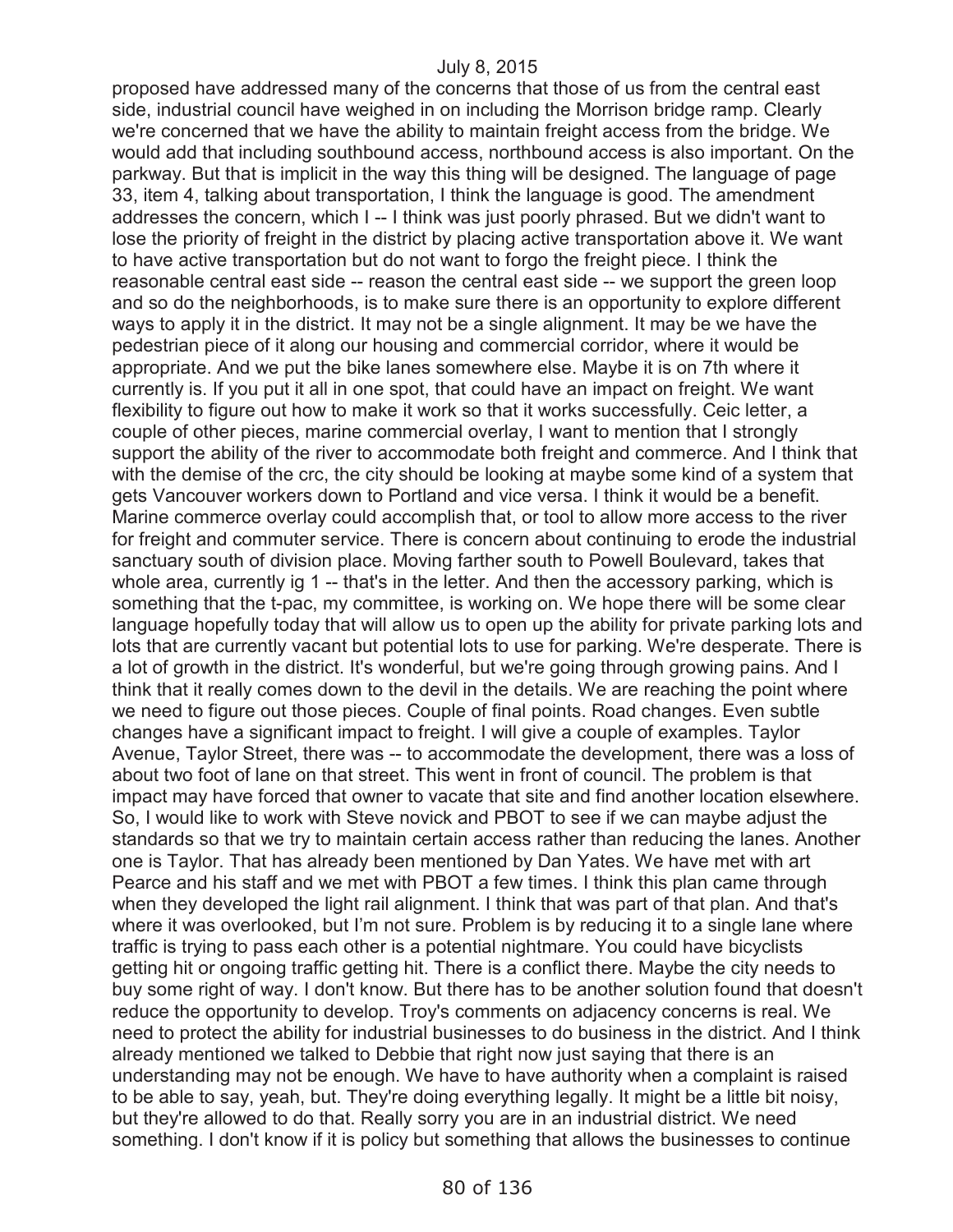proposed have addressed many of the concerns that those of us from the central east side, industrial council have weighed in on including the Morrison bridge ramp. Clearly we're concerned that we have the ability to maintain freight access from the bridge. We would add that including southbound access, northbound access is also important. On the parkway. But that is implicit in the way this thing will be designed. The language of page 33, item 4, talking about transportation, I think the language is good. The amendment addresses the concern, which I -- I think was just poorly phrased. But we didn't want to lose the priority of freight in the district by placing active transportation above it. We want to have active transportation but do not want to forgo the freight piece. I think the reasonable central east side -- reason the central east side -- we support the green loop and so do the neighborhoods, is to make sure there is an opportunity to explore different ways to apply it in the district. It may not be a single alignment. It may be we have the pedestrian piece of it along our housing and commercial corridor, where it would be appropriate. And we put the bike lanes somewhere else. Maybe it is on 7th where it currently is. If you put it all in one spot, that could have an impact on freight. We want flexibility to figure out how to make it work so that it works successfully. Ceic letter, a couple of other pieces, marine commercial overlay, I want to mention that I strongly support the ability of the river to accommodate both freight and commerce. And I think that with the demise of the crc, the city should be looking at maybe some kind of a system that gets Vancouver workers down to Portland and vice versa. I think it would be a benefit. Marine commerce overlay could accomplish that, or tool to allow more access to the river for freight and commuter service. There is concern about continuing to erode the industrial sanctuary south of division place. Moving farther south to Powell Boulevard, takes that whole area, currently ig 1 -- that's in the letter. And then the accessory parking, which is something that the t-pac, my committee, is working on. We hope there will be some clear language hopefully today that will allow us to open up the ability for private parking lots and lots that are currently vacant but potential lots to use for parking. We're desperate. There is a lot of growth in the district. It's wonderful, but we're going through growing pains. And I think that it really comes down to the devil in the details. We are reaching the point where we need to figure out those pieces. Couple of final points. Road changes. Even subtle changes have a significant impact to freight. I will give a couple of examples. Taylor Avenue, Taylor Street, there was -- to accommodate the development, there was a loss of about two foot of lane on that street. This went in front of council. The problem is that impact may have forced that owner to vacate that site and find another location elsewhere. So, I would like to work with Steve novick and PBOT to see if we can maybe adjust the standards so that we try to maintain certain access rather than reducing the lanes. Another one is Taylor. That has already been mentioned by Dan Yates. We have met with art Pearce and his staff and we met with PBOT a few times. I think this plan came through when they developed the light rail alignment. I think that was part of that plan. And that's where it was overlooked, but I'm not sure. Problem is by reducing it to a single lane where traffic is trying to pass each other is a potential nightmare. You could have bicyclists getting hit or ongoing traffic getting hit. There is a conflict there. Maybe the city needs to buy some right of way. I don't know. But there has to be another solution found that doesn't reduce the opportunity to develop. Troy's comments on adjacency concerns is real. We need to protect the ability for industrial businesses to do business in the district. And I think already mentioned we talked to Debbie that right now just saying that there is an understanding may not be enough. We have to have authority when a complaint is raised to be able to say, yeah, but. They're doing everything legally. It might be a little bit noisy, but they're allowed to do that. Really sorry you are in an industrial district. We need something. I don't know if it is policy but something that allows the businesses to continue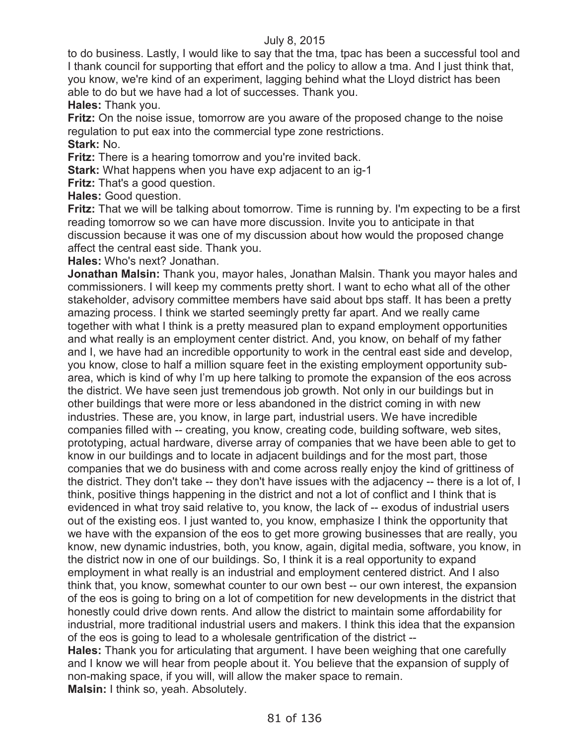to do business. Lastly, I would like to say that the tma, tpac has been a successful tool and I thank council for supporting that effort and the policy to allow a tma. And I just think that, you know, we're kind of an experiment, lagging behind what the Lloyd district has been able to do but we have had a lot of successes. Thank you.

**Hales:** Thank you.

**Fritz:** On the noise issue, tomorrow are you aware of the proposed change to the noise regulation to put eax into the commercial type zone restrictions.

**Stark:** No.

**Fritz:** There is a hearing tomorrow and you're invited back.

**Stark:** What happens when you have exp adjacent to an ig-1

**Fritz:** That's a good question.

**Hales:** Good question.

**Fritz:** That we will be talking about tomorrow. Time is running by. I'm expecting to be a first reading tomorrow so we can have more discussion. Invite you to anticipate in that discussion because it was one of my discussion about how would the proposed change affect the central east side. Thank you.

**Hales:** Who's next? Jonathan.

**Jonathan Malsin:** Thank you, mayor hales, Jonathan Malsin. Thank you mayor hales and commissioners. I will keep my comments pretty short. I want to echo what all of the other stakeholder, advisory committee members have said about bps staff. It has been a pretty amazing process. I think we started seemingly pretty far apart. And we really came together with what I think is a pretty measured plan to expand employment opportunities and what really is an employment center district. And, you know, on behalf of my father and I, we have had an incredible opportunity to work in the central east side and develop, you know, close to half a million square feet in the existing employment opportunity sub-area, which is kind of why I'm up here talking to promote the expansion of the eos across the district. We have seen just tremendous job growth. Not only in our buildings but in other buildings that were more or less abandoned in the district coming in with new industries. These are, you know, in large part, industrial users. We have incredible companies filled with -- creating, you know, creating code, building software, web sites, prototyping, actual hardware, diverse array of companies that we have been able to get to know in our buildings and to locate in adjacent buildings and for the most part, those companies that we do business with and come across really enjoy the kind of grittiness of the district. They don't take -- they don't have issues with the adjacency -- there is a lot of, I think, positive things happening in the district and not a lot of conflict and I think that is evidenced in what troy said relative to, you know, the lack of -- exodus of industrial users out of the existing eos. I just wanted to, you know, emphasize I think the opportunity that we have with the expansion of the eos to get more growing businesses that are really, you know, new dynamic industries, both, you know, again, digital media, software, you know, in the district now in one of our buildings. So, I think it is a real opportunity to expand employment in what really is an industrial and employment centered district. And I also think that, you know, somewhat counter to our own best -- our own interest, the expansion of the eos is going to bring on a lot of competition for new developments in the district that honestly could drive down rents. And allow the district to maintain some affordability for industrial, more traditional industrial users and makers. I think this idea that the expansion of the eos is going to lead to a wholesale gentrification of the district --

**Hales:** Thank you for articulating that argument. I have been weighing that one carefully and I know we will hear from people about it. You believe that the expansion of supply of non-making space, if you will, will allow the maker space to remain.

**Malsin:** I think so, yeah. Absolutely.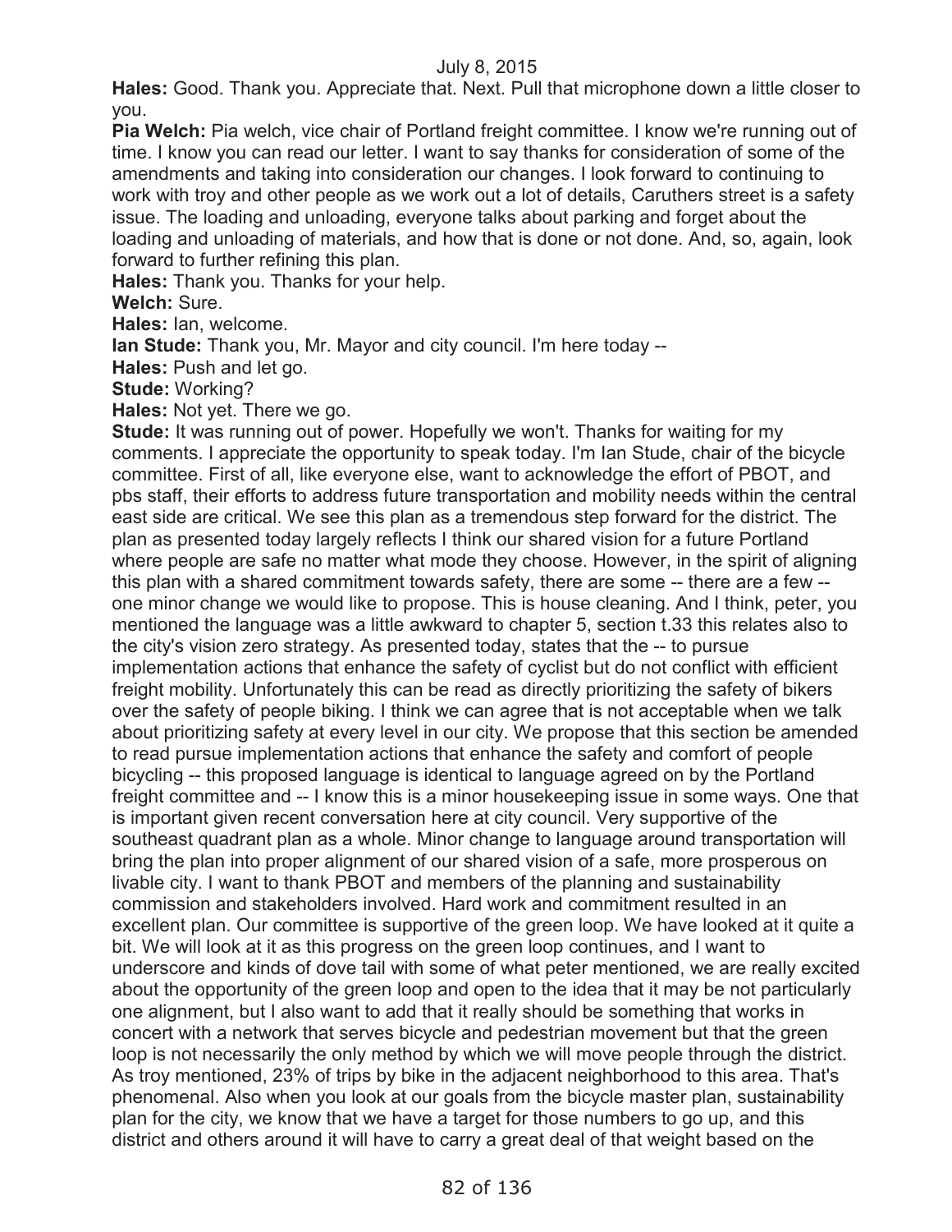**Hales:** Good. Thank you. Appreciate that. Next. Pull that microphone down a little closer to you.

**Pia Welch:** Pia welch, vice chair of Portland freight committee. I know we're running out of time. I know you can read our letter. I want to say thanks for consideration of some of the amendments and taking into consideration our changes. I look forward to continuing to work with troy and other people as we work out a lot of details, Caruthers street is a safety issue. The loading and unloading, everyone talks about parking and forget about the loading and unloading of materials, and how that is done or not done. And, so, again, look forward to further refining this plan.

**Hales:** Thank you. Thanks for your help.

**Welch:** Sure.

**Hales:** Ian, welcome.

**Ian Stude:** Thank you, Mr. Mayor and city council. I'm here today --

**Hales:** Push and let go.

**Stude:** Working?

**Hales:** Not yet. There we go.

**Stude:** It was running out of power. Hopefully we won't. Thanks for waiting for my comments. I appreciate the opportunity to speak today. I'm Ian Stude, chair of the bicycle committee. First of all, like everyone else, want to acknowledge the effort of PBOT, and pbs staff, their efforts to address future transportation and mobility needs within the central east side are critical. We see this plan as a tremendous step forward for the district. The plan as presented today largely reflects I think our shared vision for a future Portland where people are safe no matter what mode they choose. However, in the spirit of aligning this plan with a shared commitment towards safety, there are some -- there are a few -- one minor change we would like to propose. This is house cleaning. And I think, peter, you mentioned the language was a little awkward to chapter 5, section t.33 this relates also to the city's vision zero strategy. As presented today, states that the -- to pursue implementation actions that enhance the safety of cyclist but do not conflict with efficient freight mobility. Unfortunately this can be read as directly prioritizing the safety of bikers over the safety of people biking. I think we can agree that is not acceptable when we talk about prioritizing safety at every level in our city. We propose that this section be amended to read pursue implementation actions that enhance the safety and comfort of people bicycling -- this proposed language is identical to language agreed on by the Portland freight committee and -- I know this is a minor housekeeping issue in some ways. One that is important given recent conversation here at city council. Very supportive of the southeast quadrant plan as a whole. Minor change to language around transportation will bring the plan into proper alignment of our shared vision of a safe, more prosperous on livable city. I want to thank PBOT and members of the planning and sustainability commission and stakeholders involved. Hard work and commitment resulted in an excellent plan. Our committee is supportive of the green loop. We have looked at it quite a bit. We will look at it as this progress on the green loop continues, and I want to underscore and kinds of dove tail with some of what peter mentioned, we are really excited about the opportunity of the green loop and open to the idea that it may be not particularly one alignment, but I also want to add that it really should be something that works in concert with a network that serves bicycle and pedestrian movement but that the green loop is not necessarily the only method by which we will move people through the district. As troy mentioned, 23% of trips by bike in the adjacent neighborhood to this area. That's phenomenal. Also when you look at our goals from the bicycle master plan, sustainability plan for the city, we know that we have a target for those numbers to go up, and this district and others around it will have to carry a great deal of that weight based on the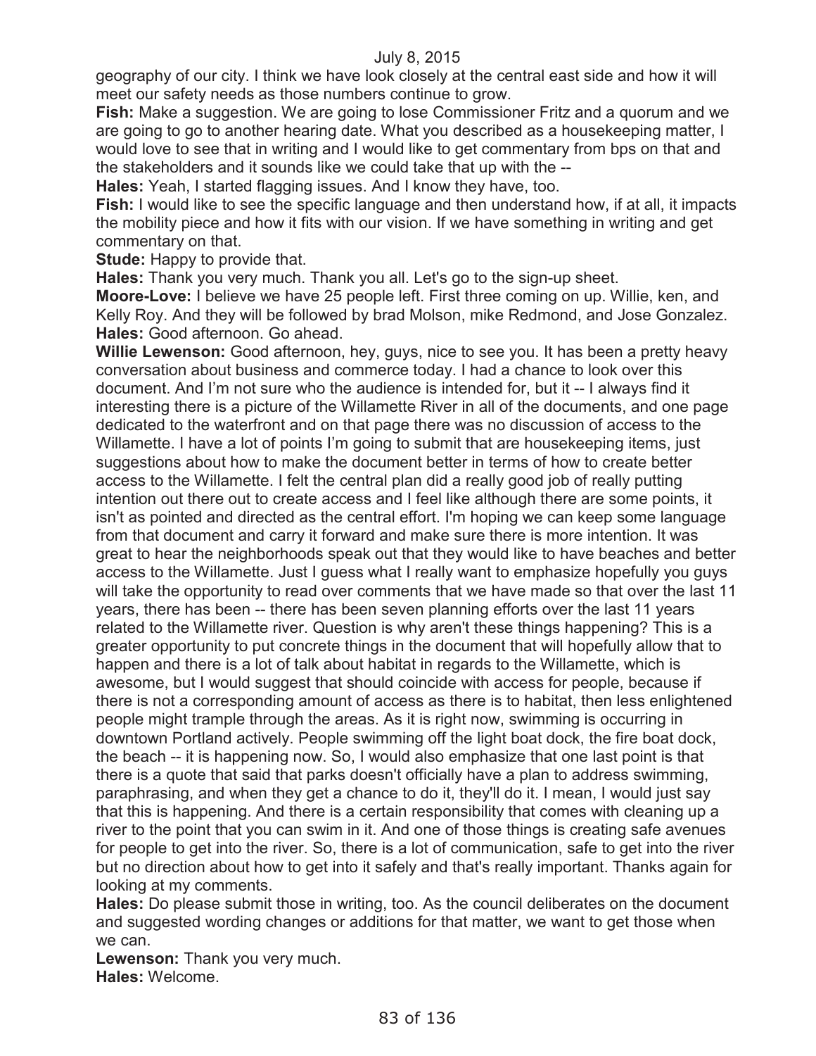geography of our city. I think we have look closely at the central east side and how it will meet our safety needs as those numbers continue to grow.

**Fish:** Make a suggestion. We are going to lose Commissioner Fritz and a quorum and we are going to go to another hearing date. What you described as a housekeeping matter, I would love to see that in writing and I would like to get commentary from bps on that and the stakeholders and it sounds like we could take that up with the --

**Hales:** Yeah, I started flagging issues. And I know they have, too.

**Fish:** I would like to see the specific language and then understand how, if at all, it impacts the mobility piece and how it fits with our vision. If we have something in writing and get commentary on that.

**Stude:** Happy to provide that.

**Hales:** Thank you very much. Thank you all. Let's go to the sign-up sheet.

**Moore-Love:** I believe we have 25 people left. First three coming on up. Willie, ken, and Kelly Roy. And they will be followed by brad Molson, mike Redmond, and Jose Gonzalez.

**Hales:** Good afternoon. Go ahead.

**Willie Lewenson:** Good afternoon, hey, guys, nice to see you. It has been a pretty heavy conversation about business and commerce today. I had a chance to look over this document. And I'm not sure who the audience is intended for, but it -- I always find it interesting there is a picture of the Willamette River in all of the documents, and one page dedicated to the waterfront and on that page there was no discussion of access to the Willamette. I have a lot of points I'm going to submit that are housekeeping items, just suggestions about how to make the document better in terms of how to create better access to the Willamette. I felt the central plan did a really good job of really putting intention out there out to create access and I feel like although there are some points, it isn't as pointed and directed as the central effort. I'm hoping we can keep some language from that document and carry it forward and make sure there is more intention. It was great to hear the neighborhoods speak out that they would like to have beaches and better access to the Willamette. Just I guess what I really want to emphasize hopefully you guys will take the opportunity to read over comments that we have made so that over the last 11 years, there has been -- there has been seven planning efforts over the last 11 years related to the Willamette river. Question is why aren't these things happening? This is a greater opportunity to put concrete things in the document that will hopefully allow that to happen and there is a lot of talk about habitat in regards to the Willamette, which is awesome, but I would suggest that should coincide with access for people, because if there is not a corresponding amount of access as there is to habitat, then less enlightened people might trample through the areas. As it is right now, swimming is occurring in downtown Portland actively. People swimming off the light boat dock, the fire boat dock, the beach -- it is happening now. So, I would also emphasize that one last point is that there is a quote that said that parks doesn't officially have a plan to address swimming, paraphrasing, and when they get a chance to do it, they'll do it. I mean, I would just say that this is happening. And there is a certain responsibility that comes with cleaning up a river to the point that you can swim in it. And one of those things is creating safe avenues for people to get into the river. So, there is a lot of communication, safe to get into the river but no direction about how to get into it safely and that's really important. Thanks again for looking at my comments.

**Hales:** Do please submit those in writing, too. As the council deliberates on the document and suggested wording changes or additions for that matter, we want to get those when we can.

**Lewenson:** Thank you very much.

**Hales:** Welcome.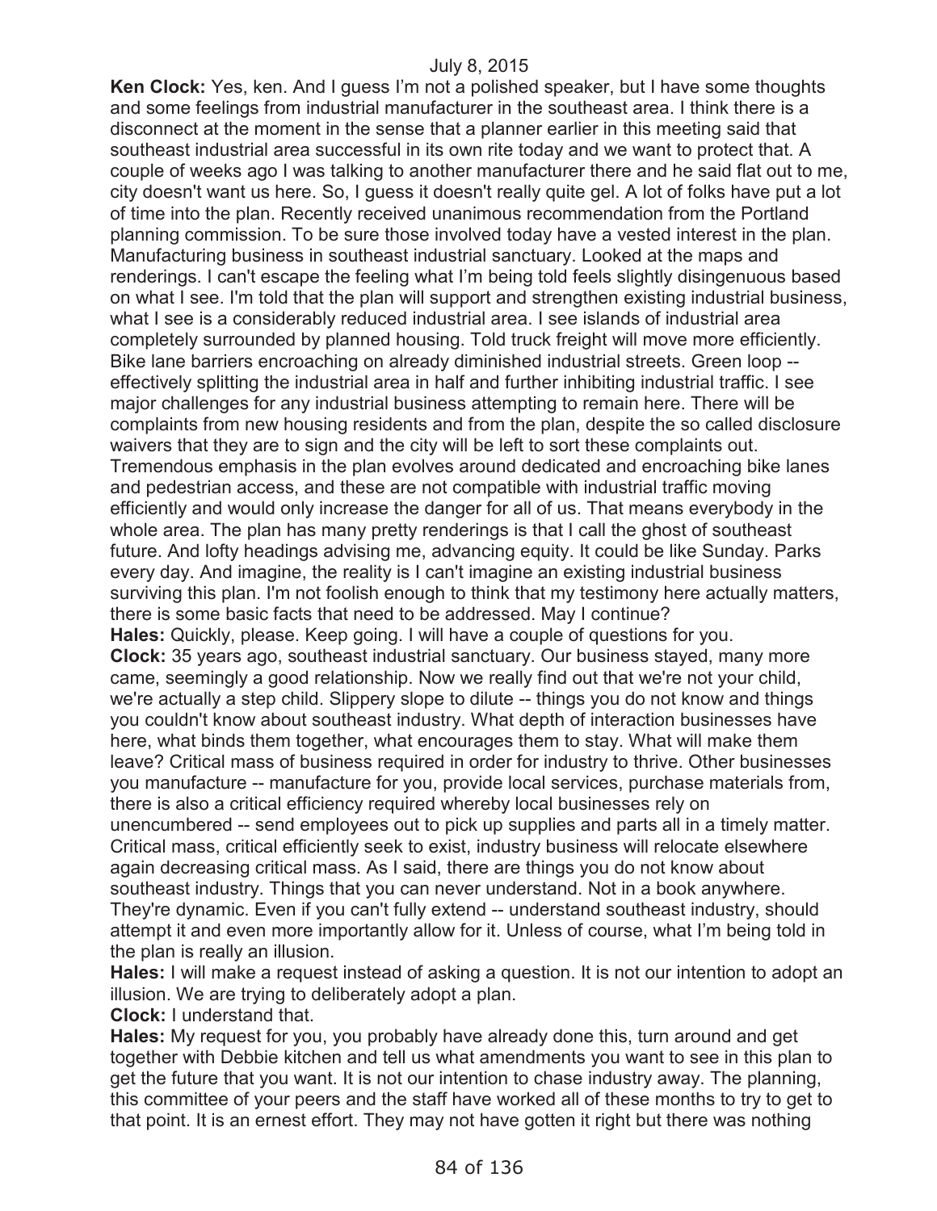**Ken Clock:** Yes, ken. And I guess I'm not a polished speaker, but I have some thoughts and some feelings from industrial manufacturer in the southeast area. I think there is a disconnect at the moment in the sense that a planner earlier in this meeting said that southeast industrial area successful in its own rite today and we want to protect that. A couple of weeks ago I was talking to another manufacturer there and he said flat out to me, city doesn't want us here. So, I guess it doesn't really quite gel. A lot of folks have put a lot of time into the plan. Recently received unanimous recommendation from the Portland planning commission. To be sure those involved today have a vested interest in the plan. Manufacturing business in southeast industrial sanctuary. Looked at the maps and renderings. I can't escape the feeling what I'm being told feels slightly disingenuous based on what I see. I'm told that the plan will support and strengthen existing industrial business, what I see is a considerably reduced industrial area. I see islands of industrial area completely surrounded by planned housing. Told truck freight will move more efficiently. Bike lane barriers encroaching on already diminished industrial streets. Green loop -- effectively splitting the industrial area in half and further inhibiting industrial traffic. I see major challenges for any industrial business attempting to remain here. There will be complaints from new housing residents and from the plan, despite the so called disclosure waivers that they are to sign and the city will be left to sort these complaints out. Tremendous emphasis in the plan evolves around dedicated and encroaching bike lanes and pedestrian access, and these are not compatible with industrial traffic moving efficiently and would only increase the danger for all of us. That means everybody in the whole area. The plan has many pretty renderings is that I call the ghost of southeast future. And lofty headings advising me, advancing equity. It could be like Sunday. Parks every day. And imagine, the reality is I can't imagine an existing industrial business surviving this plan. I'm not foolish enough to think that my testimony here actually matters, there is some basic facts that need to be addressed. May I continue?

**Hales:** Quickly, please. Keep going. I will have a couple of questions for you.

**Clock:** 35 years ago, southeast industrial sanctuary. Our business stayed, many more came, seemingly a good relationship. Now we really find out that we're not your child, we're actually a step child. Slippery slope to dilute -- things you do not know and things you couldn't know about southeast industry. What depth of interaction businesses have here, what binds them together, what encourages them to stay. What will make them leave? Critical mass of business required in order for industry to thrive. Other businesses you manufacture -- manufacture for you, provide local services, purchase materials from, there is also a critical efficiency required whereby local businesses rely on unencumbered -- send employees out to pick up supplies and parts all in a timely matter. Critical mass, critical efficiently seek to exist, industry business will relocate elsewhere again decreasing critical mass. As I said, there are things you do not know about southeast industry. Things that you can never understand. Not in a book anywhere. They're dynamic. Even if you can't fully extend -- understand southeast industry, should attempt it and even more importantly allow for it. Unless of course, what I'm being told in the plan is really an illusion.

**Hales:** I will make a request instead of asking a question. It is not our intention to adopt an illusion. We are trying to deliberately adopt a plan.

**Clock:** I understand that.

**Hales:** My request for you, you probably have already done this, turn around and get together with Debbie kitchen and tell us what amendments you want to see in this plan to get the future that you want. It is not our intention to chase industry away. The planning, this committee of your peers and the staff have worked all of these months to try to get to that point. It is an ernest effort. They may not have gotten it right but there was nothing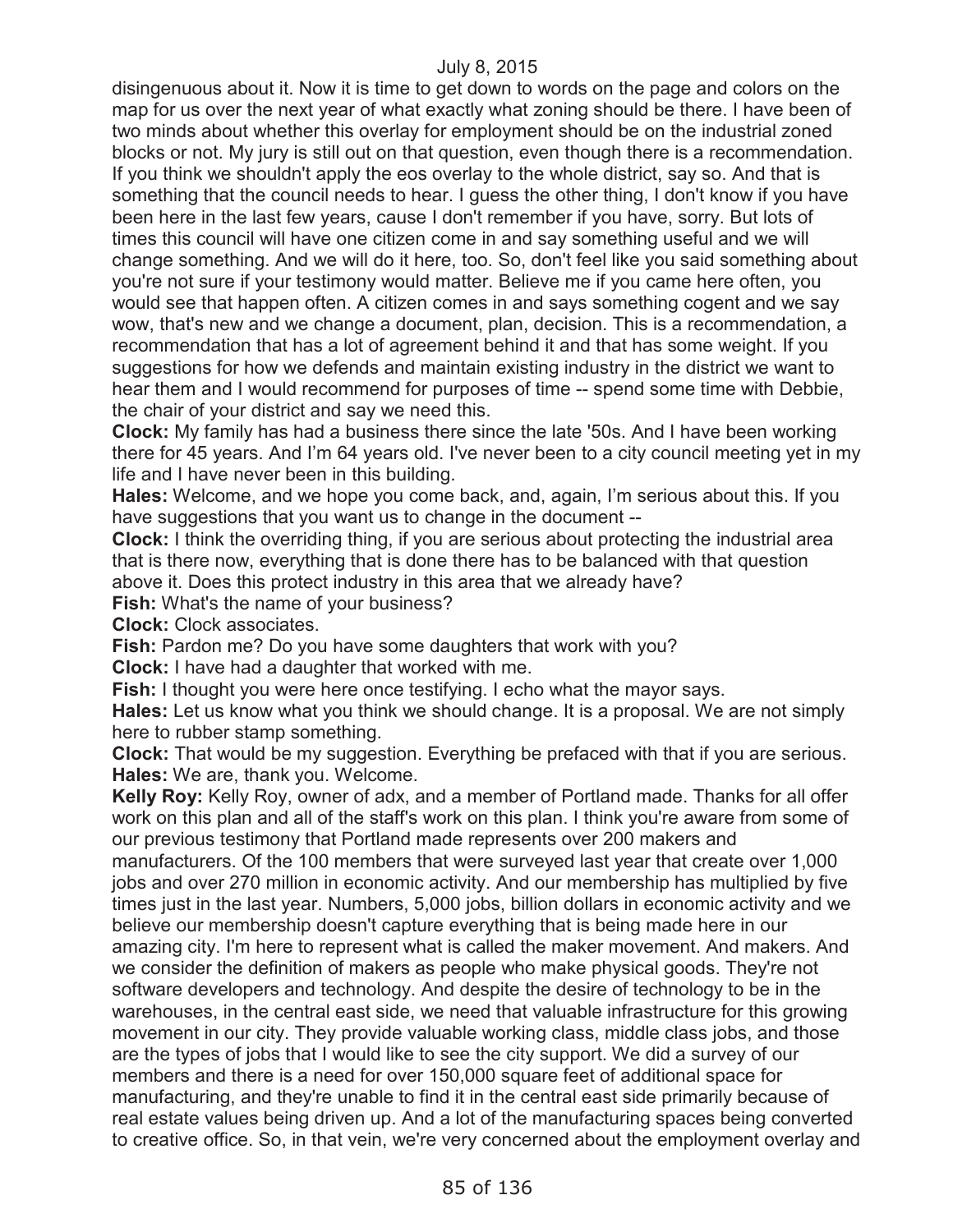disingenuous about it. Now it is time to get down to words on the page and colors on the map for us over the next year of what exactly what zoning should be there. I have been of two minds about whether this overlay for employment should be on the industrial zoned blocks or not. My jury is still out on that question, even though there is a recommendation. If you think we shouldn't apply the eos overlay to the whole district, say so. And that is something that the council needs to hear. I guess the other thing, I don't know if you have been here in the last few years, cause I don't remember if you have, sorry. But lots of times this council will have one citizen come in and say something useful and we will change something. And we will do it here, too. So, don't feel like you said something about you're not sure if your testimony would matter. Believe me if you came here often, you would see that happen often. A citizen comes in and says something cogent and we say wow, that's new and we change a document, plan, decision. This is a recommendation, a recommendation that has a lot of agreement behind it and that has some weight. If you suggestions for how we defends and maintain existing industry in the district we want to hear them and I would recommend for purposes of time -- spend some time with Debbie, the chair of your district and say we need this.

**Clock:** My family has had a business there since the late '50s. And I have been working there for 45 years. And I'm 64 years old. I've never been to a city council meeting yet in my life and I have never been in this building.

**Hales:** Welcome, and we hope you come back, and, again, I'm serious about this. If you have suggestions that you want us to change in the document --

**Clock:** I think the overriding thing, if you are serious about protecting the industrial area that is there now, everything that is done there has to be balanced with that question above it. Does this protect industry in this area that we already have?

**Fish:** What's the name of your business?

**Clock:** Clock associates.

**Fish:** Pardon me? Do you have some daughters that work with you?

**Clock:** I have had a daughter that worked with me.

**Fish:** I thought you were here once testifying. I echo what the mayor says.

**Hales:** Let us know what you think we should change. It is a proposal. We are not simply here to rubber stamp something.

**Clock:** That would be my suggestion. Everything be prefaced with that if you are serious.

**Hales:** We are, thank you. Welcome.

**Kelly Roy:** Kelly Roy, owner of adx, and a member of Portland made. Thanks for all offer work on this plan and all of the staff's work on this plan. I think you're aware from some of our previous testimony that Portland made represents over 200 makers and manufacturers. Of the 100 members that were surveyed last year that create over 1,000 jobs and over 270 million in economic activity. And our membership has multiplied by five times just in the last year. Numbers, 5,000 jobs, billion dollars in economic activity and we believe our membership doesn't capture everything that is being made here in our amazing city. I'm here to represent what is called the maker movement. And makers. And we consider the definition of makers as people who make physical goods. They're not software developers and technology. And despite the desire of technology to be in the warehouses, in the central east side, we need that valuable infrastructure for this growing movement in our city. They provide valuable working class, middle class jobs, and those are the types of jobs that I would like to see the city support. We did a survey of our members and there is a need for over 150,000 square feet of additional space for manufacturing, and they're unable to find it in the central east side primarily because of real estate values being driven up. And a lot of the manufacturing spaces being converted to creative office. So, in that vein, we're very concerned about the employment overlay and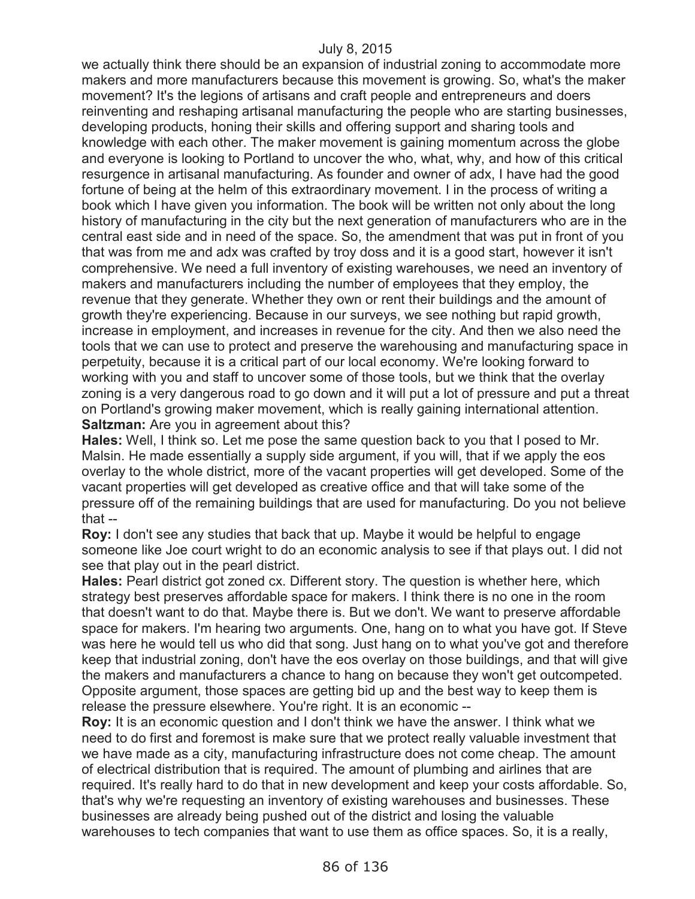we actually think there should be an expansion of industrial zoning to accommodate more makers and more manufacturers because this movement is growing. So, what's the maker movement? It's the legions of artisans and craft people and entrepreneurs and doers reinventing and reshaping artisanal manufacturing the people who are starting businesses, developing products, honing their skills and offering support and sharing tools and knowledge with each other. The maker movement is gaining momentum across the globe and everyone is looking to Portland to uncover the who, what, why, and how of this critical resurgence in artisanal manufacturing. As founder and owner of adx, I have had the good fortune of being at the helm of this extraordinary movement. I in the process of writing a book which I have given you information. The book will be written not only about the long history of manufacturing in the city but the next generation of manufacturers who are in the central east side and in need of the space. So, the amendment that was put in front of you that was from me and adx was crafted by troy doss and it is a good start, however it isn't comprehensive. We need a full inventory of existing warehouses, we need an inventory of makers and manufacturers including the number of employees that they employ, the revenue that they generate. Whether they own or rent their buildings and the amount of growth they're experiencing. Because in our surveys, we see nothing but rapid growth, increase in employment, and increases in revenue for the city. And then we also need the tools that we can use to protect and preserve the warehousing and manufacturing space in perpetuity, because it is a critical part of our local economy. We're looking forward to working with you and staff to uncover some of those tools, but we think that the overlay zoning is a very dangerous road to go down and it will put a lot of pressure and put a threat on Portland's growing maker movement, which is really gaining international attention.

**Saltzman:** Are you in agreement about this?

**Hales:** Well, I think so. Let me pose the same question back to you that I posed to Mr. Malsin. He made essentially a supply side argument, if you will, that if we apply the eos overlay to the whole district, more of the vacant properties will get developed. Some of the vacant properties will get developed as creative office and that will take some of the pressure off of the remaining buildings that are used for manufacturing. Do you not believe that --

**Roy:** I don't see any studies that back that up. Maybe it would be helpful to engage someone like Joe court wright to do an economic analysis to see if that plays out. I did not see that play out in the pearl district.

**Hales:** Pearl district got zoned cx. Different story. The question is whether here, which strategy best preserves affordable space for makers. I think there is no one in the room that doesn't want to do that. Maybe there is. But we don't. We want to preserve affordable space for makers. I'm hearing two arguments. One, hang on to what you have got. If Steve was here he would tell us who did that song. Just hang on to what you've got and therefore keep that industrial zoning, don't have the eos overlay on those buildings, and that will give the makers and manufacturers a chance to hang on because they won't get outcompeted. Opposite argument, those spaces are getting bid up and the best way to keep them is release the pressure elsewhere. You're right. It is an economic --

**Roy:** It is an economic question and I don't think we have the answer. I think what we need to do first and foremost is make sure that we protect really valuable investment that we have made as a city, manufacturing infrastructure does not come cheap. The amount of electrical distribution that is required. The amount of plumbing and airlines that are required. It's really hard to do that in new development and keep your costs affordable. So, that's why we're requesting an inventory of existing warehouses and businesses. These businesses are already being pushed out of the district and losing the valuable warehouses to tech companies that want to use them as office spaces. So, it is a really,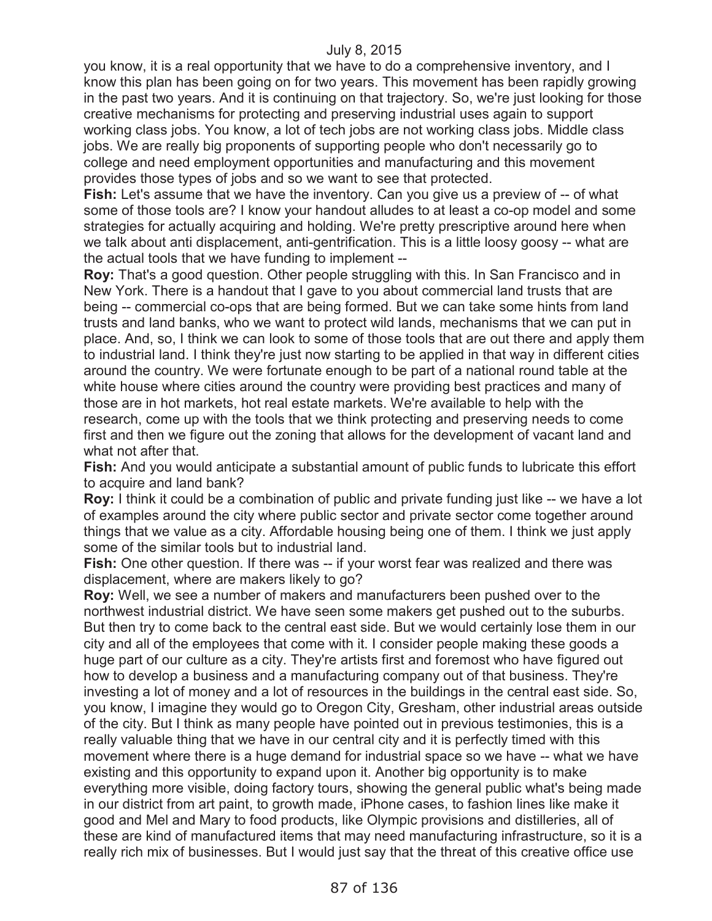you know, it is a real opportunity that we have to do a comprehensive inventory, and I know this plan has been going on for two years. This movement has been rapidly growing in the past two years. And it is continuing on that trajectory. So, we're just looking for those creative mechanisms for protecting and preserving industrial uses again to support working class jobs. You know, a lot of tech jobs are not working class jobs. Middle class jobs. We are really big proponents of supporting people who don't necessarily go to college and need employment opportunities and manufacturing and this movement provides those types of jobs and so we want to see that protected.

**Fish:** Let's assume that we have the inventory. Can you give us a preview of -- of what some of those tools are? I know your handout alludes to at least a co-op model and some strategies for actually acquiring and holding. We're pretty prescriptive around here when we talk about anti displacement, anti-gentrification. This is a little loosy goosy -- what are the actual tools that we have funding to implement --

**Roy:** That's a good question. Other people struggling with this. In San Francisco and in New York. There is a handout that I gave to you about commercial land trusts that are being -- commercial co-ops that are being formed. But we can take some hints from land trusts and land banks, who we want to protect wild lands, mechanisms that we can put in place. And, so, I think we can look to some of those tools that are out there and apply them to industrial land. I think they're just now starting to be applied in that way in different cities around the country. We were fortunate enough to be part of a national round table at the white house where cities around the country were providing best practices and many of those are in hot markets, hot real estate markets. We're available to help with the research, come up with the tools that we think protecting and preserving needs to come first and then we figure out the zoning that allows for the development of vacant land and what not after that.

**Fish:** And you would anticipate a substantial amount of public funds to lubricate this effort to acquire and land bank?

**Roy:** I think it could be a combination of public and private funding just like -- we have a lot of examples around the city where public sector and private sector come together around things that we value as a city. Affordable housing being one of them. I think we just apply some of the similar tools but to industrial land.

**Fish:** One other question. If there was -- if your worst fear was realized and there was displacement, where are makers likely to go?

**Roy:** Well, we see a number of makers and manufacturers been pushed over to the northwest industrial district. We have seen some makers get pushed out to the suburbs. But then try to come back to the central east side. But we would certainly lose them in our city and all of the employees that come with it. I consider people making these goods a huge part of our culture as a city. They're artists first and foremost who have figured out how to develop a business and a manufacturing company out of that business. They're investing a lot of money and a lot of resources in the buildings in the central east side. So, you know, I imagine they would go to Oregon City, Gresham, other industrial areas outside of the city. But I think as many people have pointed out in previous testimonies, this is a really valuable thing that we have in our central city and it is perfectly timed with this movement where there is a huge demand for industrial space so we have -- what we have existing and this opportunity to expand upon it. Another big opportunity is to make everything more visible, doing factory tours, showing the general public what's being made in our district from art paint, to growth made, iPhone cases, to fashion lines like make it good and Mel and Mary to food products, like Olympic provisions and distilleries, all of these are kind of manufactured items that may need manufacturing infrastructure, so it is a really rich mix of businesses. But I would just say that the threat of this creative office use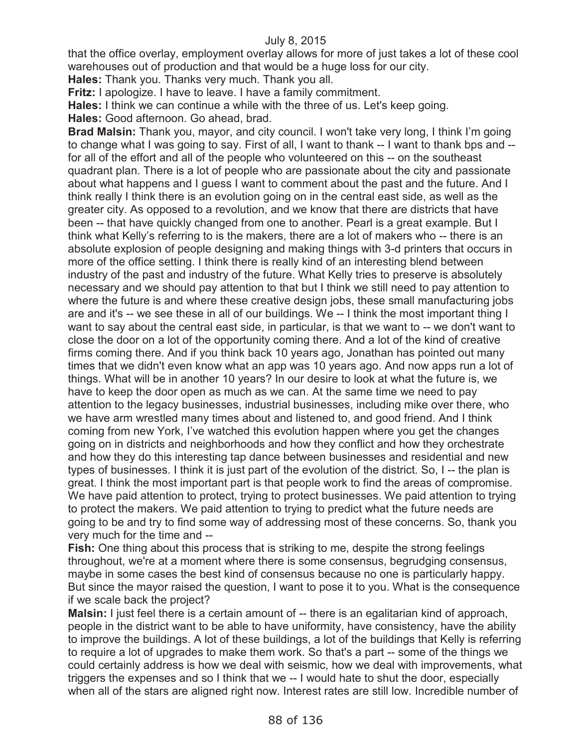that the office overlay, employment overlay allows for more of just takes a lot of these cool warehouses out of production and that would be a huge loss for our city.

**Hales:** Thank you. Thanks very much. Thank you all.

**Fritz:** I apologize. I have to leave. I have a family commitment.

**Hales:** I think we can continue a while with the three of us. Let's keep going.

**Hales:** Good afternoon. Go ahead, brad.

**Brad Malsin:** Thank you, mayor, and city council. I won't take very long, I think I'm going to change what I was going to say. First of all, I want to thank -- I want to thank bps and -- for all of the effort and all of the people who volunteered on this -- on the southeast quadrant plan. There is a lot of people who are passionate about the city and passionate about what happens and I guess I want to comment about the past and the future. And I think really I think there is an evolution going on in the central east side, as well as the greater city. As opposed to a revolution, and we know that there are districts that have been -- that have quickly changed from one to another. Pearl is a great example. But I think what Kelly's referring to is the makers, there are a lot of makers who -- there is an absolute explosion of people designing and making things with 3-d printers that occurs in more of the office setting. I think there is really kind of an interesting blend between industry of the past and industry of the future. What Kelly tries to preserve is absolutely necessary and we should pay attention to that but I think we still need to pay attention to where the future is and where these creative design jobs, these small manufacturing jobs are and it's -- we see these in all of our buildings. We -- I think the most important thing I want to say about the central east side, in particular, is that we want to -- we don't want to close the door on a lot of the opportunity coming there. And a lot of the kind of creative firms coming there. And if you think back 10 years ago, Jonathan has pointed out many times that we didn't even know what an app was 10 years ago. And now apps run a lot of things. What will be in another 10 years? In our desire to look at what the future is, we have to keep the door open as much as we can. At the same time we need to pay attention to the legacy businesses, industrial businesses, including mike over there, who we have arm wrestled many times about and listened to, and good friend. And I think coming from new York, I've watched this evolution happen where you get the changes going on in districts and neighborhoods and how they conflict and how they orchestrate and how they do this interesting tap dance between businesses and residential and new types of businesses. I think it is just part of the evolution of the district. So, I -- the plan is great. I think the most important part is that people work to find the areas of compromise. We have paid attention to protect, trying to protect businesses. We paid attention to trying to protect the makers. We paid attention to trying to predict what the future needs are going to be and try to find some way of addressing most of these concerns. So, thank you very much for the time and --

**Fish:** One thing about this process that is striking to me, despite the strong feelings throughout, we're at a moment where there is some consensus, begrudging consensus, maybe in some cases the best kind of consensus because no one is particularly happy. But since the mayor raised the question, I want to pose it to you. What is the consequence if we scale back the project?

**Malsin:** I just feel there is a certain amount of -- there is an egalitarian kind of approach, people in the district want to be able to have uniformity, have consistency, have the ability to improve the buildings. A lot of these buildings, a lot of the buildings that Kelly is referring to require a lot of upgrades to make them work. So that's a part -- some of the things we could certainly address is how we deal with seismic, how we deal with improvements, what triggers the expenses and so I think that we -- I would hate to shut the door, especially when all of the stars are aligned right now. Interest rates are still low. Incredible number of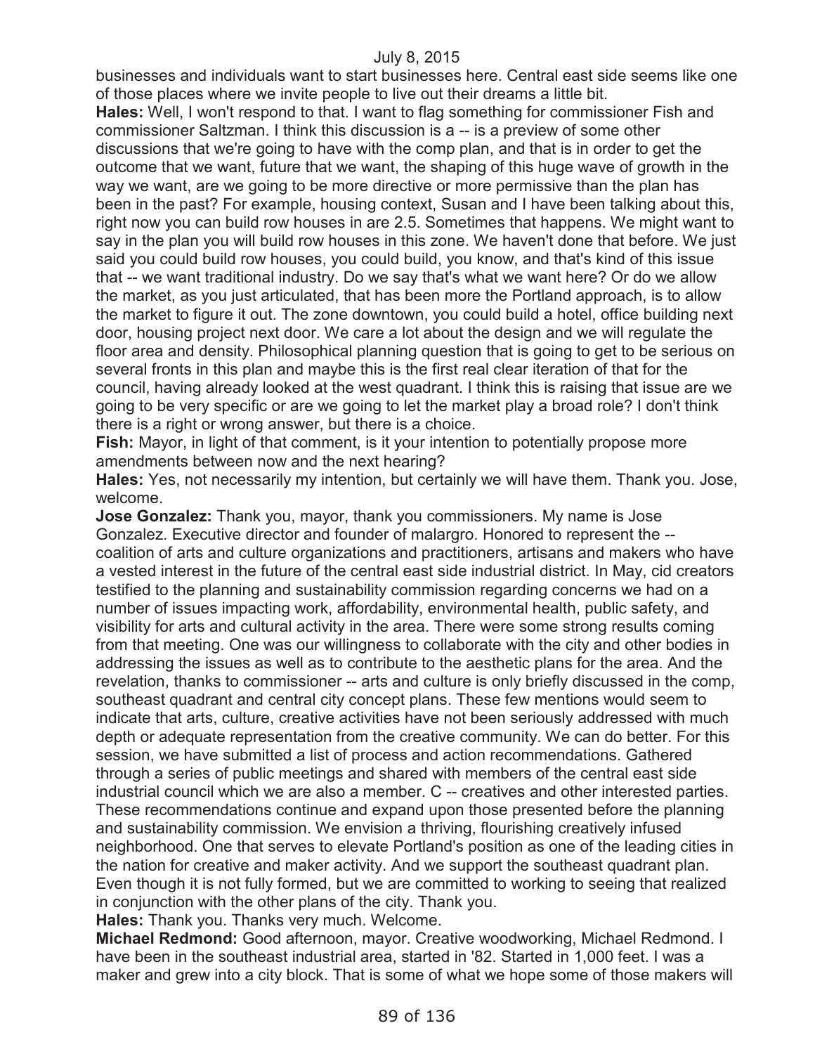businesses and individuals want to start businesses here. Central east side seems like one of those places where we invite people to live out their dreams a little bit.

**Hales:** Well, I won't respond to that. I want to flag something for commissioner Fish and commissioner Saltzman. I think this discussion is a -- is a preview of some other discussions that we're going to have with the comp plan, and that is in order to get the outcome that we want, future that we want, the shaping of this huge wave of growth in the way we want, are we going to be more directive or more permissive than the plan has been in the past? For example, housing context, Susan and I have been talking about this, right now you can build row houses in are 2.5. Sometimes that happens. We might want to say in the plan you will build row houses in this zone. We haven't done that before. We just said you could build row houses, you could build, you know, and that's kind of this issue that -- we want traditional industry. Do we say that's what we want here? Or do we allow the market, as you just articulated, that has been more the Portland approach, is to allow the market to figure it out. The zone downtown, you could build a hotel, office building next door, housing project next door. We care a lot about the design and we will regulate the floor area and density. Philosophical planning question that is going to get to be serious on several fronts in this plan and maybe this is the first real clear iteration of that for the council, having already looked at the west quadrant. I think this is raising that issue are we going to be very specific or are we going to let the market play a broad role? I don't think there is a right or wrong answer, but there is a choice.

**Fish:** Mayor, in light of that comment, is it your intention to potentially propose more amendments between now and the next hearing?

**Hales:** Yes, not necessarily my intention, but certainly we will have them. Thank you. Jose, welcome.

**Jose Gonzalez:** Thank you, mayor, thank you commissioners. My name is Jose Gonzalez. Executive director and founder of malargro. Honored to represent the -- coalition of arts and culture organizations and practitioners, artisans and makers who have a vested interest in the future of the central east side industrial district. In May, cid creators testified to the planning and sustainability commission regarding concerns we had on a number of issues impacting work, affordability, environmental health, public safety, and visibility for arts and cultural activity in the area. There were some strong results coming from that meeting. One was our willingness to collaborate with the city and other bodies in addressing the issues as well as to contribute to the aesthetic plans for the area. And the revelation, thanks to commissioner -- arts and culture is only briefly discussed in the comp, southeast quadrant and central city concept plans. These few mentions would seem to indicate that arts, culture, creative activities have not been seriously addressed with much depth or adequate representation from the creative community. We can do better. For this session, we have submitted a list of process and action recommendations. Gathered through a series of public meetings and shared with members of the central east side industrial council which we are also a member. C -- creatives and other interested parties. These recommendations continue and expand upon those presented before the planning and sustainability commission. We envision a thriving, flourishing creatively infused neighborhood. One that serves to elevate Portland's position as one of the leading cities in the nation for creative and maker activity. And we support the southeast quadrant plan. Even though it is not fully formed, but we are committed to working to seeing that realized in conjunction with the other plans of the city. Thank you.

**Hales:** Thank you. Thanks very much. Welcome.

**Michael Redmond:** Good afternoon, mayor. Creative woodworking, Michael Redmond. I have been in the southeast industrial area, started in '82. Started in 1,000 feet. I was a maker and grew into a city block. That is some of what we hope some of those makers will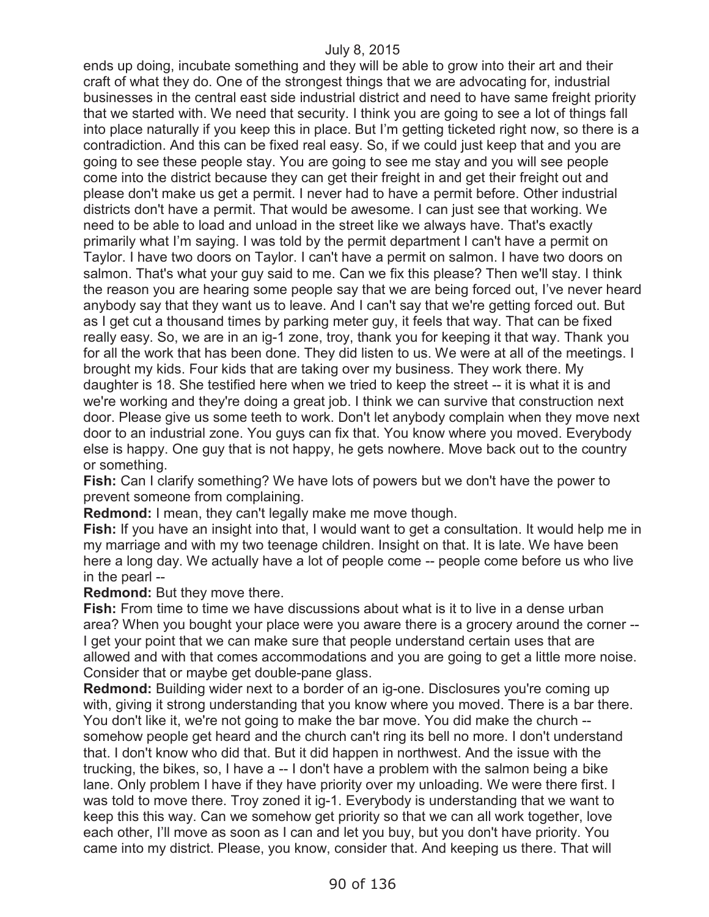ends up doing, incubate something and they will be able to grow into their art and their craft of what they do. One of the strongest things that we are advocating for, industrial businesses in the central east side industrial district and need to have same freight priority that we started with. We need that security. I think you are going to see a lot of things fall into place naturally if you keep this in place. But I'm getting ticketed right now, so there is a contradiction. And this can be fixed real easy. So, if we could just keep that and you are going to see these people stay. You are going to see me stay and you will see people come into the district because they can get their freight in and get their freight out and please don't make us get a permit. I never had to have a permit before. Other industrial districts don't have a permit. That would be awesome. I can just see that working. We need to be able to load and unload in the street like we always have. That's exactly primarily what I'm saying. I was told by the permit department I can't have a permit on Taylor. I have two doors on Taylor. I can't have a permit on salmon. I have two doors on salmon. That's what your guy said to me. Can we fix this please? Then we'll stay. I think the reason you are hearing some people say that we are being forced out, I've never heard anybody say that they want us to leave. And I can't say that we're getting forced out. But as I get cut a thousand times by parking meter guy, it feels that way. That can be fixed really easy. So, we are in an ig-1 zone, troy, thank you for keeping it that way. Thank you for all the work that has been done. They did listen to us. We were at all of the meetings. I brought my kids. Four kids that are taking over my business. They work there. My daughter is 18. She testified here when we tried to keep the street -- it is what it is and we're working and they're doing a great job. I think we can survive that construction next door. Please give us some teeth to work. Don't let anybody complain when they move next door to an industrial zone. You guys can fix that. You know where you moved. Everybody else is happy. One guy that is not happy, he gets nowhere. Move back out to the country or something.

**Fish:** Can I clarify something? We have lots of powers but we don't have the power to prevent someone from complaining.

**Redmond:** I mean, they can't legally make me move though.

**Fish:** If you have an insight into that, I would want to get a consultation. It would help me in my marriage and with my two teenage children. Insight on that. It is late. We have been here a long day. We actually have a lot of people come -- people come before us who live in the pearl --

**Redmond:** But they move there.

**Fish:** From time to time we have discussions about what is it to live in a dense urban area? When you bought your place were you aware there is a grocery around the corner -- I get your point that we can make sure that people understand certain uses that are allowed and with that comes accommodations and you are going to get a little more noise. Consider that or maybe get double-pane glass.

**Redmond:** Building wider next to a border of an ig-one. Disclosures you're coming up with, giving it strong understanding that you know where you moved. There is a bar there. You don't like it, we're not going to make the bar move. You did make the church -- somehow people get heard and the church can't ring its bell no more. I don't understand that. I don't know who did that. But it did happen in northwest. And the issue with the trucking, the bikes, so, I have a -- I don't have a problem with the salmon being a bike lane. Only problem I have if they have priority over my unloading. We were there first. I was told to move there. Troy zoned it ig-1. Everybody is understanding that we want to keep this this way. Can we somehow get priority so that we can all work together, love each other, I'll move as soon as I can and let you buy, but you don't have priority. You came into my district. Please, you know, consider that. And keeping us there. That will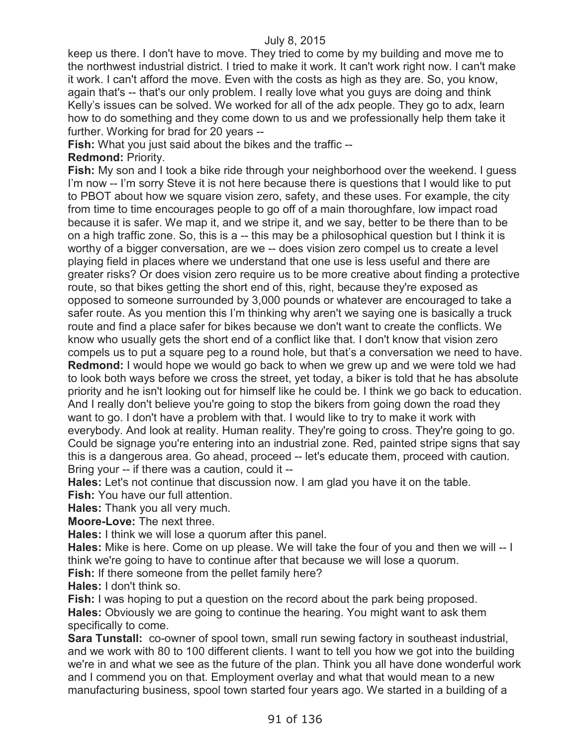keep us there. I don't have to move. They tried to come by my building and move me to the northwest industrial district. I tried to make it work. It can't work right now. I can't make it work. I can't afford the move. Even with the costs as high as they are. So, you know, again that's -- that's our only problem. I really love what you guys are doing and think Kelly's issues can be solved. We worked for all of the adx people. They go to adx, learn how to do something and they come down to us and we professionally help them take it further. Working for brad for 20 years --

**Fish:** What you just said about the bikes and the traffic --

**Redmond:** Priority.

**Fish:** My son and I took a bike ride through your neighborhood over the weekend. I guess I'm now -- I'm sorry Steve it is not here because there is questions that I would like to put to PBOT about how we square vision zero, safety, and these uses. For example, the city from time to time encourages people to go off of a main thoroughfare, low impact road because it is safer. We map it, and we stripe it, and we say, better to be there than to be on a high traffic zone. So, this is a -- this may be a philosophical question but I think it is worthy of a bigger conversation, are we -- does vision zero compel us to create a level playing field in places where we understand that one use is less useful and there are greater risks? Or does vision zero require us to be more creative about finding a protective route, so that bikes getting the short end of this, right, because they're exposed as opposed to someone surrounded by 3,000 pounds or whatever are encouraged to take a safer route. As you mention this I'm thinking why aren't we saying one is basically a truck route and find a place safer for bikes because we don't want to create the conflicts. We know who usually gets the short end of a conflict like that. I don't know that vision zero compels us to put a square peg to a round hole, but that's a conversation we need to have.

**Redmond:** I would hope we would go back to when we grew up and we were told we had to look both ways before we cross the street, yet today, a biker is told that he has absolute priority and he isn't looking out for himself like he could be. I think we go back to education. And I really don't believe you're going to stop the bikers from going down the road they want to go. I don't have a problem with that. I would like to try to make it work with everybody. And look at reality. Human reality. They're going to cross. They're going to go. Could be signage you're entering into an industrial zone. Red, painted stripe signs that say this is a dangerous area. Go ahead, proceed -- let's educate them, proceed with caution. Bring your -- if there was a caution, could it --

**Hales:** Let's not continue that discussion now. I am glad you have it on the table.

**Fish:** You have our full attention.

**Hales:** Thank you all very much.

**Moore-Love:** The next three.

**Hales:** I think we will lose a quorum after this panel.

**Hales:** Mike is here. Come on up please. We will take the four of you and then we will -- I think we're going to have to continue after that because we will lose a quorum.

**Fish:** If there someone from the pellet family here?

**Hales:** I don't think so.

**Fish:** I was hoping to put a question on the record about the park being proposed.

**Hales:** Obviously we are going to continue the hearing. You might want to ask them specifically to come.

**Sara Tunstall:** co-owner of spool town, small run sewing factory in southeast industrial, and we work with 80 to 100 different clients. I want to tell you how we got into the building we're in and what we see as the future of the plan. Think you all have done wonderful work and I commend you on that. Employment overlay and what that would mean to a new manufacturing business, spool town started four years ago. We started in a building of a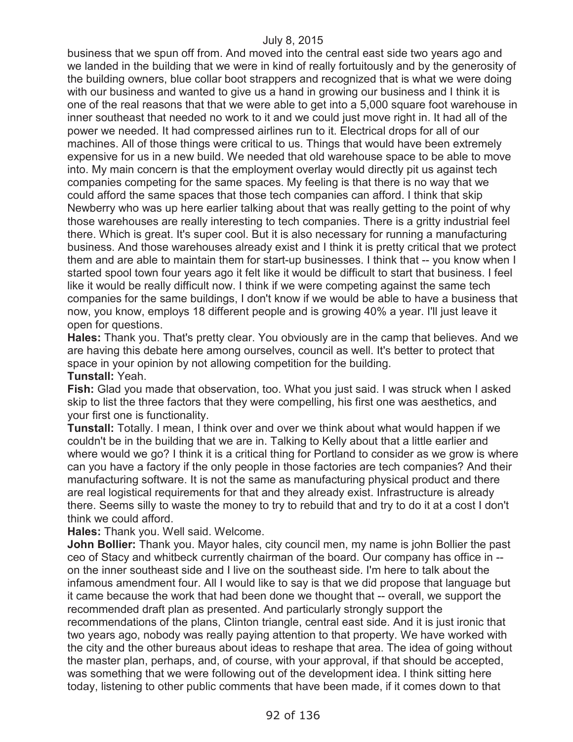business that we spun off from. And moved into the central east side two years ago and we landed in the building that we were in kind of really fortuitously and by the generosity of the building owners, blue collar boot strappers and recognized that is what we were doing with our business and wanted to give us a hand in growing our business and I think it is one of the real reasons that that we were able to get into a 5,000 square foot warehouse in inner southeast that needed no work to it and we could just move right in. It had all of the power we needed. It had compressed airlines run to it. Electrical drops for all of our machines. All of those things were critical to us. Things that would have been extremely expensive for us in a new build. We needed that old warehouse space to be able to move into. My main concern is that the employment overlay would directly pit us against tech companies competing for the same spaces. My feeling is that there is no way that we could afford the same spaces that those tech companies can afford. I think that skip Newberry who was up here earlier talking about that was really getting to the point of why those warehouses are really interesting to tech companies. There is a gritty industrial feel there. Which is great. It's super cool. But it is also necessary for running a manufacturing business. And those warehouses already exist and I think it is pretty critical that we protect them and are able to maintain them for start-up businesses. I think that -- you know when I started spool town four years ago it felt like it would be difficult to start that business. I feel like it would be really difficult now. I think if we were competing against the same tech companies for the same buildings, I don't know if we would be able to have a business that now, you know, employs 18 different people and is growing 40% a year. I'll just leave it open for questions.

**Hales:** Thank you. That's pretty clear. You obviously are in the camp that believes. And we are having this debate here among ourselves, council as well. It's better to protect that space in your opinion by not allowing competition for the building.

**Tunstall:** Yeah.

**Fish:** Glad you made that observation, too. What you just said. I was struck when I asked skip to list the three factors that they were compelling, his first one was aesthetics, and your first one is functionality.

**Tunstall:** Totally. I mean, I think over and over we think about what would happen if we couldn't be in the building that we are in. Talking to Kelly about that a little earlier and where would we go? I think it is a critical thing for Portland to consider as we grow is where can you have a factory if the only people in those factories are tech companies? And their manufacturing software. It is not the same as manufacturing physical product and there are real logistical requirements for that and they already exist. Infrastructure is already there. Seems silly to waste the money to try to rebuild that and try to do it at a cost I don't think we could afford.

**Hales:** Thank you. Well said. Welcome.

**John Bollier:** Thank you. Mayor hales, city council men, my name is john Bollier the past ceo of Stacy and whitbeck currently chairman of the board. Our company has office in -- on the inner southeast side and I live on the southeast side. I'm here to talk about the infamous amendment four. All I would like to say is that we did propose that language but it came because the work that had been done we thought that -- overall, we support the recommended draft plan as presented. And particularly strongly support the recommendations of the plans, Clinton triangle, central east side. And it is just ironic that two years ago, nobody was really paying attention to that property. We have worked with the city and the other bureaus about ideas to reshape that area. The idea of going without the master plan, perhaps, and, of course, with your approval, if that should be accepted, was something that we were following out of the development idea. I think sitting here today, listening to other public comments that have been made, if it comes down to that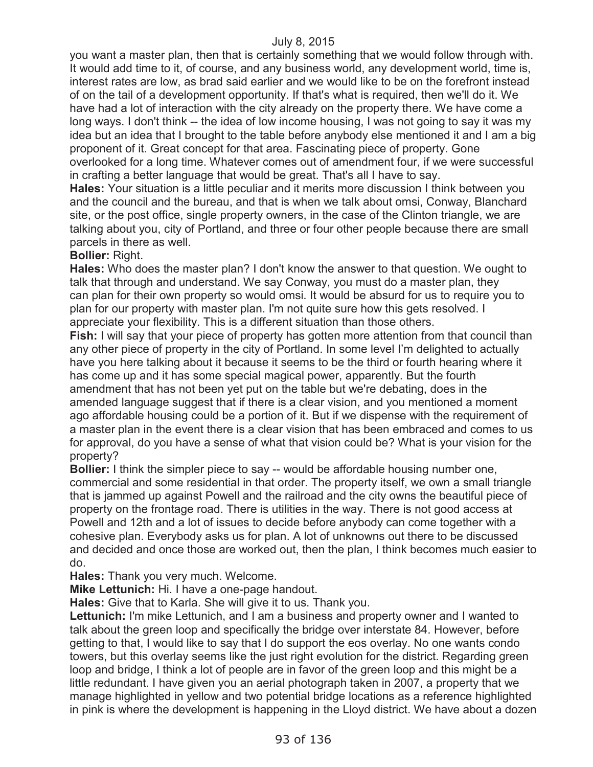you want a master plan, then that is certainly something that we would follow through with. It would add time to it, of course, and any business world, any development world, time is, interest rates are low, as brad said earlier and we would like to be on the forefront instead of on the tail of a development opportunity. If that's what is required, then we'll do it. We have had a lot of interaction with the city already on the property there. We have come a long ways. I don't think -- the idea of low income housing, I was not going to say it was my idea but an idea that I brought to the table before anybody else mentioned it and I am a big proponent of it. Great concept for that area. Fascinating piece of property. Gone overlooked for a long time. Whatever comes out of amendment four, if we were successful in crafting a better language that would be great. That's all I have to say.

**Hales:** Your situation is a little peculiar and it merits more discussion I think between you and the council and the bureau, and that is when we talk about omsi, Conway, Blanchard site, or the post office, single property owners, in the case of the Clinton triangle, we are talking about you, city of Portland, and three or four other people because there are small parcels in there as well.

**Bollier:** Right.

**Hales:** Who does the master plan? I don't know the answer to that question. We ought to talk that through and understand. We say Conway, you must do a master plan, they can plan for their own property so would omsi. It would be absurd for us to require you to plan for our property with master plan. I'm not quite sure how this gets resolved. I appreciate your flexibility. This is a different situation than those others.

**Fish:** I will say that your piece of property has gotten more attention from that council than any other piece of property in the city of Portland. In some level I'm delighted to actually have you here talking about it because it seems to be the third or fourth hearing where it has come up and it has some special magical power, apparently. But the fourth amendment that has not been yet put on the table but we're debating, does in the amended language suggest that if there is a clear vision, and you mentioned a moment ago affordable housing could be a portion of it. But if we dispense with the requirement of a master plan in the event there is a clear vision that has been embraced and comes to us for approval, do you have a sense of what that vision could be? What is your vision for the property?

**Bollier:** I think the simpler piece to say -- would be affordable housing number one, commercial and some residential in that order. The property itself, we own a small triangle that is jammed up against Powell and the railroad and the city owns the beautiful piece of property on the frontage road. There is utilities in the way. There is not good access at Powell and 12th and a lot of issues to decide before anybody can come together with a cohesive plan. Everybody asks us for plan. A lot of unknowns out there to be discussed and decided and once those are worked out, then the plan, I think becomes much easier to do.

**Hales:** Thank you very much. Welcome.

**Mike Lettunich:** Hi. I have a one-page handout.

**Hales:** Give that to Karla. She will give it to us. Thank you.

**Lettunich:** I'm mike Lettunich, and I am a business and property owner and I wanted to talk about the green loop and specifically the bridge over interstate 84. However, before getting to that, I would like to say that I do support the eos overlay. No one wants condo towers, but this overlay seems like the just right evolution for the district. Regarding green loop and bridge, I think a lot of people are in favor of the green loop and this might be a little redundant. I have given you an aerial photograph taken in 2007, a property that we manage highlighted in yellow and two potential bridge locations as a reference highlighted in pink is where the development is happening in the Lloyd district. We have about a dozen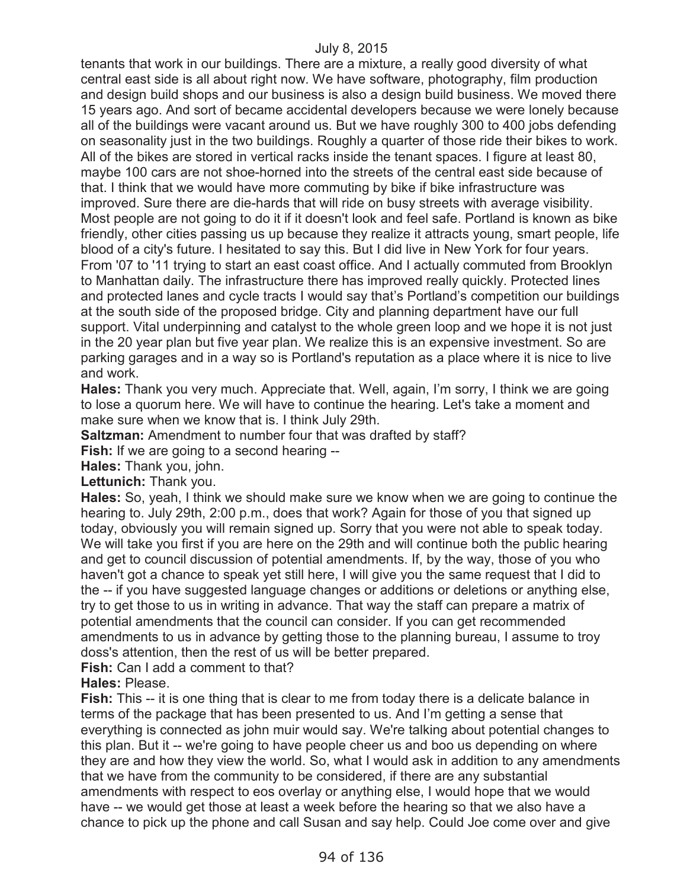tenants that work in our buildings. There are a mixture, a really good diversity of what central east side is all about right now. We have software, photography, film production and design build shops and our business is also a design build business. We moved there 15 years ago. And sort of became accidental developers because we were lonely because all of the buildings were vacant around us. But we have roughly 300 to 400 jobs defending on seasonality just in the two buildings. Roughly a quarter of those ride their bikes to work. All of the bikes are stored in vertical racks inside the tenant spaces. I figure at least 80, maybe 100 cars are not shoe-horned into the streets of the central east side because of that. I think that we would have more commuting by bike if bike infrastructure was improved. Sure there are die-hards that will ride on busy streets with average visibility. Most people are not going to do it if it doesn't look and feel safe. Portland is known as bike friendly, other cities passing us up because they realize it attracts young, smart people, life blood of a city's future. I hesitated to say this. But I did live in New York for four years. From '07 to '11 trying to start an east coast office. And I actually commuted from Brooklyn to Manhattan daily. The infrastructure there has improved really quickly. Protected lines and protected lanes and cycle tracts I would say that's Portland's competition our buildings at the south side of the proposed bridge. City and planning department have our full support. Vital underpinning and catalyst to the whole green loop and we hope it is not just in the 20 year plan but five year plan. We realize this is an expensive investment. So are parking garages and in a way so is Portland's reputation as a place where it is nice to live and work.

**Hales:** Thank you very much. Appreciate that. Well, again, I'm sorry, I think we are going to lose a quorum here. We will have to continue the hearing. Let's take a moment and make sure when we know that is. I think July 29th.

**Saltzman:** Amendment to number four that was drafted by staff?

**Fish:** If we are going to a second hearing --

**Hales:** Thank you, john.

**Lettunich:** Thank you.

**Hales:** So, yeah, I think we should make sure we know when we are going to continue the hearing to. July 29th, 2:00 p.m., does that work? Again for those of you that signed up today, obviously you will remain signed up. Sorry that you were not able to speak today. We will take you first if you are here on the 29th and will continue both the public hearing and get to council discussion of potential amendments. If, by the way, those of you who haven't got a chance to speak yet still here, I will give you the same request that I did to the -- if you have suggested language changes or additions or deletions or anything else, try to get those to us in writing in advance. That way the staff can prepare a matrix of potential amendments that the council can consider. If you can get recommended amendments to us in advance by getting those to the planning bureau, I assume to troy doss's attention, then the rest of us will be better prepared.

**Fish:** Can I add a comment to that?

**Hales:** Please.

**Fish:** This -- it is one thing that is clear to me from today there is a delicate balance in terms of the package that has been presented to us. And I'm getting a sense that everything is connected as john muir would say. We're talking about potential changes to this plan. But it -- we're going to have people cheer us and boo us depending on where they are and how they view the world. So, what I would ask in addition to any amendments that we have from the community to be considered, if there are any substantial amendments with respect to eos overlay or anything else, I would hope that we would have -- we would get those at least a week before the hearing so that we also have a chance to pick up the phone and call Susan and say help. Could Joe come over and give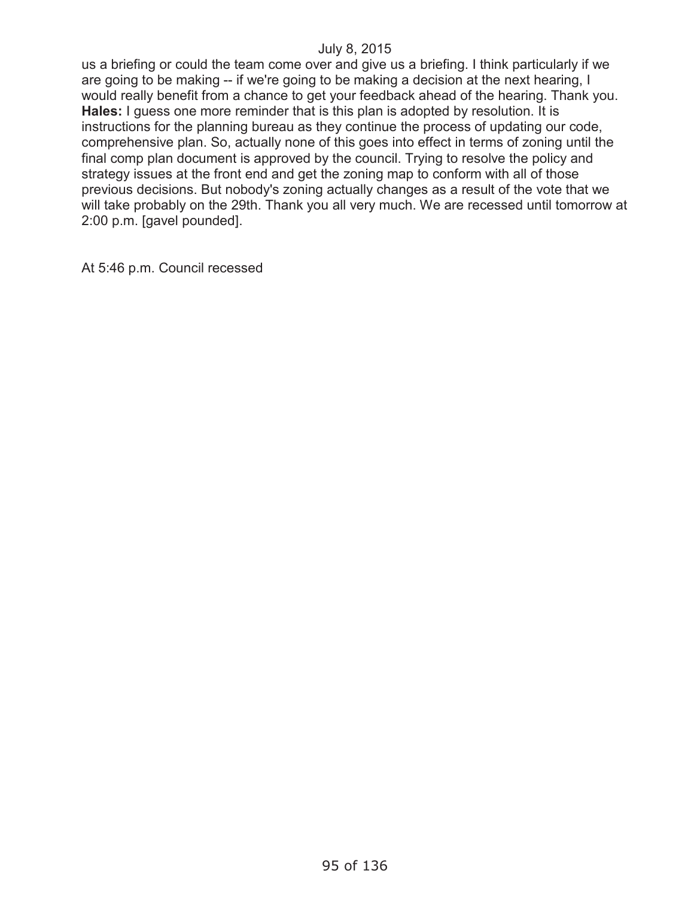us a briefing or could the team come over and give us a briefing. I think particularly if we are going to be making -- if we're going to be making a decision at the next hearing, I would really benefit from a chance to get your feedback ahead of the hearing. Thank you.

**Hales:** I guess one more reminder that is this plan is adopted by resolution. It is instructions for the planning bureau as they continue the process of updating our code, comprehensive plan. So, actually none of this goes into effect in terms of zoning until the final comp plan document is approved by the council. Trying to resolve the policy and strategy issues at the front end and get the zoning map to conform with all of those previous decisions. But nobody's zoning actually changes as a result of the vote that we will take probably on the 29th. Thank you all very much. We are recessed until tomorrow at 2:00 p.m. [gavel pounded].

At 5:46 p.m. Council recessed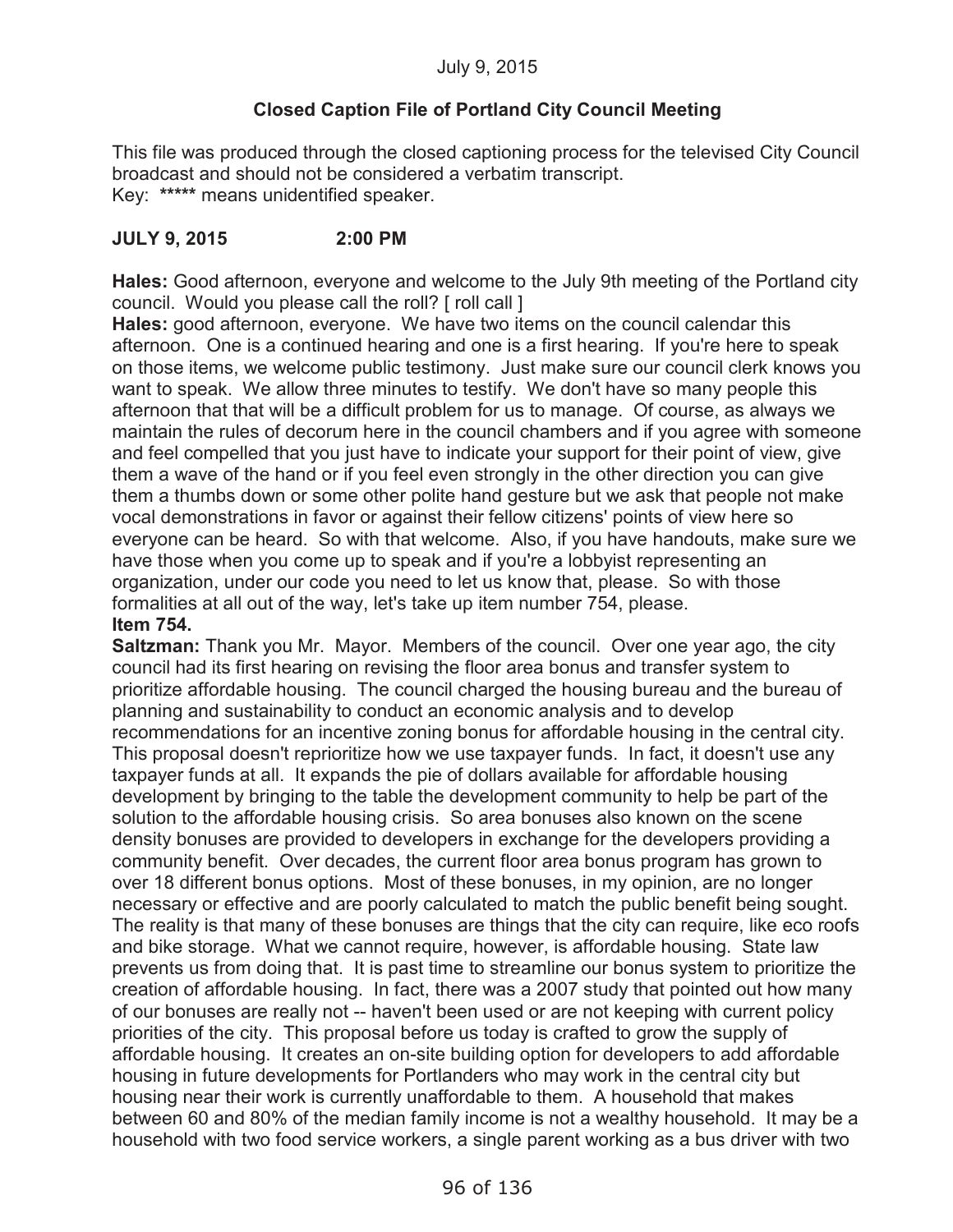July 9, 2015

**Closed Caption File of Portland City Council Meeting**

This file was produced through the closed captioning process for the televised City Council broadcast and should not be considered a verbatim transcript.
Key: ***** means unidentified speaker.

**JULY 9, 2015 2:00 PM**

**Hales:** Good afternoon, everyone and welcome to the July 9th meeting of the Portland city council. Would you please call the roll? [ roll call ]

**Hales:** good afternoon, everyone. We have two items on the council calendar this afternoon. One is a continued hearing and one is a first hearing. If you're here to speak on those items, we welcome public testimony. Just make sure our council clerk knows you want to speak. We allow three minutes to testify. We don't have so many people this afternoon that that will be a difficult problem for us to manage. Of course, as always we maintain the rules of decorum here in the council chambers and if you agree with someone and feel compelled that you just have to indicate your support for their point of view, give them a wave of the hand or if you feel even strongly in the other direction you can give them a thumbs down or some other polite hand gesture but we ask that people not make vocal demonstrations in favor or against their fellow citizens' points of view here so everyone can be heard. So with that welcome. Also, if you have handouts, make sure we have those when you come up to speak and if you're a lobbyist representing an organization, under our code you need to let us know that, please. So with those formalities at all out of the way, let's take up item number 754, please.

**Item 754.**

**Saltzman:** Thank you Mr. Mayor. Members of the council. Over one year ago, the city council had its first hearing on revising the floor area bonus and transfer system to prioritize affordable housing. The council charged the housing bureau and the bureau of planning and sustainability to conduct an economic analysis and to develop recommendations for an incentive zoning bonus for affordable housing in the central city. This proposal doesn't reprioritize how we use taxpayer funds. In fact, it doesn't use any taxpayer funds at all. It expands the pie of dollars available for affordable housing development by bringing to the table the development community to help be part of the solution to the affordable housing crisis. So area bonuses also known on the scene density bonuses are provided to developers in exchange for the developers providing a community benefit. Over decades, the current floor area bonus program has grown to over 18 different bonus options. Most of these bonuses, in my opinion, are no longer necessary or effective and are poorly calculated to match the public benefit being sought. The reality is that many of these bonuses are things that the city can require, like eco roofs and bike storage. What we cannot require, however, is affordable housing. State law prevents us from doing that. It is past time to streamline our bonus system to prioritize the creation of affordable housing. In fact, there was a 2007 study that pointed out how many of our bonuses are really not -- haven't been used or are not keeping with current policy priorities of the city. This proposal before us today is crafted to grow the supply of affordable housing. It creates an on-site building option for developers to add affordable housing in future developments for Portlanders who may work in the central city but housing near their work is currently unaffordable to them. A household that makes between 60 and 80% of the median family income is not a wealthy household. It may be a household with two food service workers, a single parent working as a bus driver with two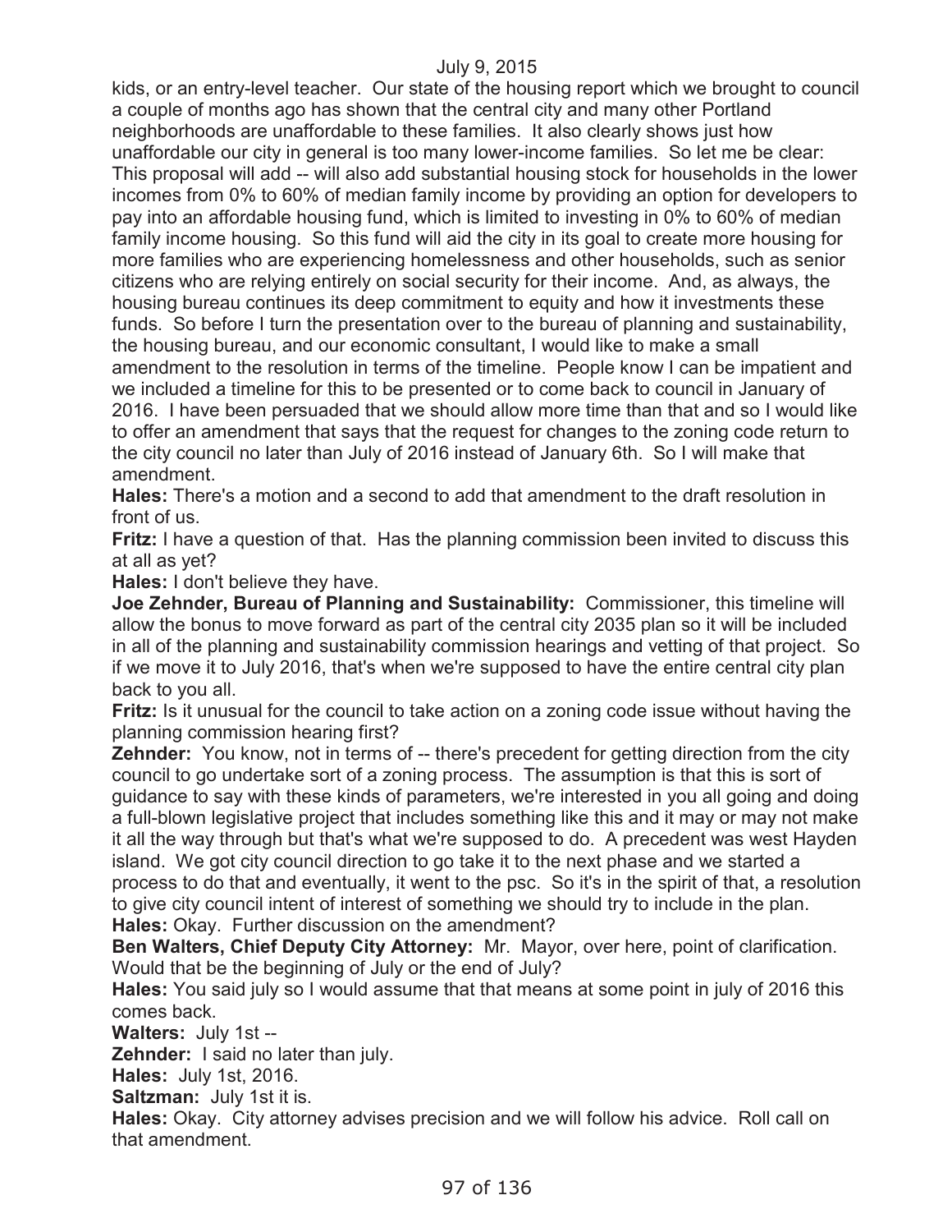kids, or an entry-level teacher. Our state of the housing report which we brought to council a couple of months ago has shown that the central city and many other Portland neighborhoods are unaffordable to these families. It also clearly shows just how unaffordable our city in general is too many lower-income families. So let me be clear: This proposal will add -- will also add substantial housing stock for households in the lower incomes from 0% to 60% of median family income by providing an option for developers to pay into an affordable housing fund, which is limited to investing in 0% to 60% of median family income housing. So this fund will aid the city in its goal to create more housing for more families who are experiencing homelessness and other households, such as senior citizens who are relying entirely on social security for their income. And, as always, the housing bureau continues its deep commitment to equity and how it investments these funds. So before I turn the presentation over to the bureau of planning and sustainability, the housing bureau, and our economic consultant, I would like to make a small amendment to the resolution in terms of the timeline. People know I can be impatient and we included a timeline for this to be presented or to come back to council in January of 2016. I have been persuaded that we should allow more time than that and so I would like to offer an amendment that says that the request for changes to the zoning code return to the city council no later than July of 2016 instead of January 6th. So I will make that amendment.

**Hales:** There's a motion and a second to add that amendment to the draft resolution in front of us.

**Fritz:** I have a question of that. Has the planning commission been invited to discuss this at all as yet?

**Hales:** I don't believe they have.

**Joe Zehnder, Bureau of Planning and Sustainability:** Commissioner, this timeline will allow the bonus to move forward as part of the central city 2035 plan so it will be included in all of the planning and sustainability commission hearings and vetting of that project. So if we move it to July 2016, that's when we're supposed to have the entire central city plan back to you all.

**Fritz:** Is it unusual for the council to take action on a zoning code issue without having the planning commission hearing first?

**Zehnder:** You know, not in terms of -- there's precedent for getting direction from the city council to go undertake sort of a zoning process. The assumption is that this is sort of guidance to say with these kinds of parameters, we're interested in you all going and doing a full-blown legislative project that includes something like this and it may or may not make it all the way through but that's what we're supposed to do. A precedent was west Hayden island. We got city council direction to go take it to the next phase and we started a process to do that and eventually, it went to the psc. So it's in the spirit of that, a resolution to give city council intent of interest of something we should try to include in the plan.

**Hales:** Okay. Further discussion on the amendment?

**Ben Walters, Chief Deputy City Attorney:** Mr. Mayor, over here, point of clarification. Would that be the beginning of July or the end of July?

**Hales:** You said july so I would assume that that means at some point in july of 2016 this comes back.

**Walters:** July 1st --

**Zehnder:** I said no later than july.

**Hales:** July 1st, 2016.

**Saltzman:** July 1st it is.

**Hales:** Okay. City attorney advises precision and we will follow his advice. Roll call on that amendment.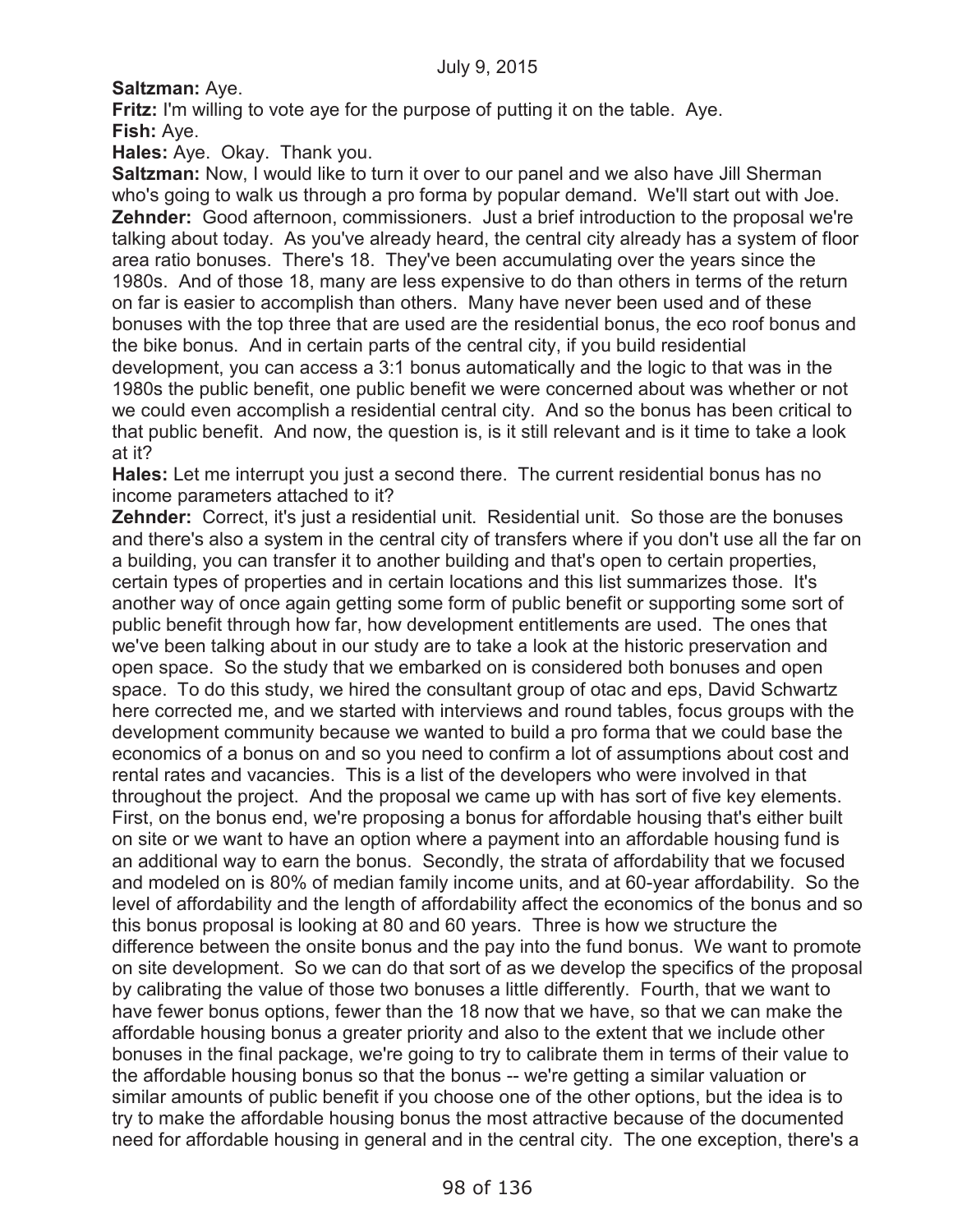**Saltzman:** Aye.

**Fritz:** I'm willing to vote aye for the purpose of putting it on the table. Aye.

**Fish:** Aye.

**Hales:** Aye. Okay. Thank you.

**Saltzman:** Now, I would like to turn it over to our panel and we also have Jill Sherman who's going to walk us through a pro forma by popular demand. We'll start out with Joe.

**Zehnder:** Good afternoon, commissioners. Just a brief introduction to the proposal we're talking about today. As you've already heard, the central city already has a system of floor area ratio bonuses. There's 18. They've been accumulating over the years since the 1980s. And of those 18, many are less expensive to do than others in terms of the return on far is easier to accomplish than others. Many have never been used and of these bonuses with the top three that are used are the residential bonus, the eco roof bonus and the bike bonus. And in certain parts of the central city, if you build residential development, you can access a 3:1 bonus automatically and the logic to that was in the 1980s the public benefit, one public benefit we were concerned about was whether or not we could even accomplish a residential central city. And so the bonus has been critical to that public benefit. And now, the question is, is it still relevant and is it time to take a look at it?

**Hales:** Let me interrupt you just a second there. The current residential bonus has no income parameters attached to it?

**Zehnder:** Correct, it's just a residential unit. Residential unit. So those are the bonuses and there's also a system in the central city of transfers where if you don't use all the far on a building, you can transfer it to another building and that's open to certain properties, certain types of properties and in certain locations and this list summarizes those. It's another way of once again getting some form of public benefit or supporting some sort of public benefit through how far, how development entitlements are used. The ones that we've been talking about in our study are to take a look at the historic preservation and open space. So the study that we embarked on is considered both bonuses and open space. To do this study, we hired the consultant group of otac and eps, David Schwartz here corrected me, and we started with interviews and round tables, focus groups with the development community because we wanted to build a pro forma that we could base the economics of a bonus on and so you need to confirm a lot of assumptions about cost and rental rates and vacancies. This is a list of the developers who were involved in that throughout the project. And the proposal we came up with has sort of five key elements. First, on the bonus end, we're proposing a bonus for affordable housing that's either built on site or we want to have an option where a payment into an affordable housing fund is an additional way to earn the bonus. Secondly, the strata of affordability that we focused and modeled on is 80% of median family income units, and at 60-year affordability. So the level of affordability and the length of affordability affect the economics of the bonus and so this bonus proposal is looking at 80 and 60 years. Three is how we structure the difference between the onsite bonus and the pay into the fund bonus. We want to promote on site development. So we can do that sort of as we develop the specifics of the proposal by calibrating the value of those two bonuses a little differently. Fourth, that we want to have fewer bonus options, fewer than the 18 now that we have, so that we can make the affordable housing bonus a greater priority and also to the extent that we include other bonuses in the final package, we're going to try to calibrate them in terms of their value to the affordable housing bonus so that the bonus -- we're getting a similar valuation or similar amounts of public benefit if you choose one of the other options, but the idea is to try to make the affordable housing bonus the most attractive because of the documented need for affordable housing in general and in the central city. The one exception, there's a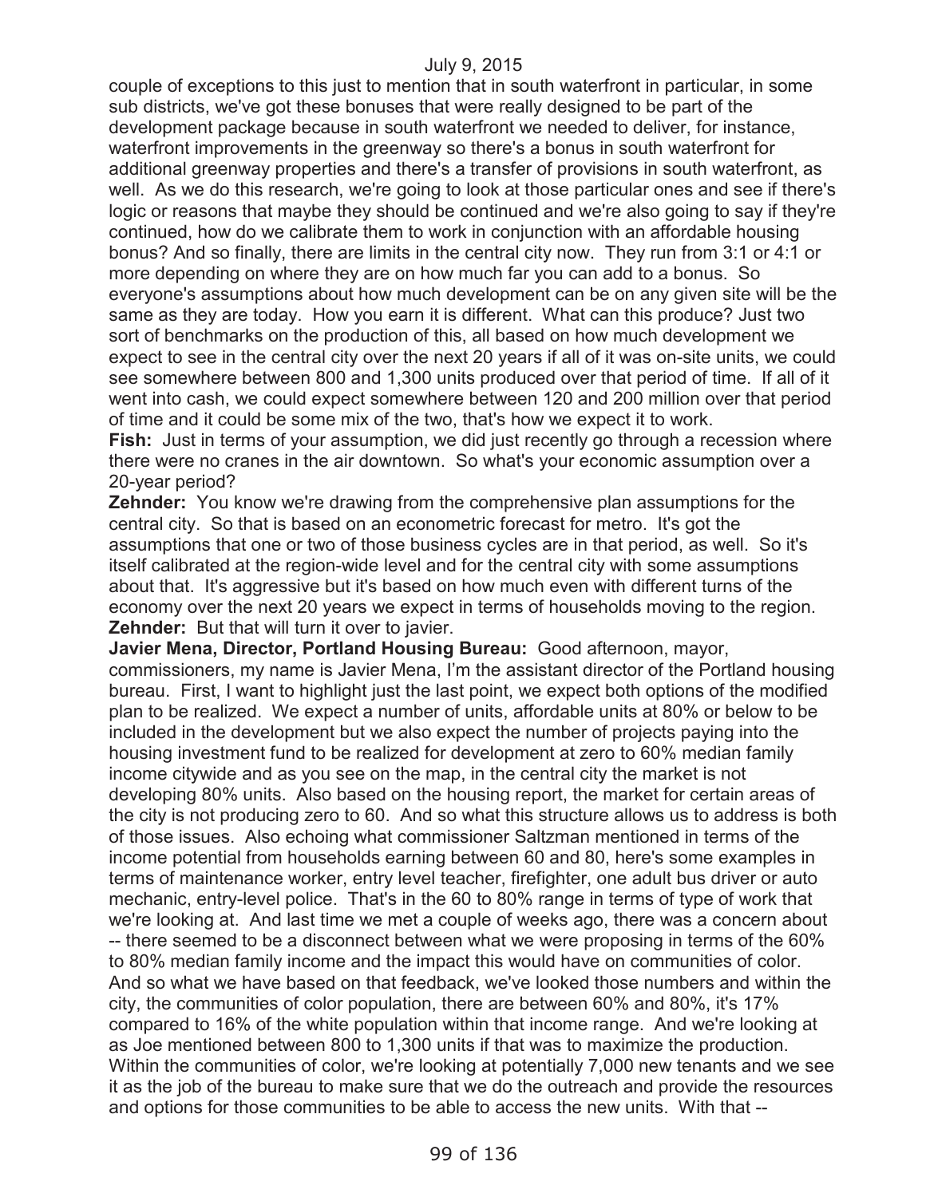couple of exceptions to this just to mention that in south waterfront in particular, in some sub districts, we've got these bonuses that were really designed to be part of the development package because in south waterfront we needed to deliver, for instance, waterfront improvements in the greenway so there's a bonus in south waterfront for additional greenway properties and there's a transfer of provisions in south waterfront, as well. As we do this research, we're going to look at those particular ones and see if there's logic or reasons that maybe they should be continued and we're also going to say if they're continued, how do we calibrate them to work in conjunction with an affordable housing bonus? And so finally, there are limits in the central city now. They run from 3:1 or 4:1 or more depending on where they are on how much far you can add to a bonus. So everyone's assumptions about how much development can be on any given site will be the same as they are today. How you earn it is different. What can this produce? Just two sort of benchmarks on the production of this, all based on how much development we expect to see in the central city over the next 20 years if all of it was on-site units, we could see somewhere between 800 and 1,300 units produced over that period of time. If all of it went into cash, we could expect somewhere between 120 and 200 million over that period of time and it could be some mix of the two, that's how we expect it to work.

**Fish:** Just in terms of your assumption, we did just recently go through a recession where there were no cranes in the air downtown. So what's your economic assumption over a 20-year period?

**Zehnder:** You know we're drawing from the comprehensive plan assumptions for the central city. So that is based on an econometric forecast for metro. It's got the assumptions that one or two of those business cycles are in that period, as well. So it's itself calibrated at the region-wide level and for the central city with some assumptions about that. It's aggressive but it's based on how much even with different turns of the economy over the next 20 years we expect in terms of households moving to the region.

**Zehnder:** But that will turn it over to javier.

**Javier Mena, Director, Portland Housing Bureau:** Good afternoon, mayor, commissioners, my name is Javier Mena, I'm the assistant director of the Portland housing bureau. First, I want to highlight just the last point, we expect both options of the modified plan to be realized. We expect a number of units, affordable units at 80% or below to be included in the development but we also expect the number of projects paying into the housing investment fund to be realized for development at zero to 60% median family income citywide and as you see on the map, in the central city the market is not developing 80% units. Also based on the housing report, the market for certain areas of the city is not producing zero to 60. And so what this structure allows us to address is both of those issues. Also echoing what commissioner Saltzman mentioned in terms of the income potential from households earning between 60 and 80, here's some examples in terms of maintenance worker, entry level teacher, firefighter, one adult bus driver or auto mechanic, entry-level police. That's in the 60 to 80% range in terms of type of work that we're looking at. And last time we met a couple of weeks ago, there was a concern about -- there seemed to be a disconnect between what we were proposing in terms of the 60% to 80% median family income and the impact this would have on communities of color. And so what we have based on that feedback, we've looked those numbers and within the city, the communities of color population, there are between 60% and 80%, it's 17% compared to 16% of the white population within that income range. And we're looking at as Joe mentioned between 800 to 1,300 units if that was to maximize the production. Within the communities of color, we're looking at potentially 7,000 new tenants and we see it as the job of the bureau to make sure that we do the outreach and provide the resources and options for those communities to be able to access the new units. With that --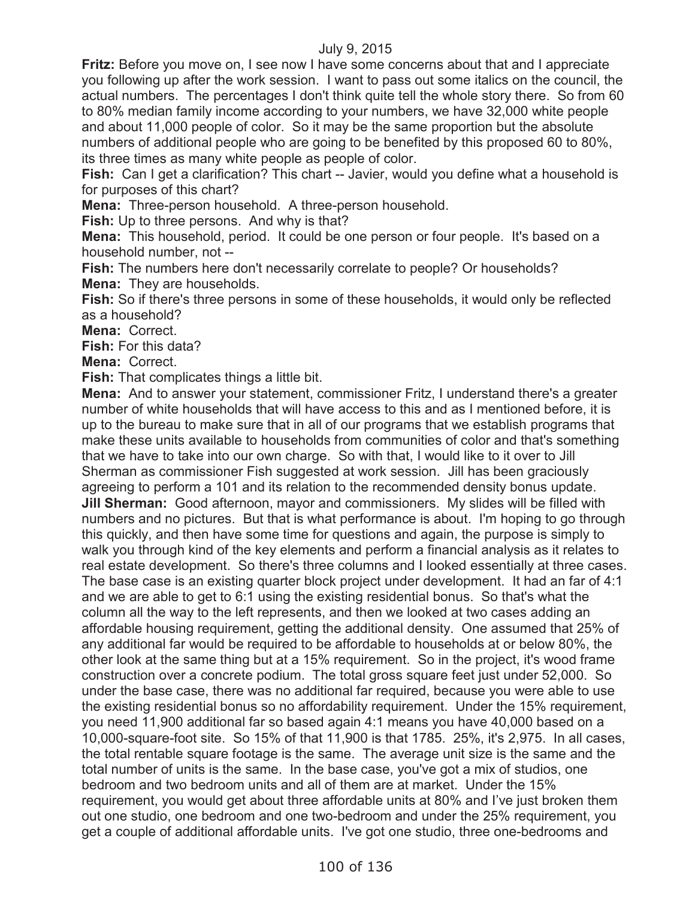July 9, 2015

**Fritz:** Before you move on, I see now I have some concerns about that and I appreciate you following up after the work session. I want to pass out some italics on the council, the actual numbers. The percentages I don't think quite tell the whole story there. So from 60 to 80% median family income according to your numbers, we have 32,000 white people and about 11,000 people of color. So it may be the same proportion but the absolute numbers of additional people who are going to be benefited by this proposed 60 to 80%, its three times as many white people as people of color.

**Fish:** Can I get a clarification? This chart -- Javier, would you define what a household is for purposes of this chart?

**Mena:** Three-person household. A three-person household.

**Fish:** Up to three persons. And why is that?

**Mena:** This household, period. It could be one person or four people. It's based on a household number, not --

**Fish:** The numbers here don't necessarily correlate to people? Or households?

**Mena:** They are households.

**Fish:** So if there's three persons in some of these households, it would only be reflected as a household?

**Mena:** Correct.

**Fish:** For this data?

**Mena:** Correct.

**Fish:** That complicates things a little bit.

**Mena:** And to answer your statement, commissioner Fritz, I understand there's a greater number of white households that will have access to this and as I mentioned before, it is up to the bureau to make sure that in all of our programs that we establish programs that make these units available to households from communities of color and that's something that we have to take into our own charge. So with that, I would like to it over to Jill Sherman as commissioner Fish suggested at work session. Jill has been graciously agreeing to perform a 101 and its relation to the recommended density bonus update.

**Jill Sherman:** Good afternoon, mayor and commissioners. My slides will be filled with numbers and no pictures. But that is what performance is about. I'm hoping to go through this quickly, and then have some time for questions and again, the purpose is simply to walk you through kind of the key elements and perform a financial analysis as it relates to real estate development. So there's three columns and I looked essentially at three cases. The base case is an existing quarter block project under development. It had an far of 4:1 and we are able to get to 6:1 using the existing residential bonus. So that's what the column all the way to the left represents, and then we looked at two cases adding an affordable housing requirement, getting the additional density. One assumed that 25% of any additional far would be required to be affordable to households at or below 80%, the other look at the same thing but at a 15% requirement. So in the project, it's wood frame construction over a concrete podium. The total gross square feet just under 52,000. So under the base case, there was no additional far required, because you were able to use the existing residential bonus so no affordability requirement. Under the 15% requirement, you need 11,900 additional far so based again 4:1 means you have 40,000 based on a 10,000-square-foot site. So 15% of that 11,900 is that 1785. 25%, it's 2,975. In all cases, the total rentable square footage is the same. The average unit size is the same and the total number of units is the same. In the base case, you've got a mix of studios, one bedroom and two bedroom units and all of them are at market. Under the 15% requirement, you would get about three affordable units at 80% and I've just broken them out one studio, one bedroom and one two-bedroom and under the 25% requirement, you get a couple of additional affordable units. I've got one studio, three one-bedrooms and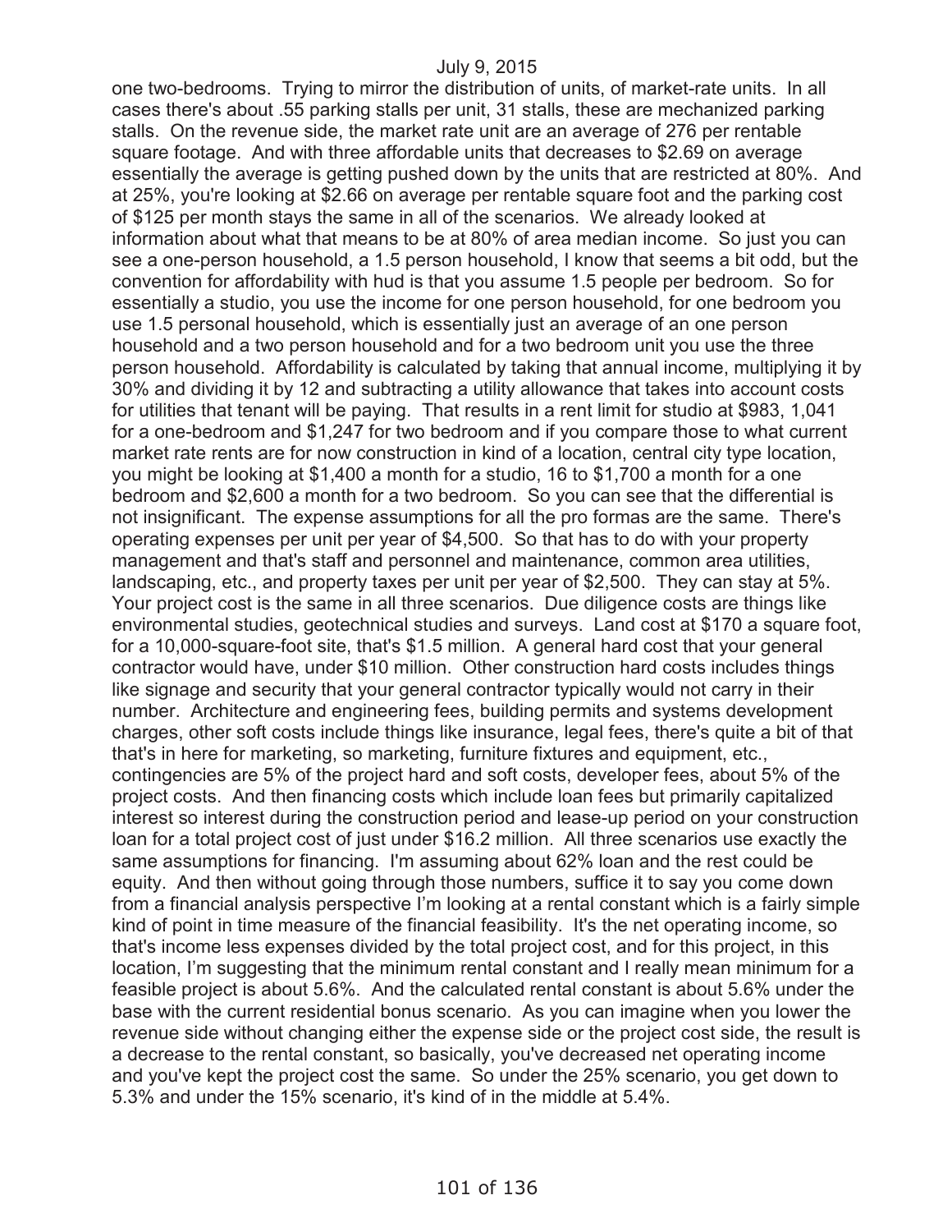one two-bedrooms. Trying to mirror the distribution of units, of market-rate units. In all cases there's about .55 parking stalls per unit, 31 stalls, these are mechanized parking stalls. On the revenue side, the market rate unit are an average of 276 per rentable square footage. And with three affordable units that decreases to $2.69 on average essentially the average is getting pushed down by the units that are restricted at 80%. And at 25%, you're looking at $2.66 on average per rentable square foot and the parking cost of $125 per month stays the same in all of the scenarios. We already looked at information about what that means to be at 80% of area median income. So just you can see a one-person household, a 1.5 person household, I know that seems a bit odd, but the convention for affordability with hud is that you assume 1.5 people per bedroom. So for essentially a studio, you use the income for one person household, for one bedroom you use 1.5 personal household, which is essentially just an average of an one person household and a two person household and for a two bedroom unit you use the three person household. Affordability is calculated by taking that annual income, multiplying it by 30% and dividing it by 12 and subtracting a utility allowance that takes into account costs for utilities that tenant will be paying. That results in a rent limit for studio at $983, 1,041 for a one-bedroom and $1,247 for two bedroom and if you compare those to what current market rate rents are for now construction in kind of a location, central city type location, you might be looking at $1,400 a month for a studio, 16 to $1,700 a month for a one bedroom and $2,600 a month for a two bedroom. So you can see that the differential is not insignificant. The expense assumptions for all the pro formas are the same. There's operating expenses per unit per year of $4,500. So that has to do with your property management and that's staff and personnel and maintenance, common area utilities, landscaping, etc., and property taxes per unit per year of $2,500. They can stay at 5%. Your project cost is the same in all three scenarios. Due diligence costs are things like environmental studies, geotechnical studies and surveys. Land cost at $170 a square foot, for a 10,000-square-foot site, that's $1.5 million. A general hard cost that your general contractor would have, under $10 million. Other construction hard costs includes things like signage and security that your general contractor typically would not carry in their number. Architecture and engineering fees, building permits and systems development charges, other soft costs include things like insurance, legal fees, there's quite a bit of that that's in here for marketing, so marketing, furniture fixtures and equipment, etc., contingencies are 5% of the project hard and soft costs, developer fees, about 5% of the project costs. And then financing costs which include loan fees but primarily capitalized interest so interest during the construction period and lease-up period on your construction loan for a total project cost of just under $16.2 million. All three scenarios use exactly the same assumptions for financing. I'm assuming about 62% loan and the rest could be equity. And then without going through those numbers, suffice it to say you come down from a financial analysis perspective I'm looking at a rental constant which is a fairly simple kind of point in time measure of the financial feasibility. It's the net operating income, so that's income less expenses divided by the total project cost, and for this project, in this location, I'm suggesting that the minimum rental constant and I really mean minimum for a feasible project is about 5.6%. And the calculated rental constant is about 5.6% under the base with the current residential bonus scenario. As you can imagine when you lower the revenue side without changing either the expense side or the project cost side, the result is a decrease to the rental constant, so basically, you've decreased net operating income and you've kept the project cost the same. So under the 25% scenario, you get down to 5.3% and under the 15% scenario, it's kind of in the middle at 5.4%.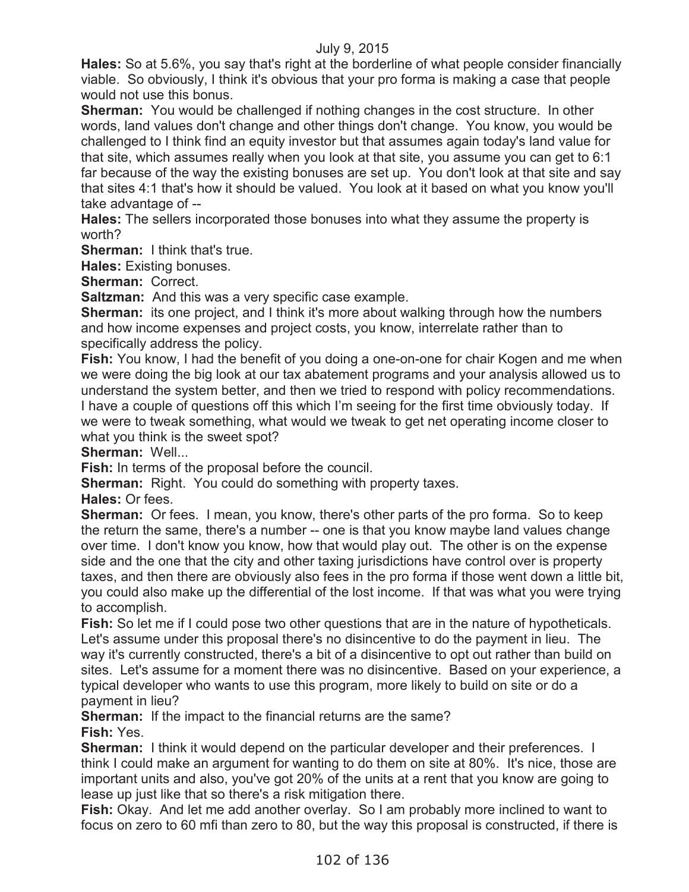**Hales:** So at 5.6%, you say that's right at the borderline of what people consider financially viable. So obviously, I think it's obvious that your pro forma is making a case that people would not use this bonus.

**Sherman:** You would be challenged if nothing changes in the cost structure. In other words, land values don't change and other things don't change. You know, you would be challenged to I think find an equity investor but that assumes again today's land value for that site, which assumes really when you look at that site, you assume you can get to 6:1 far because of the way the existing bonuses are set up. You don't look at that site and say that sites 4:1 that's how it should be valued. You look at it based on what you know you'll take advantage of --

**Hales:** The sellers incorporated those bonuses into what they assume the property is worth?

**Sherman:** I think that's true.

**Hales:** Existing bonuses.

**Sherman:** Correct.

**Saltzman:** And this was a very specific case example.

**Sherman:** its one project, and I think it's more about walking through how the numbers and how income expenses and project costs, you know, interrelate rather than to specifically address the policy.

**Fish:** You know, I had the benefit of you doing a one-on-one for chair Kogen and me when we were doing the big look at our tax abatement programs and your analysis allowed us to understand the system better, and then we tried to respond with policy recommendations. I have a couple of questions off this which I'm seeing for the first time obviously today. If we were to tweak something, what would we tweak to get net operating income closer to what you think is the sweet spot?

**Sherman:** Well...

**Fish:** In terms of the proposal before the council.

**Sherman:** Right. You could do something with property taxes.

**Hales:** Or fees.

**Sherman:** Or fees. I mean, you know, there's other parts of the pro forma. So to keep the return the same, there's a number -- one is that you know maybe land values change over time. I don't know you know, how that would play out. The other is on the expense side and the one that the city and other taxing jurisdictions have control over is property taxes, and then there are obviously also fees in the pro forma if those went down a little bit, you could also make up the differential of the lost income. If that was what you were trying to accomplish.

**Fish:** So let me if I could pose two other questions that are in the nature of hypotheticals. Let's assume under this proposal there's no disincentive to do the payment in lieu. The way it's currently constructed, there's a bit of a disincentive to opt out rather than build on sites. Let's assume for a moment there was no disincentive. Based on your experience, a typical developer who wants to use this program, more likely to build on site or do a payment in lieu?

**Sherman:** If the impact to the financial returns are the same?

**Fish:** Yes.

**Sherman:** I think it would depend on the particular developer and their preferences. I think I could make an argument for wanting to do them on site at 80%. It's nice, those are important units and also, you've got 20% of the units at a rent that you know are going to lease up just like that so there's a risk mitigation there.

**Fish:** Okay. And let me add another overlay. So I am probably more inclined to want to focus on zero to 60 mfi than zero to 80, but the way this proposal is constructed, if there is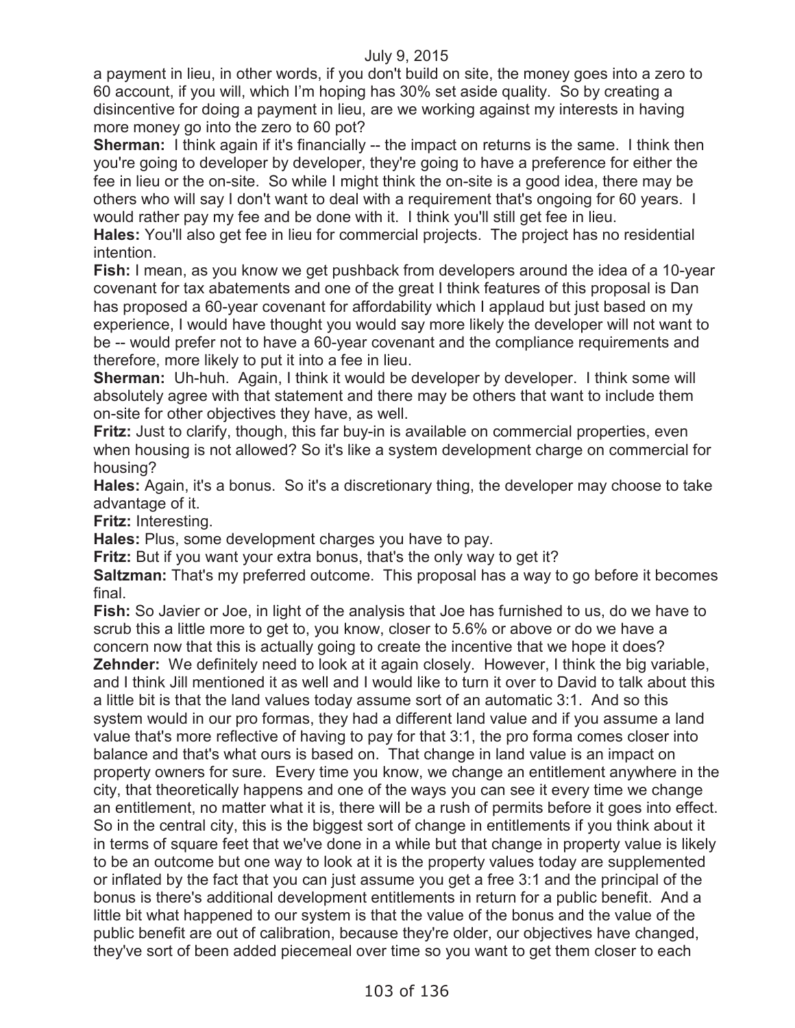a payment in lieu, in other words, if you don't build on site, the money goes into a zero to 60 account, if you will, which I'm hoping has 30% set aside quality. So by creating a disincentive for doing a payment in lieu, are we working against my interests in having more money go into the zero to 60 pot?

**Sherman:** I think again if it's financially -- the impact on returns is the same. I think then you're going to developer by developer, they're going to have a preference for either the fee in lieu or the on-site. So while I might think the on-site is a good idea, there may be others who will say I don't want to deal with a requirement that's ongoing for 60 years. I would rather pay my fee and be done with it. I think you'll still get fee in lieu.

**Hales:** You'll also get fee in lieu for commercial projects. The project has no residential intention.

**Fish:** I mean, as you know we get pushback from developers around the idea of a 10-year covenant for tax abatements and one of the great I think features of this proposal is Dan has proposed a 60-year covenant for affordability which I applaud but just based on my experience, I would have thought you would say more likely the developer will not want to be -- would prefer not to have a 60-year covenant and the compliance requirements and therefore, more likely to put it into a fee in lieu.

**Sherman:** Uh-huh. Again, I think it would be developer by developer. I think some will absolutely agree with that statement and there may be others that want to include them on-site for other objectives they have, as well.

**Fritz:** Just to clarify, though, this far buy-in is available on commercial properties, even when housing is not allowed? So it's like a system development charge on commercial for housing?

**Hales:** Again, it's a bonus. So it's a discretionary thing, the developer may choose to take advantage of it.

**Fritz:** Interesting.

**Hales:** Plus, some development charges you have to pay.

**Fritz:** But if you want your extra bonus, that's the only way to get it?

**Saltzman:** That's my preferred outcome. This proposal has a way to go before it becomes final.

**Fish:** So Javier or Joe, in light of the analysis that Joe has furnished to us, do we have to scrub this a little more to get to, you know, closer to 5.6% or above or do we have a concern now that this is actually going to create the incentive that we hope it does?

**Zehnder:** We definitely need to look at it again closely. However, I think the big variable, and I think Jill mentioned it as well and I would like to turn it over to David to talk about this a little bit is that the land values today assume sort of an automatic 3:1. And so this system would in our pro formas, they had a different land value and if you assume a land value that's more reflective of having to pay for that 3:1, the pro forma comes closer into balance and that's what ours is based on. That change in land value is an impact on property owners for sure. Every time you know, we change an entitlement anywhere in the city, that theoretically happens and one of the ways you can see it every time we change an entitlement, no matter what it is, there will be a rush of permits before it goes into effect. So in the central city, this is the biggest sort of change in entitlements if you think about it in terms of square feet that we've done in a while but that change in property value is likely to be an outcome but one way to look at it is the property values today are supplemented or inflated by the fact that you can just assume you get a free 3:1 and the principal of the bonus is there's additional development entitlements in return for a public benefit. And a little bit what happened to our system is that the value of the bonus and the value of the public benefit are out of calibration, because they're older, our objectives have changed, they've sort of been added piecemeal over time so you want to get them closer to each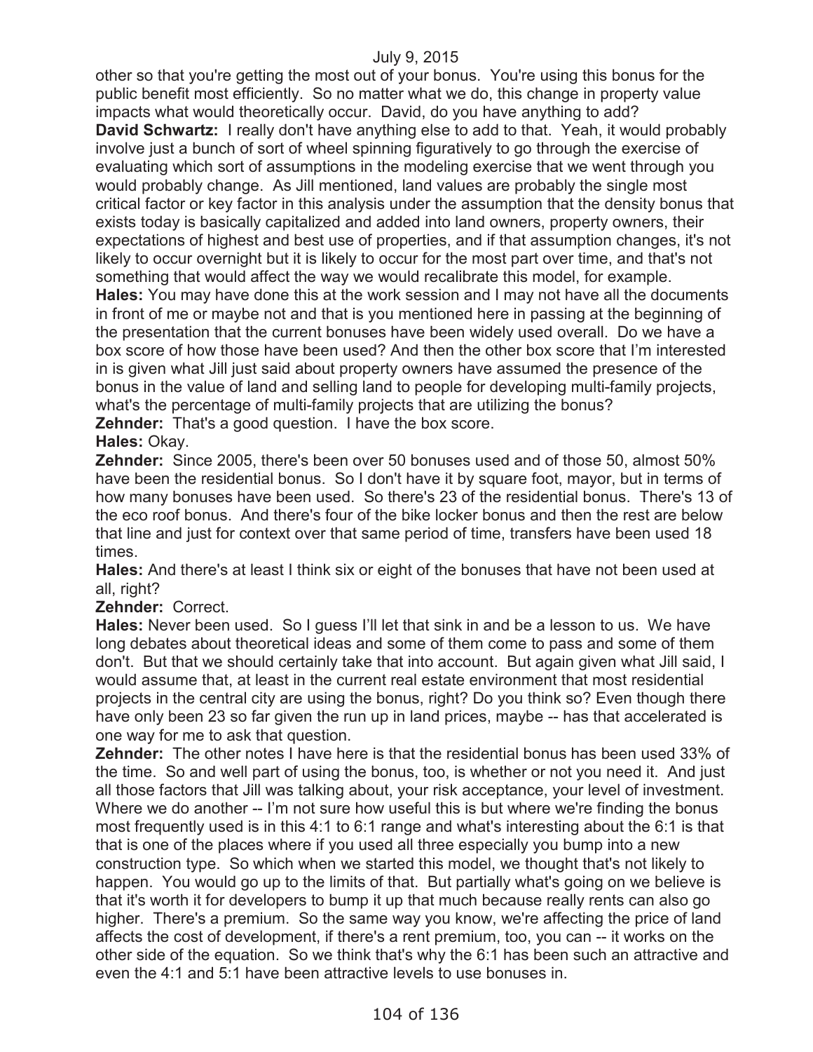other so that you're getting the most out of your bonus. You're using this bonus for the public benefit most efficiently. So no matter what we do, this change in property value impacts what would theoretically occur. David, do you have anything to add?

**David Schwartz:** I really don't have anything else to add to that. Yeah, it would probably involve just a bunch of sort of wheel spinning figuratively to go through the exercise of evaluating which sort of assumptions in the modeling exercise that we went through you would probably change. As Jill mentioned, land values are probably the single most critical factor or key factor in this analysis under the assumption that the density bonus that exists today is basically capitalized and added into land owners, property owners, their expectations of highest and best use of properties, and if that assumption changes, it's not likely to occur overnight but it is likely to occur for the most part over time, and that's not something that would affect the way we would recalibrate this model, for example.

**Hales:** You may have done this at the work session and I may not have all the documents in front of me or maybe not and that is you mentioned here in passing at the beginning of the presentation that the current bonuses have been widely used overall. Do we have a box score of how those have been used? And then the other box score that I'm interested in is given what Jill just said about property owners have assumed the presence of the bonus in the value of land and selling land to people for developing multi-family projects, what's the percentage of multi-family projects that are utilizing the bonus?

**Zehnder:** That's a good question. I have the box score.

**Hales:** Okay.

**Zehnder:** Since 2005, there's been over 50 bonuses used and of those 50, almost 50% have been the residential bonus. So I don't have it by square foot, mayor, but in terms of how many bonuses have been used. So there's 23 of the residential bonus. There's 13 of the eco roof bonus. And there's four of the bike locker bonus and then the rest are below that line and just for context over that same period of time, transfers have been used 18 times.

**Hales:** And there's at least I think six or eight of the bonuses that have not been used at all, right?

**Zehnder:** Correct.

**Hales:** Never been used. So I guess I'll let that sink in and be a lesson to us. We have long debates about theoretical ideas and some of them come to pass and some of them don't. But that we should certainly take that into account. But again given what Jill said, I would assume that, at least in the current real estate environment that most residential projects in the central city are using the bonus, right? Do you think so? Even though there have only been 23 so far given the run up in land prices, maybe -- has that accelerated is one way for me to ask that question.

**Zehnder:** The other notes I have here is that the residential bonus has been used 33% of the time. So and well part of using the bonus, too, is whether or not you need it. And just all those factors that Jill was talking about, your risk acceptance, your level of investment. Where we do another -- I'm not sure how useful this is but where we're finding the bonus most frequently used is in this 4:1 to 6:1 range and what's interesting about the 6:1 is that that is one of the places where if you used all three especially you bump into a new construction type. So which when we started this model, we thought that's not likely to happen. You would go up to the limits of that. But partially what's going on we believe is that it's worth it for developers to bump it up that much because really rents can also go higher. There's a premium. So the same way you know, we're affecting the price of land affects the cost of development, if there's a rent premium, too, you can -- it works on the other side of the equation. So we think that's why the 6:1 has been such an attractive and even the 4:1 and 5:1 have been attractive levels to use bonuses in.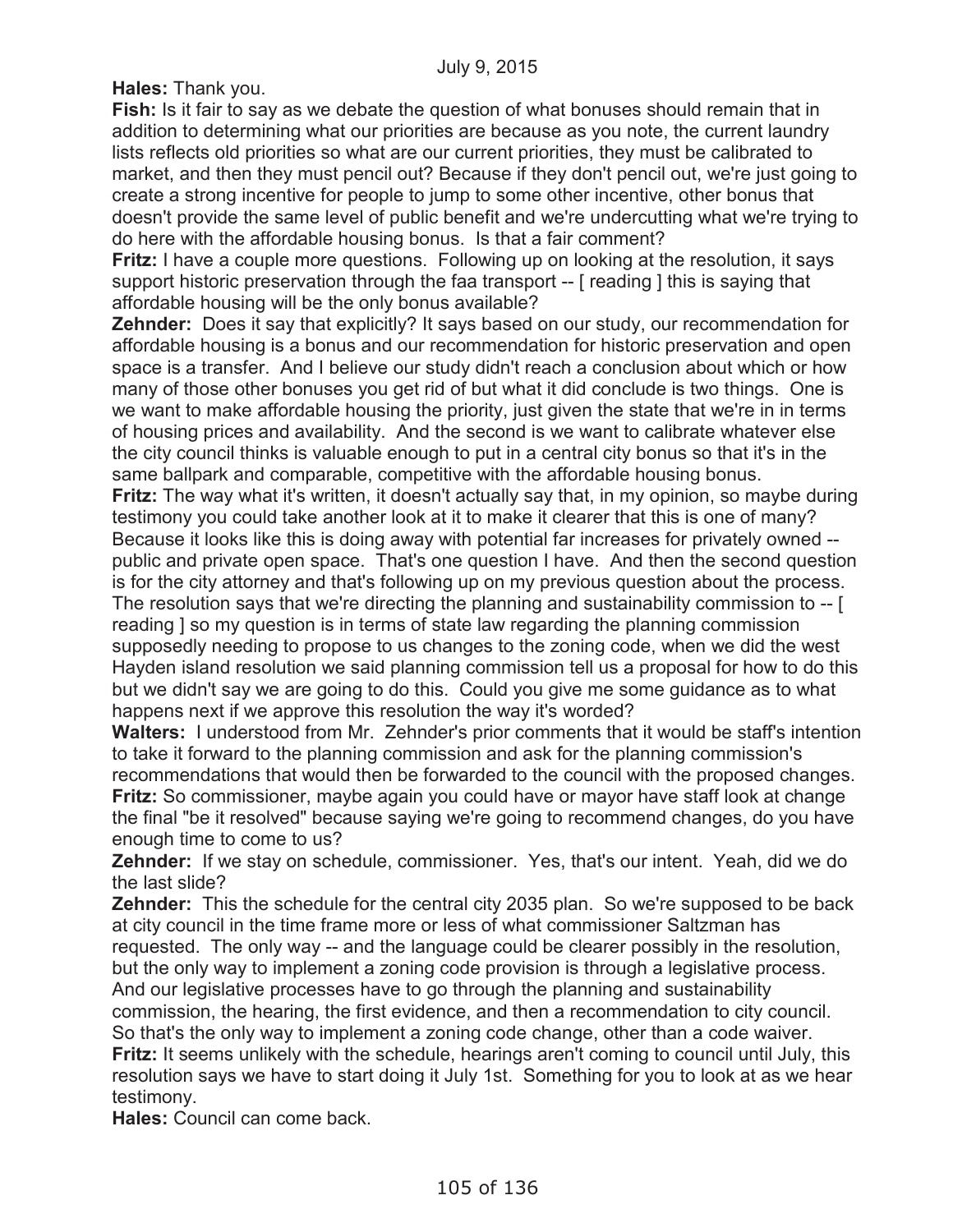**Hales:** Thank you.

**Fish:** Is it fair to say as we debate the question of what bonuses should remain that in addition to determining what our priorities are because as you note, the current laundry lists reflects old priorities so what are our current priorities, they must be calibrated to market, and then they must pencil out? Because if they don't pencil out, we're just going to create a strong incentive for people to jump to some other incentive, other bonus that doesn't provide the same level of public benefit and we're undercutting what we're trying to do here with the affordable housing bonus. Is that a fair comment?

**Fritz:** I have a couple more questions. Following up on looking at the resolution, it says support historic preservation through the faa transport -- [ reading ] this is saying that affordable housing will be the only bonus available?

**Zehnder:** Does it say that explicitly? It says based on our study, our recommendation for affordable housing is a bonus and our recommendation for historic preservation and open space is a transfer. And I believe our study didn't reach a conclusion about which or how many of those other bonuses you get rid of but what it did conclude is two things. One is we want to make affordable housing the priority, just given the state that we're in in terms of housing prices and availability. And the second is we want to calibrate whatever else the city council thinks is valuable enough to put in a central city bonus so that it's in the same ballpark and comparable, competitive with the affordable housing bonus.

**Fritz:** The way what it's written, it doesn't actually say that, in my opinion, so maybe during testimony you could take another look at it to make it clearer that this is one of many? Because it looks like this is doing away with potential far increases for privately owned -- public and private open space. That's one question I have. And then the second question is for the city attorney and that's following up on my previous question about the process. The resolution says that we're directing the planning and sustainability commission to -- [ reading ] so my question is in terms of state law regarding the planning commission supposedly needing to propose to us changes to the zoning code, when we did the west Hayden island resolution we said planning commission tell us a proposal for how to do this but we didn't say we are going to do this. Could you give me some guidance as to what happens next if we approve this resolution the way it's worded?

**Walters:** I understood from Mr. Zehnder's prior comments that it would be staff's intention to take it forward to the planning commission and ask for the planning commission's recommendations that would then be forwarded to the council with the proposed changes.

**Fritz:** So commissioner, maybe again you could have or mayor have staff look at change the final "be it resolved" because saying we're going to recommend changes, do you have enough time to come to us?

**Zehnder:** If we stay on schedule, commissioner. Yes, that's our intent. Yeah, did we do the last slide?

**Zehnder:** This the schedule for the central city 2035 plan. So we're supposed to be back at city council in the time frame more or less of what commissioner Saltzman has requested. The only way -- and the language could be clearer possibly in the resolution, but the only way to implement a zoning code provision is through a legislative process. And our legislative processes have to go through the planning and sustainability commission, the hearing, the first evidence, and then a recommendation to city council. So that's the only way to implement a zoning code change, other than a code waiver.

**Fritz:** It seems unlikely with the schedule, hearings aren't coming to council until July, this resolution says we have to start doing it July 1st. Something for you to look at as we hear testimony.

**Hales:** Council can come back.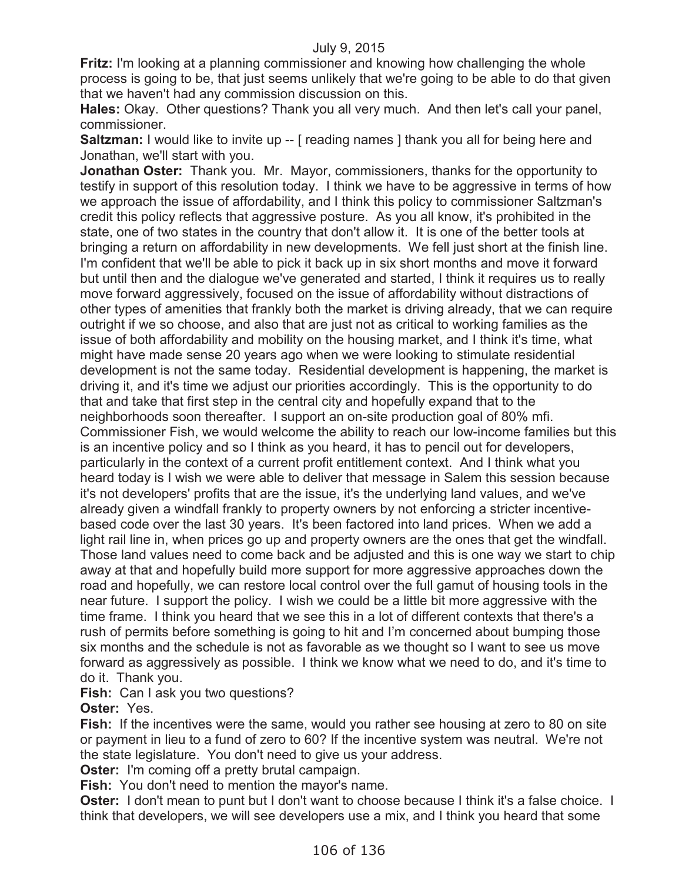**Fritz:** I'm looking at a planning commissioner and knowing how challenging the whole process is going to be, that just seems unlikely that we're going to be able to do that given that we haven't had any commission discussion on this.

**Hales:** Okay. Other questions? Thank you all very much. And then let's call your panel, commissioner.

**Saltzman:** I would like to invite up -- [ reading names ] thank you all for being here and Jonathan, we'll start with you.

**Jonathan Oster:** Thank you. Mr. Mayor, commissioners, thanks for the opportunity to testify in support of this resolution today. I think we have to be aggressive in terms of how we approach the issue of affordability, and I think this policy to commissioner Saltzman's credit this policy reflects that aggressive posture. As you all know, it's prohibited in the state, one of two states in the country that don't allow it. It is one of the better tools at bringing a return on affordability in new developments. We fell just short at the finish line. I'm confident that we'll be able to pick it back up in six short months and move it forward but until then and the dialogue we've generated and started, I think it requires us to really move forward aggressively, focused on the issue of affordability without distractions of other types of amenities that frankly both the market is driving already, that we can require outright if we so choose, and also that are just not as critical to working families as the issue of both affordability and mobility on the housing market, and I think it's time, what might have made sense 20 years ago when we were looking to stimulate residential development is not the same today. Residential development is happening, the market is driving it, and it's time we adjust our priorities accordingly. This is the opportunity to do that and take that first step in the central city and hopefully expand that to the neighborhoods soon thereafter. I support an on-site production goal of 80% mfi. Commissioner Fish, we would welcome the ability to reach our low-income families but this is an incentive policy and so I think as you heard, it has to pencil out for developers, particularly in the context of a current profit entitlement context. And I think what you heard today is I wish we were able to deliver that message in Salem this session because it's not developers' profits that are the issue, it's the underlying land values, and we've already given a windfall frankly to property owners by not enforcing a stricter incentive-based code over the last 30 years. It's been factored into land prices. When we add a light rail line in, when prices go up and property owners are the ones that get the windfall. Those land values need to come back and be adjusted and this is one way we start to chip away at that and hopefully build more support for more aggressive approaches down the road and hopefully, we can restore local control over the full gamut of housing tools in the near future. I support the policy. I wish we could be a little bit more aggressive with the time frame. I think you heard that we see this in a lot of different contexts that there's a rush of permits before something is going to hit and I'm concerned about bumping those six months and the schedule is not as favorable as we thought so I want to see us move forward as aggressively as possible. I think we know what we need to do, and it's time to do it. Thank you.

**Fish:** Can I ask you two questions?

**Oster:** Yes.

**Fish:** If the incentives were the same, would you rather see housing at zero to 80 on site or payment in lieu to a fund of zero to 60? If the incentive system was neutral. We're not the state legislature. You don't need to give us your address.

**Oster:** I'm coming off a pretty brutal campaign.

**Fish:** You don't need to mention the mayor's name.

**Oster:** I don't mean to punt but I don't want to choose because I think it's a false choice. I think that developers, we will see developers use a mix, and I think you heard that some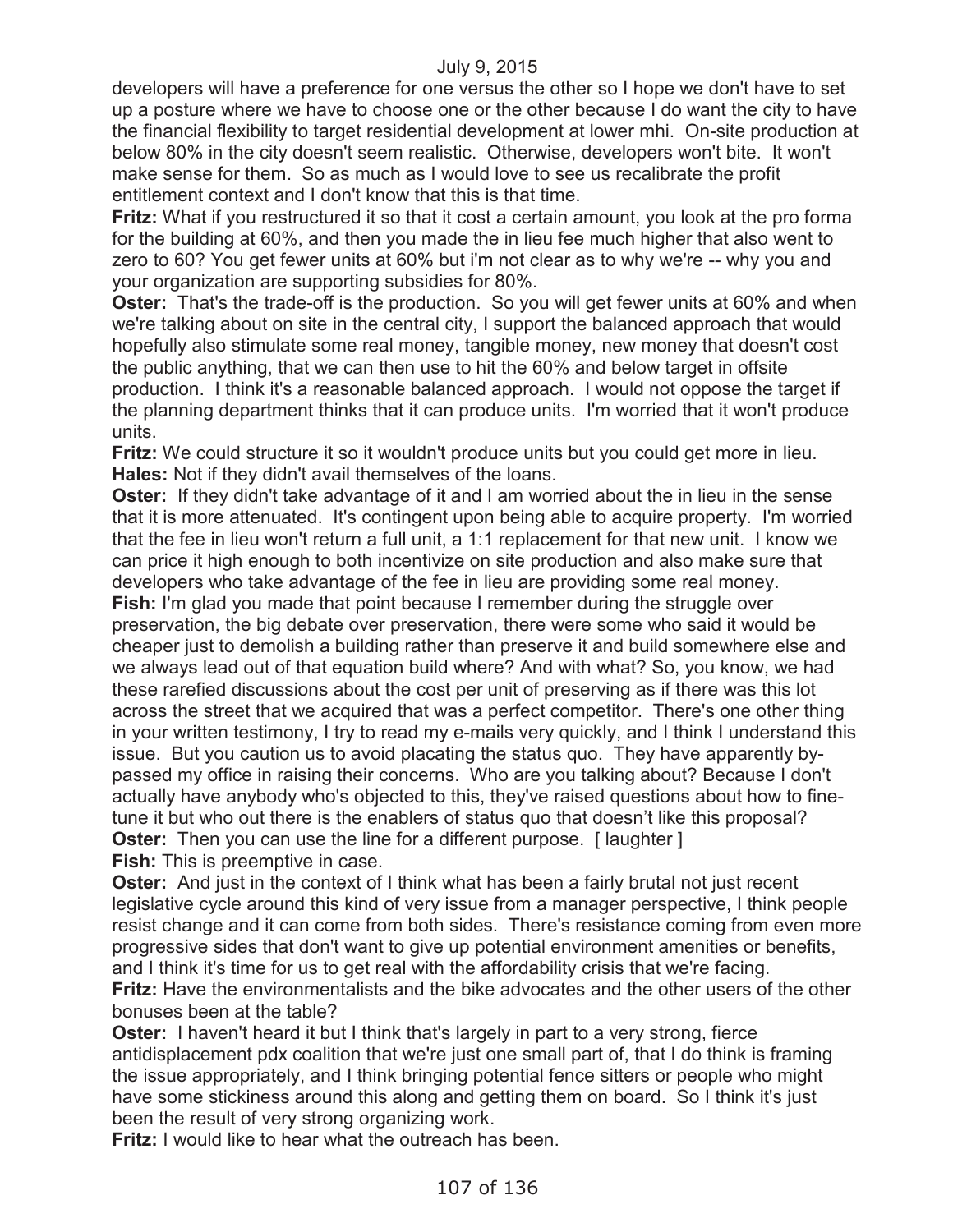developers will have a preference for one versus the other so I hope we don't have to set up a posture where we have to choose one or the other because I do want the city to have the financial flexibility to target residential development at lower mhi. On-site production at below 80% in the city doesn't seem realistic. Otherwise, developers won't bite. It won't make sense for them. So as much as I would love to see us recalibrate the profit entitlement context and I don't know that this is that time.

**Fritz:** What if you restructured it so that it cost a certain amount, you look at the pro forma for the building at 60%, and then you made the in lieu fee much higher that also went to zero to 60? You get fewer units at 60% but i'm not clear as to why we're -- why you and your organization are supporting subsidies for 80%.

**Oster:** That's the trade-off is the production. So you will get fewer units at 60% and when we're talking about on site in the central city, I support the balanced approach that would hopefully also stimulate some real money, tangible money, new money that doesn't cost the public anything, that we can then use to hit the 60% and below target in offsite production. I think it's a reasonable balanced approach. I would not oppose the target if the planning department thinks that it can produce units. I'm worried that it won't produce units.

**Fritz:** We could structure it so it wouldn't produce units but you could get more in lieu.

**Hales:** Not if they didn't avail themselves of the loans.

**Oster:** If they didn't take advantage of it and I am worried about the in lieu in the sense that it is more attenuated. It's contingent upon being able to acquire property. I'm worried that the fee in lieu won't return a full unit, a 1:1 replacement for that new unit. I know we can price it high enough to both incentivize on site production and also make sure that developers who take advantage of the fee in lieu are providing some real money.

**Fish:** I'm glad you made that point because I remember during the struggle over preservation, the big debate over preservation, there were some who said it would be cheaper just to demolish a building rather than preserve it and build somewhere else and we always lead out of that equation build where? And with what? So, you know, we had these rarefied discussions about the cost per unit of preserving as if there was this lot across the street that we acquired that was a perfect competitor. There's one other thing in your written testimony, I try to read my e-mails very quickly, and I think I understand this issue. But you caution us to avoid placating the status quo. They have apparently by-passed my office in raising their concerns. Who are you talking about? Because I don't actually have anybody who's objected to this, they've raised questions about how to fine-tune it but who out there is the enablers of status quo that doesn't like this proposal?

**Oster:** Then you can use the line for a different purpose. [ laughter ]

**Fish:** This is preemptive in case.

**Oster:** And just in the context of I think what has been a fairly brutal not just recent legislative cycle around this kind of very issue from a manager perspective, I think people resist change and it can come from both sides. There's resistance coming from even more progressive sides that don't want to give up potential environment amenities or benefits, and I think it's time for us to get real with the affordability crisis that we're facing.

**Fritz:** Have the environmentalists and the bike advocates and the other users of the other bonuses been at the table?

**Oster:** I haven't heard it but I think that's largely in part to a very strong, fierce antidisplacement pdx coalition that we're just one small part of, that I do think is framing the issue appropriately, and I think bringing potential fence sitters or people who might have some stickiness around this along and getting them on board. So I think it's just been the result of very strong organizing work.

**Fritz:** I would like to hear what the outreach has been.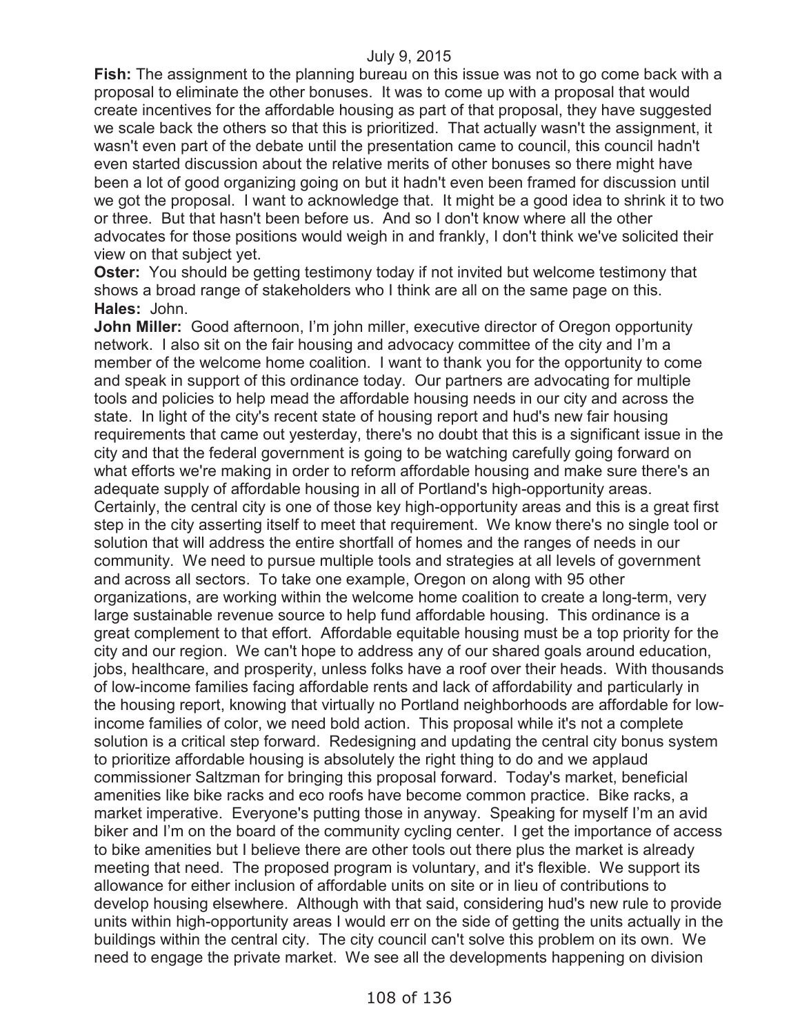**Fish:** The assignment to the planning bureau on this issue was not to go come back with a proposal to eliminate the other bonuses. It was to come up with a proposal that would create incentives for the affordable housing as part of that proposal, they have suggested we scale back the others so that this is prioritized. That actually wasn't the assignment, it wasn't even part of the debate until the presentation came to council, this council hadn't even started discussion about the relative merits of other bonuses so there might have been a lot of good organizing going on but it hadn't even been framed for discussion until we got the proposal. I want to acknowledge that. It might be a good idea to shrink it to two or three. But that hasn't been before us. And so I don't know where all the other advocates for those positions would weigh in and frankly, I don't think we've solicited their view on that subject yet.

**Oster:** You should be getting testimony today if not invited but welcome testimony that shows a broad range of stakeholders who I think are all on the same page on this.

**Hales:** John.

**John Miller:** Good afternoon, I'm john miller, executive director of Oregon opportunity network. I also sit on the fair housing and advocacy committee of the city and I'm a member of the welcome home coalition. I want to thank you for the opportunity to come and speak in support of this ordinance today. Our partners are advocating for multiple tools and policies to help mead the affordable housing needs in our city and across the state. In light of the city's recent state of housing report and hud's new fair housing requirements that came out yesterday, there's no doubt that this is a significant issue in the city and that the federal government is going to be watching carefully going forward on what efforts we're making in order to reform affordable housing and make sure there's an adequate supply of affordable housing in all of Portland's high-opportunity areas. Certainly, the central city is one of those key high-opportunity areas and this is a great first step in the city asserting itself to meet that requirement. We know there's no single tool or solution that will address the entire shortfall of homes and the ranges of needs in our community. We need to pursue multiple tools and strategies at all levels of government and across all sectors. To take one example, Oregon on along with 95 other organizations, are working within the welcome home coalition to create a long-term, very large sustainable revenue source to help fund affordable housing. This ordinance is a great complement to that effort. Affordable equitable housing must be a top priority for the city and our region. We can't hope to address any of our shared goals around education, jobs, healthcare, and prosperity, unless folks have a roof over their heads. With thousands of low-income families facing affordable rents and lack of affordability and particularly in the housing report, knowing that virtually no Portland neighborhoods are affordable for low-income families of color, we need bold action. This proposal while it's not a complete solution is a critical step forward. Redesigning and updating the central city bonus system to prioritize affordable housing is absolutely the right thing to do and we applaud commissioner Saltzman for bringing this proposal forward. Today's market, beneficial amenities like bike racks and eco roofs have become common practice. Bike racks, a market imperative. Everyone's putting those in anyway. Speaking for myself I'm an avid biker and I'm on the board of the community cycling center. I get the importance of access to bike amenities but I believe there are other tools out there plus the market is already meeting that need. The proposed program is voluntary, and it's flexible. We support its allowance for either inclusion of affordable units on site or in lieu of contributions to develop housing elsewhere. Although with that said, considering hud's new rule to provide units within high-opportunity areas I would err on the side of getting the units actually in the buildings within the central city. The city council can't solve this problem on its own. We need to engage the private market. We see all the developments happening on division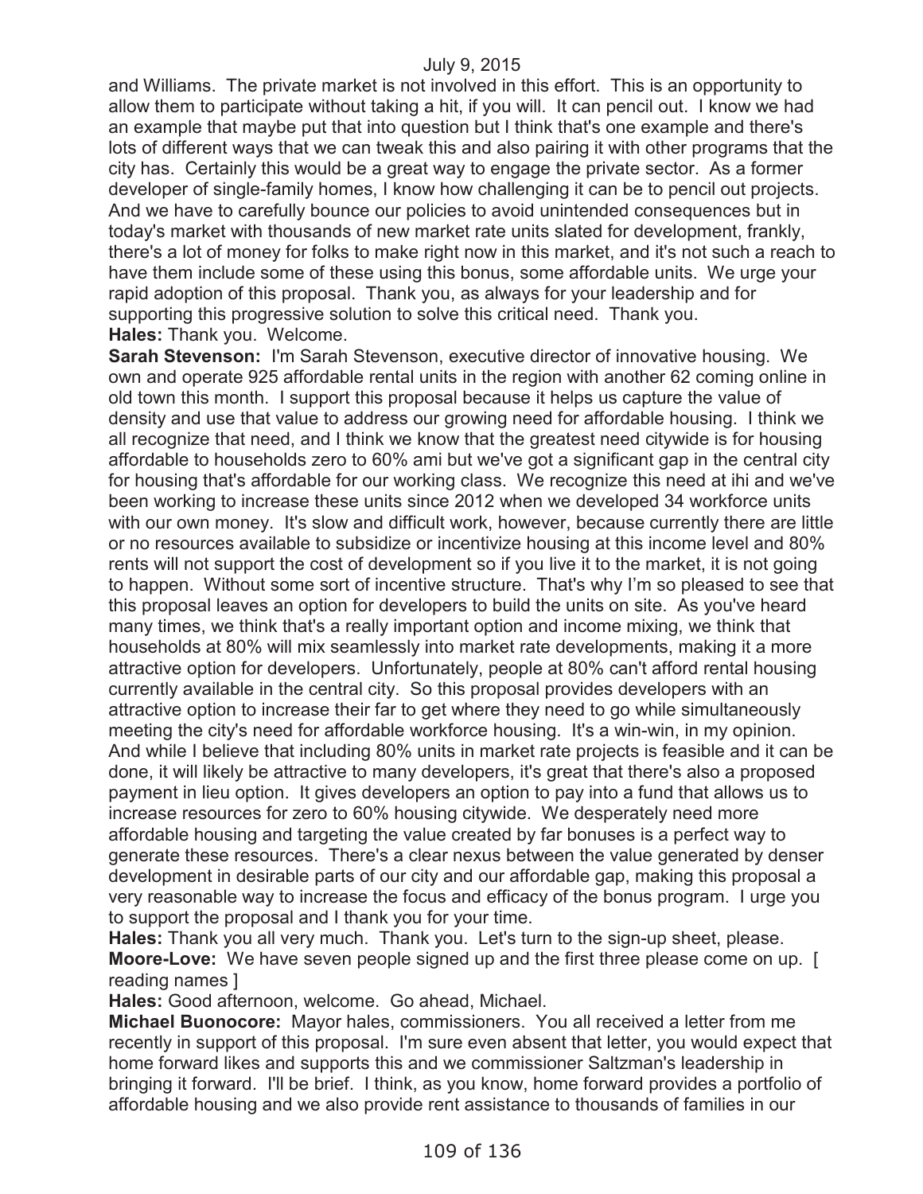and Williams. The private market is not involved in this effort. This is an opportunity to allow them to participate without taking a hit, if you will. It can pencil out. I know we had an example that maybe put that into question but I think that's one example and there's lots of different ways that we can tweak this and also pairing it with other programs that the city has. Certainly this would be a great way to engage the private sector. As a former developer of single-family homes, I know how challenging it can be to pencil out projects. And we have to carefully bounce our policies to avoid unintended consequences but in today's market with thousands of new market rate units slated for development, frankly, there's a lot of money for folks to make right now in this market, and it's not such a reach to have them include some of these using this bonus, some affordable units. We urge your rapid adoption of this proposal. Thank you, as always for your leadership and for supporting this progressive solution to solve this critical need. Thank you.

**Hales:** Thank you. Welcome.

**Sarah Stevenson:** I'm Sarah Stevenson, executive director of innovative housing. We own and operate 925 affordable rental units in the region with another 62 coming online in old town this month. I support this proposal because it helps us capture the value of density and use that value to address our growing need for affordable housing. I think we all recognize that need, and I think we know that the greatest need citywide is for housing affordable to households zero to 60% ami but we've got a significant gap in the central city for housing that's affordable for our working class. We recognize this need at ihi and we've been working to increase these units since 2012 when we developed 34 workforce units with our own money. It's slow and difficult work, however, because currently there are little or no resources available to subsidize or incentivize housing at this income level and 80% rents will not support the cost of development so if you live it to the market, it is not going to happen. Without some sort of incentive structure. That's why I'm so pleased to see that this proposal leaves an option for developers to build the units on site. As you've heard many times, we think that's a really important option and income mixing, we think that households at 80% will mix seamlessly into market rate developments, making it a more attractive option for developers. Unfortunately, people at 80% can't afford rental housing currently available in the central city. So this proposal provides developers with an attractive option to increase their far to get where they need to go while simultaneously meeting the city's need for affordable workforce housing. It's a win-win, in my opinion. And while I believe that including 80% units in market rate projects is feasible and it can be done, it will likely be attractive to many developers, it's great that there's also a proposed payment in lieu option. It gives developers an option to pay into a fund that allows us to increase resources for zero to 60% housing citywide. We desperately need more affordable housing and targeting the value created by far bonuses is a perfect way to generate these resources. There's a clear nexus between the value generated by denser development in desirable parts of our city and our affordable gap, making this proposal a very reasonable way to increase the focus and efficacy of the bonus program. I urge you to support the proposal and I thank you for your time.

**Hales:** Thank you all very much. Thank you. Let's turn to the sign-up sheet, please.

**Moore-Love:** We have seven people signed up and the first three please come on up. [ reading names ]

**Hales:** Good afternoon, welcome. Go ahead, Michael.

**Michael Buonocore:** Mayor hales, commissioners. You all received a letter from me recently in support of this proposal. I'm sure even absent that letter, you would expect that home forward likes and supports this and we commissioner Saltzman's leadership in bringing it forward. I'll be brief. I think, as you know, home forward provides a portfolio of affordable housing and we also provide rent assistance to thousands of families in our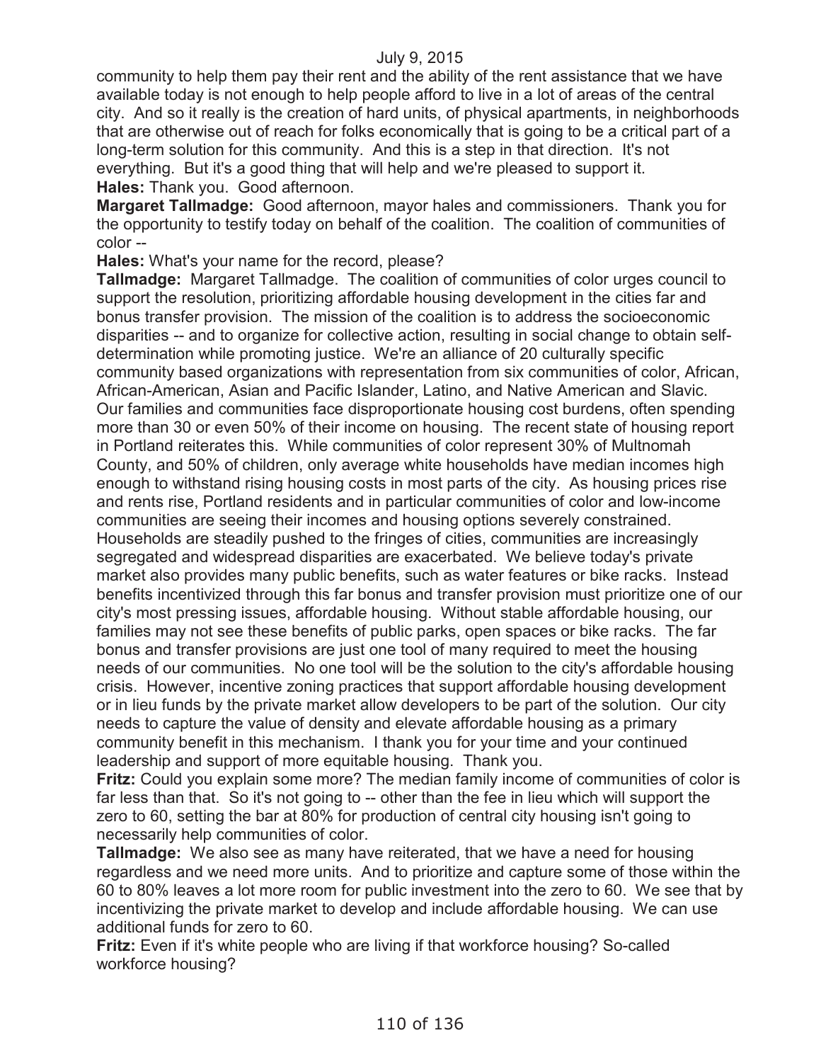community to help them pay their rent and the ability of the rent assistance that we have available today is not enough to help people afford to live in a lot of areas of the central city. And so it really is the creation of hard units, of physical apartments, in neighborhoods that are otherwise out of reach for folks economically that is going to be a critical part of a long-term solution for this community. And this is a step in that direction. It's not everything. But it's a good thing that will help and we're pleased to support it.

**Hales:** Thank you. Good afternoon.

**Margaret Tallmadge:** Good afternoon, mayor hales and commissioners. Thank you for the opportunity to testify today on behalf of the coalition. The coalition of communities of color --

**Hales:** What's your name for the record, please?

**Tallmadge:** Margaret Tallmadge. The coalition of communities of color urges council to support the resolution, prioritizing affordable housing development in the cities far and bonus transfer provision. The mission of the coalition is to address the socioeconomic disparities -- and to organize for collective action, resulting in social change to obtain self-determination while promoting justice. We're an alliance of 20 culturally specific community based organizations with representation from six communities of color, African, African-American, Asian and Pacific Islander, Latino, and Native American and Slavic. Our families and communities face disproportionate housing cost burdens, often spending more than 30 or even 50% of their income on housing. The recent state of housing report in Portland reiterates this. While communities of color represent 30% of Multnomah County, and 50% of children, only average white households have median incomes high enough to withstand rising housing costs in most parts of the city. As housing prices rise and rents rise, Portland residents and in particular communities of color and low-income communities are seeing their incomes and housing options severely constrained. Households are steadily pushed to the fringes of cities, communities are increasingly segregated and widespread disparities are exacerbated. We believe today's private market also provides many public benefits, such as water features or bike racks. Instead benefits incentivized through this far bonus and transfer provision must prioritize one of our city's most pressing issues, affordable housing. Without stable affordable housing, our families may not see these benefits of public parks, open spaces or bike racks. The far bonus and transfer provisions are just one tool of many required to meet the housing needs of our communities. No one tool will be the solution to the city's affordable housing crisis. However, incentive zoning practices that support affordable housing development or in lieu funds by the private market allow developers to be part of the solution. Our city needs to capture the value of density and elevate affordable housing as a primary community benefit in this mechanism. I thank you for your time and your continued leadership and support of more equitable housing. Thank you.

**Fritz:** Could you explain some more? The median family income of communities of color is far less than that. So it's not going to -- other than the fee in lieu which will support the zero to 60, setting the bar at 80% for production of central city housing isn't going to necessarily help communities of color.

**Tallmadge:** We also see as many have reiterated, that we have a need for housing regardless and we need more units. And to prioritize and capture some of those within the 60 to 80% leaves a lot more room for public investment into the zero to 60. We see that by incentivizing the private market to develop and include affordable housing. We can use additional funds for zero to 60.

**Fritz:** Even if it's white people who are living if that workforce housing? So-called workforce housing?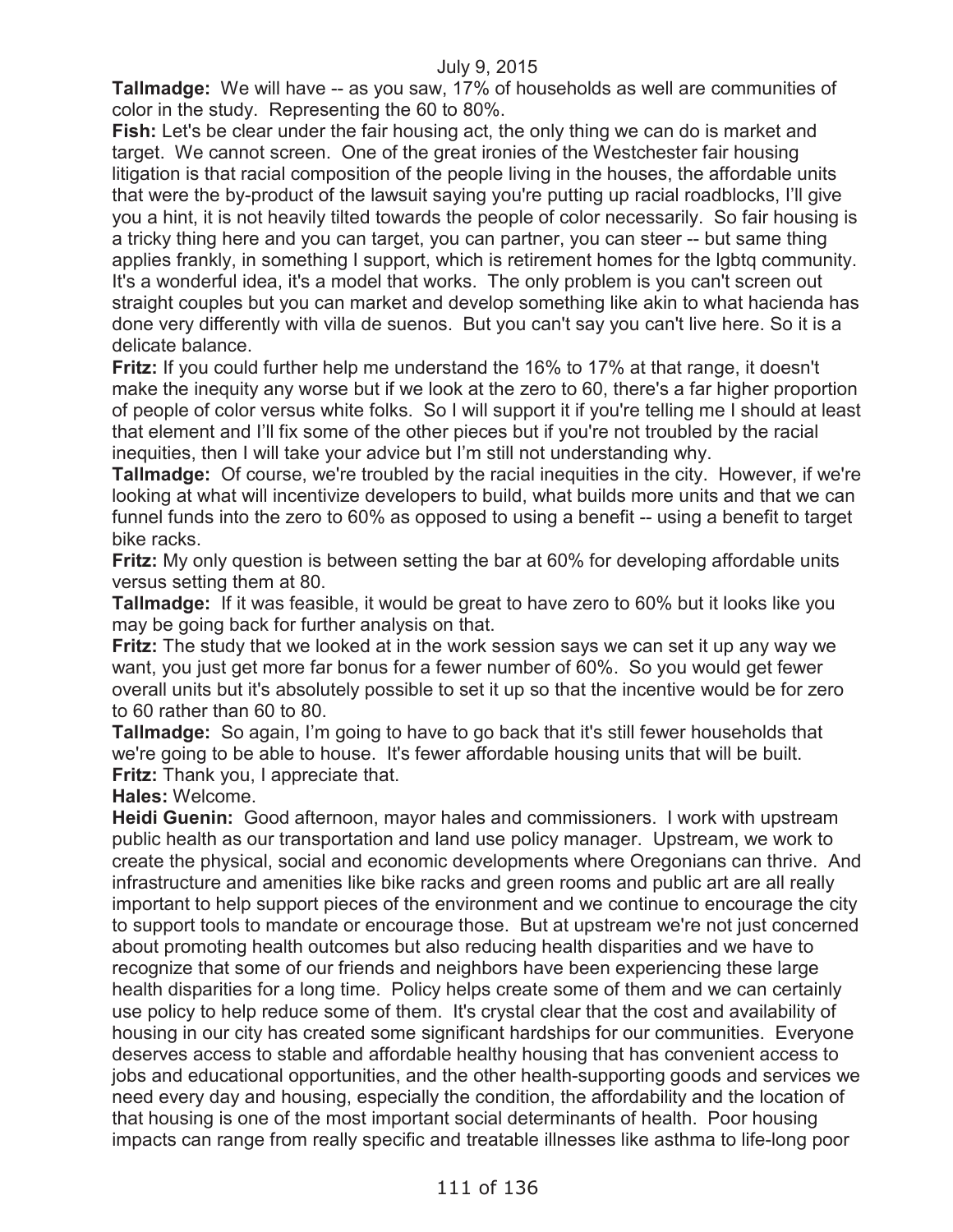**Tallmadge:** We will have -- as you saw, 17% of households as well are communities of color in the study. Representing the 60 to 80%.

**Fish:** Let's be clear under the fair housing act, the only thing we can do is market and target. We cannot screen. One of the great ironies of the Westchester fair housing litigation is that racial composition of the people living in the houses, the affordable units that were the by-product of the lawsuit saying you're putting up racial roadblocks, I'll give you a hint, it is not heavily tilted towards the people of color necessarily. So fair housing is a tricky thing here and you can target, you can partner, you can steer -- but same thing applies frankly, in something I support, which is retirement homes for the lgbtq community. It's a wonderful idea, it's a model that works. The only problem is you can't screen out straight couples but you can market and develop something like akin to what hacienda has done very differently with villa de suenos. But you can't say you can't live here. So it is a delicate balance.

**Fritz:** If you could further help me understand the 16% to 17% at that range, it doesn't make the inequity any worse but if we look at the zero to 60, there's a far higher proportion of people of color versus white folks. So I will support it if you're telling me I should at least that element and I'll fix some of the other pieces but if you're not troubled by the racial inequities, then I will take your advice but I'm still not understanding why.

**Tallmadge:** Of course, we're troubled by the racial inequities in the city. However, if we're looking at what will incentivize developers to build, what builds more units and that we can funnel funds into the zero to 60% as opposed to using a benefit -- using a benefit to target bike racks.

**Fritz:** My only question is between setting the bar at 60% for developing affordable units versus setting them at 80.

**Tallmadge:** If it was feasible, it would be great to have zero to 60% but it looks like you may be going back for further analysis on that.

**Fritz:** The study that we looked at in the work session says we can set it up any way we want, you just get more far bonus for a fewer number of 60%. So you would get fewer overall units but it's absolutely possible to set it up so that the incentive would be for zero to 60 rather than 60 to 80.

**Tallmadge:** So again, I'm going to have to go back that it's still fewer households that we're going to be able to house. It's fewer affordable housing units that will be built.

**Fritz:** Thank you, I appreciate that.

**Hales:** Welcome.

**Heidi Guenin:** Good afternoon, mayor hales and commissioners. I work with upstream public health as our transportation and land use policy manager. Upstream, we work to create the physical, social and economic developments where Oregonians can thrive. And infrastructure and amenities like bike racks and green rooms and public art are all really important to help support pieces of the environment and we continue to encourage the city to support tools to mandate or encourage those. But at upstream we're not just concerned about promoting health outcomes but also reducing health disparities and we have to recognize that some of our friends and neighbors have been experiencing these large health disparities for a long time. Policy helps create some of them and we can certainly use policy to help reduce some of them. It's crystal clear that the cost and availability of housing in our city has created some significant hardships for our communities. Everyone deserves access to stable and affordable healthy housing that has convenient access to jobs and educational opportunities, and the other health-supporting goods and services we need every day and housing, especially the condition, the affordability and the location of that housing is one of the most important social determinants of health. Poor housing impacts can range from really specific and treatable illnesses like asthma to life-long poor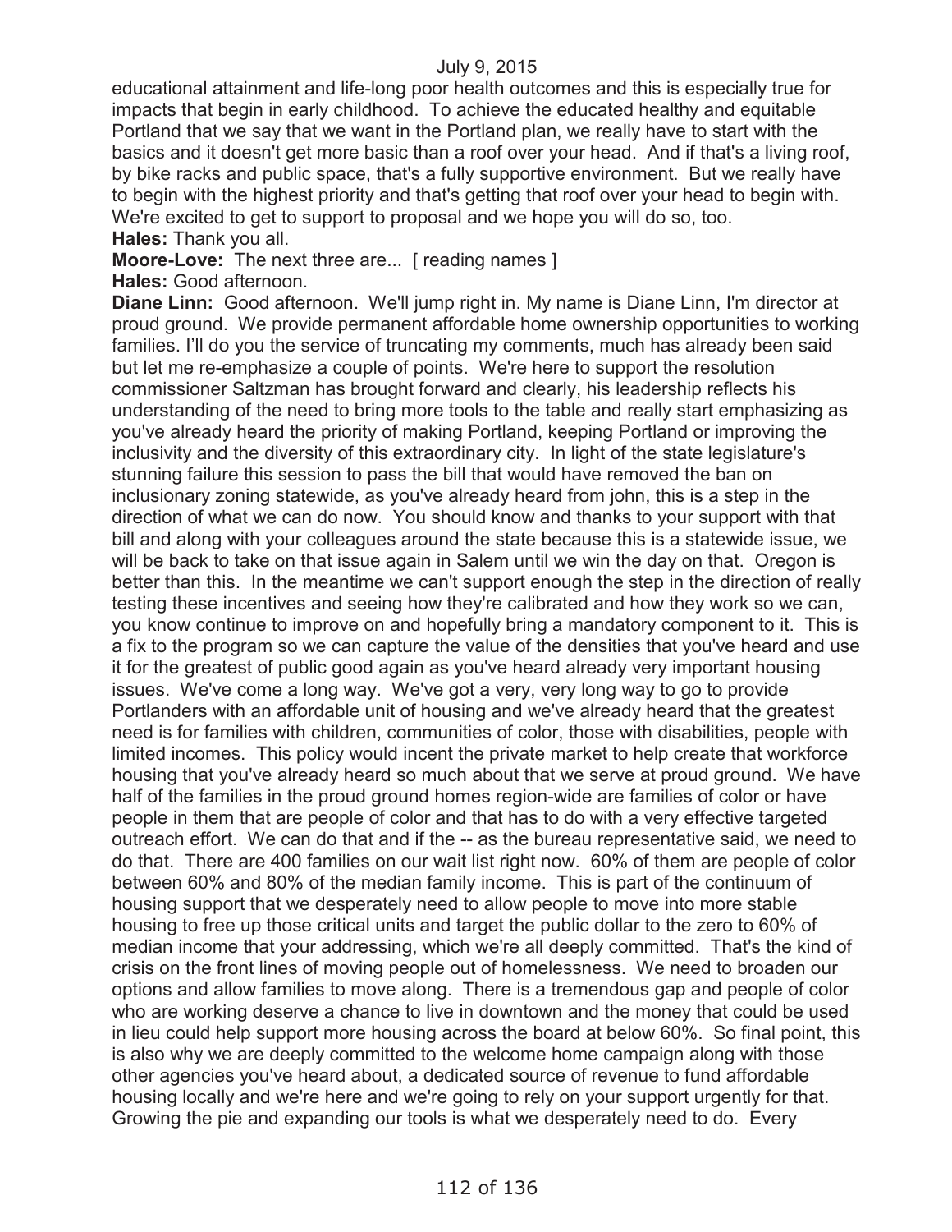educational attainment and life-long poor health outcomes and this is especially true for impacts that begin in early childhood. To achieve the educated healthy and equitable Portland that we say that we want in the Portland plan, we really have to start with the basics and it doesn't get more basic than a roof over your head. And if that's a living roof, by bike racks and public space, that's a fully supportive environment. But we really have to begin with the highest priority and that's getting that roof over your head to begin with. We're excited to get to support to proposal and we hope you will do so, too.

**Hales:** Thank you all.

**Moore-Love:** The next three are... [ reading names ]

**Hales:** Good afternoon.

**Diane Linn:** Good afternoon. We'll jump right in. My name is Diane Linn, I'm director at proud ground. We provide permanent affordable home ownership opportunities to working families. I'll do you the service of truncating my comments, much has already been said but let me re-emphasize a couple of points. We're here to support the resolution commissioner Saltzman has brought forward and clearly, his leadership reflects his understanding of the need to bring more tools to the table and really start emphasizing as you've already heard the priority of making Portland, keeping Portland or improving the inclusivity and the diversity of this extraordinary city. In light of the state legislature's stunning failure this session to pass the bill that would have removed the ban on inclusionary zoning statewide, as you've already heard from john, this is a step in the direction of what we can do now. You should know and thanks to your support with that bill and along with your colleagues around the state because this is a statewide issue, we will be back to take on that issue again in Salem until we win the day on that. Oregon is better than this. In the meantime we can't support enough the step in the direction of really testing these incentives and seeing how they're calibrated and how they work so we can, you know continue to improve on and hopefully bring a mandatory component to it. This is a fix to the program so we can capture the value of the densities that you've heard and use it for the greatest of public good again as you've heard already very important housing issues. We've come a long way. We've got a very, very long way to go to provide Portlanders with an affordable unit of housing and we've already heard that the greatest need is for families with children, communities of color, those with disabilities, people with limited incomes. This policy would incent the private market to help create that workforce housing that you've already heard so much about that we serve at proud ground. We have half of the families in the proud ground homes region-wide are families of color or have people in them that are people of color and that has to do with a very effective targeted outreach effort. We can do that and if the -- as the bureau representative said, we need to do that. There are 400 families on our wait list right now. 60% of them are people of color between 60% and 80% of the median family income. This is part of the continuum of housing support that we desperately need to allow people to move into more stable housing to free up those critical units and target the public dollar to the zero to 60% of median income that your addressing, which we're all deeply committed. That's the kind of crisis on the front lines of moving people out of homelessness. We need to broaden our options and allow families to move along. There is a tremendous gap and people of color who are working deserve a chance to live in downtown and the money that could be used in lieu could help support more housing across the board at below 60%. So final point, this is also why we are deeply committed to the welcome home campaign along with those other agencies you've heard about, a dedicated source of revenue to fund affordable housing locally and we're here and we're going to rely on your support urgently for that. Growing the pie and expanding our tools is what we desperately need to do. Every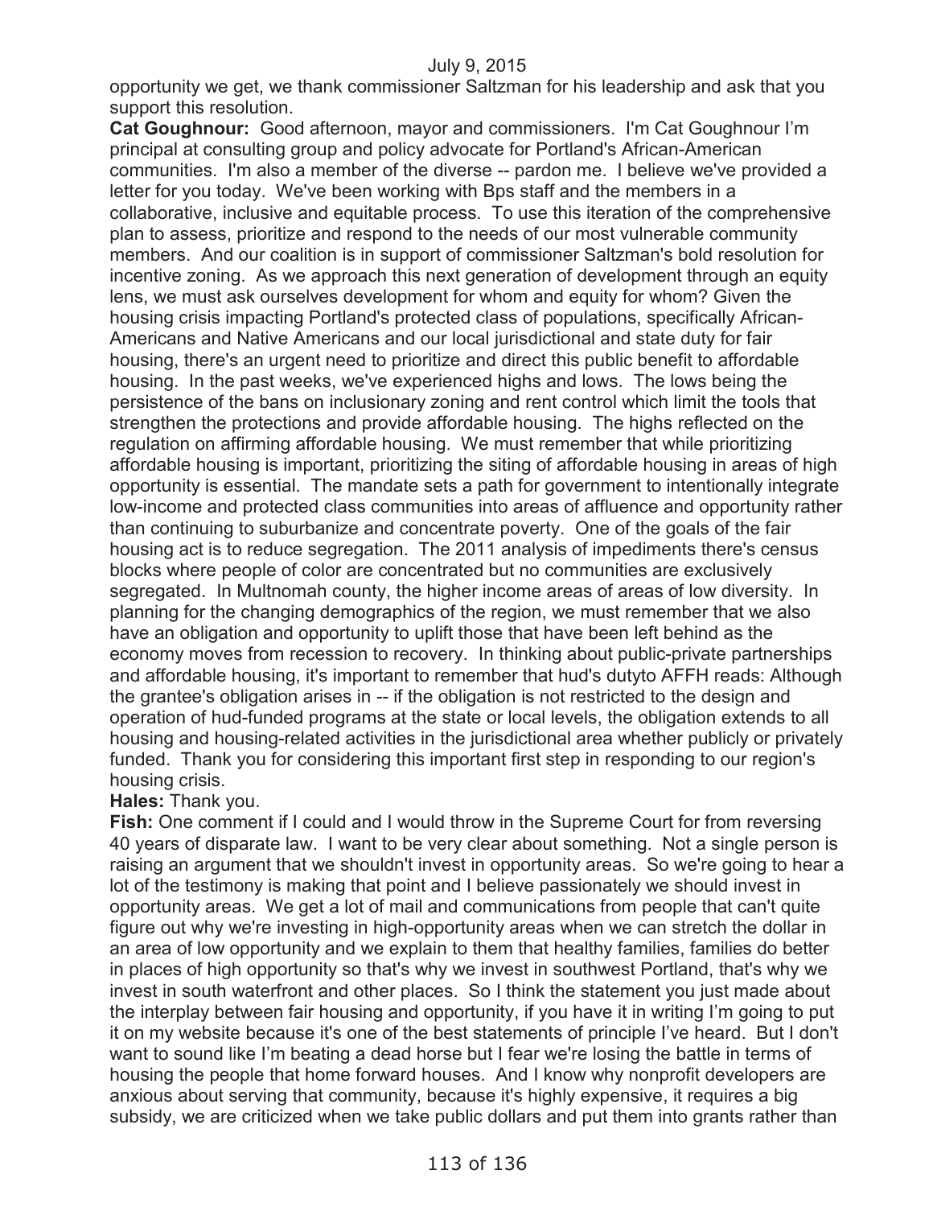opportunity we get, we thank commissioner Saltzman for his leadership and ask that you support this resolution.

**Cat Goughnour:** Good afternoon, mayor and commissioners. I'm Cat Goughnour I'm principal at consulting group and policy advocate for Portland's African-American communities. I'm also a member of the diverse -- pardon me. I believe we've provided a letter for you today. We've been working with Bps staff and the members in a collaborative, inclusive and equitable process. To use this iteration of the comprehensive plan to assess, prioritize and respond to the needs of our most vulnerable community members. And our coalition is in support of commissioner Saltzman's bold resolution for incentive zoning. As we approach this next generation of development through an equity lens, we must ask ourselves development for whom and equity for whom? Given the housing crisis impacting Portland's protected class of populations, specifically African-Americans and Native Americans and our local jurisdictional and state duty for fair housing, there's an urgent need to prioritize and direct this public benefit to affordable housing. In the past weeks, we've experienced highs and lows. The lows being the persistence of the bans on inclusionary zoning and rent control which limit the tools that strengthen the protections and provide affordable housing. The highs reflected on the regulation on affirming affordable housing. We must remember that while prioritizing affordable housing is important, prioritizing the siting of affordable housing in areas of high opportunity is essential. The mandate sets a path for government to intentionally integrate low-income and protected class communities into areas of affluence and opportunity rather than continuing to suburbanize and concentrate poverty. One of the goals of the fair housing act is to reduce segregation. The 2011 analysis of impediments there's census blocks where people of color are concentrated but no communities are exclusively segregated. In Multnomah county, the higher income areas of areas of low diversity. In planning for the changing demographics of the region, we must remember that we also have an obligation and opportunity to uplift those that have been left behind as the economy moves from recession to recovery. In thinking about public-private partnerships and affordable housing, it's important to remember that hud's dutyto AFFH reads: Although the grantee's obligation arises in -- if the obligation is not restricted to the design and operation of hud-funded programs at the state or local levels, the obligation extends to all housing and housing-related activities in the jurisdictional area whether publicly or privately funded. Thank you for considering this important first step in responding to our region's housing crisis.

**Hales:** Thank you.

**Fish:** One comment if I could and I would throw in the Supreme Court for from reversing 40 years of disparate law. I want to be very clear about something. Not a single person is raising an argument that we shouldn't invest in opportunity areas. So we're going to hear a lot of the testimony is making that point and I believe passionately we should invest in opportunity areas. We get a lot of mail and communications from people that can't quite figure out why we're investing in high-opportunity areas when we can stretch the dollar in an area of low opportunity and we explain to them that healthy families, families do better in places of high opportunity so that's why we invest in southwest Portland, that's why we invest in south waterfront and other places. So I think the statement you just made about the interplay between fair housing and opportunity, if you have it in writing I'm going to put it on my website because it's one of the best statements of principle I've heard. But I don't want to sound like I'm beating a dead horse but I fear we're losing the battle in terms of housing the people that home forward houses. And I know why nonprofit developers are anxious about serving that community, because it's highly expensive, it requires a big subsidy, we are criticized when we take public dollars and put them into grants rather than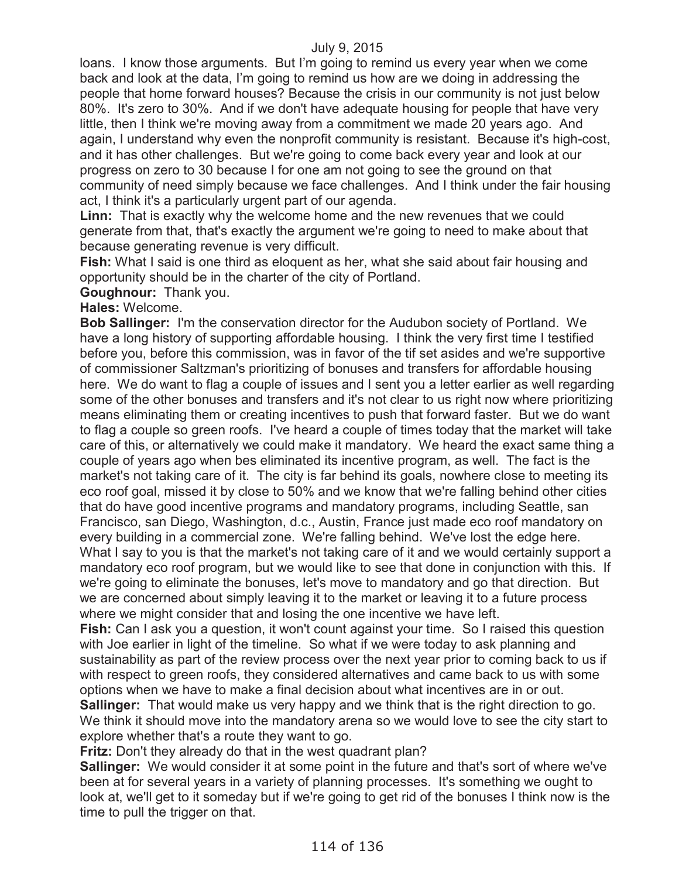loans. I know those arguments. But I'm going to remind us every year when we come back and look at the data, I'm going to remind us how are we doing in addressing the people that home forward houses? Because the crisis in our community is not just below 80%. It's zero to 30%. And if we don't have adequate housing for people that have very little, then I think we're moving away from a commitment we made 20 years ago. And again, I understand why even the nonprofit community is resistant. Because it's high-cost, and it has other challenges. But we're going to come back every year and look at our progress on zero to 30 because I for one am not going to see the ground on that community of need simply because we face challenges. And I think under the fair housing act, I think it's a particularly urgent part of our agenda.

**Linn:** That is exactly why the welcome home and the new revenues that we could generate from that, that's exactly the argument we're going to need to make about that because generating revenue is very difficult.

**Fish:** What I said is one third as eloquent as her, what she said about fair housing and opportunity should be in the charter of the city of Portland.

**Goughnour:** Thank you.

**Hales:** Welcome.

**Bob Sallinger:** I'm the conservation director for the Audubon society of Portland. We have a long history of supporting affordable housing. I think the very first time I testified before you, before this commission, was in favor of the tif set asides and we're supportive of commissioner Saltzman's prioritizing of bonuses and transfers for affordable housing here. We do want to flag a couple of issues and I sent you a letter earlier as well regarding some of the other bonuses and transfers and it's not clear to us right now where prioritizing means eliminating them or creating incentives to push that forward faster. But we do want to flag a couple so green roofs. I've heard a couple of times today that the market will take care of this, or alternatively we could make it mandatory. We heard the exact same thing a couple of years ago when bes eliminated its incentive program, as well. The fact is the market's not taking care of it. The city is far behind its goals, nowhere close to meeting its eco roof goal, missed it by close to 50% and we know that we're falling behind other cities that do have good incentive programs and mandatory programs, including Seattle, san Francisco, san Diego, Washington, d.c., Austin, France just made eco roof mandatory on every building in a commercial zone. We're falling behind. We've lost the edge here. What I say to you is that the market's not taking care of it and we would certainly support a mandatory eco roof program, but we would like to see that done in conjunction with this. If we're going to eliminate the bonuses, let's move to mandatory and go that direction. But we are concerned about simply leaving it to the market or leaving it to a future process where we might consider that and losing the one incentive we have left.

**Fish:** Can I ask you a question, it won't count against your time. So I raised this question with Joe earlier in light of the timeline. So what if we were today to ask planning and sustainability as part of the review process over the next year prior to coming back to us if with respect to green roofs, they considered alternatives and came back to us with some options when we have to make a final decision about what incentives are in or out.

**Sallinger:** That would make us very happy and we think that is the right direction to go. We think it should move into the mandatory arena so we would love to see the city start to explore whether that's a route they want to go.

**Fritz:** Don't they already do that in the west quadrant plan?

**Sallinger:** We would consider it at some point in the future and that's sort of where we've been at for several years in a variety of planning processes. It's something we ought to look at, we'll get to it someday but if we're going to get rid of the bonuses I think now is the time to pull the trigger on that.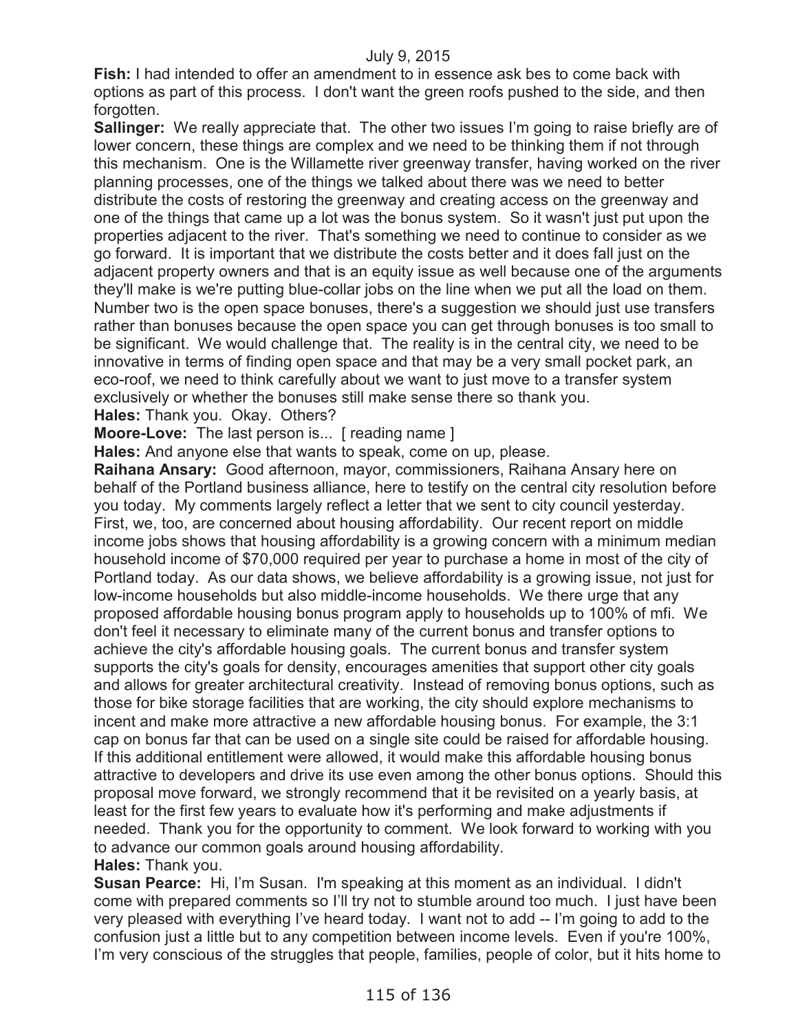**Fish:** I had intended to offer an amendment to in essence ask bes to come back with options as part of this process. I don't want the green roofs pushed to the side, and then forgotten.

**Sallinger:** We really appreciate that. The other two issues I'm going to raise briefly are of lower concern, these things are complex and we need to be thinking them if not through this mechanism. One is the Willamette river greenway transfer, having worked on the river planning processes, one of the things we talked about there was we need to better distribute the costs of restoring the greenway and creating access on the greenway and one of the things that came up a lot was the bonus system. So it wasn't just put upon the properties adjacent to the river. That's something we need to continue to consider as we go forward. It is important that we distribute the costs better and it does fall just on the adjacent property owners and that is an equity issue as well because one of the arguments they'll make is we're putting blue-collar jobs on the line when we put all the load on them. Number two is the open space bonuses, there's a suggestion we should just use transfers rather than bonuses because the open space you can get through bonuses is too small to be significant. We would challenge that. The reality is in the central city, we need to be innovative in terms of finding open space and that may be a very small pocket park, an eco-roof, we need to think carefully about we want to just move to a transfer system exclusively or whether the bonuses still make sense there so thank you.

**Hales:** Thank you. Okay. Others?

**Moore-Love:** The last person is... [ reading name ]

**Hales:** And anyone else that wants to speak, come on up, please.

**Raihana Ansary:** Good afternoon, mayor, commissioners, Raihana Ansary here on behalf of the Portland business alliance, here to testify on the central city resolution before you today. My comments largely reflect a letter that we sent to city council yesterday. First, we, too, are concerned about housing affordability. Our recent report on middle income jobs shows that housing affordability is a growing concern with a minimum median household income of $70,000 required per year to purchase a home in most of the city of Portland today. As our data shows, we believe affordability is a growing issue, not just for low-income households but also middle-income households. We there urge that any proposed affordable housing bonus program apply to households up to 100% of mfi. We don't feel it necessary to eliminate many of the current bonus and transfer options to achieve the city's affordable housing goals. The current bonus and transfer system supports the city's goals for density, encourages amenities that support other city goals and allows for greater architectural creativity. Instead of removing bonus options, such as those for bike storage facilities that are working, the city should explore mechanisms to incent and make more attractive a new affordable housing bonus. For example, the 3:1 cap on bonus far that can be used on a single site could be raised for affordable housing. If this additional entitlement were allowed, it would make this affordable housing bonus attractive to developers and drive its use even among the other bonus options. Should this proposal move forward, we strongly recommend that it be revisited on a yearly basis, at least for the first few years to evaluate how it's performing and make adjustments if needed. Thank you for the opportunity to comment. We look forward to working with you to advance our common goals around housing affordability.

**Hales:** Thank you.

**Susan Pearce:** Hi, I'm Susan. I'm speaking at this moment as an individual. I didn't come with prepared comments so I'll try not to stumble around too much. I just have been very pleased with everything I've heard today. I want not to add -- I'm going to add to the confusion just a little but to any competition between income levels. Even if you're 100%, I'm very conscious of the struggles that people, families, people of color, but it hits home to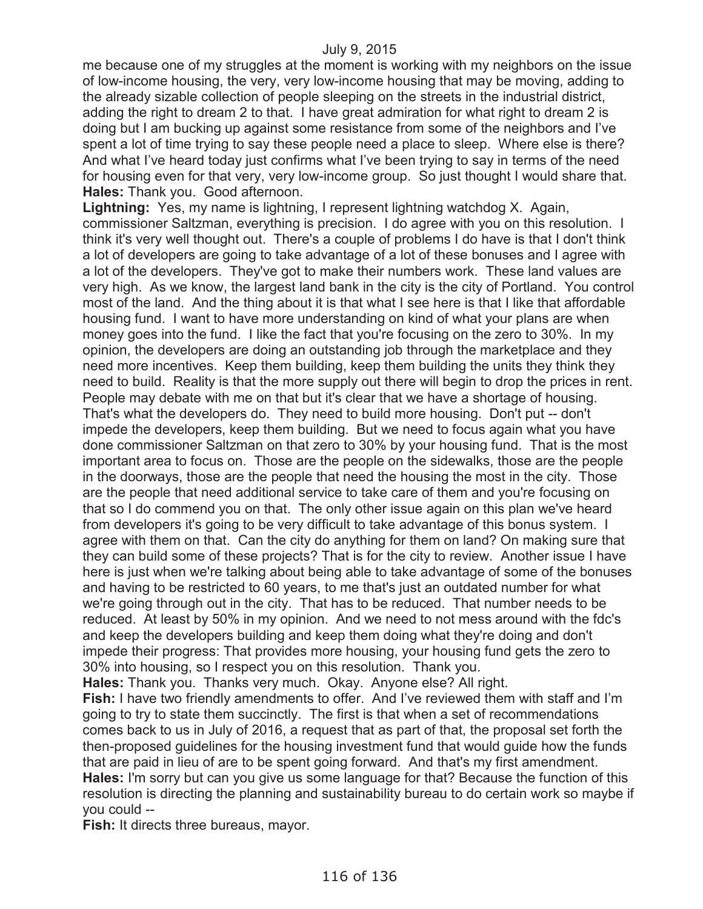me because one of my struggles at the moment is working with my neighbors on the issue of low-income housing, the very, very low-income housing that may be moving, adding to the already sizable collection of people sleeping on the streets in the industrial district, adding the right to dream 2 to that. I have great admiration for what right to dream 2 is doing but I am bucking up against some resistance from some of the neighbors and I've spent a lot of time trying to say these people need a place to sleep. Where else is there? And what I've heard today just confirms what I've been trying to say in terms of the need for housing even for that very, very low-income group. So just thought I would share that.

**Hales:** Thank you. Good afternoon.

**Lightning:** Yes, my name is lightning, I represent lightning watchdog X. Again, commissioner Saltzman, everything is precision. I do agree with you on this resolution. I think it's very well thought out. There's a couple of problems I do have is that I don't think a lot of developers are going to take advantage of a lot of these bonuses and I agree with a lot of the developers. They've got to make their numbers work. These land values are very high. As we know, the largest land bank in the city is the city of Portland. You control most of the land. And the thing about it is that what I see here is that I like that affordable housing fund. I want to have more understanding on kind of what your plans are when money goes into the fund. I like the fact that you're focusing on the zero to 30%. In my opinion, the developers are doing an outstanding job through the marketplace and they need more incentives. Keep them building, keep them building the units they think they need to build. Reality is that the more supply out there will begin to drop the prices in rent. People may debate with me on that but it's clear that we have a shortage of housing. That's what the developers do. They need to build more housing. Don't put -- don't impede the developers, keep them building. But we need to focus again what you have done commissioner Saltzman on that zero to 30% by your housing fund. That is the most important area to focus on. Those are the people on the sidewalks, those are the people in the doorways, those are the people that need the housing the most in the city. Those are the people that need additional service to take care of them and you're focusing on that so I do commend you on that. The only other issue again on this plan we've heard from developers it's going to be very difficult to take advantage of this bonus system. I agree with them on that. Can the city do anything for them on land? On making sure that they can build some of these projects? That is for the city to review. Another issue I have here is just when we're talking about being able to take advantage of some of the bonuses and having to be restricted to 60 years, to me that's just an outdated number for what we're going through out in the city. That has to be reduced. That number needs to be reduced. At least by 50% in my opinion. And we need to not mess around with the fdc's and keep the developers building and keep them doing what they're doing and don't impede their progress: That provides more housing, your housing fund gets the zero to 30% into housing, so I respect you on this resolution. Thank you.

**Hales:** Thank you. Thanks very much. Okay. Anyone else? All right.

**Fish:** I have two friendly amendments to offer. And I've reviewed them with staff and I'm going to try to state them succinctly. The first is that when a set of recommendations comes back to us in July of 2016, a request that as part of that, the proposal set forth the then-proposed guidelines for the housing investment fund that would guide how the funds that are paid in lieu of are to be spent going forward. And that's my first amendment.

**Hales:** I'm sorry but can you give us some language for that? Because the function of this resolution is directing the planning and sustainability bureau to do certain work so maybe if you could --

**Fish:** It directs three bureaus, mayor.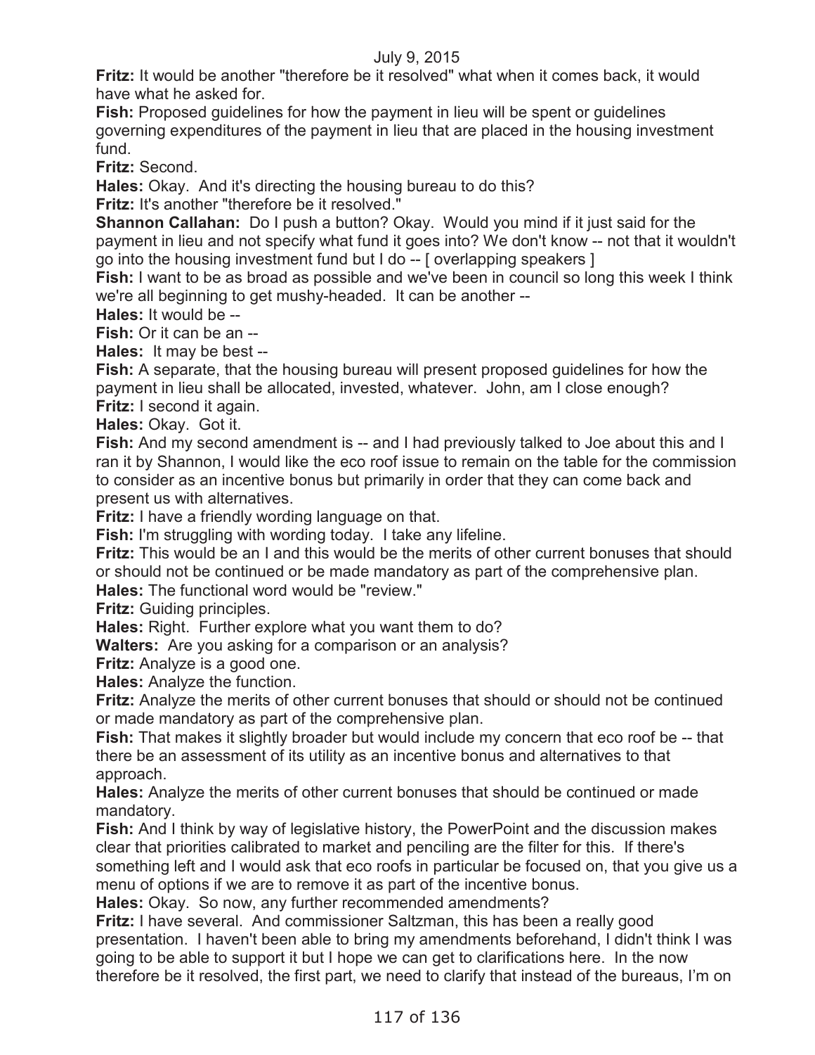**Fritz:** It would be another "therefore be it resolved" what when it comes back, it would have what he asked for.

**Fish:** Proposed guidelines for how the payment in lieu will be spent or guidelines governing expenditures of the payment in lieu that are placed in the housing investment fund.

**Fritz:** Second.

**Hales:** Okay. And it's directing the housing bureau to do this?

**Fritz:** It's another "therefore be it resolved."

**Shannon Callahan:** Do I push a button? Okay. Would you mind if it just said for the payment in lieu and not specify what fund it goes into? We don't know -- not that it wouldn't go into the housing investment fund but I do -- [ overlapping speakers ]

**Fish:** I want to be as broad as possible and we've been in council so long this week I think we're all beginning to get mushy-headed. It can be another --

**Hales:** It would be --

**Fish:** Or it can be an --

**Hales:** It may be best --

**Fish:** A separate, that the housing bureau will present proposed guidelines for how the payment in lieu shall be allocated, invested, whatever. John, am I close enough?

**Fritz:** I second it again.

**Hales:** Okay. Got it.

**Fish:** And my second amendment is -- and I had previously talked to Joe about this and I ran it by Shannon, I would like the eco roof issue to remain on the table for the commission to consider as an incentive bonus but primarily in order that they can come back and present us with alternatives.

**Fritz:** I have a friendly wording language on that.

**Fish:** I'm struggling with wording today. I take any lifeline.

**Fritz:** This would be an I and this would be the merits of other current bonuses that should or should not be continued or be made mandatory as part of the comprehensive plan.

**Hales:** The functional word would be "review."

**Fritz:** Guiding principles.

**Hales:** Right. Further explore what you want them to do?

**Walters:** Are you asking for a comparison or an analysis?

**Fritz:** Analyze is a good one.

**Hales:** Analyze the function.

**Fritz:** Analyze the merits of other current bonuses that should or should not be continued or made mandatory as part of the comprehensive plan.

**Fish:** That makes it slightly broader but would include my concern that eco roof be -- that there be an assessment of its utility as an incentive bonus and alternatives to that approach.

**Hales:** Analyze the merits of other current bonuses that should be continued or made mandatory.

**Fish:** And I think by way of legislative history, the PowerPoint and the discussion makes clear that priorities calibrated to market and penciling are the filter for this. If there's something left and I would ask that eco roofs in particular be focused on, that you give us a menu of options if we are to remove it as part of the incentive bonus.

**Hales:** Okay. So now, any further recommended amendments?

**Fritz:** I have several. And commissioner Saltzman, this has been a really good presentation. I haven't been able to bring my amendments beforehand, I didn't think I was going to be able to support it but I hope we can get to clarifications here. In the now therefore be it resolved, the first part, we need to clarify that instead of the bureaus, I'm on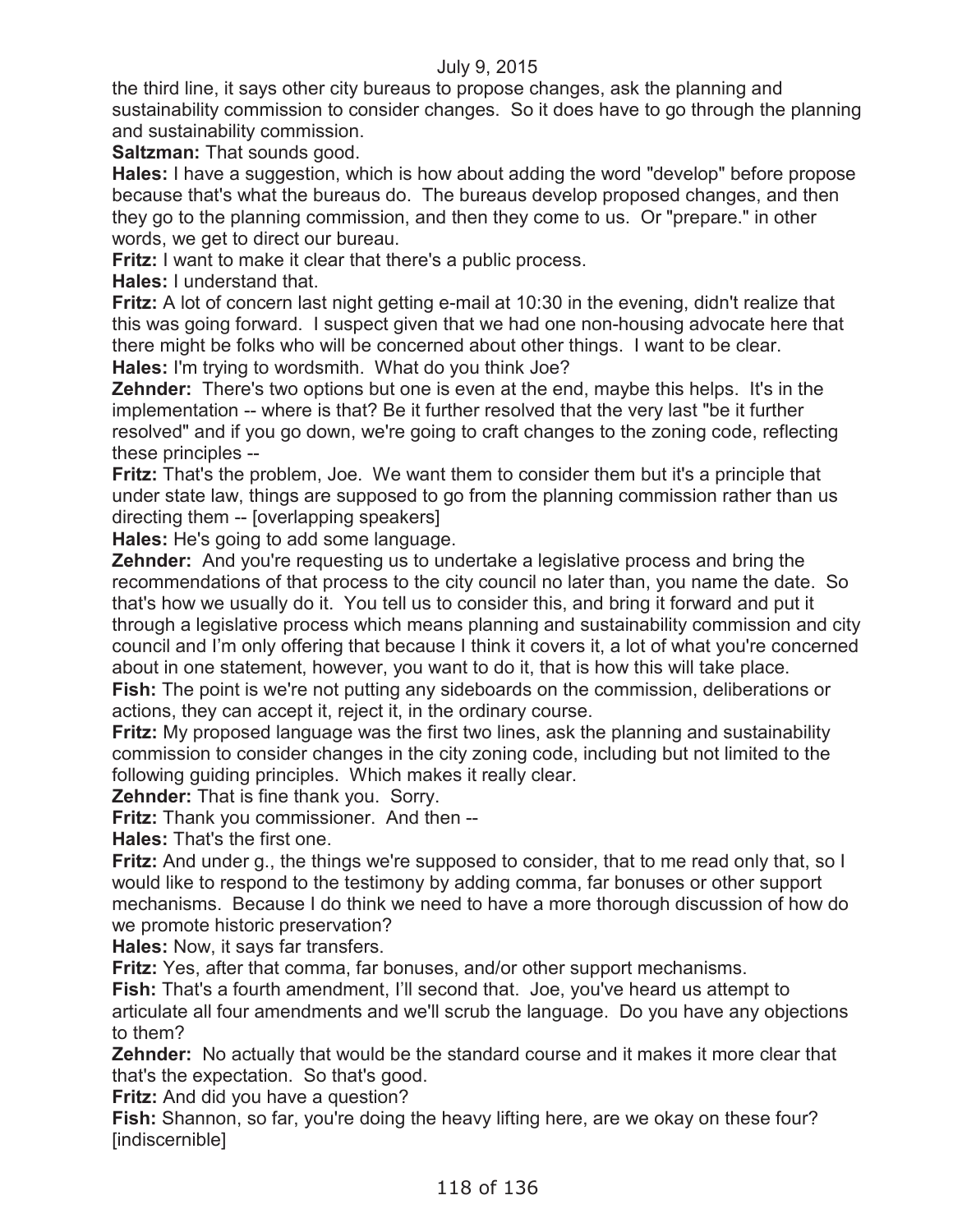the third line, it says other city bureaus to propose changes, ask the planning and sustainability commission to consider changes. So it does have to go through the planning and sustainability commission.

**Saltzman:** That sounds good.

**Hales:** I have a suggestion, which is how about adding the word "develop" before propose because that's what the bureaus do. The bureaus develop proposed changes, and then they go to the planning commission, and then they come to us. Or "prepare." in other words, we get to direct our bureau.

**Fritz:** I want to make it clear that there's a public process.

**Hales:** I understand that.

**Fritz:** A lot of concern last night getting e-mail at 10:30 in the evening, didn't realize that this was going forward. I suspect given that we had one non-housing advocate here that there might be folks who will be concerned about other things. I want to be clear.

**Hales:** I'm trying to wordsmith. What do you think Joe?

**Zehnder:** There's two options but one is even at the end, maybe this helps. It's in the implementation -- where is that? Be it further resolved that the very last "be it further resolved" and if you go down, we're going to craft changes to the zoning code, reflecting these principles --

**Fritz:** That's the problem, Joe. We want them to consider them but it's a principle that under state law, things are supposed to go from the planning commission rather than us directing them -- [overlapping speakers]

**Hales:** He's going to add some language.

**Zehnder:** And you're requesting us to undertake a legislative process and bring the recommendations of that process to the city council no later than, you name the date. So that's how we usually do it. You tell us to consider this, and bring it forward and put it through a legislative process which means planning and sustainability commission and city council and I'm only offering that because I think it covers it, a lot of what you're concerned about in one statement, however, you want to do it, that is how this will take place.

**Fish:** The point is we're not putting any sideboards on the commission, deliberations or actions, they can accept it, reject it, in the ordinary course.

**Fritz:** My proposed language was the first two lines, ask the planning and sustainability commission to consider changes in the city zoning code, including but not limited to the following guiding principles. Which makes it really clear.

**Zehnder:** That is fine thank you. Sorry.

**Fritz:** Thank you commissioner. And then --

**Hales:** That's the first one.

**Fritz:** And under g., the things we're supposed to consider, that to me read only that, so I would like to respond to the testimony by adding comma, far bonuses or other support mechanisms. Because I do think we need to have a more thorough discussion of how do we promote historic preservation?

**Hales:** Now, it says far transfers.

**Fritz:** Yes, after that comma, far bonuses, and/or other support mechanisms.

**Fish:** That's a fourth amendment, I'll second that. Joe, you've heard us attempt to articulate all four amendments and we'll scrub the language. Do you have any objections to them?

**Zehnder:** No actually that would be the standard course and it makes it more clear that that's the expectation. So that's good.

**Fritz:** And did you have a question?

**Fish:** Shannon, so far, you're doing the heavy lifting here, are we okay on these four? [indiscernible]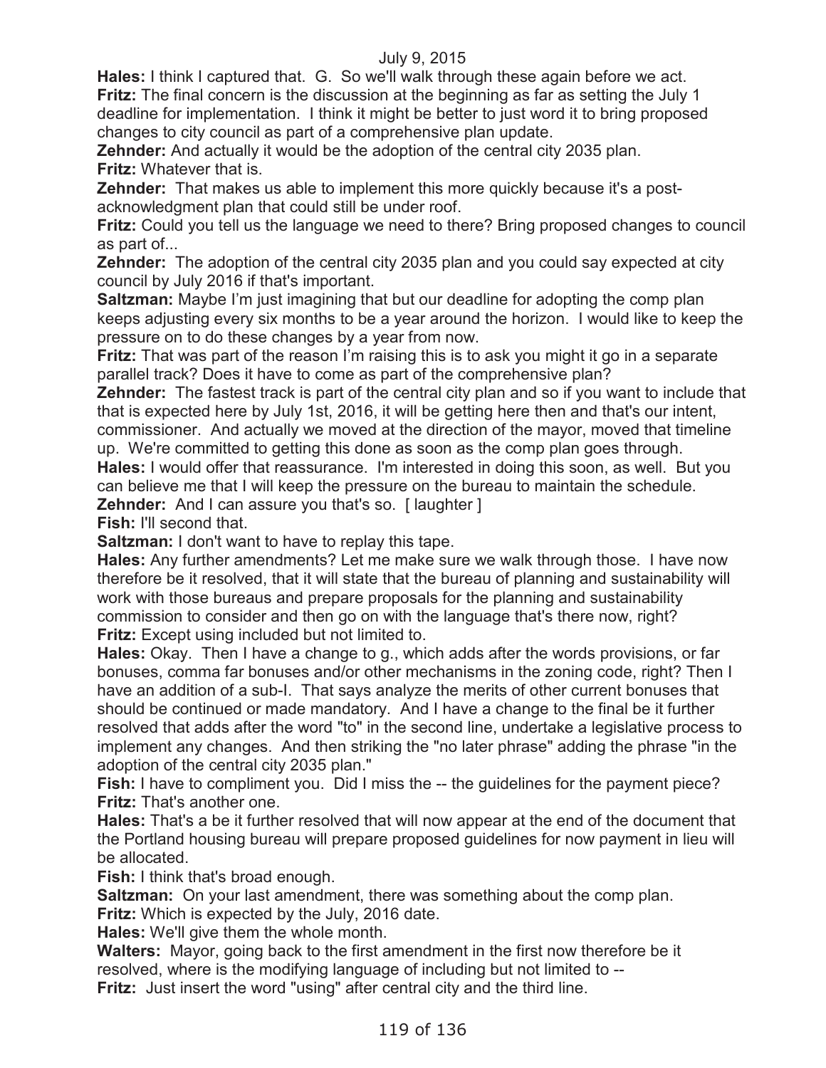July 9, 2015

**Hales:** I think I captured that. G. So we'll walk through these again before we act.

**Fritz:** The final concern is the discussion at the beginning as far as setting the July 1 deadline for implementation. I think it might be better to just word it to bring proposed changes to city council as part of a comprehensive plan update.

**Zehnder:** And actually it would be the adoption of the central city 2035 plan.

**Fritz:** Whatever that is.

**Zehnder:** That makes us able to implement this more quickly because it's a post-acknowledgment plan that could still be under roof.

**Fritz:** Could you tell us the language we need to there? Bring proposed changes to council as part of...

**Zehnder:** The adoption of the central city 2035 plan and you could say expected at city council by July 2016 if that's important.

**Saltzman:** Maybe I'm just imagining that but our deadline for adopting the comp plan keeps adjusting every six months to be a year around the horizon. I would like to keep the pressure on to do these changes by a year from now.

**Fritz:** That was part of the reason I'm raising this is to ask you might it go in a separate parallel track? Does it have to come as part of the comprehensive plan?

**Zehnder:** The fastest track is part of the central city plan and so if you want to include that that is expected here by July 1st, 2016, it will be getting here then and that's our intent, commissioner. And actually we moved at the direction of the mayor, moved that timeline up. We're committed to getting this done as soon as the comp plan goes through.

**Hales:** I would offer that reassurance. I'm interested in doing this soon, as well. But you can believe me that I will keep the pressure on the bureau to maintain the schedule.

**Zehnder:** And I can assure you that's so. [ laughter ]

**Fish:** I'll second that.

**Saltzman:** I don't want to have to replay this tape.

**Hales:** Any further amendments? Let me make sure we walk through those. I have now therefore be it resolved, that it will state that the bureau of planning and sustainability will work with those bureaus and prepare proposals for the planning and sustainability commission to consider and then go on with the language that's there now, right?

**Fritz:** Except using included but not limited to.

**Hales:** Okay. Then I have a change to g., which adds after the words provisions, or far bonuses, comma far bonuses and/or other mechanisms in the zoning code, right? Then I have an addition of a sub-I. That says analyze the merits of other current bonuses that should be continued or made mandatory. And I have a change to the final be it further resolved that adds after the word "to" in the second line, undertake a legislative process to implement any changes. And then striking the "no later phrase" adding the phrase "in the adoption of the central city 2035 plan."

**Fish:** I have to compliment you. Did I miss the -- the guidelines for the payment piece?

**Fritz:** That's another one.

**Hales:** That's a be it further resolved that will now appear at the end of the document that the Portland housing bureau will prepare proposed guidelines for now payment in lieu will be allocated.

**Fish:** I think that's broad enough.

**Saltzman:** On your last amendment, there was something about the comp plan.

**Fritz:** Which is expected by the July, 2016 date.

**Hales:** We'll give them the whole month.

**Walters:** Mayor, going back to the first amendment in the first now therefore be it resolved, where is the modifying language of including but not limited to --

**Fritz:** Just insert the word "using" after central city and the third line.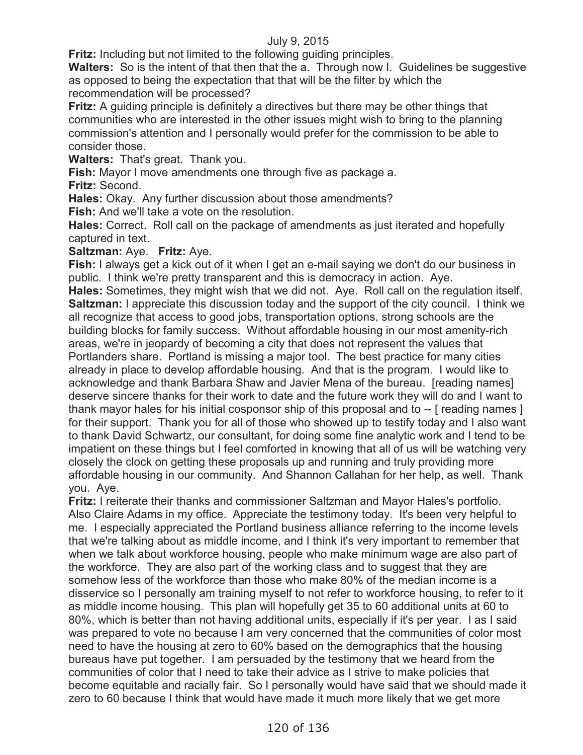**Fritz:** Including but not limited to the following guiding principles.

**Walters:** So is the intent of that then that the a. Through now I. Guidelines be suggestive as opposed to being the expectation that that will be the filter by which the recommendation will be processed?

**Fritz:** A guiding principle is definitely a directives but there may be other things that communities who are interested in the other issues might wish to bring to the planning commission's attention and I personally would prefer for the commission to be able to consider those.

**Walters:** That's great. Thank you.

**Fish:** Mayor I move amendments one through five as package a.

**Fritz:** Second.

**Hales:** Okay. Any further discussion about those amendments?

**Fish:** And we'll take a vote on the resolution.

**Hales:** Correct. Roll call on the package of amendments as just iterated and hopefully captured in text.

**Saltzman:** Aye. **Fritz:** Aye.

**Fish:** I always get a kick out of it when I get an e-mail saying we don't do our business in public. I think we're pretty transparent and this is democracy in action. Aye.

**Hales:** Sometimes, they might wish that we did not. Aye. Roll call on the regulation itself.

**Saltzman:** I appreciate this discussion today and the support of the city council. I think we all recognize that access to good jobs, transportation options, strong schools are the building blocks for family success. Without affordable housing in our most amenity-rich areas, we're in jeopardy of becoming a city that does not represent the values that Portlanders share. Portland is missing a major tool. The best practice for many cities already in place to develop affordable housing. And that is the program. I would like to acknowledge and thank Barbara Shaw and Javier Mena of the bureau. [reading names] deserve sincere thanks for their work to date and the future work they will do and I want to thank mayor hales for his initial cosponsor ship of this proposal and to -- [ reading names ] for their support. Thank you for all of those who showed up to testify today and I also want to thank David Schwartz, our consultant, for doing some fine analytic work and I tend to be impatient on these things but I feel comforted in knowing that all of us will be watching very closely the clock on getting these proposals up and running and truly providing more affordable housing in our community. And Shannon Callahan for her help, as well. Thank you. Aye.

**Fritz:** I reiterate their thanks and commissioner Saltzman and Mayor Hales's portfolio. Also Claire Adams in my office. Appreciate the testimony today. It's been very helpful to me. I especially appreciated the Portland business alliance referring to the income levels that we're talking about as middle income, and I think it's very important to remember that when we talk about workforce housing, people who make minimum wage are also part of the workforce. They are also part of the working class and to suggest that they are somehow less of the workforce than those who make 80% of the median income is a disservice so I personally am training myself to not refer to workforce housing, to refer to it as middle income housing. This plan will hopefully get 35 to 60 additional units at 60 to 80%, which is better than not having additional units, especially if it's per year. I as I said was prepared to vote no because I am very concerned that the communities of color most need to have the housing at zero to 60% based on the demographics that the housing bureaus have put together. I am persuaded by the testimony that we heard from the communities of color that I need to take their advice as I strive to make policies that become equitable and racially fair. So I personally would have said that we should made it zero to 60 because I think that would have made it much more likely that we get more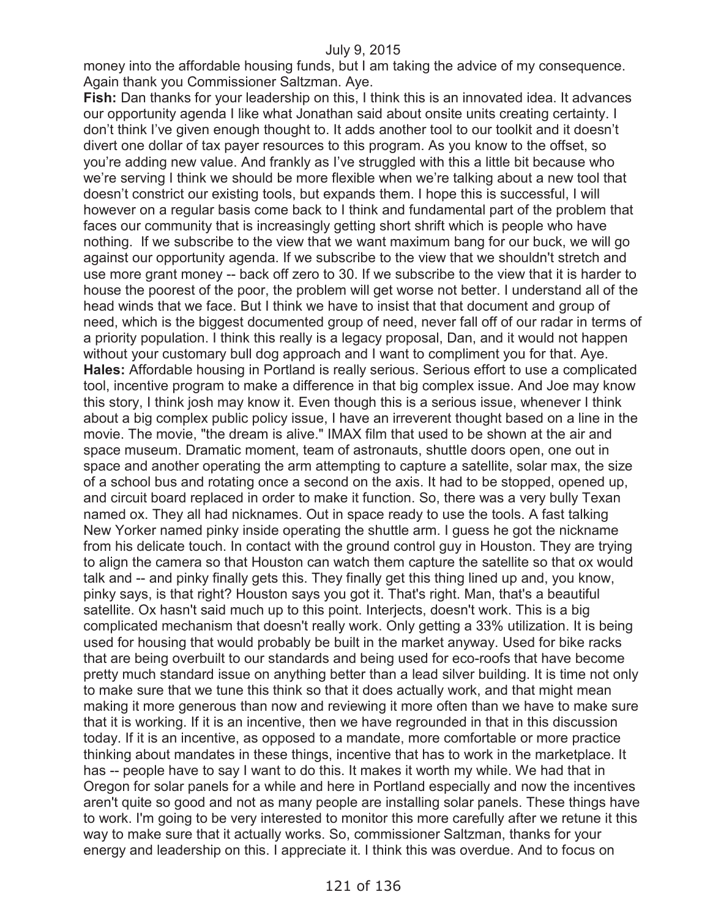money into the affordable housing funds, but I am taking the advice of my consequence. Again thank you Commissioner Saltzman. Aye.

**Fish:** Dan thanks for your leadership on this, I think this is an innovated idea. It advances our opportunity agenda I like what Jonathan said about onsite units creating certainty. I don't think I've given enough thought to. It adds another tool to our toolkit and it doesn't divert one dollar of tax payer resources to this program. As you know to the offset, so you're adding new value. And frankly as I've struggled with this a little bit because who we're serving I think we should be more flexible when we're talking about a new tool that doesn't constrict our existing tools, but expands them. I hope this is successful, I will however on a regular basis come back to I think and fundamental part of the problem that faces our community that is increasingly getting short shrift which is people who have nothing. If we subscribe to the view that we want maximum bang for our buck, we will go against our opportunity agenda. If we subscribe to the view that we shouldn't stretch and use more grant money -- back off zero to 30. If we subscribe to the view that it is harder to house the poorest of the poor, the problem will get worse not better. I understand all of the head winds that we face. But I think we have to insist that that document and group of need, which is the biggest documented group of need, never fall off of our radar in terms of a priority population. I think this really is a legacy proposal, Dan, and it would not happen without your customary bull dog approach and I want to compliment you for that. Aye.

**Hales:** Affordable housing in Portland is really serious. Serious effort to use a complicated tool, incentive program to make a difference in that big complex issue. And Joe may know this story, I think josh may know it. Even though this is a serious issue, whenever I think about a big complex public policy issue, I have an irreverent thought based on a line in the movie. The movie, "the dream is alive." IMAX film that used to be shown at the air and space museum. Dramatic moment, team of astronauts, shuttle doors open, one out in space and another operating the arm attempting to capture a satellite, solar max, the size of a school bus and rotating once a second on the axis. It had to be stopped, opened up, and circuit board replaced in order to make it function. So, there was a very bully Texan named ox. They all had nicknames. Out in space ready to use the tools. A fast talking New Yorker named pinky inside operating the shuttle arm. I guess he got the nickname from his delicate touch. In contact with the ground control guy in Houston. They are trying to align the camera so that Houston can watch them capture the satellite so that ox would talk and -- and pinky finally gets this. They finally get this thing lined up and, you know, pinky says, is that right? Houston says you got it. That's right. Man, that's a beautiful satellite. Ox hasn't said much up to this point. Interjects, doesn't work. This is a big complicated mechanism that doesn't really work. Only getting a 33% utilization. It is being used for housing that would probably be built in the market anyway. Used for bike racks that are being overbuilt to our standards and being used for eco-roofs that have become pretty much standard issue on anything better than a lead silver building. It is time not only to make sure that we tune this think so that it does actually work, and that might mean making it more generous than now and reviewing it more often than we have to make sure that it is working. If it is an incentive, then we have regrounded in that in this discussion today. If it is an incentive, as opposed to a mandate, more comfortable or more practice thinking about mandates in these things, incentive that has to work in the marketplace. It has -- people have to say I want to do this. It makes it worth my while. We had that in Oregon for solar panels for a while and here in Portland especially and now the incentives aren't quite so good and not as many people are installing solar panels. These things have to work. I'm going to be very interested to monitor this more carefully after we retune it this way to make sure that it actually works. So, commissioner Saltzman, thanks for your energy and leadership on this. I appreciate it. I think this was overdue. And to focus on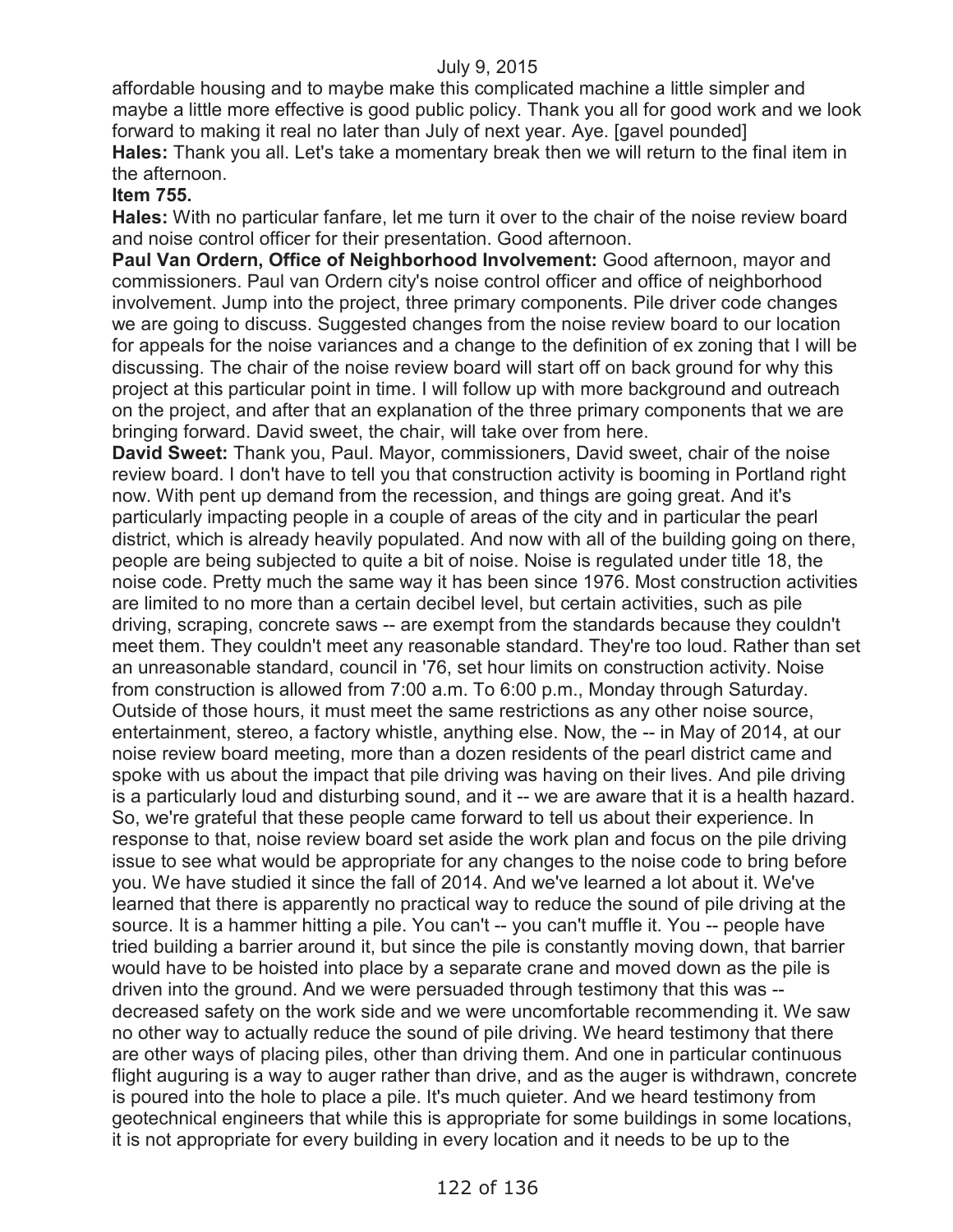affordable housing and to maybe make this complicated machine a little simpler and maybe a little more effective is good public policy. Thank you all for good work and we look forward to making it real no later than July of next year. Aye. [gavel pounded]

**Hales:** Thank you all. Let's take a momentary break then we will return to the final item in the afternoon.

**Item 755.**

**Hales:** With no particular fanfare, let me turn it over to the chair of the noise review board and noise control officer for their presentation. Good afternoon.

**Paul Van Ordern, Office of Neighborhood Involvement:** Good afternoon, mayor and commissioners. Paul van Ordern city's noise control officer and office of neighborhood involvement. Jump into the project, three primary components. Pile driver code changes we are going to discuss. Suggested changes from the noise review board to our location for appeals for the noise variances and a change to the definition of ex zoning that I will be discussing. The chair of the noise review board will start off on back ground for why this project at this particular point in time. I will follow up with more background and outreach on the project, and after that an explanation of the three primary components that we are bringing forward. David sweet, the chair, will take over from here.

**David Sweet:** Thank you, Paul. Mayor, commissioners, David sweet, chair of the noise review board. I don't have to tell you that construction activity is booming in Portland right now. With pent up demand from the recession, and things are going great. And it's particularly impacting people in a couple of areas of the city and in particular the pearl district, which is already heavily populated. And now with all of the building going on there, people are being subjected to quite a bit of noise. Noise is regulated under title 18, the noise code. Pretty much the same way it has been since 1976. Most construction activities are limited to no more than a certain decibel level, but certain activities, such as pile driving, scraping, concrete saws -- are exempt from the standards because they couldn't meet them. They couldn't meet any reasonable standard. They're too loud. Rather than set an unreasonable standard, council in '76, set hour limits on construction activity. Noise from construction is allowed from 7:00 a.m. To 6:00 p.m., Monday through Saturday. Outside of those hours, it must meet the same restrictions as any other noise source, entertainment, stereo, a factory whistle, anything else. Now, the -- in May of 2014, at our noise review board meeting, more than a dozen residents of the pearl district came and spoke with us about the impact that pile driving was having on their lives. And pile driving is a particularly loud and disturbing sound, and it -- we are aware that it is a health hazard. So, we're grateful that these people came forward to tell us about their experience. In response to that, noise review board set aside the work plan and focus on the pile driving issue to see what would be appropriate for any changes to the noise code to bring before you. We have studied it since the fall of 2014. And we've learned a lot about it. We've learned that there is apparently no practical way to reduce the sound of pile driving at the source. It is a hammer hitting a pile. You can't -- you can't muffle it. You -- people have tried building a barrier around it, but since the pile is constantly moving down, that barrier would have to be hoisted into place by a separate crane and moved down as the pile is driven into the ground. And we were persuaded through testimony that this was -- decreased safety on the work side and we were uncomfortable recommending it. We saw no other way to actually reduce the sound of pile driving. We heard testimony that there are other ways of placing piles, other than driving them. And one in particular continuous flight auguring is a way to auger rather than drive, and as the auger is withdrawn, concrete is poured into the hole to place a pile. It's much quieter. And we heard testimony from geotechnical engineers that while this is appropriate for some buildings in some locations, it is not appropriate for every building in every location and it needs to be up to the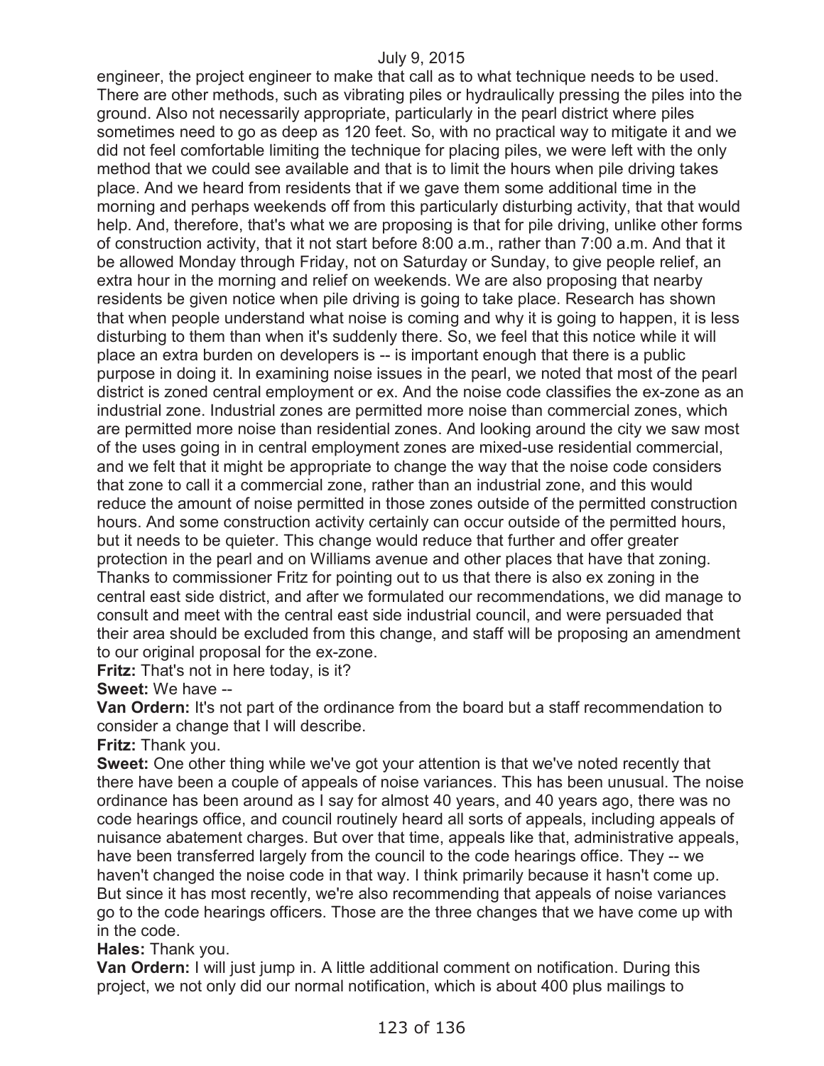engineer, the project engineer to make that call as to what technique needs to be used. There are other methods, such as vibrating piles or hydraulically pressing the piles into the ground. Also not necessarily appropriate, particularly in the pearl district where piles sometimes need to go as deep as 120 feet. So, with no practical way to mitigate it and we did not feel comfortable limiting the technique for placing piles, we were left with the only method that we could see available and that is to limit the hours when pile driving takes place. And we heard from residents that if we gave them some additional time in the morning and perhaps weekends off from this particularly disturbing activity, that that would help. And, therefore, that's what we are proposing is that for pile driving, unlike other forms of construction activity, that it not start before 8:00 a.m., rather than 7:00 a.m. And that it be allowed Monday through Friday, not on Saturday or Sunday, to give people relief, an extra hour in the morning and relief on weekends. We are also proposing that nearby residents be given notice when pile driving is going to take place. Research has shown that when people understand what noise is coming and why it is going to happen, it is less disturbing to them than when it's suddenly there. So, we feel that this notice while it will place an extra burden on developers is -- is important enough that there is a public purpose in doing it. In examining noise issues in the pearl, we noted that most of the pearl district is zoned central employment or ex. And the noise code classifies the ex-zone as an industrial zone. Industrial zones are permitted more noise than commercial zones, which are permitted more noise than residential zones. And looking around the city we saw most of the uses going in in central employment zones are mixed-use residential commercial, and we felt that it might be appropriate to change the way that the noise code considers that zone to call it a commercial zone, rather than an industrial zone, and this would reduce the amount of noise permitted in those zones outside of the permitted construction hours. And some construction activity certainly can occur outside of the permitted hours, but it needs to be quieter. This change would reduce that further and offer greater protection in the pearl and on Williams avenue and other places that have that zoning. Thanks to commissioner Fritz for pointing out to us that there is also ex zoning in the central east side district, and after we formulated our recommendations, we did manage to consult and meet with the central east side industrial council, and were persuaded that their area should be excluded from this change, and staff will be proposing an amendment to our original proposal for the ex-zone.

**Fritz:** That's not in here today, is it?

**Sweet:** We have --

**Van Ordern:** It's not part of the ordinance from the board but a staff recommendation to consider a change that I will describe.

**Fritz:** Thank you.

**Sweet:** One other thing while we've got your attention is that we've noted recently that there have been a couple of appeals of noise variances. This has been unusual. The noise ordinance has been around as I say for almost 40 years, and 40 years ago, there was no code hearings office, and council routinely heard all sorts of appeals, including appeals of nuisance abatement charges. But over that time, appeals like that, administrative appeals, have been transferred largely from the council to the code hearings office. They -- we haven't changed the noise code in that way. I think primarily because it hasn't come up. But since it has most recently, we're also recommending that appeals of noise variances go to the code hearings officers. Those are the three changes that we have come up with in the code.

**Hales:** Thank you.

**Van Ordern:** I will just jump in. A little additional comment on notification. During this project, we not only did our normal notification, which is about 400 plus mailings to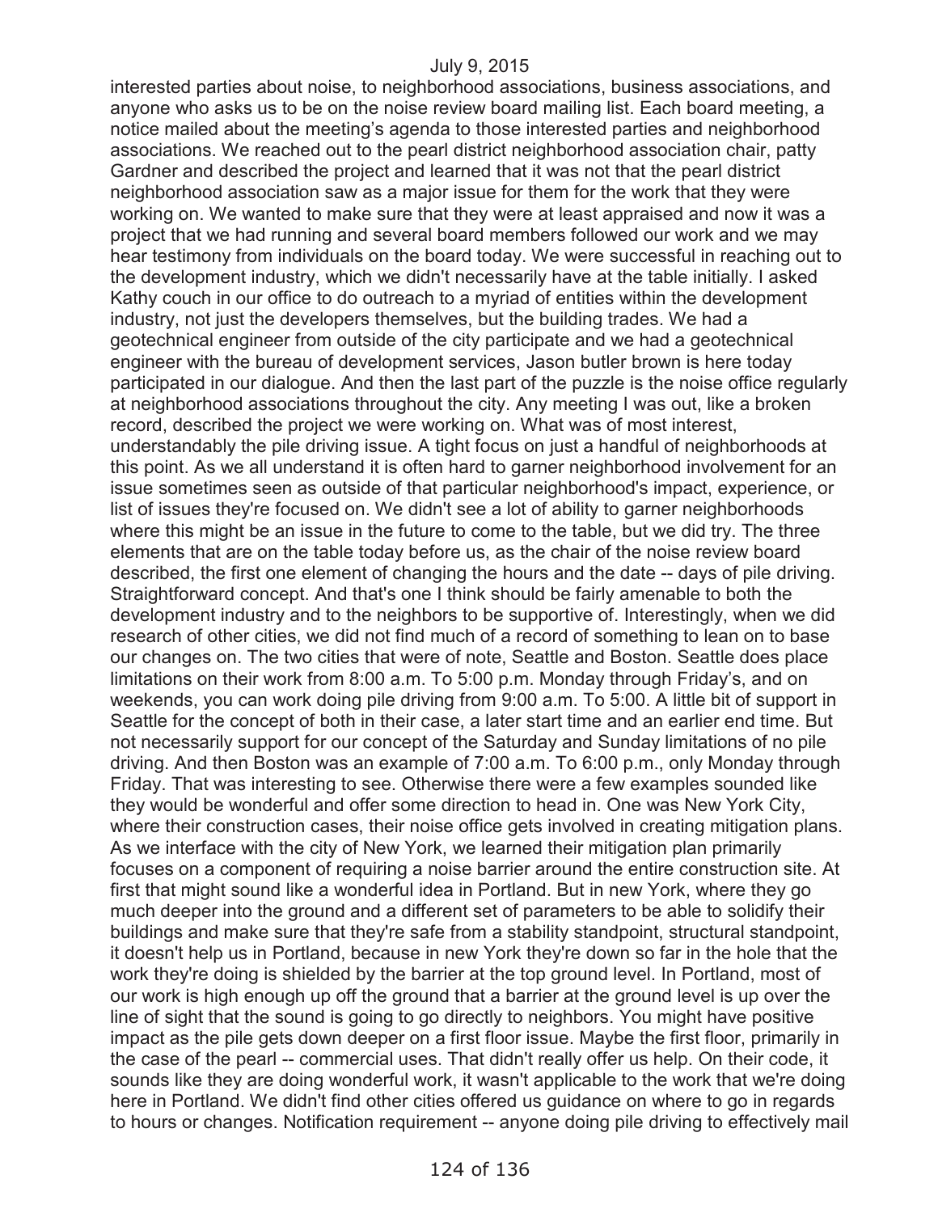interested parties about noise, to neighborhood associations, business associations, and anyone who asks us to be on the noise review board mailing list. Each board meeting, a notice mailed about the meeting's agenda to those interested parties and neighborhood associations. We reached out to the pearl district neighborhood association chair, patty Gardner and described the project and learned that it was not that the pearl district neighborhood association saw as a major issue for them for the work that they were working on. We wanted to make sure that they were at least appraised and now it was a project that we had running and several board members followed our work and we may hear testimony from individuals on the board today. We were successful in reaching out to the development industry, which we didn't necessarily have at the table initially. I asked Kathy couch in our office to do outreach to a myriad of entities within the development industry, not just the developers themselves, but the building trades. We had a geotechnical engineer from outside of the city participate and we had a geotechnical engineer with the bureau of development services, Jason butler brown is here today participated in our dialogue. And then the last part of the puzzle is the noise office regularly at neighborhood associations throughout the city. Any meeting I was out, like a broken record, described the project we were working on. What was of most interest, understandably the pile driving issue. A tight focus on just a handful of neighborhoods at this point. As we all understand it is often hard to garner neighborhood involvement for an issue sometimes seen as outside of that particular neighborhood's impact, experience, or list of issues they're focused on. We didn't see a lot of ability to garner neighborhoods where this might be an issue in the future to come to the table, but we did try. The three elements that are on the table today before us, as the chair of the noise review board described, the first one element of changing the hours and the date -- days of pile driving. Straightforward concept. And that's one I think should be fairly amenable to both the development industry and to the neighbors to be supportive of. Interestingly, when we did research of other cities, we did not find much of a record of something to lean on to base our changes on. The two cities that were of note, Seattle and Boston. Seattle does place limitations on their work from 8:00 a.m. To 5:00 p.m. Monday through Friday's, and on weekends, you can work doing pile driving from 9:00 a.m. To 5:00. A little bit of support in Seattle for the concept of both in their case, a later start time and an earlier end time. But not necessarily support for our concept of the Saturday and Sunday limitations of no pile driving. And then Boston was an example of 7:00 a.m. To 6:00 p.m., only Monday through Friday. That was interesting to see. Otherwise there were a few examples sounded like they would be wonderful and offer some direction to head in. One was New York City, where their construction cases, their noise office gets involved in creating mitigation plans. As we interface with the city of New York, we learned their mitigation plan primarily focuses on a component of requiring a noise barrier around the entire construction site. At first that might sound like a wonderful idea in Portland. But in new York, where they go much deeper into the ground and a different set of parameters to be able to solidify their buildings and make sure that they're safe from a stability standpoint, structural standpoint, it doesn't help us in Portland, because in new York they're down so far in the hole that the work they're doing is shielded by the barrier at the top ground level. In Portland, most of our work is high enough up off the ground that a barrier at the ground level is up over the line of sight that the sound is going to go directly to neighbors. You might have positive impact as the pile gets down deeper on a first floor issue. Maybe the first floor, primarily in the case of the pearl -- commercial uses. That didn't really offer us help. On their code, it sounds like they are doing wonderful work, it wasn't applicable to the work that we're doing here in Portland. We didn't find other cities offered us guidance on where to go in regards to hours or changes. Notification requirement -- anyone doing pile driving to effectively mail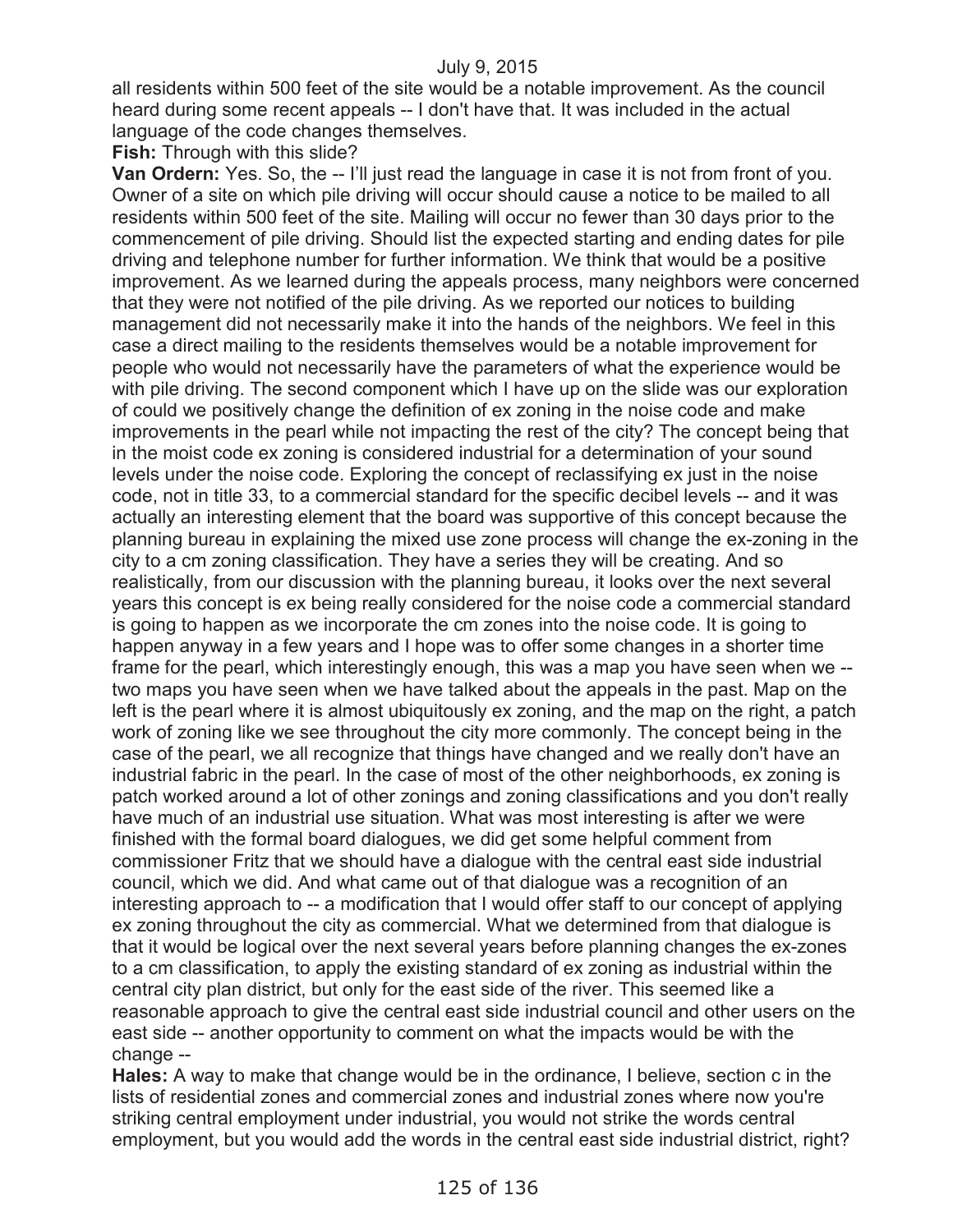all residents within 500 feet of the site would be a notable improvement. As the council heard during some recent appeals -- I don't have that. It was included in the actual language of the code changes themselves.

**Fish:** Through with this slide?

**Van Ordern:** Yes. So, the -- I'll just read the language in case it is not from front of you. Owner of a site on which pile driving will occur should cause a notice to be mailed to all residents within 500 feet of the site. Mailing will occur no fewer than 30 days prior to the commencement of pile driving. Should list the expected starting and ending dates for pile driving and telephone number for further information. We think that would be a positive improvement. As we learned during the appeals process, many neighbors were concerned that they were not notified of the pile driving. As we reported our notices to building management did not necessarily make it into the hands of the neighbors. We feel in this case a direct mailing to the residents themselves would be a notable improvement for people who would not necessarily have the parameters of what the experience would be with pile driving. The second component which I have up on the slide was our exploration of could we positively change the definition of ex zoning in the noise code and make improvements in the pearl while not impacting the rest of the city? The concept being that in the moist code ex zoning is considered industrial for a determination of your sound levels under the noise code. Exploring the concept of reclassifying ex just in the noise code, not in title 33, to a commercial standard for the specific decibel levels -- and it was actually an interesting element that the board was supportive of this concept because the planning bureau in explaining the mixed use zone process will change the ex-zoning in the city to a cm zoning classification. They have a series they will be creating. And so realistically, from our discussion with the planning bureau, it looks over the next several years this concept is ex being really considered for the noise code a commercial standard is going to happen as we incorporate the cm zones into the noise code. It is going to happen anyway in a few years and I hope was to offer some changes in a shorter time frame for the pearl, which interestingly enough, this was a map you have seen when we -- two maps you have seen when we have talked about the appeals in the past. Map on the left is the pearl where it is almost ubiquitously ex zoning, and the map on the right, a patch work of zoning like we see throughout the city more commonly. The concept being in the case of the pearl, we all recognize that things have changed and we really don't have an industrial fabric in the pearl. In the case of most of the other neighborhoods, ex zoning is patch worked around a lot of other zonings and zoning classifications and you don't really have much of an industrial use situation. What was most interesting is after we were finished with the formal board dialogues, we did get some helpful comment from commissioner Fritz that we should have a dialogue with the central east side industrial council, which we did. And what came out of that dialogue was a recognition of an interesting approach to -- a modification that I would offer staff to our concept of applying ex zoning throughout the city as commercial. What we determined from that dialogue is that it would be logical over the next several years before planning changes the ex-zones to a cm classification, to apply the existing standard of ex zoning as industrial within the central city plan district, but only for the east side of the river. This seemed like a reasonable approach to give the central east side industrial council and other users on the east side -- another opportunity to comment on what the impacts would be with the change --

**Hales:** A way to make that change would be in the ordinance, I believe, section c in the lists of residential zones and commercial zones and industrial zones where now you're striking central employment under industrial, you would not strike the words central employment, but you would add the words in the central east side industrial district, right?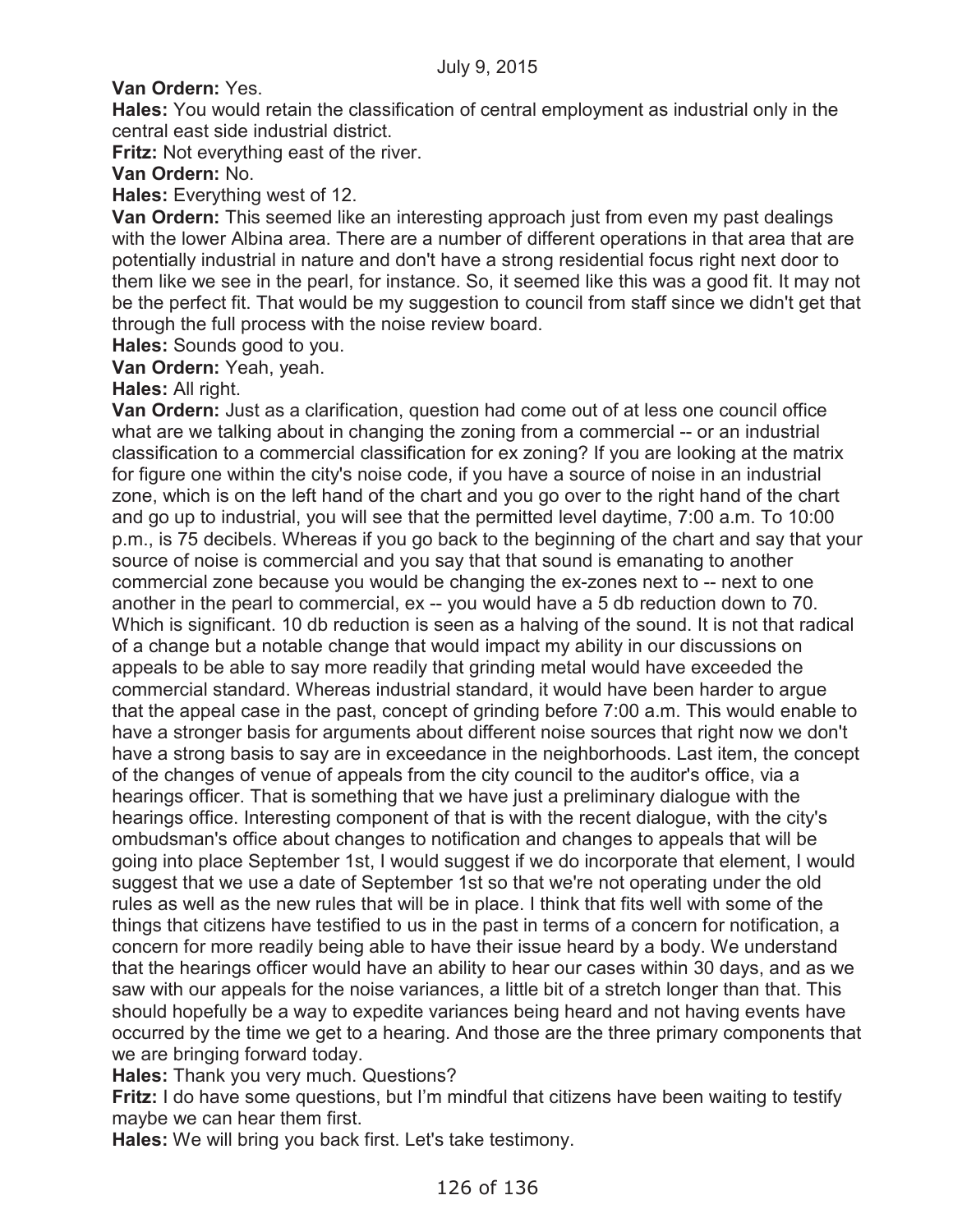**Van Ordern:** Yes.

**Hales:** You would retain the classification of central employment as industrial only in the central east side industrial district.

**Fritz:** Not everything east of the river.

**Van Ordern:** No.

**Hales:** Everything west of 12.

**Van Ordern:** This seemed like an interesting approach just from even my past dealings with the lower Albina area. There are a number of different operations in that area that are potentially industrial in nature and don't have a strong residential focus right next door to them like we see in the pearl, for instance. So, it seemed like this was a good fit. It may not be the perfect fit. That would be my suggestion to council from staff since we didn't get that through the full process with the noise review board.

**Hales:** Sounds good to you.

**Van Ordern:** Yeah, yeah.

**Hales:** All right.

**Van Ordern:** Just as a clarification, question had come out of at less one council office what are we talking about in changing the zoning from a commercial -- or an industrial classification to a commercial classification for ex zoning? If you are looking at the matrix for figure one within the city's noise code, if you have a source of noise in an industrial zone, which is on the left hand of the chart and you go over to the right hand of the chart and go up to industrial, you will see that the permitted level daytime, 7:00 a.m. To 10:00 p.m., is 75 decibels. Whereas if you go back to the beginning of the chart and say that your source of noise is commercial and you say that that sound is emanating to another commercial zone because you would be changing the ex-zones next to -- next to one another in the pearl to commercial, ex -- you would have a 5 db reduction down to 70. Which is significant. 10 db reduction is seen as a halving of the sound. It is not that radical of a change but a notable change that would impact my ability in our discussions on appeals to be able to say more readily that grinding metal would have exceeded the commercial standard. Whereas industrial standard, it would have been harder to argue that the appeal case in the past, concept of grinding before 7:00 a.m. This would enable to have a stronger basis for arguments about different noise sources that right now we don't have a strong basis to say are in exceedance in the neighborhoods. Last item, the concept of the changes of venue of appeals from the city council to the auditor's office, via a hearings officer. That is something that we have just a preliminary dialogue with the hearings office. Interesting component of that is with the recent dialogue, with the city's ombudsman's office about changes to notification and changes to appeals that will be going into place September 1st, I would suggest if we do incorporate that element, I would suggest that we use a date of September 1st so that we're not operating under the old rules as well as the new rules that will be in place. I think that fits well with some of the things that citizens have testified to us in the past in terms of a concern for notification, a concern for more readily being able to have their issue heard by a body. We understand that the hearings officer would have an ability to hear our cases within 30 days, and as we saw with our appeals for the noise variances, a little bit of a stretch longer than that. This should hopefully be a way to expedite variances being heard and not having events have occurred by the time we get to a hearing. And those are the three primary components that we are bringing forward today.

**Hales:** Thank you very much. Questions?

**Fritz:** I do have some questions, but I'm mindful that citizens have been waiting to testify maybe we can hear them first.

**Hales:** We will bring you back first. Let's take testimony.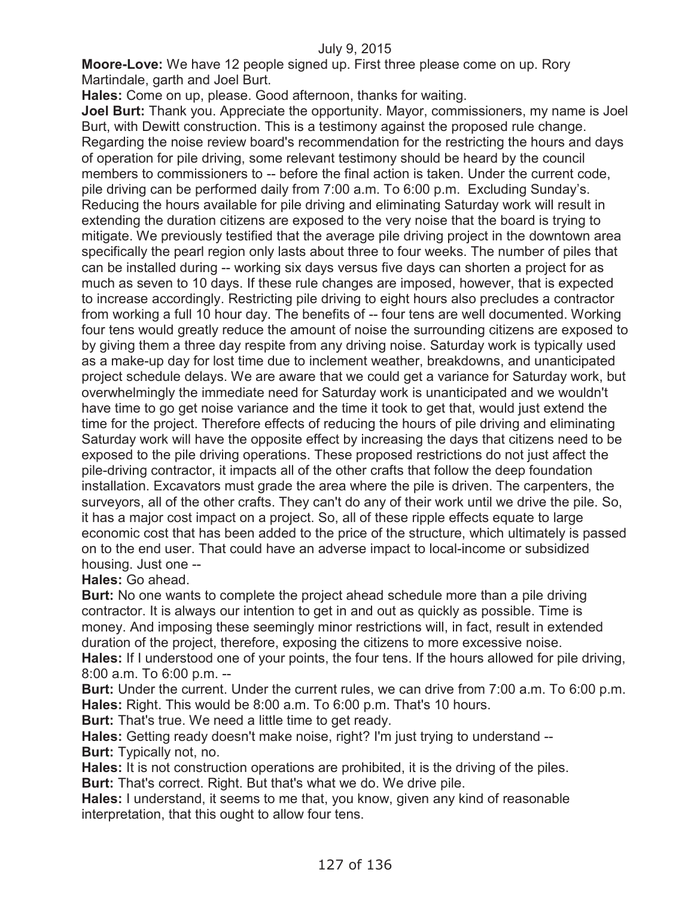**Moore-Love:** We have 12 people signed up. First three please come on up. Rory Martindale, garth and Joel Burt.

**Hales:** Come on up, please. Good afternoon, thanks for waiting.

**Joel Burt:** Thank you. Appreciate the opportunity. Mayor, commissioners, my name is Joel Burt, with Dewitt construction. This is a testimony against the proposed rule change. Regarding the noise review board's recommendation for the restricting the hours and days of operation for pile driving, some relevant testimony should be heard by the council members to commissioners to -- before the final action is taken. Under the current code, pile driving can be performed daily from 7:00 a.m. To 6:00 p.m. Excluding Sunday's. Reducing the hours available for pile driving and eliminating Saturday work will result in extending the duration citizens are exposed to the very noise that the board is trying to mitigate. We previously testified that the average pile driving project in the downtown area specifically the pearl region only lasts about three to four weeks. The number of piles that can be installed during -- working six days versus five days can shorten a project for as much as seven to 10 days. If these rule changes are imposed, however, that is expected to increase accordingly. Restricting pile driving to eight hours also precludes a contractor from working a full 10 hour day. The benefits of -- four tens are well documented. Working four tens would greatly reduce the amount of noise the surrounding citizens are exposed to by giving them a three day respite from any driving noise. Saturday work is typically used as a make-up day for lost time due to inclement weather, breakdowns, and unanticipated project schedule delays. We are aware that we could get a variance for Saturday work, but overwhelmingly the immediate need for Saturday work is unanticipated and we wouldn't have time to go get noise variance and the time it took to get that, would just extend the time for the project. Therefore effects of reducing the hours of pile driving and eliminating Saturday work will have the opposite effect by increasing the days that citizens need to be exposed to the pile driving operations. These proposed restrictions do not just affect the pile-driving contractor, it impacts all of the other crafts that follow the deep foundation installation. Excavators must grade the area where the pile is driven. The carpenters, the surveyors, all of the other crafts. They can't do any of their work until we drive the pile. So, it has a major cost impact on a project. So, all of these ripple effects equate to large economic cost that has been added to the price of the structure, which ultimately is passed on to the end user. That could have an adverse impact to local-income or subsidized housing. Just one --

**Hales:** Go ahead.

**Burt:** No one wants to complete the project ahead schedule more than a pile driving contractor. It is always our intention to get in and out as quickly as possible. Time is money. And imposing these seemingly minor restrictions will, in fact, result in extended duration of the project, therefore, exposing the citizens to more excessive noise.

**Hales:** If I understood one of your points, the four tens. If the hours allowed for pile driving, 8:00 a.m. To 6:00 p.m. --

**Burt:** Under the current. Under the current rules, we can drive from 7:00 a.m. To 6:00 p.m.

**Hales:** Right. This would be 8:00 a.m. To 6:00 p.m. That's 10 hours.

**Burt:** That's true. We need a little time to get ready.

**Hales:** Getting ready doesn't make noise, right? I'm just trying to understand --

**Burt:** Typically not, no.

**Hales:** It is not construction operations are prohibited, it is the driving of the piles.

**Burt:** That's correct. Right. But that's what we do. We drive pile.

**Hales:** I understand, it seems to me that, you know, given any kind of reasonable interpretation, that this ought to allow four tens.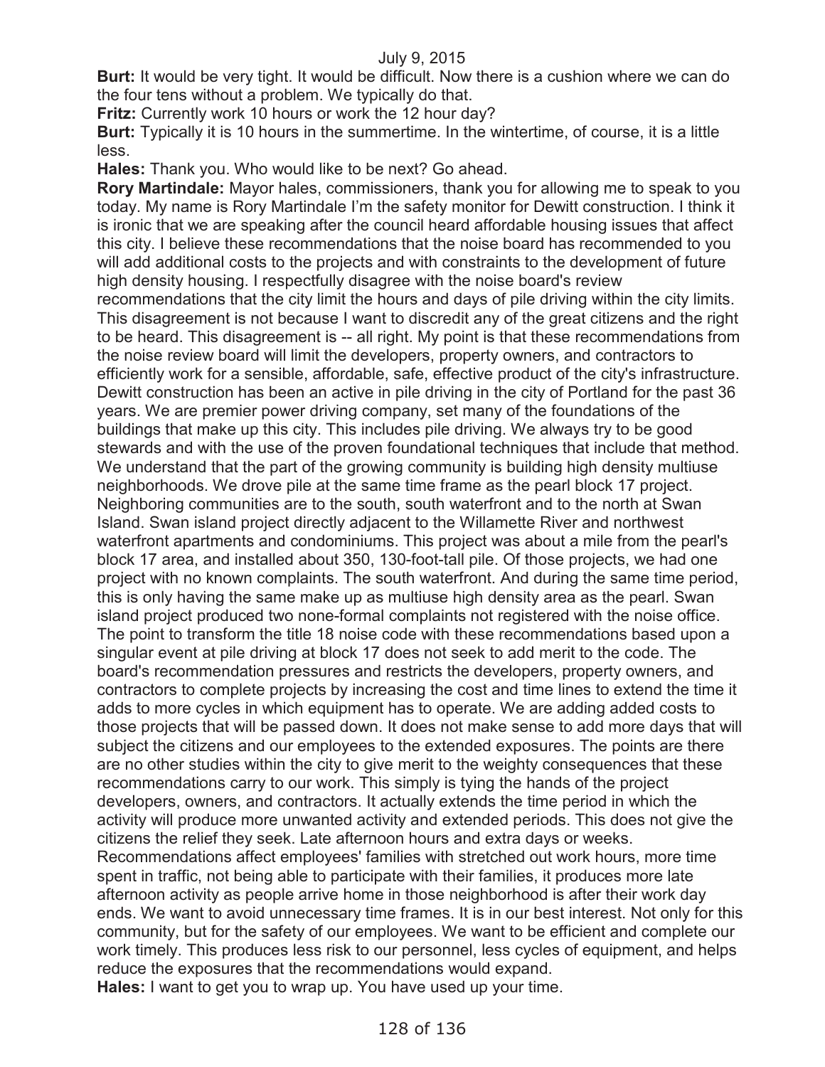**Burt:** It would be very tight. It would be difficult. Now there is a cushion where we can do the four tens without a problem. We typically do that.

**Fritz:** Currently work 10 hours or work the 12 hour day?

**Burt:** Typically it is 10 hours in the summertime. In the wintertime, of course, it is a little less.

**Hales:** Thank you. Who would like to be next? Go ahead.

**Rory Martindale:** Mayor hales, commissioners, thank you for allowing me to speak to you today. My name is Rory Martindale I'm the safety monitor for Dewitt construction. I think it is ironic that we are speaking after the council heard affordable housing issues that affect this city. I believe these recommendations that the noise board has recommended to you will add additional costs to the projects and with constraints to the development of future high density housing. I respectfully disagree with the noise board's review recommendations that the city limit the hours and days of pile driving within the city limits. This disagreement is not because I want to discredit any of the great citizens and the right to be heard. This disagreement is -- all right. My point is that these recommendations from the noise review board will limit the developers, property owners, and contractors to efficiently work for a sensible, affordable, safe, effective product of the city's infrastructure. Dewitt construction has been an active in pile driving in the city of Portland for the past 36 years. We are premier power driving company, set many of the foundations of the buildings that make up this city. This includes pile driving. We always try to be good stewards and with the use of the proven foundational techniques that include that method. We understand that the part of the growing community is building high density multiuse neighborhoods. We drove pile at the same time frame as the pearl block 17 project. Neighboring communities are to the south, south waterfront and to the north at Swan Island. Swan island project directly adjacent to the Willamette River and northwest waterfront apartments and condominiums. This project was about a mile from the pearl's block 17 area, and installed about 350, 130-foot-tall pile. Of those projects, we had one project with no known complaints. The south waterfront. And during the same time period, this is only having the same make up as multiuse high density area as the pearl. Swan island project produced two none-formal complaints not registered with the noise office. The point to transform the title 18 noise code with these recommendations based upon a singular event at pile driving at block 17 does not seek to add merit to the code. The board's recommendation pressures and restricts the developers, property owners, and contractors to complete projects by increasing the cost and time lines to extend the time it adds to more cycles in which equipment has to operate. We are adding added costs to those projects that will be passed down. It does not make sense to add more days that will subject the citizens and our employees to the extended exposures. The points are there are no other studies within the city to give merit to the weighty consequences that these recommendations carry to our work. This simply is tying the hands of the project developers, owners, and contractors. It actually extends the time period in which the activity will produce more unwanted activity and extended periods. This does not give the citizens the relief they seek. Late afternoon hours and extra days or weeks. Recommendations affect employees' families with stretched out work hours, more time spent in traffic, not being able to participate with their families, it produces more late afternoon activity as people arrive home in those neighborhood is after their work day ends. We want to avoid unnecessary time frames. It is in our best interest. Not only for this community, but for the safety of our employees. We want to be efficient and complete our work timely. This produces less risk to our personnel, less cycles of equipment, and helps reduce the exposures that the recommendations would expand.

**Hales:** I want to get you to wrap up. You have used up your time.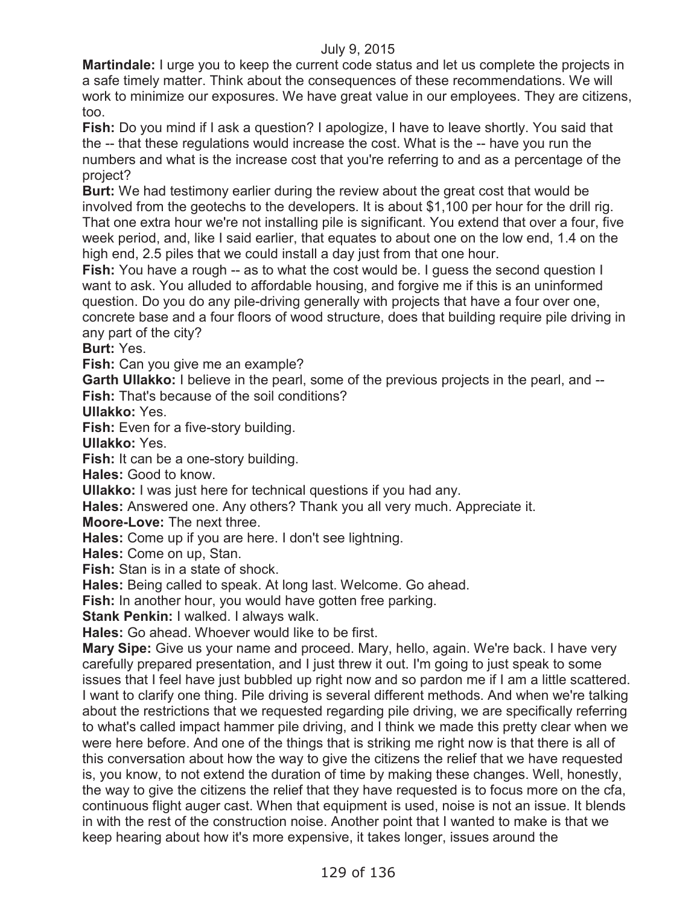**Martindale:** I urge you to keep the current code status and let us complete the projects in a safe timely matter. Think about the consequences of these recommendations. We will work to minimize our exposures. We have great value in our employees. They are citizens, too.

**Fish:** Do you mind if I ask a question? I apologize, I have to leave shortly. You said that the -- that these regulations would increase the cost. What is the -- have you run the numbers and what is the increase cost that you're referring to and as a percentage of the project?

**Burt:** We had testimony earlier during the review about the great cost that would be involved from the geotechs to the developers. It is about $1,100 per hour for the drill rig. That one extra hour we're not installing pile is significant. You extend that over a four, five week period, and, like I said earlier, that equates to about one on the low end, 1.4 on the high end, 2.5 piles that we could install a day just from that one hour.

**Fish:** You have a rough -- as to what the cost would be. I guess the second question I want to ask. You alluded to affordable housing, and forgive me if this is an uninformed question. Do you do any pile-driving generally with projects that have a four over one, concrete base and a four floors of wood structure, does that building require pile driving in any part of the city?

**Burt:** Yes.

**Fish:** Can you give me an example?

**Garth Ullakko:** I believe in the pearl, some of the previous projects in the pearl, and --

**Fish:** That's because of the soil conditions?

**Ullakko:** Yes.

**Fish:** Even for a five-story building.

**Ullakko:** Yes.

**Fish:** It can be a one-story building.

**Hales:** Good to know.

**Ullakko:** I was just here for technical questions if you had any.

**Hales:** Answered one. Any others? Thank you all very much. Appreciate it.

**Moore-Love:** The next three.

**Hales:** Come up if you are here. I don't see lightning.

**Hales:** Come on up, Stan.

**Fish:** Stan is in a state of shock.

**Hales:** Being called to speak. At long last. Welcome. Go ahead.

**Fish:** In another hour, you would have gotten free parking.

**Stank Penkin:** I walked. I always walk.

**Hales:** Go ahead. Whoever would like to be first.

**Mary Sipe:** Give us your name and proceed. Mary, hello, again. We're back. I have very carefully prepared presentation, and I just threw it out. I'm going to just speak to some issues that I feel have just bubbled up right now and so pardon me if I am a little scattered. I want to clarify one thing. Pile driving is several different methods. And when we're talking about the restrictions that we requested regarding pile driving, we are specifically referring to what's called impact hammer pile driving, and I think we made this pretty clear when we were here before. And one of the things that is striking me right now is that there is all of this conversation about how the way to give the citizens the relief that we have requested is, you know, to not extend the duration of time by making these changes. Well, honestly, the way to give the citizens the relief that they have requested is to focus more on the cfa, continuous flight auger cast. When that equipment is used, noise is not an issue. It blends in with the rest of the construction noise. Another point that I wanted to make is that we keep hearing about how it's more expensive, it takes longer, issues around the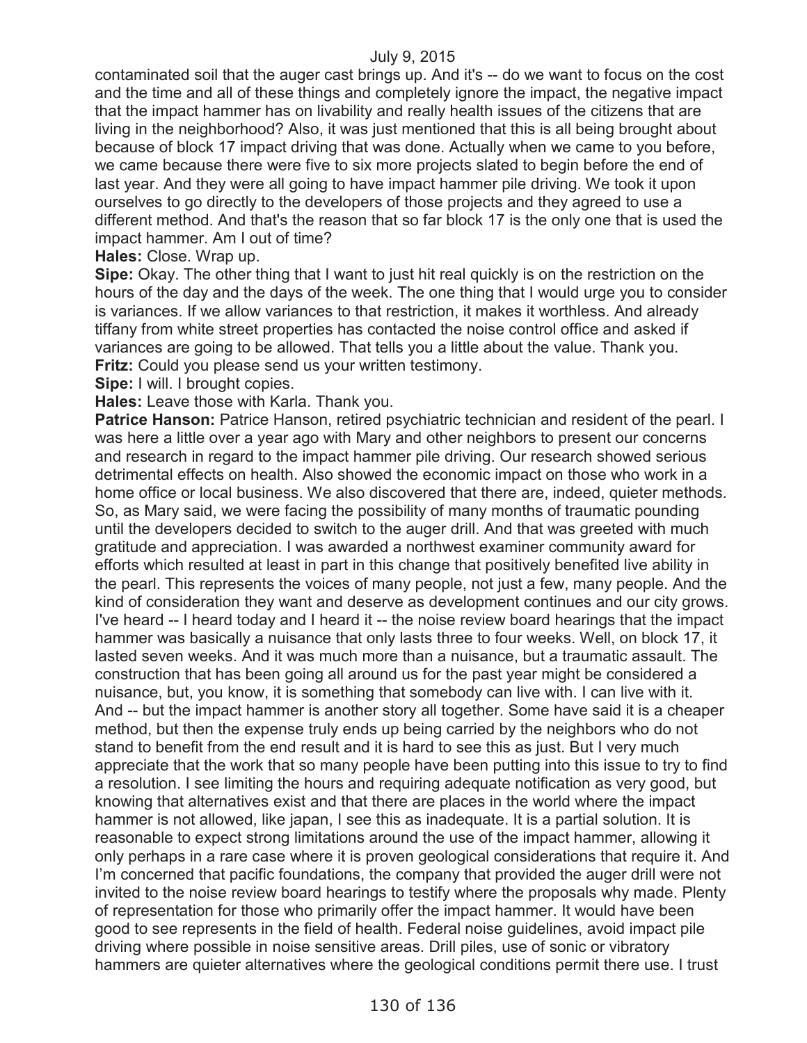contaminated soil that the auger cast brings up. And it's -- do we want to focus on the cost and the time and all of these things and completely ignore the impact, the negative impact that the impact hammer has on livability and really health issues of the citizens that are living in the neighborhood? Also, it was just mentioned that this is all being brought about because of block 17 impact driving that was done. Actually when we came to you before, we came because there were five to six more projects slated to begin before the end of last year. And they were all going to have impact hammer pile driving. We took it upon ourselves to go directly to the developers of those projects and they agreed to use a different method. And that's the reason that so far block 17 is the only one that is used the impact hammer. Am I out of time?

**Hales:** Close. Wrap up.

**Sipe:** Okay. The other thing that I want to just hit real quickly is on the restriction on the hours of the day and the days of the week. The one thing that I would urge you to consider is variances. If we allow variances to that restriction, it makes it worthless. And already tiffany from white street properties has contacted the noise control office and asked if variances are going to be allowed. That tells you a little about the value. Thank you.

**Fritz:** Could you please send us your written testimony.

**Sipe:** I will. I brought copies.

**Hales:** Leave those with Karla. Thank you.

**Patrice Hanson:** Patrice Hanson, retired psychiatric technician and resident of the pearl. I was here a little over a year ago with Mary and other neighbors to present our concerns and research in regard to the impact hammer pile driving. Our research showed serious detrimental effects on health. Also showed the economic impact on those who work in a home office or local business. We also discovered that there are, indeed, quieter methods. So, as Mary said, we were facing the possibility of many months of traumatic pounding until the developers decided to switch to the auger drill. And that was greeted with much gratitude and appreciation. I was awarded a northwest examiner community award for efforts which resulted at least in part in this change that positively benefited live ability in the pearl. This represents the voices of many people, not just a few, many people. And the kind of consideration they want and deserve as development continues and our city grows. I've heard -- I heard today and I heard it -- the noise review board hearings that the impact hammer was basically a nuisance that only lasts three to four weeks. Well, on block 17, it lasted seven weeks. And it was much more than a nuisance, but a traumatic assault. The construction that has been going all around us for the past year might be considered a nuisance, but, you know, it is something that somebody can live with. I can live with it. And -- but the impact hammer is another story all together. Some have said it is a cheaper method, but then the expense truly ends up being carried by the neighbors who do not stand to benefit from the end result and it is hard to see this as just. But I very much appreciate that the work that so many people have been putting into this issue to try to find a resolution. I see limiting the hours and requiring adequate notification as very good, but knowing that alternatives exist and that there are places in the world where the impact hammer is not allowed, like japan, I see this as inadequate. It is a partial solution. It is reasonable to expect strong limitations around the use of the impact hammer, allowing it only perhaps in a rare case where it is proven geological considerations that require it. And I'm concerned that pacific foundations, the company that provided the auger drill were not invited to the noise review board hearings to testify where the proposals why made. Plenty of representation for those who primarily offer the impact hammer. It would have been good to see represents in the field of health. Federal noise guidelines, avoid impact pile driving where possible in noise sensitive areas. Drill piles, use of sonic or vibratory hammers are quieter alternatives where the geological conditions permit there use. I trust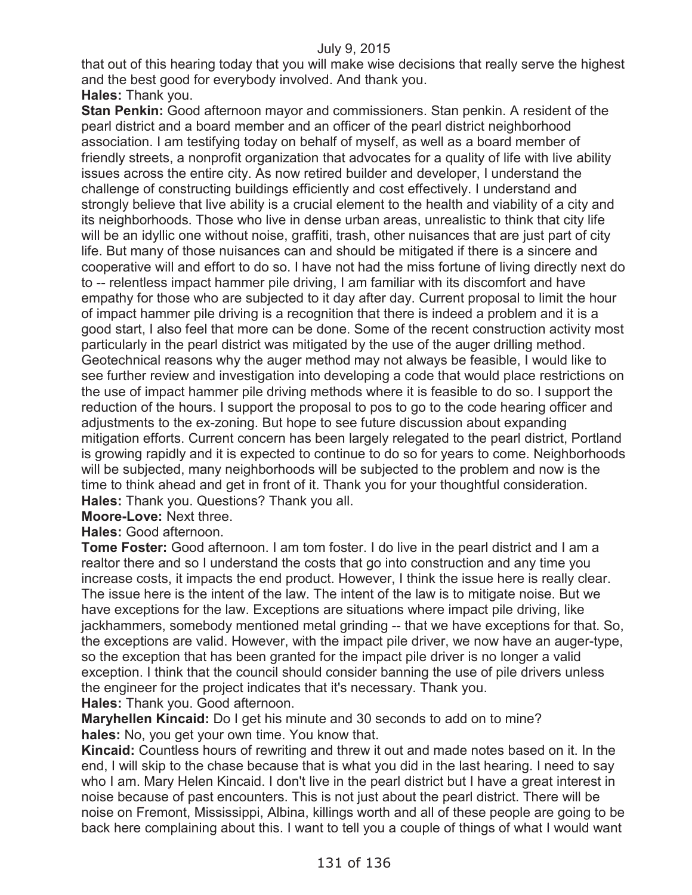that out of this hearing today that you will make wise decisions that really serve the highest and the best good for everybody involved. And thank you.

**Hales:** Thank you.

**Stan Penkin:** Good afternoon mayor and commissioners. Stan penkin. A resident of the pearl district and a board member and an officer of the pearl district neighborhood association. I am testifying today on behalf of myself, as well as a board member of friendly streets, a nonprofit organization that advocates for a quality of life with live ability issues across the entire city. As now retired builder and developer, I understand the challenge of constructing buildings efficiently and cost effectively. I understand and strongly believe that live ability is a crucial element to the health and viability of a city and its neighborhoods. Those who live in dense urban areas, unrealistic to think that city life will be an idyllic one without noise, graffiti, trash, other nuisances that are just part of city life. But many of those nuisances can and should be mitigated if there is a sincere and cooperative will and effort to do so. I have not had the miss fortune of living directly next do to -- relentless impact hammer pile driving, I am familiar with its discomfort and have empathy for those who are subjected to it day after day. Current proposal to limit the hour of impact hammer pile driving is a recognition that there is indeed a problem and it is a good start, I also feel that more can be done. Some of the recent construction activity most particularly in the pearl district was mitigated by the use of the auger drilling method. Geotechnical reasons why the auger method may not always be feasible, I would like to see further review and investigation into developing a code that would place restrictions on the use of impact hammer pile driving methods where it is feasible to do so. I support the reduction of the hours. I support the proposal to pos to go to the code hearing officer and adjustments to the ex-zoning. But hope to see future discussion about expanding mitigation efforts. Current concern has been largely relegated to the pearl district, Portland is growing rapidly and it is expected to continue to do so for years to come. Neighborhoods will be subjected, many neighborhoods will be subjected to the problem and now is the time to think ahead and get in front of it. Thank you for your thoughtful consideration.

**Hales:** Thank you. Questions? Thank you all.

**Moore-Love:** Next three.

**Hales:** Good afternoon.

**Tome Foster:** Good afternoon. I am tom foster. I do live in the pearl district and I am a realtor there and so I understand the costs that go into construction and any time you increase costs, it impacts the end product. However, I think the issue here is really clear. The issue here is the intent of the law. The intent of the law is to mitigate noise. But we have exceptions for the law. Exceptions are situations where impact pile driving, like jackhammers, somebody mentioned metal grinding -- that we have exceptions for that. So, the exceptions are valid. However, with the impact pile driver, we now have an auger-type, so the exception that has been granted for the impact pile driver is no longer a valid exception. I think that the council should consider banning the use of pile drivers unless the engineer for the project indicates that it's necessary. Thank you.

**Hales:** Thank you. Good afternoon.

**Maryhellen Kincaid:** Do I get his minute and 30 seconds to add on to mine?

**hales:** No, you get your own time. You know that.

**Kincaid:** Countless hours of rewriting and threw it out and made notes based on it. In the end, I will skip to the chase because that is what you did in the last hearing. I need to say who I am. Mary Helen Kincaid. I don't live in the pearl district but I have a great interest in noise because of past encounters. This is not just about the pearl district. There will be noise on Fremont, Mississippi, Albina, killings worth and all of these people are going to be back here complaining about this. I want to tell you a couple of things of what I would want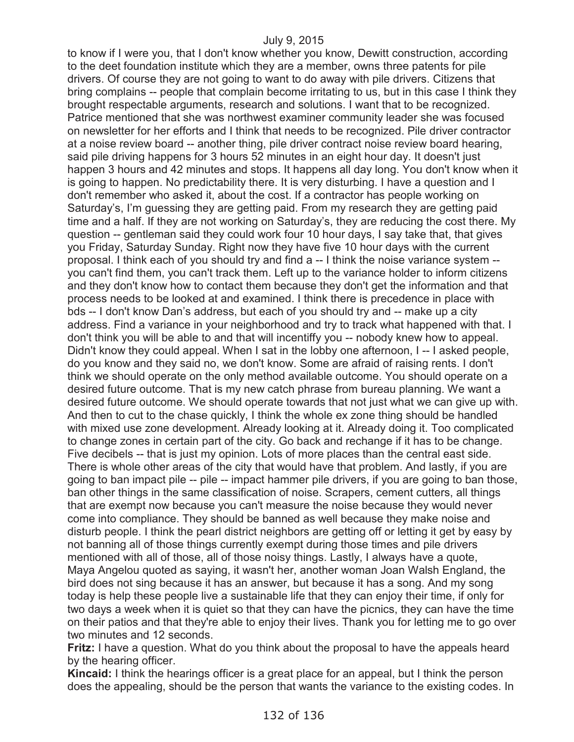to know if I were you, that I don't know whether you know, Dewitt construction, according to the deet foundation institute which they are a member, owns three patents for pile drivers. Of course they are not going to want to do away with pile drivers. Citizens that bring complains -- people that complain become irritating to us, but in this case I think they brought respectable arguments, research and solutions. I want that to be recognized. Patrice mentioned that she was northwest examiner community leader she was focused on newsletter for her efforts and I think that needs to be recognized. Pile driver contractor at a noise review board -- another thing, pile driver contract noise review board hearing, said pile driving happens for 3 hours 52 minutes in an eight hour day. It doesn't just happen 3 hours and 42 minutes and stops. It happens all day long. You don't know when it is going to happen. No predictability there. It is very disturbing. I have a question and I don't remember who asked it, about the cost. If a contractor has people working on Saturday's, I'm guessing they are getting paid. From my research they are getting paid time and a half. If they are not working on Saturday's, they are reducing the cost there. My question -- gentleman said they could work four 10 hour days, I say take that, that gives you Friday, Saturday Sunday. Right now they have five 10 hour days with the current proposal. I think each of you should try and find a -- I think the noise variance system -- you can't find them, you can't track them. Left up to the variance holder to inform citizens and they don't know how to contact them because they don't get the information and that process needs to be looked at and examined. I think there is precedence in place with bds -- I don't know Dan's address, but each of you should try and -- make up a city address. Find a variance in your neighborhood and try to track what happened with that. I don't think you will be able to and that will incentiffy you -- nobody knew how to appeal. Didn't know they could appeal. When I sat in the lobby one afternoon, I -- I asked people, do you know and they said no, we don't know. Some are afraid of raising rents. I don't think we should operate on the only method available outcome. You should operate on a desired future outcome. That is my new catch phrase from bureau planning. We want a desired future outcome. We should operate towards that not just what we can give up with. And then to cut to the chase quickly, I think the whole ex zone thing should be handled with mixed use zone development. Already looking at it. Already doing it. Too complicated to change zones in certain part of the city. Go back and rechange if it has to be change. Five decibels -- that is just my opinion. Lots of more places than the central east side. There is whole other areas of the city that would have that problem. And lastly, if you are going to ban impact pile -- pile -- impact hammer pile drivers, if you are going to ban those, ban other things in the same classification of noise. Scrapers, cement cutters, all things that are exempt now because you can't measure the noise because they would never come into compliance. They should be banned as well because they make noise and disturb people. I think the pearl district neighbors are getting off or letting it get by easy by not banning all of those things currently exempt during those times and pile drivers mentioned with all of those, all of those noisy things. Lastly, I always have a quote, Maya Angelou quoted as saying, it wasn't her, another woman Joan Walsh England, the bird does not sing because it has an answer, but because it has a song. And my song today is help these people live a sustainable life that they can enjoy their time, if only for two days a week when it is quiet so that they can have the picnics, they can have the time on their patios and that they're able to enjoy their lives. Thank you for letting me to go over two minutes and 12 seconds.

**Fritz:** I have a question. What do you think about the proposal to have the appeals heard by the hearing officer.

**Kincaid:** I think the hearings officer is a great place for an appeal, but I think the person does the appealing, should be the person that wants the variance to the existing codes. In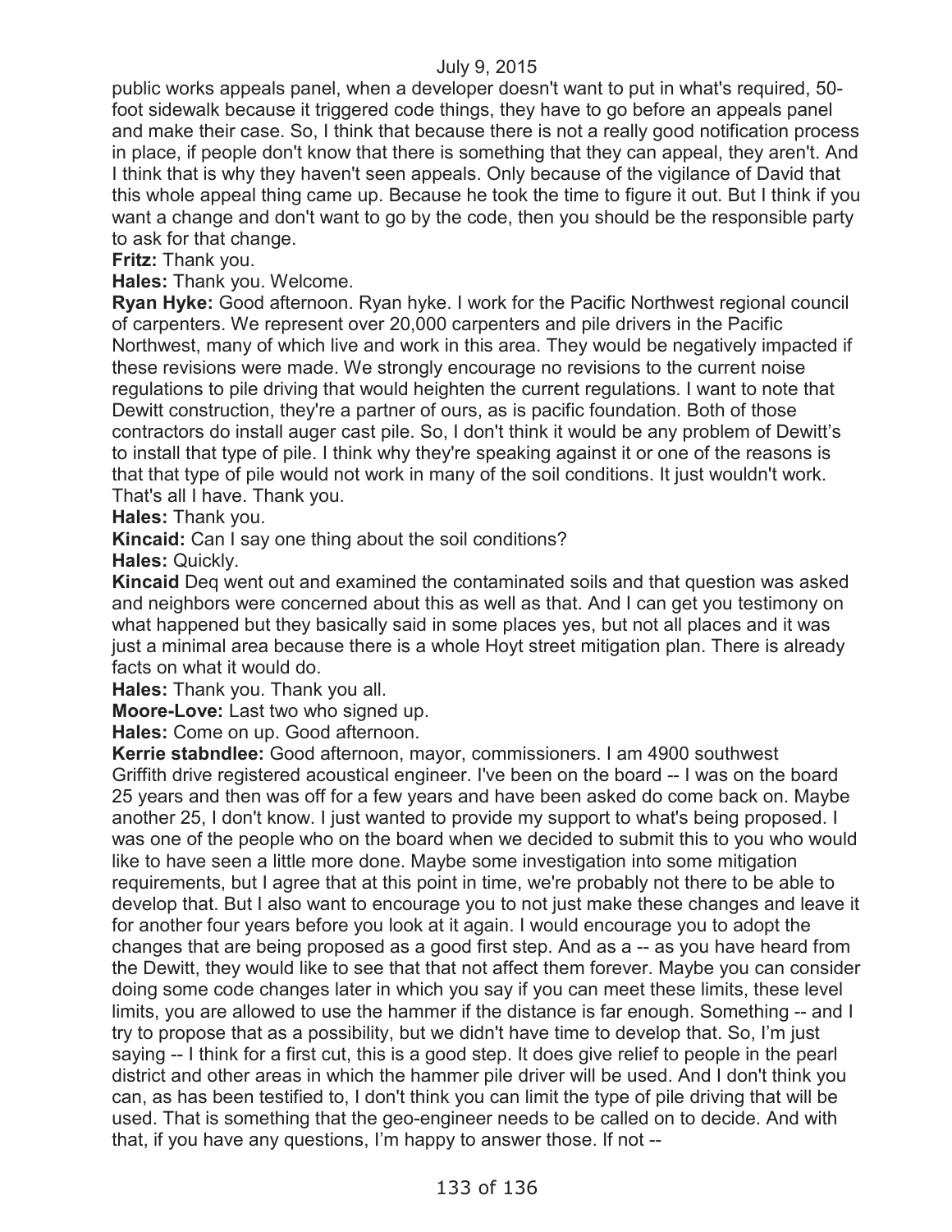public works appeals panel, when a developer doesn't want to put in what's required, 50-foot sidewalk because it triggered code things, they have to go before an appeals panel and make their case. So, I think that because there is not a really good notification process in place, if people don't know that there is something that they can appeal, they aren't. And I think that is why they haven't seen appeals. Only because of the vigilance of David that this whole appeal thing came up. Because he took the time to figure it out. But I think if you want a change and don't want to go by the code, then you should be the responsible party to ask for that change.

**Fritz:** Thank you.

**Hales:** Thank you. Welcome.

**Ryan Hyke:** Good afternoon. Ryan hyke. I work for the Pacific Northwest regional council of carpenters. We represent over 20,000 carpenters and pile drivers in the Pacific Northwest, many of which live and work in this area. They would be negatively impacted if these revisions were made. We strongly encourage no revisions to the current noise regulations to pile driving that would heighten the current regulations. I want to note that Dewitt construction, they're a partner of ours, as is pacific foundation. Both of those contractors do install auger cast pile. So, I don't think it would be any problem of Dewitt's to install that type of pile. I think why they're speaking against it or one of the reasons is that that type of pile would not work in many of the soil conditions. It just wouldn't work. That's all I have. Thank you.

**Hales:** Thank you.

**Kincaid:** Can I say one thing about the soil conditions?

**Hales:** Quickly.

**Kincaid** Deq went out and examined the contaminated soils and that question was asked and neighbors were concerned about this as well as that. And I can get you testimony on what happened but they basically said in some places yes, but not all places and it was just a minimal area because there is a whole Hoyt street mitigation plan. There is already facts on what it would do.

**Hales:** Thank you. Thank you all.

**Moore-Love:** Last two who signed up.

**Hales:** Come on up. Good afternoon.

**Kerrie stabndlee:** Good afternoon, mayor, commissioners. I am 4900 southwest Griffith drive registered acoustical engineer. I've been on the board -- I was on the board 25 years and then was off for a few years and have been asked do come back on. Maybe another 25, I don't know. I just wanted to provide my support to what's being proposed. I was one of the people who on the board when we decided to submit this to you who would like to have seen a little more done. Maybe some investigation into some mitigation requirements, but I agree that at this point in time, we're probably not there to be able to develop that. But I also want to encourage you to not just make these changes and leave it for another four years before you look at it again. I would encourage you to adopt the changes that are being proposed as a good first step. And as a -- as you have heard from the Dewitt, they would like to see that that not affect them forever. Maybe you can consider doing some code changes later in which you say if you can meet these limits, these level limits, you are allowed to use the hammer if the distance is far enough. Something -- and I try to propose that as a possibility, but we didn't have time to develop that. So, I'm just saying -- I think for a first cut, this is a good step. It does give relief to people in the pearl district and other areas in which the hammer pile driver will be used. And I don't think you can, as has been testified to, I don't think you can limit the type of pile driving that will be used. That is something that the geo-engineer needs to be called on to decide. And with that, if you have any questions, I'm happy to answer those. If not --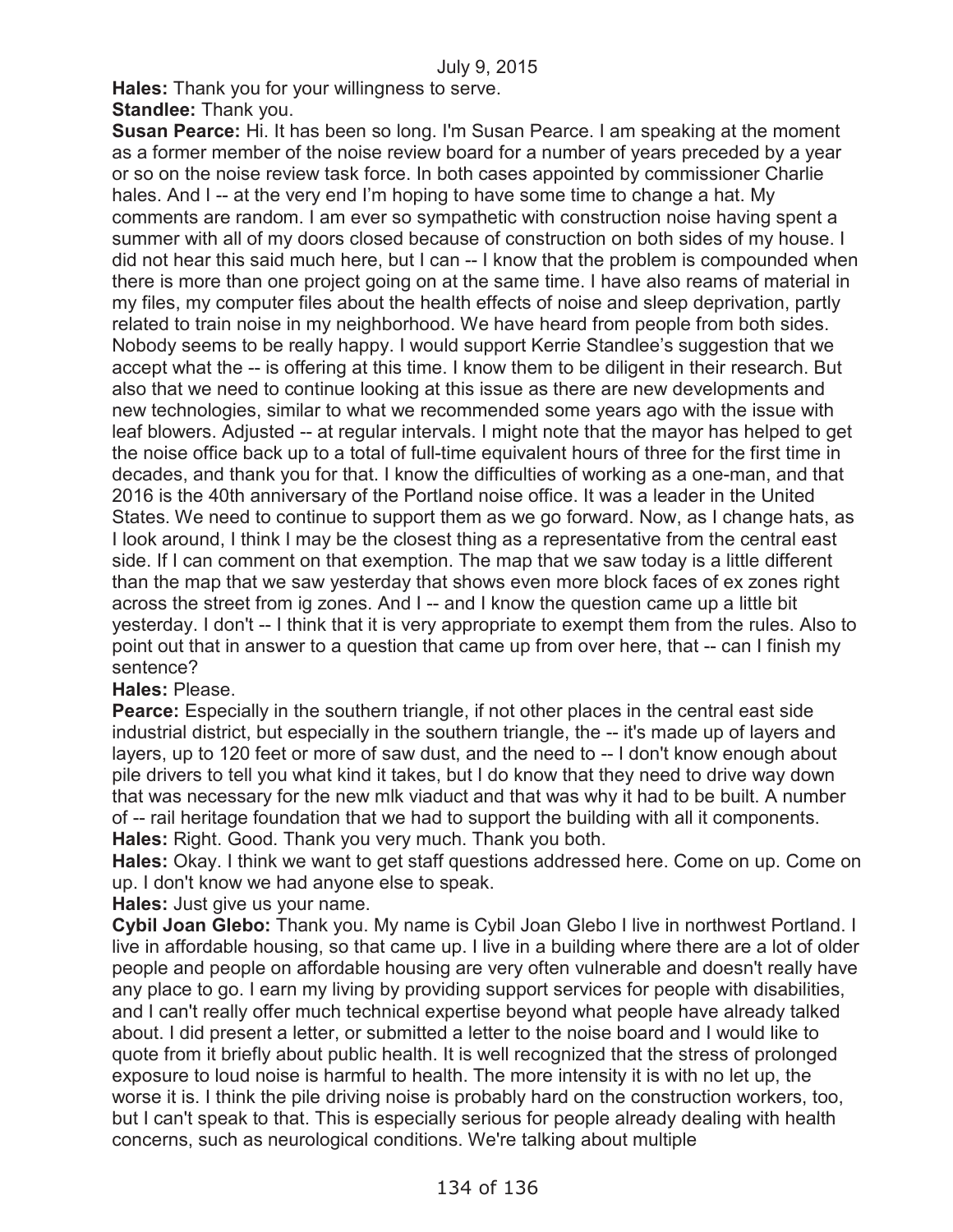**Hales:** Thank you for your willingness to serve.

**Standlee:** Thank you.

**Susan Pearce:** Hi. It has been so long. I'm Susan Pearce. I am speaking at the moment as a former member of the noise review board for a number of years preceded by a year or so on the noise review task force. In both cases appointed by commissioner Charlie hales. And I -- at the very end I'm hoping to have some time to change a hat. My comments are random. I am ever so sympathetic with construction noise having spent a summer with all of my doors closed because of construction on both sides of my house. I did not hear this said much here, but I can -- I know that the problem is compounded when there is more than one project going on at the same time. I have also reams of material in my files, my computer files about the health effects of noise and sleep deprivation, partly related to train noise in my neighborhood. We have heard from people from both sides. Nobody seems to be really happy. I would support Kerrie Standlee's suggestion that we accept what the -- is offering at this time. I know them to be diligent in their research. But also that we need to continue looking at this issue as there are new developments and new technologies, similar to what we recommended some years ago with the issue with leaf blowers. Adjusted -- at regular intervals. I might note that the mayor has helped to get the noise office back up to a total of full-time equivalent hours of three for the first time in decades, and thank you for that. I know the difficulties of working as a one-man, and that 2016 is the 40th anniversary of the Portland noise office. It was a leader in the United States. We need to continue to support them as we go forward. Now, as I change hats, as I look around, I think I may be the closest thing as a representative from the central east side. If I can comment on that exemption. The map that we saw today is a little different than the map that we saw yesterday that shows even more block faces of ex zones right across the street from ig zones. And I -- and I know the question came up a little bit yesterday. I don't -- I think that it is very appropriate to exempt them from the rules. Also to point out that in answer to a question that came up from over here, that -- can I finish my sentence?

**Hales:** Please.

**Pearce:** Especially in the southern triangle, if not other places in the central east side industrial district, but especially in the southern triangle, the -- it's made up of layers and layers, up to 120 feet or more of saw dust, and the need to -- I don't know enough about pile drivers to tell you what kind it takes, but I do know that they need to drive way down that was necessary for the new mlk viaduct and that was why it had to be built. A number of -- rail heritage foundation that we had to support the building with all it components.

**Hales:** Right. Good. Thank you very much. Thank you both.

**Hales:** Okay. I think we want to get staff questions addressed here. Come on up. Come on up. I don't know we had anyone else to speak.

**Hales:** Just give us your name.

**Cybil Joan Glebo:** Thank you. My name is Cybil Joan Glebo I live in northwest Portland. I live in affordable housing, so that came up. I live in a building where there are a lot of older people and people on affordable housing are very often vulnerable and doesn't really have any place to go. I earn my living by providing support services for people with disabilities, and I can't really offer much technical expertise beyond what people have already talked about. I did present a letter, or submitted a letter to the noise board and I would like to quote from it briefly about public health. It is well recognized that the stress of prolonged exposure to loud noise is harmful to health. The more intensity it is with no let up, the worse it is. I think the pile driving noise is probably hard on the construction workers, too, but I can't speak to that. This is especially serious for people already dealing with health concerns, such as neurological conditions. We're talking about multiple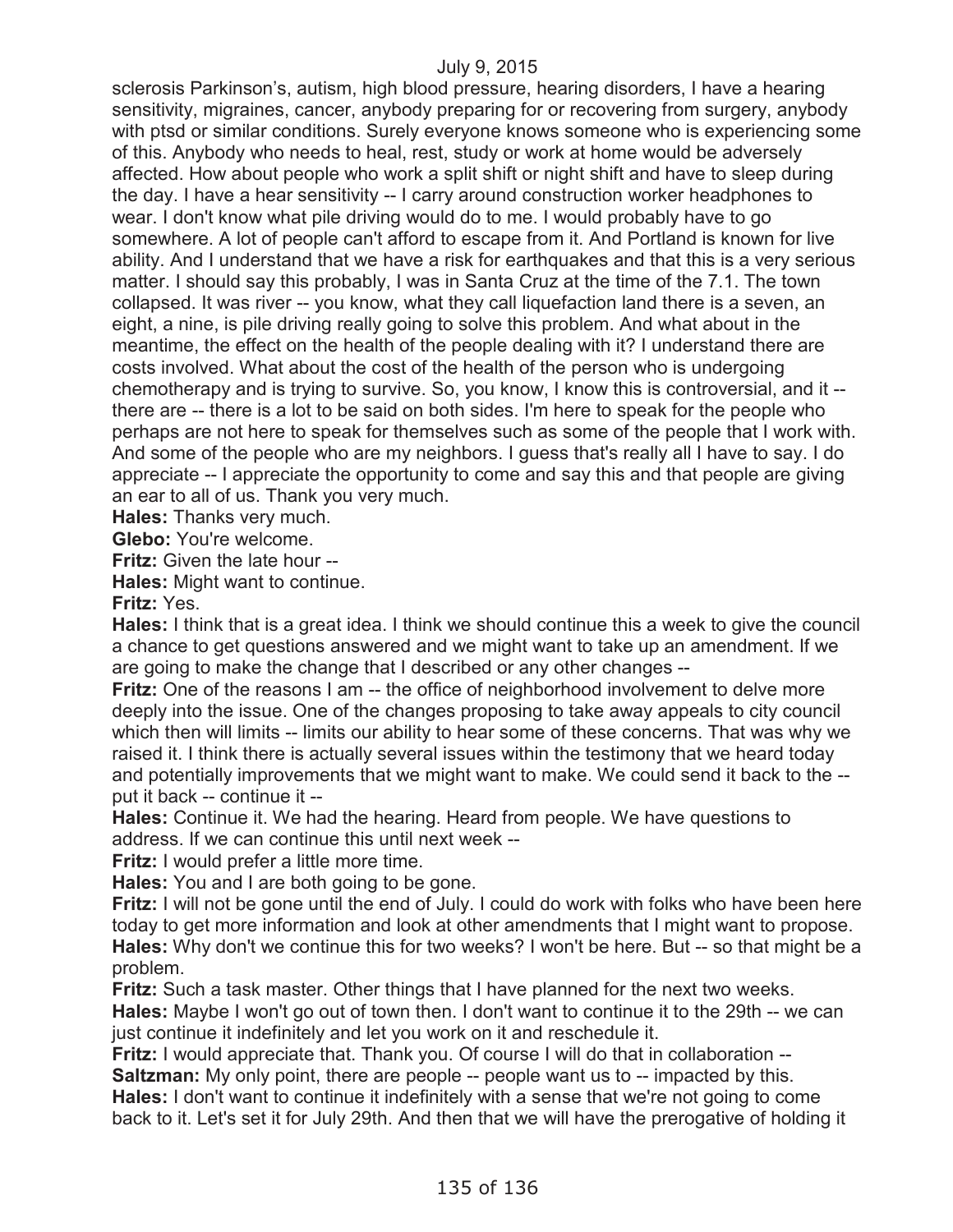sclerosis Parkinson's, autism, high blood pressure, hearing disorders, I have a hearing sensitivity, migraines, cancer, anybody preparing for or recovering from surgery, anybody with ptsd or similar conditions. Surely everyone knows someone who is experiencing some of this. Anybody who needs to heal, rest, study or work at home would be adversely affected. How about people who work a split shift or night shift and have to sleep during the day. I have a hear sensitivity -- I carry around construction worker headphones to wear. I don't know what pile driving would do to me. I would probably have to go somewhere. A lot of people can't afford to escape from it. And Portland is known for live ability. And I understand that we have a risk for earthquakes and that this is a very serious matter. I should say this probably, I was in Santa Cruz at the time of the 7.1. The town collapsed. It was river -- you know, what they call liquefaction land there is a seven, an eight, a nine, is pile driving really going to solve this problem. And what about in the meantime, the effect on the health of the people dealing with it? I understand there are costs involved. What about the cost of the health of the person who is undergoing chemotherapy and is trying to survive. So, you know, I know this is controversial, and it -- there are -- there is a lot to be said on both sides. I'm here to speak for the people who perhaps are not here to speak for themselves such as some of the people that I work with. And some of the people who are my neighbors. I guess that's really all I have to say. I do appreciate -- I appreciate the opportunity to come and say this and that people are giving an ear to all of us. Thank you very much.

**Hales:** Thanks very much.

**Glebo:** You're welcome.

**Fritz:** Given the late hour --

**Hales:** Might want to continue.

**Fritz:** Yes.

**Hales:** I think that is a great idea. I think we should continue this a week to give the council a chance to get questions answered and we might want to take up an amendment. If we are going to make the change that I described or any other changes --

**Fritz:** One of the reasons I am -- the office of neighborhood involvement to delve more deeply into the issue. One of the changes proposing to take away appeals to city council which then will limits -- limits our ability to hear some of these concerns. That was why we raised it. I think there is actually several issues within the testimony that we heard today and potentially improvements that we might want to make. We could send it back to the -- put it back -- continue it --

**Hales:** Continue it. We had the hearing. Heard from people. We have questions to address. If we can continue this until next week --

**Fritz:** I would prefer a little more time.

**Hales:** You and I are both going to be gone.

**Fritz:** I will not be gone until the end of July. I could do work with folks who have been here today to get more information and look at other amendments that I might want to propose.

**Hales:** Why don't we continue this for two weeks? I won't be here. But -- so that might be a problem.

**Fritz:** Such a task master. Other things that I have planned for the next two weeks.

**Hales:** Maybe I won't go out of town then. I don't want to continue it to the 29th -- we can just continue it indefinitely and let you work on it and reschedule it.

**Fritz:** I would appreciate that. Thank you. Of course I will do that in collaboration --

**Saltzman:** My only point, there are people -- people want us to -- impacted by this.

**Hales:** I don't want to continue it indefinitely with a sense that we're not going to come back to it. Let's set it for July 29th. And then that we will have the prerogative of holding it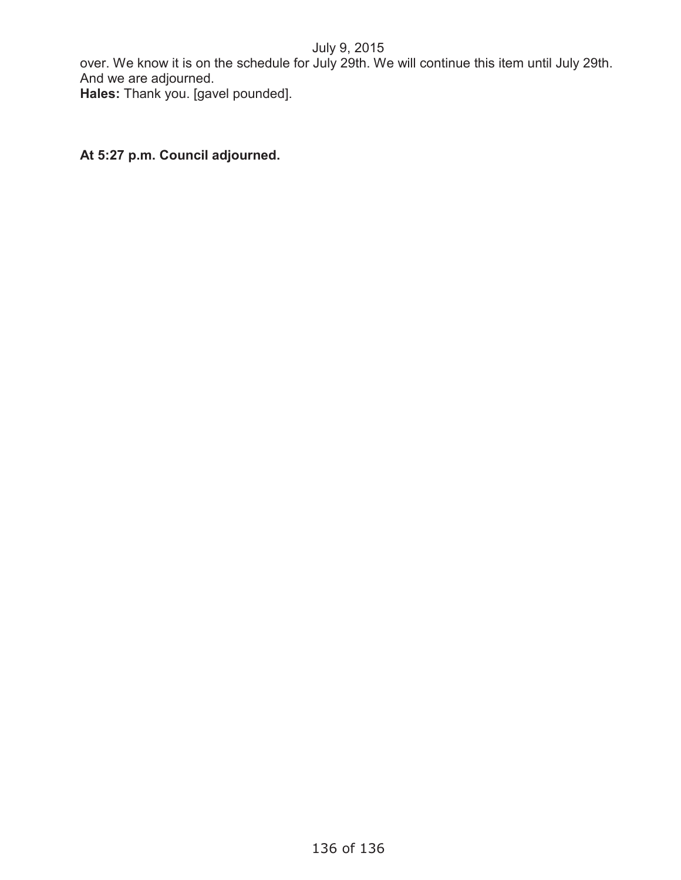over. We know it is on the schedule for July 29th. We will continue this item until July 29th. And we are adjourned.

**Hales:** Thank you. [gavel pounded].

**At 5:27 p.m. Council adjourned.**